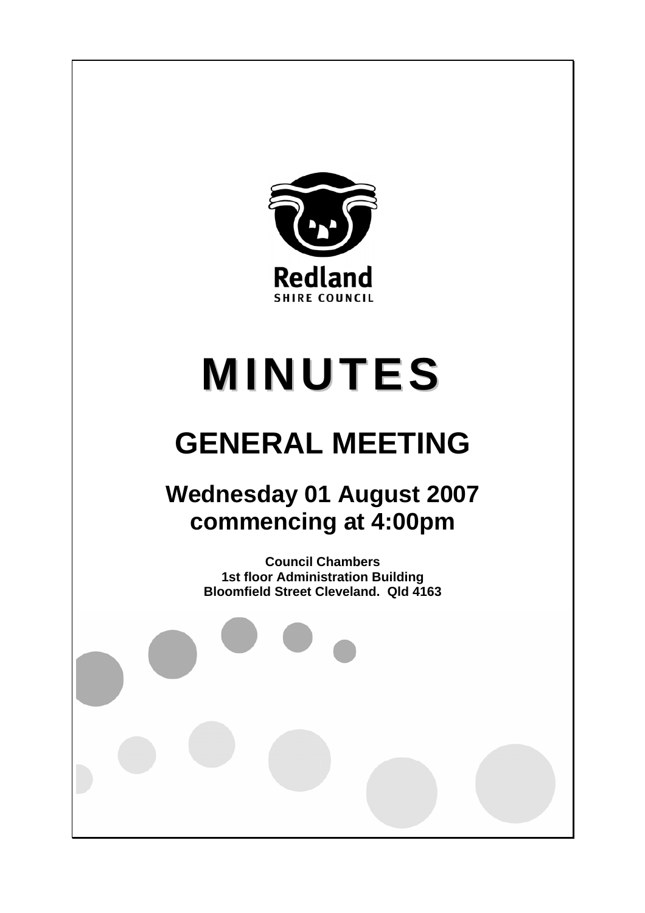Redland
SHIRE COUNCIL

# MINUTES

## GENERAL MEETING

### Wednesday 01 August 2007
### commencing at 4:00pm

**Council Chambers**
**1st floor Administration Building**
**Bloomfield Street Cleveland. Qld 4163**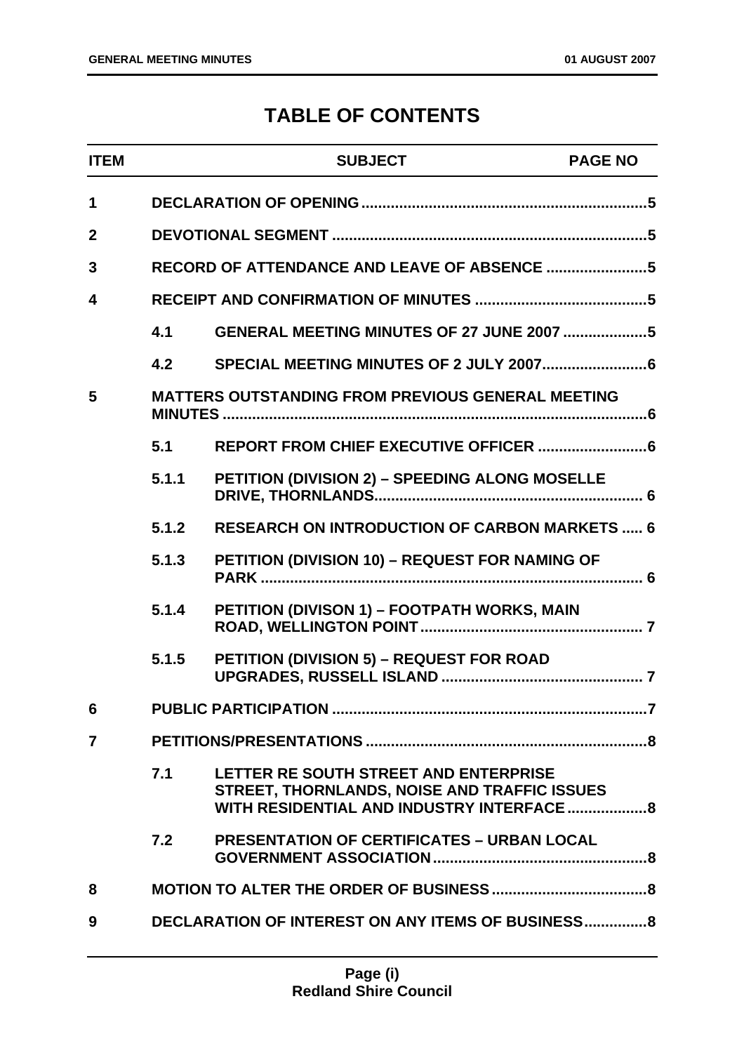# TABLE OF CONTENTS

| ITEM | | SUBJECT | PAGE NO |
|---|---|---|---|
| 1 | | DECLARATION OF OPENING | 5 |
| 2 | | DEVOTIONAL SEGMENT | 5 |
| 3 | | RECORD OF ATTENDANCE AND LEAVE OF ABSENCE | 5 |
| 4 | | RECEIPT AND CONFIRMATION OF MINUTES | 5 |
| | 4.1 | GENERAL MEETING MINUTES OF 27 JUNE 2007 | 5 |
| | 4.2 | SPECIAL MEETING MINUTES OF 2 JULY 2007 | 6 |
| 5 | | MATTERS OUTSTANDING FROM PREVIOUS GENERAL MEETING MINUTES | 6 |
| | 5.1 | REPORT FROM CHIEF EXECUTIVE OFFICER | 6 |
| | 5.1.1 | PETITION (DIVISION 2) – SPEEDING ALONG MOSELLE DRIVE, THORNLANDS | 6 |
| | 5.1.2 | RESEARCH ON INTRODUCTION OF CARBON MARKETS | 6 |
| | 5.1.3 | PETITION (DIVISION 10) – REQUEST FOR NAMING OF PARK | 6 |
| | 5.1.4 | PETITION (DIVISON 1) – FOOTPATH WORKS, MAIN ROAD, WELLINGTON POINT | 7 |
| | 5.1.5 | PETITION (DIVISION 5) – REQUEST FOR ROAD UPGRADES, RUSSELL ISLAND | 7 |
| 6 | | PUBLIC PARTICIPATION | 7 |
| 7 | | PETITIONS/PRESENTATIONS | 8 |
| | 7.1 | LETTER RE SOUTH STREET AND ENTERPRISE STREET, THORNLANDS, NOISE AND TRAFFIC ISSUES WITH RESIDENTIAL AND INDUSTRY INTERFACE | 8 |
| | 7.2 | PRESENTATION OF CERTIFICATES – URBAN LOCAL GOVERNMENT ASSOCIATION | 8 |
| 8 | | MOTION TO ALTER THE ORDER OF BUSINESS | 8 |
| 9 | | DECLARATION OF INTEREST ON ANY ITEMS OF BUSINESS | 8 |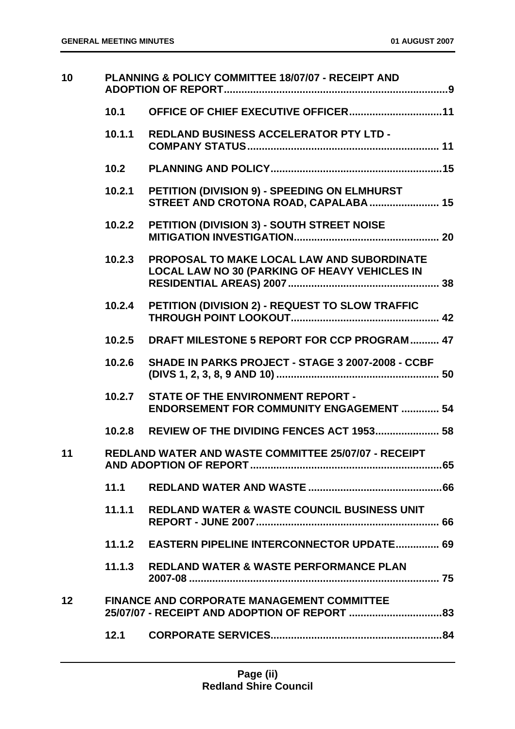| | | | |
|---|---|---|---|
| **10** | **PLANNING & POLICY COMMITTEE 18/07/07 - RECEIPT AND ADOPTION OF REPORT** | | **9** |
| | **10.1** | **OFFICE OF CHIEF EXECUTIVE OFFICER** | **11** |
| | **10.1.1** | **REDLAND BUSINESS ACCELERATOR PTY LTD - COMPANY STATUS** | **11** |
| | **10.2** | **PLANNING AND POLICY** | **15** |
| | **10.2.1** | **PETITION (DIVISION 9) - SPEEDING ON ELMHURST STREET AND CROTONA ROAD, CAPALABA** | **15** |
| | **10.2.2** | **PETITION (DIVISION 3) - SOUTH STREET NOISE MITIGATION INVESTIGATION** | **20** |
| | **10.2.3** | **PROPOSAL TO MAKE LOCAL LAW AND SUBORDINATE LOCAL LAW NO 30 (PARKING OF HEAVY VEHICLES IN RESIDENTIAL AREAS) 2007** | **38** |
| | **10.2.4** | **PETITION (DIVISION 2) - REQUEST TO SLOW TRAFFIC THROUGH POINT LOOKOUT** | **42** |
| | **10.2.5** | **DRAFT MILESTONE 5 REPORT FOR CCP PROGRAM** | **47** |
| | **10.2.6** | **SHADE IN PARKS PROJECT - STAGE 3 2007-2008 - CCBF (DIVS 1, 2, 3, 8, 9 AND 10)** | **50** |
| | **10.2.7** | **STATE OF THE ENVIRONMENT REPORT - ENDORSEMENT FOR COMMUNITY ENGAGEMENT** | **54** |
| | **10.2.8** | **REVIEW OF THE DIVIDING FENCES ACT 1953** | **58** |
| **11** | **REDLAND WATER AND WASTE COMMITTEE 25/07/07 - RECEIPT AND ADOPTION OF REPORT** | | **65** |
| | **11.1** | **REDLAND WATER AND WASTE** | **66** |
| | **11.1.1** | **REDLAND WATER & WASTE COUNCIL BUSINESS UNIT REPORT - JUNE 2007** | **66** |
| | **11.1.2** | **EASTERN PIPELINE INTERCONNECTOR UPDATE** | **69** |
| | **11.1.3** | **REDLAND WATER & WASTE PERFORMANCE PLAN 2007-08** | **75** |
| **12** | **FINANCE AND CORPORATE MANAGEMENT COMMITTEE 25/07/07 - RECEIPT AND ADOPTION OF REPORT** | | **83** |
| | **12.1** | **CORPORATE SERVICES** | **84** |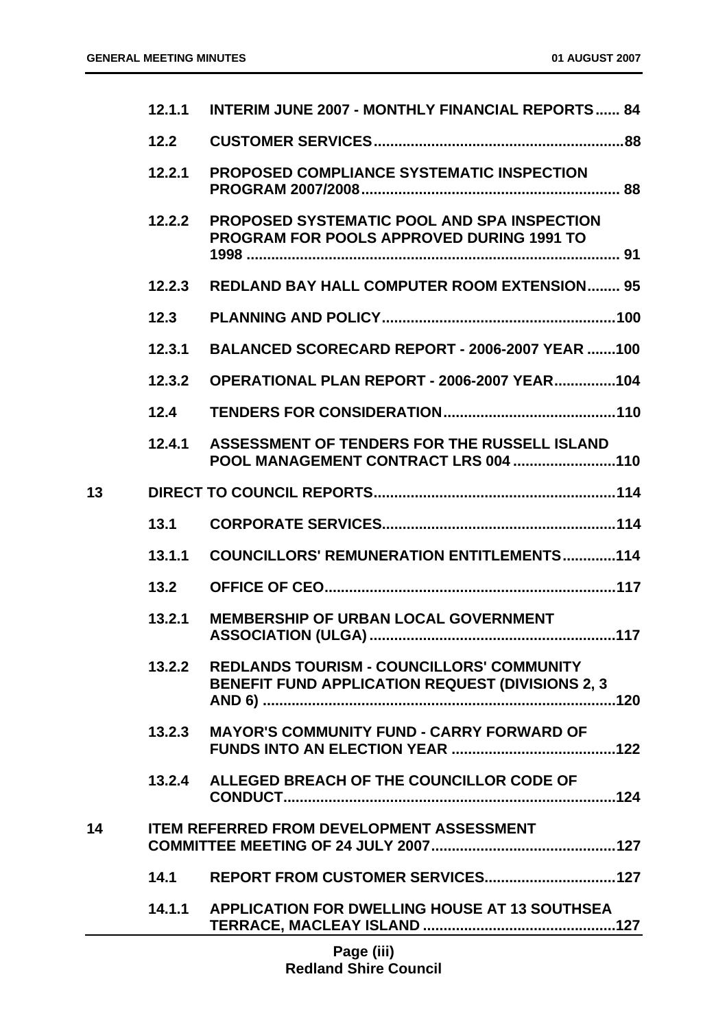| | | | |
|---|---|---|---|
| | 12.1.1 | INTERIM JUNE 2007 - MONTHLY FINANCIAL REPORTS | 84 |
| | 12.2 | CUSTOMER SERVICES | 88 |
| | 12.2.1 | PROPOSED COMPLIANCE SYSTEMATIC INSPECTION PROGRAM 2007/2008 | 88 |
| | 12.2.2 | PROPOSED SYSTEMATIC POOL AND SPA INSPECTION PROGRAM FOR POOLS APPROVED DURING 1991 TO 1998 | 91 |
| | 12.2.3 | REDLAND BAY HALL COMPUTER ROOM EXTENSION | 95 |
| | 12.3 | PLANNING AND POLICY | 100 |
| | 12.3.1 | BALANCED SCORECARD REPORT - 2006-2007 YEAR | 100 |
| | 12.3.2 | OPERATIONAL PLAN REPORT - 2006-2007 YEAR | 104 |
| | 12.4 | TENDERS FOR CONSIDERATION | 110 |
| | 12.4.1 | ASSESSMENT OF TENDERS FOR THE RUSSELL ISLAND POOL MANAGEMENT CONTRACT LRS 004 | 110 |
| 13 | | DIRECT TO COUNCIL REPORTS | 114 |
| | 13.1 | CORPORATE SERVICES | 114 |
| | 13.1.1 | COUNCILLORS' REMUNERATION ENTITLEMENTS | 114 |
| | 13.2 | OFFICE OF CEO | 117 |
| | 13.2.1 | MEMBERSHIP OF URBAN LOCAL GOVERNMENT ASSOCIATION (ULGA) | 117 |
| | 13.2.2 | REDLANDS TOURISM - COUNCILLORS' COMMUNITY BENEFIT FUND APPLICATION REQUEST (DIVISIONS 2, 3 AND 6) | 120 |
| | 13.2.3 | MAYOR'S COMMUNITY FUND - CARRY FORWARD OF FUNDS INTO AN ELECTION YEAR | 122 |
| | 13.2.4 | ALLEGED BREACH OF THE COUNCILLOR CODE OF CONDUCT | 124 |
| 14 | | ITEM REFERRED FROM DEVELOPMENT ASSESSMENT COMMITTEE MEETING OF 24 JULY 2007 | 127 |
| | 14.1 | REPORT FROM CUSTOMER SERVICES | 127 |
| | 14.1.1 | APPLICATION FOR DWELLING HOUSE AT 13 SOUTHSEA TERRACE, MACLEAY ISLAND | 127 |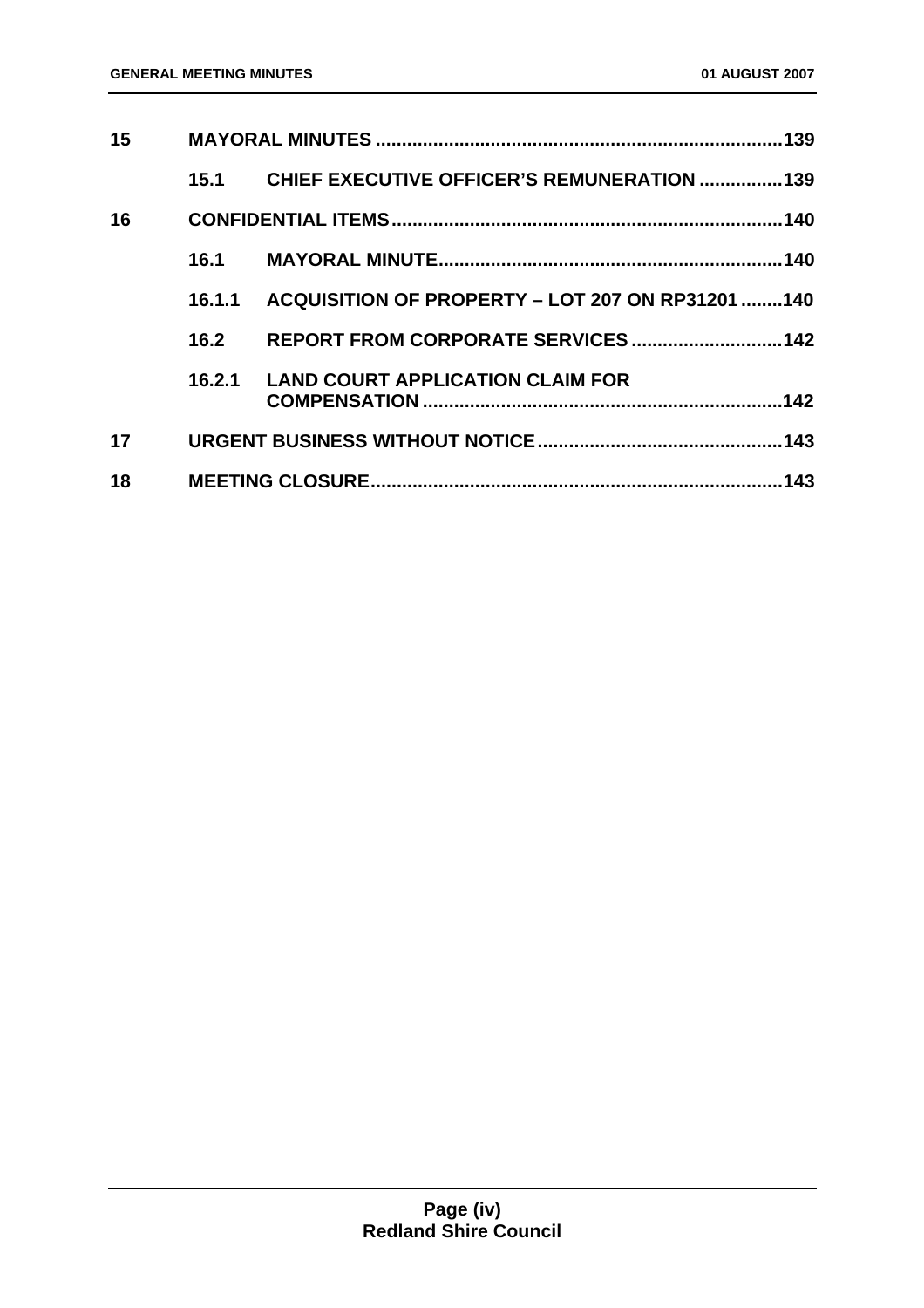| | | | |
|---|---|---|---|
| **15** | | **MAYORAL MINUTES** | **139** |
| | **15.1** | **CHIEF EXECUTIVE OFFICER'S REMUNERATION** | **139** |
| **16** | | **CONFIDENTIAL ITEMS** | **140** |
| | **16.1** | **MAYORAL MINUTE** | **140** |
| | **16.1.1** | **ACQUISITION OF PROPERTY – LOT 207 ON RP31201** | **140** |
| | **16.2** | **REPORT FROM CORPORATE SERVICES** | **142** |
| | **16.2.1** | **LAND COURT APPLICATION CLAIM FOR COMPENSATION** | **142** |
| **17** | | **URGENT BUSINESS WITHOUT NOTICE** | **143** |
| **18** | | **MEETING CLOSURE** | **143** |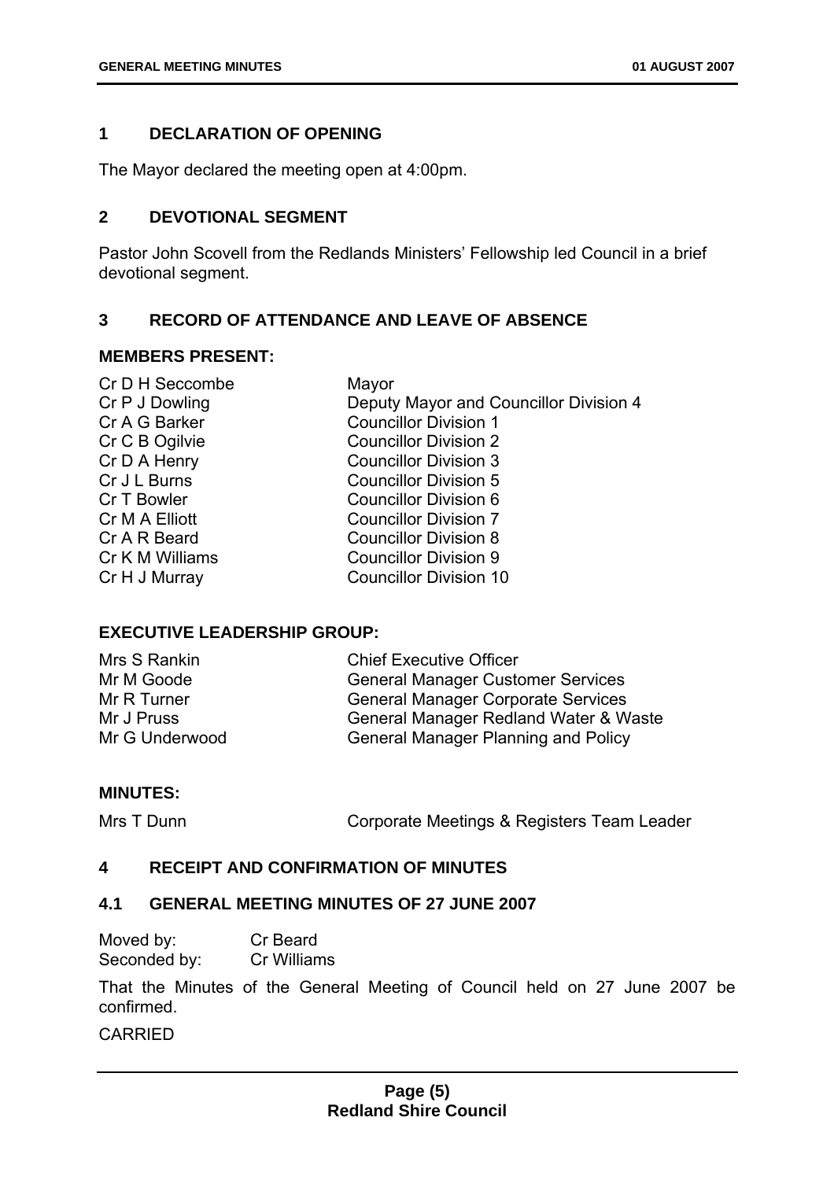## 1 DECLARATION OF OPENING

The Mayor declared the meeting open at 4:00pm.

## 2 DEVOTIONAL SEGMENT

Pastor John Scovell from the Redlands Ministers' Fellowship led Council in a brief devotional segment.

## 3 RECORD OF ATTENDANCE AND LEAVE OF ABSENCE

### MEMBERS PRESENT:

| | |
|---|---|
| Cr D H Seccombe | Mayor |
| Cr P J Dowling | Deputy Mayor and Councillor Division 4 |
| Cr A G Barker | Councillor Division 1 |
| Cr C B Ogilvie | Councillor Division 2 |
| Cr D A Henry | Councillor Division 3 |
| Cr J L Burns | Councillor Division 5 |
| Cr T Bowler | Councillor Division 6 |
| Cr M A Elliott | Councillor Division 7 |
| Cr A R Beard | Councillor Division 8 |
| Cr K M Williams | Councillor Division 9 |
| Cr H J Murray | Councillor Division 10 |

### EXECUTIVE LEADERSHIP GROUP:

| | |
|---|---|
| Mrs S Rankin | Chief Executive Officer |
| Mr M Goode | General Manager Customer Services |
| Mr R Turner | General Manager Corporate Services |
| Mr J Pruss | General Manager Redland Water & Waste |
| Mr G Underwood | General Manager Planning and Policy |

### MINUTES:

| | |
|---|---|
| Mrs T Dunn | Corporate Meetings & Registers Team Leader |

## 4 RECEIPT AND CONFIRMATION OF MINUTES

### 4.1 GENERAL MEETING MINUTES OF 27 JUNE 2007

Moved by: Cr Beard
Seconded by: Cr Williams

That the Minutes of the General Meeting of Council held on 27 June 2007 be confirmed.

CARRIED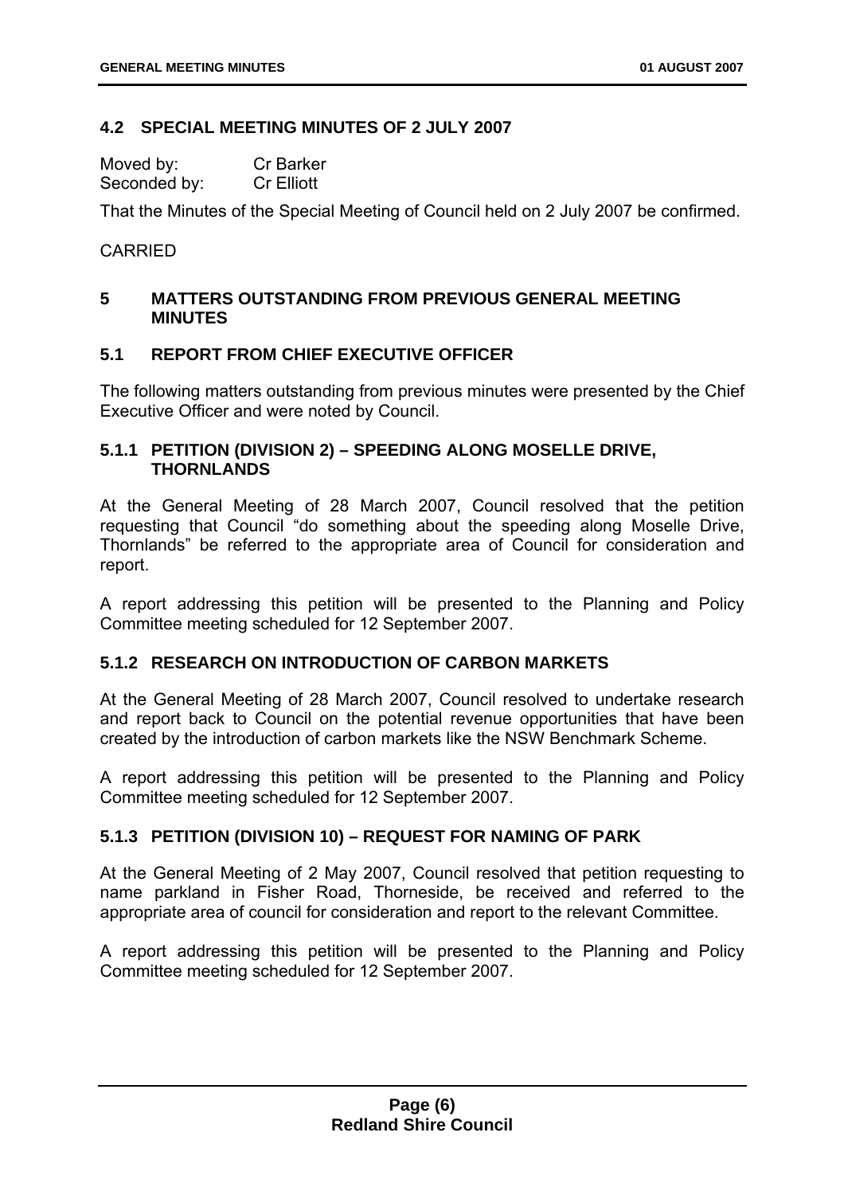## 4.2 SPECIAL MEETING MINUTES OF 2 JULY 2007

Moved by: Cr Barker
Seconded by: Cr Elliott

That the Minutes of the Special Meeting of Council held on 2 July 2007 be confirmed.

CARRIED

# 5 MATTERS OUTSTANDING FROM PREVIOUS GENERAL MEETING MINUTES

## 5.1 REPORT FROM CHIEF EXECUTIVE OFFICER

The following matters outstanding from previous minutes were presented by the Chief Executive Officer and were noted by Council.

### 5.1.1 PETITION (DIVISION 2) – SPEEDING ALONG MOSELLE DRIVE, THORNLANDS

At the General Meeting of 28 March 2007, Council resolved that the petition requesting that Council "do something about the speeding along Moselle Drive, Thornlands" be referred to the appropriate area of Council for consideration and report.

A report addressing this petition will be presented to the Planning and Policy Committee meeting scheduled for 12 September 2007.

### 5.1.2 RESEARCH ON INTRODUCTION OF CARBON MARKETS

At the General Meeting of 28 March 2007, Council resolved to undertake research and report back to Council on the potential revenue opportunities that have been created by the introduction of carbon markets like the NSW Benchmark Scheme.

A report addressing this petition will be presented to the Planning and Policy Committee meeting scheduled for 12 September 2007.

### 5.1.3 PETITION (DIVISION 10) – REQUEST FOR NAMING OF PARK

At the General Meeting of 2 May 2007, Council resolved that petition requesting to name parkland in Fisher Road, Thorneside, be received and referred to the appropriate area of council for consideration and report to the relevant Committee.

A report addressing this petition will be presented to the Planning and Policy Committee meeting scheduled for 12 September 2007.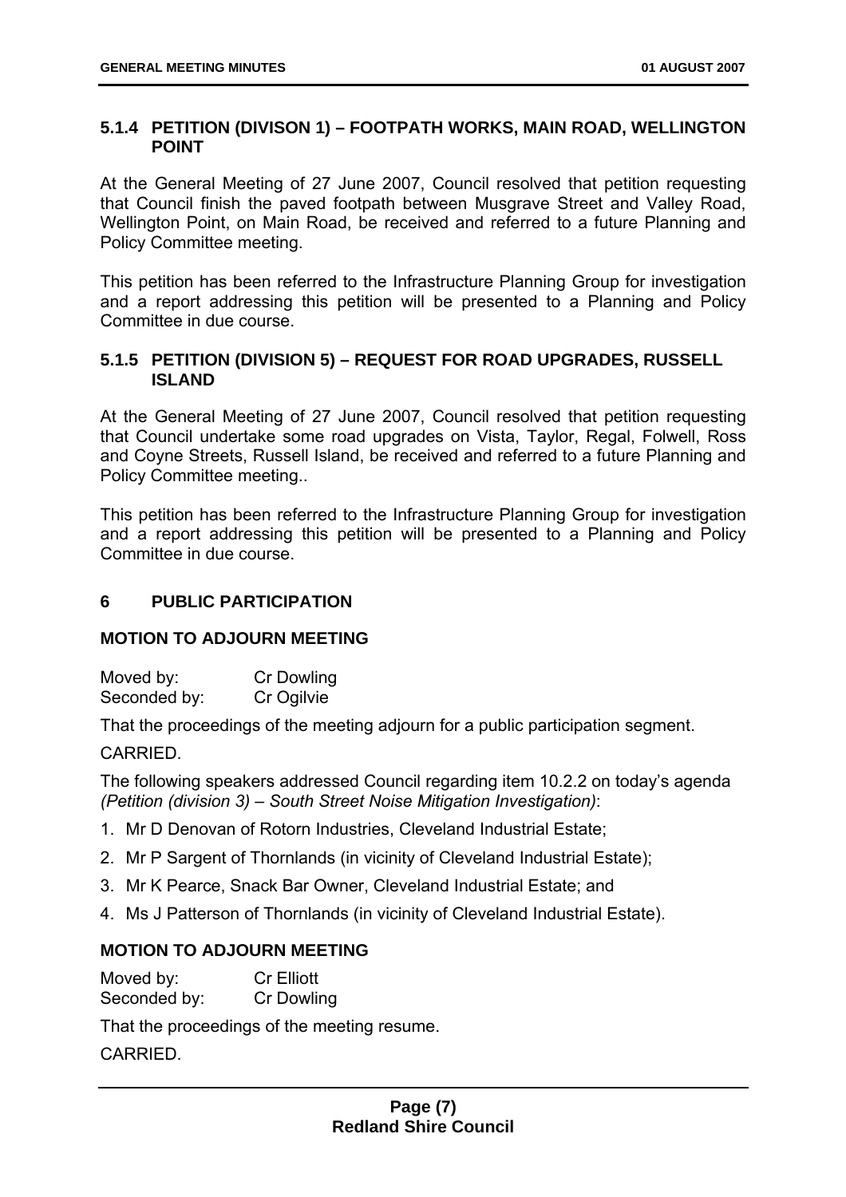### 5.1.4 PETITION (DIVISON 1) – FOOTPATH WORKS, MAIN ROAD, WELLINGTON POINT

At the General Meeting of 27 June 2007, Council resolved that petition requesting that Council finish the paved footpath between Musgrave Street and Valley Road, Wellington Point, on Main Road, be received and referred to a future Planning and Policy Committee meeting.

This petition has been referred to the Infrastructure Planning Group for investigation and a report addressing this petition will be presented to a Planning and Policy Committee in due course.

### 5.1.5 PETITION (DIVISION 5) – REQUEST FOR ROAD UPGRADES, RUSSELL ISLAND

At the General Meeting of 27 June 2007, Council resolved that petition requesting that Council undertake some road upgrades on Vista, Taylor, Regal, Folwell, Ross and Coyne Streets, Russell Island, be received and referred to a future Planning and Policy Committee meeting..

This petition has been referred to the Infrastructure Planning Group for investigation and a report addressing this petition will be presented to a Planning and Policy Committee in due course.

## 6 PUBLIC PARTICIPATION

**MOTION TO ADJOURN MEETING**

Moved by: Cr Dowling
Seconded by: Cr Ogilvie

That the proceedings of the meeting adjourn for a public participation segment.

CARRIED.

The following speakers addressed Council regarding item 10.2.2 on today's agenda *(Petition (division 3) – South Street Noise Mitigation Investigation)*:

1. Mr D Denovan of Rotorn Industries, Cleveland Industrial Estate;
2. Mr P Sargent of Thornlands (in vicinity of Cleveland Industrial Estate);
3. Mr K Pearce, Snack Bar Owner, Cleveland Industrial Estate; and
4. Ms J Patterson of Thornlands (in vicinity of Cleveland Industrial Estate).

**MOTION TO ADJOURN MEETING**

Moved by: Cr Elliott
Seconded by: Cr Dowling

That the proceedings of the meeting resume.

CARRIED.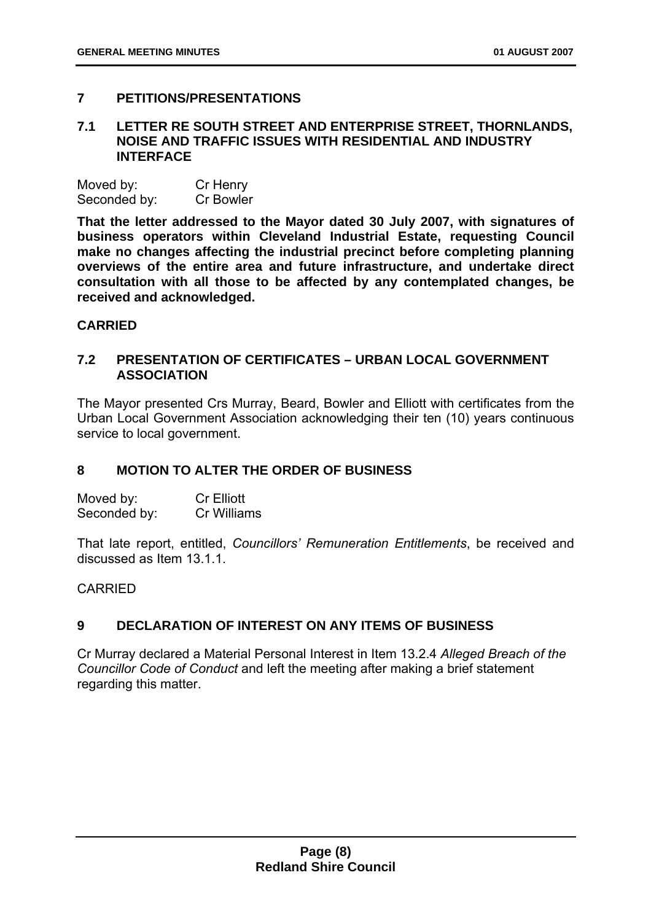## 7 PETITIONS/PRESENTATIONS

### 7.1 LETTER RE SOUTH STREET AND ENTERPRISE STREET, THORNLANDS, NOISE AND TRAFFIC ISSUES WITH RESIDENTIAL AND INDUSTRY INTERFACE

Moved by: Cr Henry
Seconded by: Cr Bowler

**That the letter addressed to the Mayor dated 30 July 2007, with signatures of business operators within Cleveland Industrial Estate, requesting Council make no changes affecting the industrial precinct before completing planning overviews of the entire area and future infrastructure, and undertake direct consultation with all those to be affected by any contemplated changes, be received and acknowledged.**

**CARRIED**

### 7.2 PRESENTATION OF CERTIFICATES – URBAN LOCAL GOVERNMENT ASSOCIATION

The Mayor presented Crs Murray, Beard, Bowler and Elliott with certificates from the Urban Local Government Association acknowledging their ten (10) years continuous service to local government.

## 8 MOTION TO ALTER THE ORDER OF BUSINESS

Moved by: Cr Elliott
Seconded by: Cr Williams

That late report, entitled, *Councillors' Remuneration Entitlements*, be received and discussed as Item 13.1.1.

CARRIED

## 9 DECLARATION OF INTEREST ON ANY ITEMS OF BUSINESS

Cr Murray declared a Material Personal Interest in Item 13.2.4 *Alleged Breach of the Councillor Code of Conduct* and left the meeting after making a brief statement regarding this matter.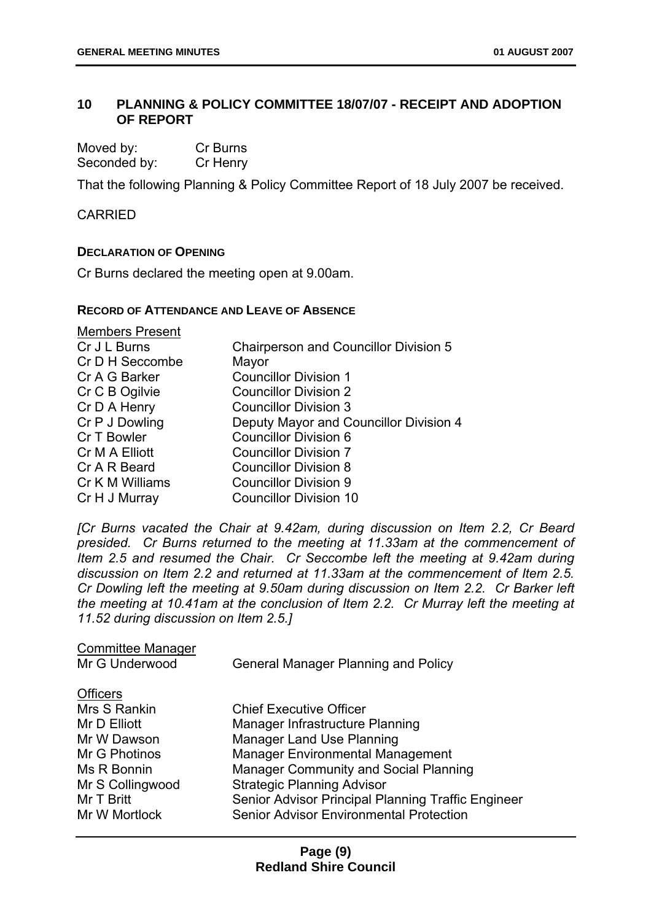## 10 PLANNING & POLICY COMMITTEE 18/07/07 - RECEIPT AND ADOPTION OF REPORT

Moved by: Cr Burns
Seconded by: Cr Henry

That the following Planning & Policy Committee Report of 18 July 2007 be received.

CARRIED

**DECLARATION OF OPENING**

Cr Burns declared the meeting open at 9.00am.

**RECORD OF ATTENDANCE AND LEAVE OF ABSENCE**

Members Present

| | |
|---|---|
| Cr J L Burns | Chairperson and Councillor Division 5 |
| Cr D H Seccombe | Mayor |
| Cr A G Barker | Councillor Division 1 |
| Cr C B Ogilvie | Councillor Division 2 |
| Cr D A Henry | Councillor Division 3 |
| Cr P J Dowling | Deputy Mayor and Councillor Division 4 |
| Cr T Bowler | Councillor Division 6 |
| Cr M A Elliott | Councillor Division 7 |
| Cr A R Beard | Councillor Division 8 |
| Cr K M Williams | Councillor Division 9 |
| Cr H J Murray | Councillor Division 10 |

*[Cr Burns vacated the Chair at 9.42am, during discussion on Item 2.2, Cr Beard presided. Cr Burns returned to the meeting at 11.33am at the commencement of Item 2.5 and resumed the Chair. Cr Seccombe left the meeting at 9.42am during discussion on Item 2.2 and returned at 11.33am at the commencement of Item 2.5. Cr Dowling left the meeting at 9.50am during discussion on Item 2.2. Cr Barker left the meeting at 10.41am at the conclusion of Item 2.2. Cr Murray left the meeting at 11.52 during discussion on Item 2.5.]*

Committee Manager

| | |
|---|---|
| Mr G Underwood | General Manager Planning and Policy |

Officers

| | |
|---|---|
| Mrs S Rankin | Chief Executive Officer |
| Mr D Elliott | Manager Infrastructure Planning |
| Mr W Dawson | Manager Land Use Planning |
| Mr G Photinos | Manager Environmental Management |
| Ms R Bonnin | Manager Community and Social Planning |
| Mr S Collingwood | Strategic Planning Advisor |
| Mr T Britt | Senior Advisor Principal Planning Traffic Engineer |
| Mr W Mortlock | Senior Advisor Environmental Protection |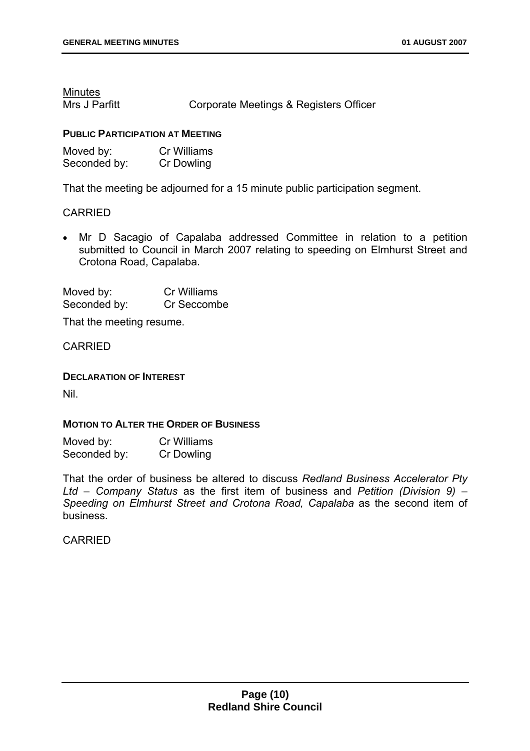Minutes

Mrs J Parfitt Corporate Meetings & Registers Officer

**PUBLIC PARTICIPATION AT MEETING**

Moved by: Cr Williams
Seconded by: Cr Dowling

That the meeting be adjourned for a 15 minute public participation segment.

CARRIED

- Mr D Sacagio of Capalaba addressed Committee in relation to a petition submitted to Council in March 2007 relating to speeding on Elmhurst Street and Crotona Road, Capalaba.

Moved by: Cr Williams
Seconded by: Cr Seccombe

That the meeting resume.

CARRIED

**DECLARATION OF INTEREST**

Nil.

**MOTION TO ALTER THE ORDER OF BUSINESS**

Moved by: Cr Williams
Seconded by: Cr Dowling

That the order of business be altered to discuss *Redland Business Accelerator Pty Ltd – Company Status* as the first item of business and *Petition (Division 9) – Speeding on Elmhurst Street and Crotona Road, Capalaba* as the second item of business.

CARRIED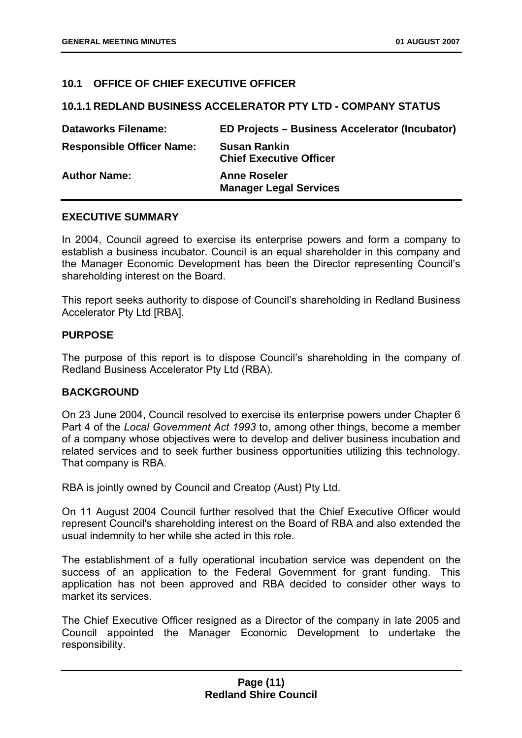## 10.1 OFFICE OF CHIEF EXECUTIVE OFFICER

### 10.1.1 REDLAND BUSINESS ACCELERATOR PTY LTD - COMPANY STATUS

| | |
|---|---|
| **Dataworks Filename:** | **ED Projects – Business Accelerator (Incubator)** |
| **Responsible Officer Name:** | **Susan Rankin**<br>**Chief Executive Officer** |
| **Author Name:** | **Anne Roseler**<br>**Manager Legal Services** |

**EXECUTIVE SUMMARY**

In 2004, Council agreed to exercise its enterprise powers and form a company to establish a business incubator. Council is an equal shareholder in this company and the Manager Economic Development has been the Director representing Council's shareholding interest on the Board.

This report seeks authority to dispose of Council's shareholding in Redland Business Accelerator Pty Ltd [RBA].

**PURPOSE**

The purpose of this report is to dispose Council's shareholding in the company of Redland Business Accelerator Pty Ltd (RBA).

**BACKGROUND**

On 23 June 2004, Council resolved to exercise its enterprise powers under Chapter 6 Part 4 of the *Local Government Act 1993* to, among other things, become a member of a company whose objectives were to develop and deliver business incubation and related services and to seek further business opportunities utilizing this technology. That company is RBA.

RBA is jointly owned by Council and Creatop (Aust) Pty Ltd.

On 11 August 2004 Council further resolved that the Chief Executive Officer would represent Council's shareholding interest on the Board of RBA and also extended the usual indemnity to her while she acted in this role.

The establishment of a fully operational incubation service was dependent on the success of an application to the Federal Government for grant funding. This application has not been approved and RBA decided to consider other ways to market its services.

The Chief Executive Officer resigned as a Director of the company in late 2005 and Council appointed the Manager Economic Development to undertake the responsibility.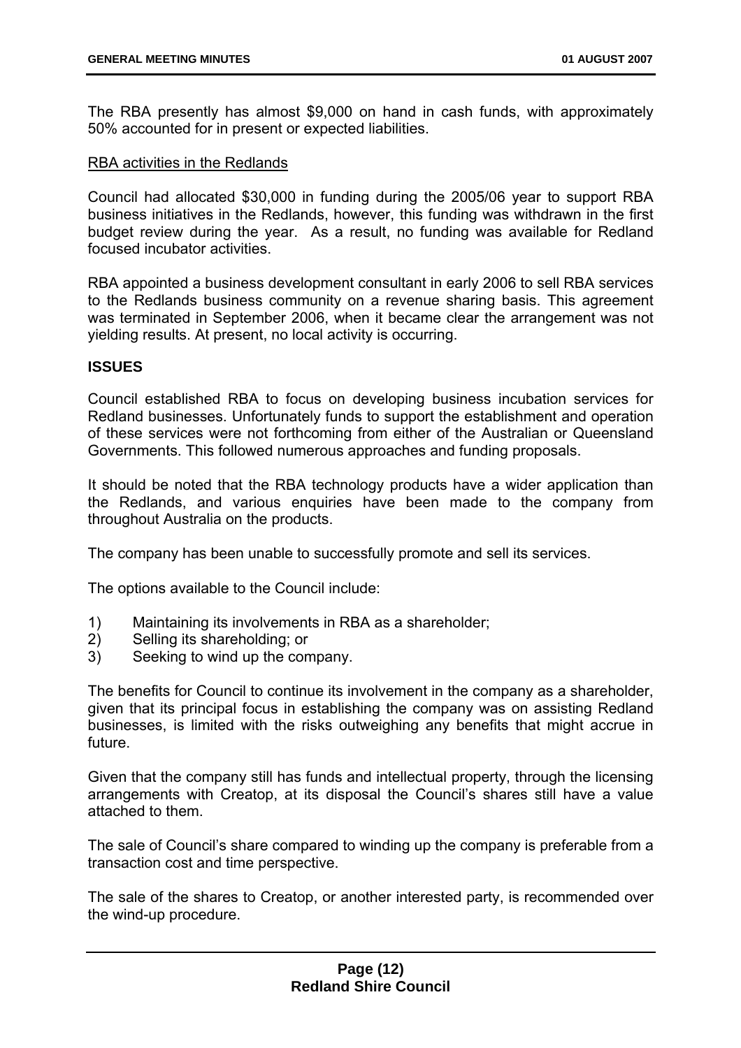The RBA presently has almost $9,000 on hand in cash funds, with approximately 50% accounted for in present or expected liabilities.

<u>RBA activities in the Redlands</u>

Council had allocated $30,000 in funding during the 2005/06 year to support RBA business initiatives in the Redlands, however, this funding was withdrawn in the first budget review during the year. As a result, no funding was available for Redland focused incubator activities.

RBA appointed a business development consultant in early 2006 to sell RBA services to the Redlands business community on a revenue sharing basis. This agreement was terminated in September 2006, when it became clear the arrangement was not yielding results. At present, no local activity is occurring.

**ISSUES**

Council established RBA to focus on developing business incubation services for Redland businesses. Unfortunately funds to support the establishment and operation of these services were not forthcoming from either of the Australian or Queensland Governments. This followed numerous approaches and funding proposals.

It should be noted that the RBA technology products have a wider application than the Redlands, and various enquiries have been made to the company from throughout Australia on the products.

The company has been unable to successfully promote and sell its services.

The options available to the Council include:

1) Maintaining its involvements in RBA as a shareholder;
2) Selling its shareholding; or
3) Seeking to wind up the company.

The benefits for Council to continue its involvement in the company as a shareholder, given that its principal focus in establishing the company was on assisting Redland businesses, is limited with the risks outweighing any benefits that might accrue in future.

Given that the company still has funds and intellectual property, through the licensing arrangements with Creatop, at its disposal the Council's shares still have a value attached to them.

The sale of Council's share compared to winding up the company is preferable from a transaction cost and time perspective.

The sale of the shares to Creatop, or another interested party, is recommended over the wind-up procedure.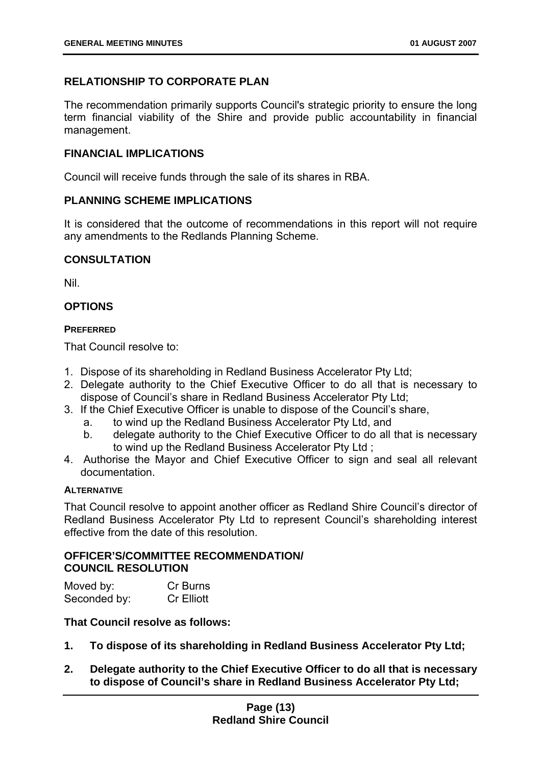## RELATIONSHIP TO CORPORATE PLAN

The recommendation primarily supports Council's strategic priority to ensure the long term financial viability of the Shire and provide public accountability in financial management.

## FINANCIAL IMPLICATIONS

Council will receive funds through the sale of its shares in RBA.

## PLANNING SCHEME IMPLICATIONS

It is considered that the outcome of recommendations in this report will not require any amendments to the Redlands Planning Scheme.

## CONSULTATION

Nil.

## OPTIONS

### PREFERRED

That Council resolve to:

1. Dispose of its shareholding in Redland Business Accelerator Pty Ltd;
2. Delegate authority to the Chief Executive Officer to do all that is necessary to dispose of Council's share in Redland Business Accelerator Pty Ltd;
3. If the Chief Executive Officer is unable to dispose of the Council's share,
   a. to wind up the Redland Business Accelerator Pty Ltd, and
   b. delegate authority to the Chief Executive Officer to do all that is necessary to wind up the Redland Business Accelerator Pty Ltd ;
4. Authorise the Mayor and Chief Executive Officer to sign and seal all relevant documentation.

### ALTERNATIVE

That Council resolve to appoint another officer as Redland Shire Council's director of Redland Business Accelerator Pty Ltd to represent Council's shareholding interest effective from the date of this resolution.

## OFFICER'S/COMMITTEE RECOMMENDATION/ COUNCIL RESOLUTION

Moved by: Cr Burns
Seconded by: Cr Elliott

**That Council resolve as follows:**

1. **To dispose of its shareholding in Redland Business Accelerator Pty Ltd;**
2. **Delegate authority to the Chief Executive Officer to do all that is necessary to dispose of Council's share in Redland Business Accelerator Pty Ltd;**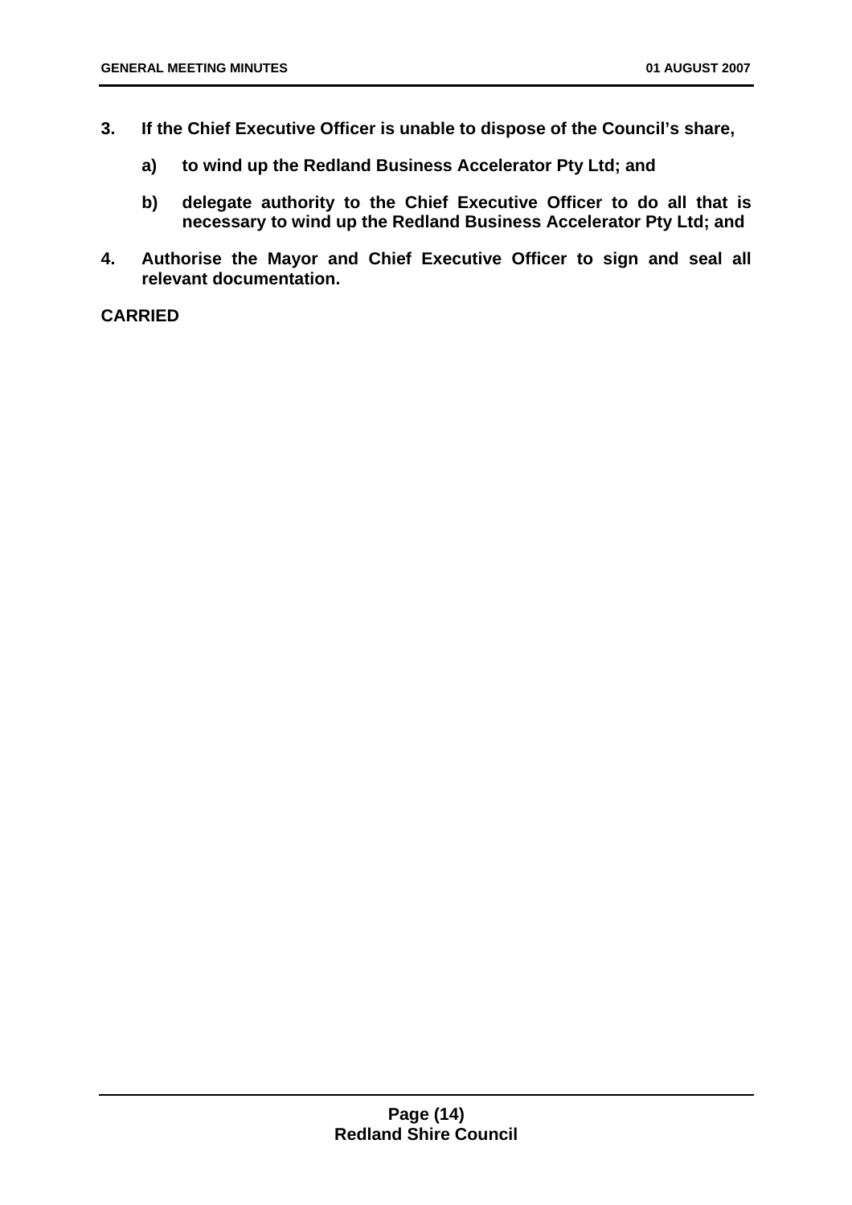**3. If the Chief Executive Officer is unable to dispose of the Council's share,**

   **a) to wind up the Redland Business Accelerator Pty Ltd; and**

   **b) delegate authority to the Chief Executive Officer to do all that is necessary to wind up the Redland Business Accelerator Pty Ltd; and**

**4. Authorise the Mayor and Chief Executive Officer to sign and seal all relevant documentation.**

**CARRIED**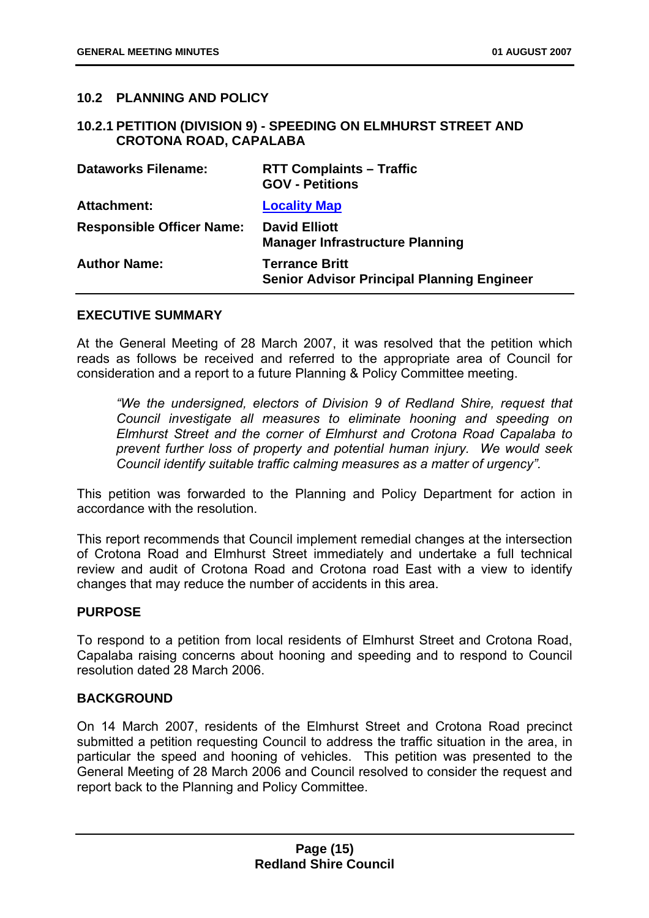## 10.2 PLANNING AND POLICY

### 10.2.1 PETITION (DIVISION 9) - SPEEDING ON ELMHURST STREET AND CROTONA ROAD, CAPALABA

| | |
|---|---|
| **Dataworks Filename:** | **RTT Complaints – Traffic**<br>**GOV - Petitions** |
| **Attachment:** | **Locality Map** |
| **Responsible Officer Name:** | **David Elliott**<br>**Manager Infrastructure Planning** |
| **Author Name:** | **Terrance Britt**<br>**Senior Advisor Principal Planning Engineer** |

**EXECUTIVE SUMMARY**

At the General Meeting of 28 March 2007, it was resolved that the petition which reads as follows be received and referred to the appropriate area of Council for consideration and a report to a future Planning & Policy Committee meeting.

> *"We the undersigned, electors of Division 9 of Redland Shire, request that Council investigate all measures to eliminate hooning and speeding on Elmhurst Street and the corner of Elmhurst and Crotona Road Capalaba to prevent further loss of property and potential human injury. We would seek Council identify suitable traffic calming measures as a matter of urgency".*

This petition was forwarded to the Planning and Policy Department for action in accordance with the resolution.

This report recommends that Council implement remedial changes at the intersection of Crotona Road and Elmhurst Street immediately and undertake a full technical review and audit of Crotona Road and Crotona road East with a view to identify changes that may reduce the number of accidents in this area.

**PURPOSE**

To respond to a petition from local residents of Elmhurst Street and Crotona Road, Capalaba raising concerns about hooning and speeding and to respond to Council resolution dated 28 March 2006.

**BACKGROUND**

On 14 March 2007, residents of the Elmhurst Street and Crotona Road precinct submitted a petition requesting Council to address the traffic situation in the area, in particular the speed and hooning of vehicles. This petition was presented to the General Meeting of 28 March 2006 and Council resolved to consider the request and report back to the Planning and Policy Committee.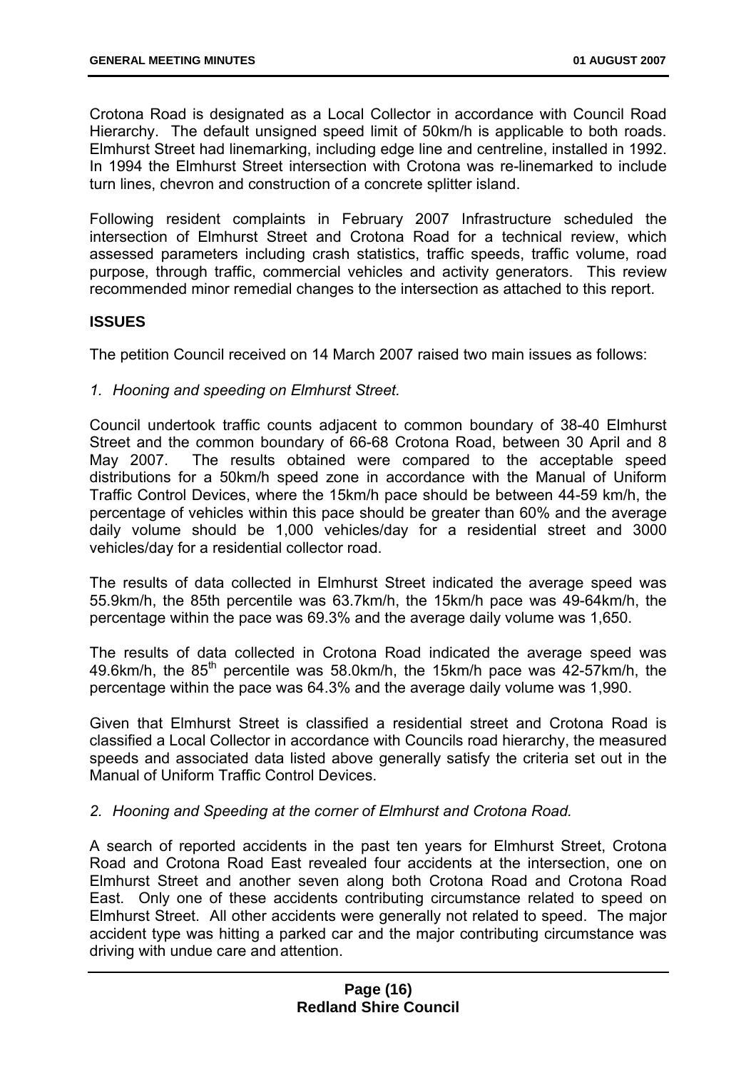Crotona Road is designated as a Local Collector in accordance with Council Road Hierarchy. The default unsigned speed limit of 50km/h is applicable to both roads. Elmhurst Street had linemarking, including edge line and centreline, installed in 1992. In 1994 the Elmhurst Street intersection with Crotona was re-linemarked to include turn lines, chevron and construction of a concrete splitter island.

Following resident complaints in February 2007 Infrastructure scheduled the intersection of Elmhurst Street and Crotona Road for a technical review, which assessed parameters including crash statistics, traffic speeds, traffic volume, road purpose, through traffic, commercial vehicles and activity generators. This review recommended minor remedial changes to the intersection as attached to this report.

**ISSUES**

The petition Council received on 14 March 2007 raised two main issues as follows:

*1. Hooning and speeding on Elmhurst Street.*

Council undertook traffic counts adjacent to common boundary of 38-40 Elmhurst Street and the common boundary of 66-68 Crotona Road, between 30 April and 8 May 2007. The results obtained were compared to the acceptable speed distributions for a 50km/h speed zone in accordance with the Manual of Uniform Traffic Control Devices, where the 15km/h pace should be between 44-59 km/h, the percentage of vehicles within this pace should be greater than 60% and the average daily volume should be 1,000 vehicles/day for a residential street and 3000 vehicles/day for a residential collector road.

The results of data collected in Elmhurst Street indicated the average speed was 55.9km/h, the 85th percentile was 63.7km/h, the 15km/h pace was 49-64km/h, the percentage within the pace was 69.3% and the average daily volume was 1,650.

The results of data collected in Crotona Road indicated the average speed was 49.6km/h, the 85$^{th}$ percentile was 58.0km/h, the 15km/h pace was 42-57km/h, the percentage within the pace was 64.3% and the average daily volume was 1,990.

Given that Elmhurst Street is classified a residential street and Crotona Road is classified a Local Collector in accordance with Councils road hierarchy, the measured speeds and associated data listed above generally satisfy the criteria set out in the Manual of Uniform Traffic Control Devices.

*2. Hooning and Speeding at the corner of Elmhurst and Crotona Road.*

A search of reported accidents in the past ten years for Elmhurst Street, Crotona Road and Crotona Road East revealed four accidents at the intersection, one on Elmhurst Street and another seven along both Crotona Road and Crotona Road East. Only one of these accidents contributing circumstance related to speed on Elmhurst Street. All other accidents were generally not related to speed. The major accident type was hitting a parked car and the major contributing circumstance was driving with undue care and attention.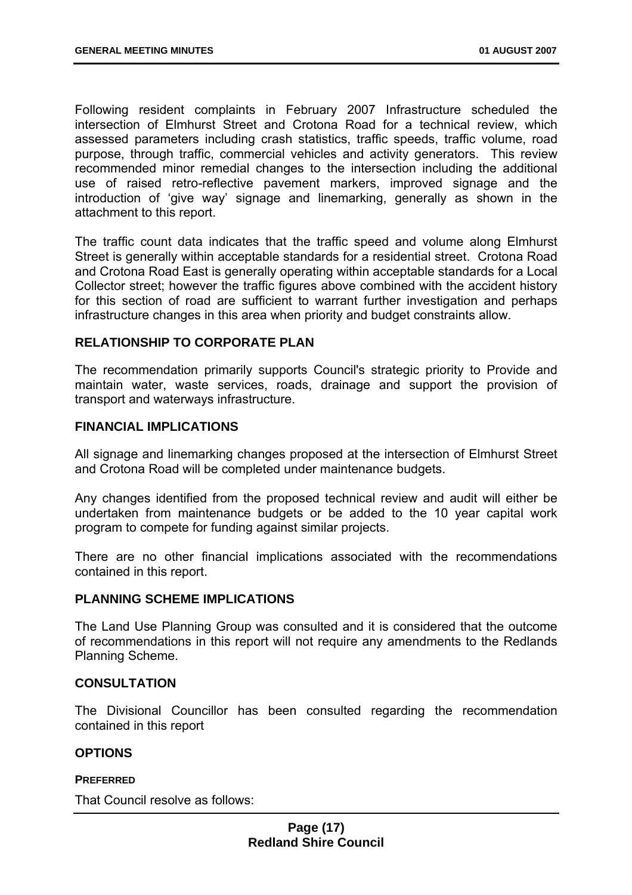Following resident complaints in February 2007 Infrastructure scheduled the intersection of Elmhurst Street and Crotona Road for a technical review, which assessed parameters including crash statistics, traffic speeds, traffic volume, road purpose, through traffic, commercial vehicles and activity generators. This review recommended minor remedial changes to the intersection including the additional use of raised retro-reflective pavement markers, improved signage and the introduction of 'give way' signage and linemarking, generally as shown in the attachment to this report.

The traffic count data indicates that the traffic speed and volume along Elmhurst Street is generally within acceptable standards for a residential street. Crotona Road and Crotona Road East is generally operating within acceptable standards for a Local Collector street; however the traffic figures above combined with the accident history for this section of road are sufficient to warrant further investigation and perhaps infrastructure changes in this area when priority and budget constraints allow.

## RELATIONSHIP TO CORPORATE PLAN

The recommendation primarily supports Council's strategic priority to Provide and maintain water, waste services, roads, drainage and support the provision of transport and waterways infrastructure.

## FINANCIAL IMPLICATIONS

All signage and linemarking changes proposed at the intersection of Elmhurst Street and Crotona Road will be completed under maintenance budgets.

Any changes identified from the proposed technical review and audit will either be undertaken from maintenance budgets or be added to the 10 year capital work program to compete for funding against similar projects.

There are no other financial implications associated with the recommendations contained in this report.

## PLANNING SCHEME IMPLICATIONS

The Land Use Planning Group was consulted and it is considered that the outcome of recommendations in this report will not require any amendments to the Redlands Planning Scheme.

## CONSULTATION

The Divisional Councillor has been consulted regarding the recommendation contained in this report

## OPTIONS

### PREFERRED

That Council resolve as follows: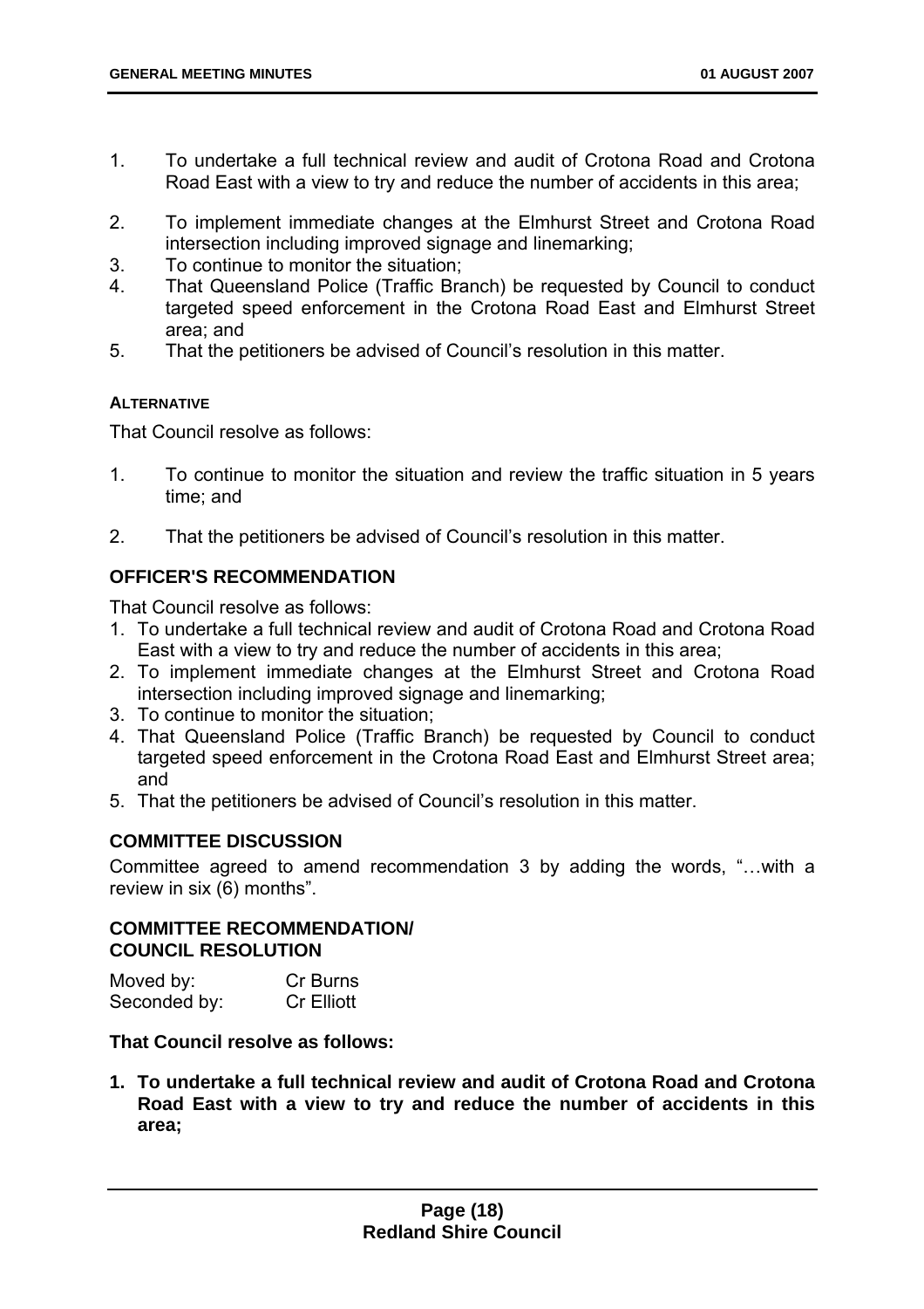1. To undertake a full technical review and audit of Crotona Road and Crotona Road East with a view to try and reduce the number of accidents in this area;
2. To implement immediate changes at the Elmhurst Street and Crotona Road intersection including improved signage and linemarking;
3. To continue to monitor the situation;
4. That Queensland Police (Traffic Branch) be requested by Council to conduct targeted speed enforcement in the Crotona Road East and Elmhurst Street area; and
5. That the petitioners be advised of Council's resolution in this matter.

#### ALTERNATIVE

That Council resolve as follows:

1. To continue to monitor the situation and review the traffic situation in 5 years time; and
2. That the petitioners be advised of Council's resolution in this matter.

### OFFICER'S RECOMMENDATION

That Council resolve as follows:

1. To undertake a full technical review and audit of Crotona Road and Crotona Road East with a view to try and reduce the number of accidents in this area;
2. To implement immediate changes at the Elmhurst Street and Crotona Road intersection including improved signage and linemarking;
3. To continue to monitor the situation;
4. That Queensland Police (Traffic Branch) be requested by Council to conduct targeted speed enforcement in the Crotona Road East and Elmhurst Street area; and
5. That the petitioners be advised of Council's resolution in this matter.

### COMMITTEE DISCUSSION

Committee agreed to amend recommendation 3 by adding the words, "…with a review in six (6) months".

### COMMITTEE RECOMMENDATION/ COUNCIL RESOLUTION

Moved by: Cr Burns
Seconded by: Cr Elliott

**That Council resolve as follows:**

1. **To undertake a full technical review and audit of Crotona Road and Crotona Road East with a view to try and reduce the number of accidents in this area;**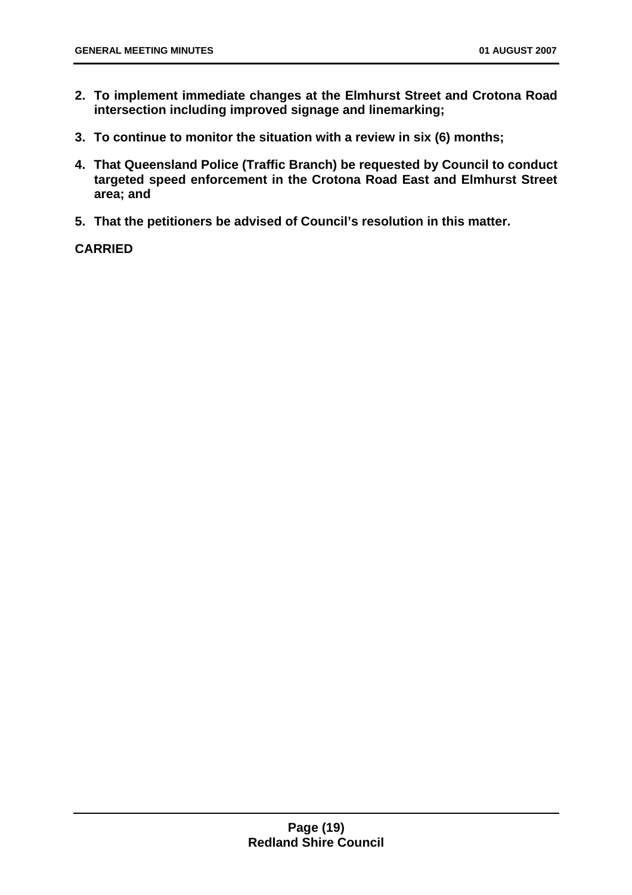2. **To implement immediate changes at the Elmhurst Street and Crotona Road intersection including improved signage and linemarking;**
3. **To continue to monitor the situation with a review in six (6) months;**
4. **That Queensland Police (Traffic Branch) be requested by Council to conduct targeted speed enforcement in the Crotona Road East and Elmhurst Street area; and**
5. **That the petitioners be advised of Council's resolution in this matter.**

**CARRIED**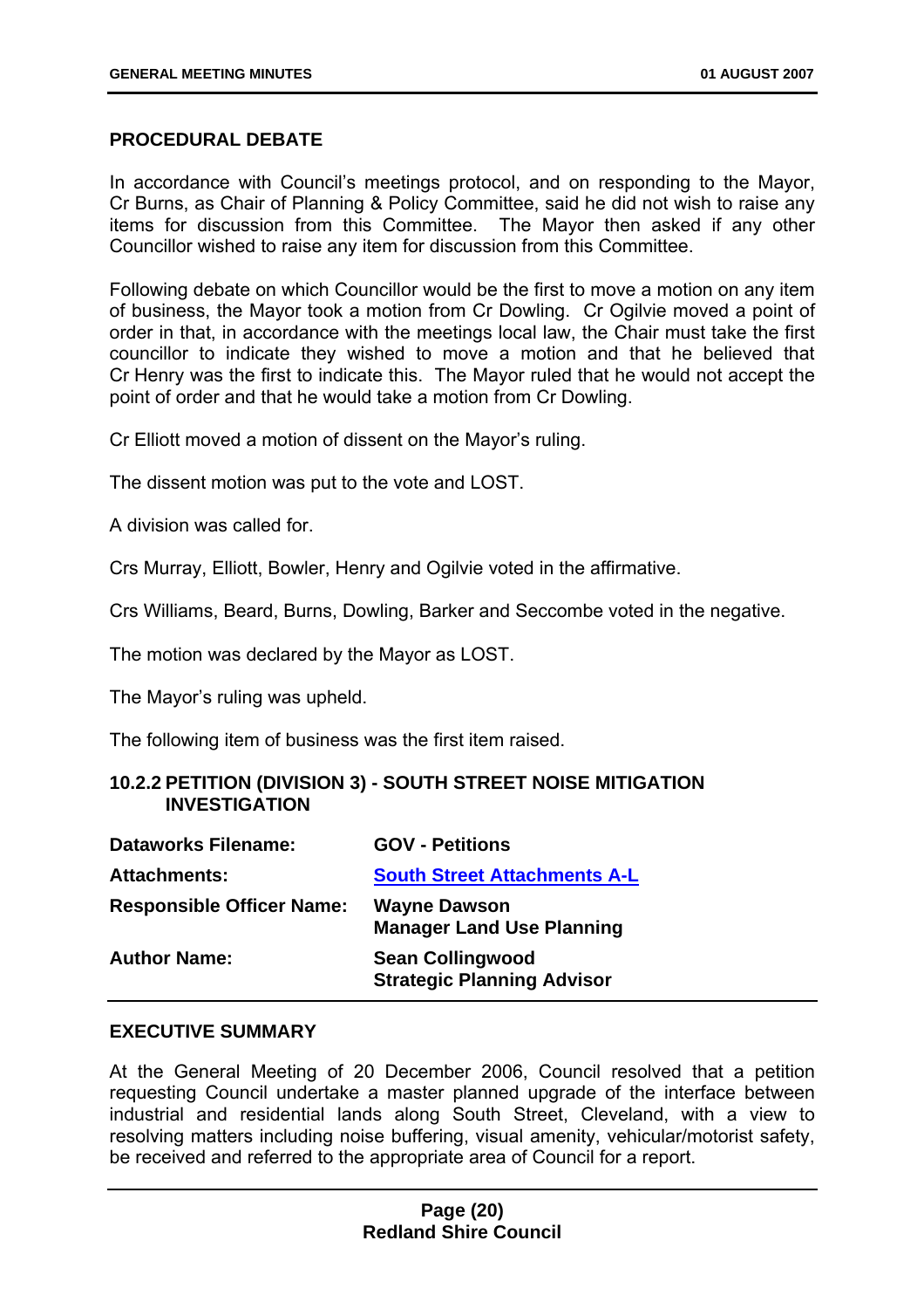### PROCEDURAL DEBATE

In accordance with Council's meetings protocol, and on responding to the Mayor, Cr Burns, as Chair of Planning & Policy Committee, said he did not wish to raise any items for discussion from this Committee. The Mayor then asked if any other Councillor wished to raise any item for discussion from this Committee.

Following debate on which Councillor would be the first to move a motion on any item of business, the Mayor took a motion from Cr Dowling. Cr Ogilvie moved a point of order in that, in accordance with the meetings local law, the Chair must take the first councillor to indicate they wished to move a motion and that he believed that Cr Henry was the first to indicate this. The Mayor ruled that he would not accept the point of order and that he would take a motion from Cr Dowling.

Cr Elliott moved a motion of dissent on the Mayor's ruling.

The dissent motion was put to the vote and LOST.

A division was called for.

Crs Murray, Elliott, Bowler, Henry and Ogilvie voted in the affirmative.

Crs Williams, Beard, Burns, Dowling, Barker and Seccombe voted in the negative.

The motion was declared by the Mayor as LOST.

The Mayor's ruling was upheld.

The following item of business was the first item raised.

### 10.2.2 PETITION (DIVISION 3) - SOUTH STREET NOISE MITIGATION INVESTIGATION

| | |
|---|---|
| **Dataworks Filename:** | **GOV - Petitions** |
| **Attachments:** | **South Street Attachments A-L** |
| **Responsible Officer Name:** | **Wayne Dawson**<br>**Manager Land Use Planning** |
| **Author Name:** | **Sean Collingwood**<br>**Strategic Planning Advisor** |

### EXECUTIVE SUMMARY

At the General Meeting of 20 December 2006, Council resolved that a petition requesting Council undertake a master planned upgrade of the interface between industrial and residential lands along South Street, Cleveland, with a view to resolving matters including noise buffering, visual amenity, vehicular/motorist safety, be received and referred to the appropriate area of Council for a report.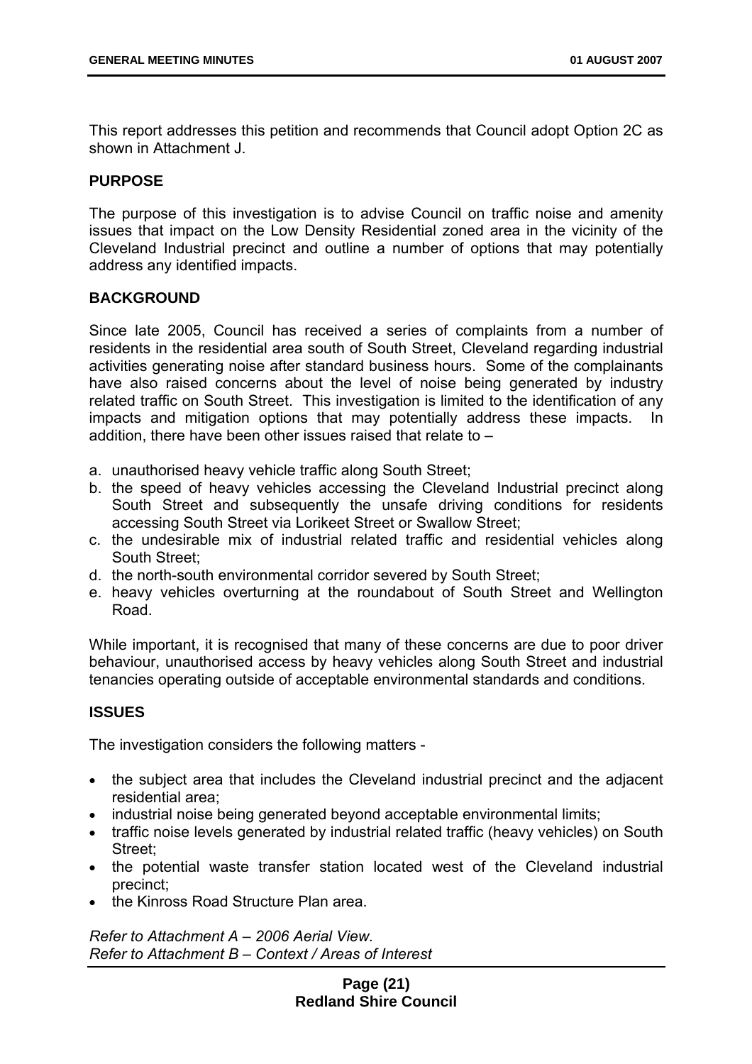This report addresses this petition and recommends that Council adopt Option 2C as shown in Attachment J.

**PURPOSE**

The purpose of this investigation is to advise Council on traffic noise and amenity issues that impact on the Low Density Residential zoned area in the vicinity of the Cleveland Industrial precinct and outline a number of options that may potentially address any identified impacts.

**BACKGROUND**

Since late 2005, Council has received a series of complaints from a number of residents in the residential area south of South Street, Cleveland regarding industrial activities generating noise after standard business hours. Some of the complainants have also raised concerns about the level of noise being generated by industry related traffic on South Street. This investigation is limited to the identification of any impacts and mitigation options that may potentially address these impacts. In addition, there have been other issues raised that relate to –

a. unauthorised heavy vehicle traffic along South Street;
b. the speed of heavy vehicles accessing the Cleveland Industrial precinct along South Street and subsequently the unsafe driving conditions for residents accessing South Street via Lorikeet Street or Swallow Street;
c. the undesirable mix of industrial related traffic and residential vehicles along South Street;
d. the north-south environmental corridor severed by South Street;
e. heavy vehicles overturning at the roundabout of South Street and Wellington Road.

While important, it is recognised that many of these concerns are due to poor driver behaviour, unauthorised access by heavy vehicles along South Street and industrial tenancies operating outside of acceptable environmental standards and conditions.

**ISSUES**

The investigation considers the following matters -

- the subject area that includes the Cleveland industrial precinct and the adjacent residential area;
- industrial noise being generated beyond acceptable environmental limits;
- traffic noise levels generated by industrial related traffic (heavy vehicles) on South Street;
- the potential waste transfer station located west of the Cleveland industrial precinct;
- the Kinross Road Structure Plan area.

*Refer to Attachment A – 2006 Aerial View.*
*Refer to Attachment B – Context / Areas of Interest*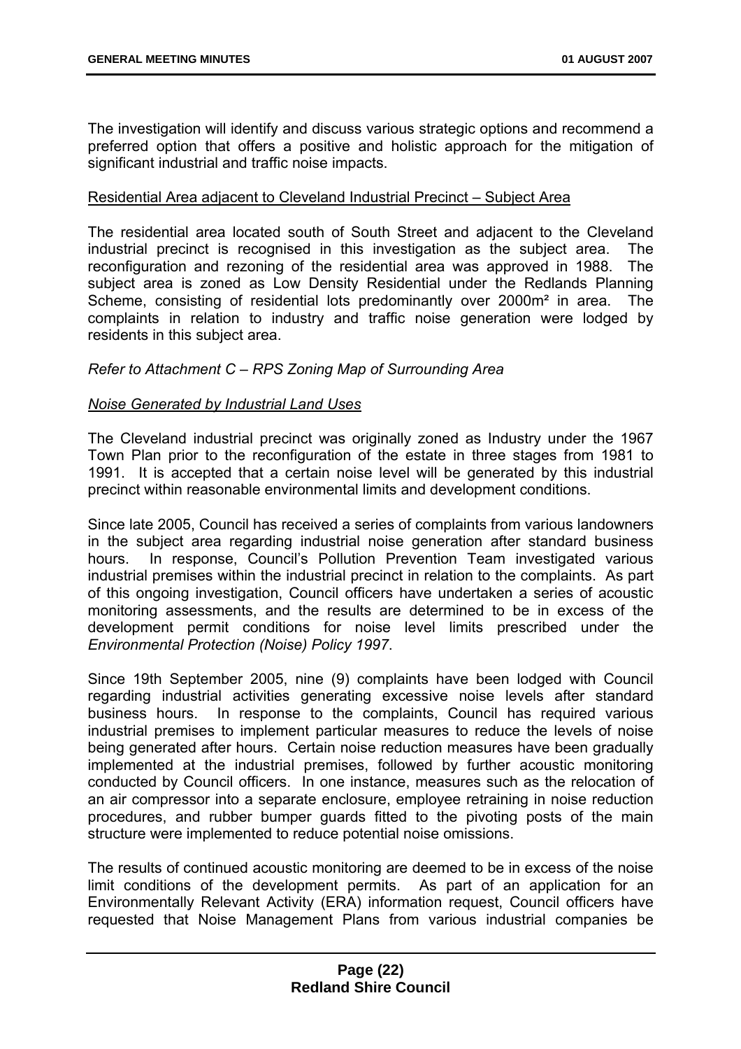The investigation will identify and discuss various strategic options and recommend a preferred option that offers a positive and holistic approach for the mitigation of significant industrial and traffic noise impacts.

Residential Area adjacent to Cleveland Industrial Precinct – Subject Area

The residential area located south of South Street and adjacent to the Cleveland industrial precinct is recognised in this investigation as the subject area. The reconfiguration and rezoning of the residential area was approved in 1988. The subject area is zoned as Low Density Residential under the Redlands Planning Scheme, consisting of residential lots predominantly over 2000m² in area. The complaints in relation to industry and traffic noise generation were lodged by residents in this subject area.

*Refer to Attachment C – RPS Zoning Map of Surrounding Area*

*Noise Generated by Industrial Land Uses*

The Cleveland industrial precinct was originally zoned as Industry under the 1967 Town Plan prior to the reconfiguration of the estate in three stages from 1981 to 1991. It is accepted that a certain noise level will be generated by this industrial precinct within reasonable environmental limits and development conditions.

Since late 2005, Council has received a series of complaints from various landowners in the subject area regarding industrial noise generation after standard business hours. In response, Council's Pollution Prevention Team investigated various industrial premises within the industrial precinct in relation to the complaints. As part of this ongoing investigation, Council officers have undertaken a series of acoustic monitoring assessments, and the results are determined to be in excess of the development permit conditions for noise level limits prescribed under the *Environmental Protection (Noise) Policy 1997*.

Since 19th September 2005, nine (9) complaints have been lodged with Council regarding industrial activities generating excessive noise levels after standard business hours. In response to the complaints, Council has required various industrial premises to implement particular measures to reduce the levels of noise being generated after hours. Certain noise reduction measures have been gradually implemented at the industrial premises, followed by further acoustic monitoring conducted by Council officers. In one instance, measures such as the relocation of an air compressor into a separate enclosure, employee retraining in noise reduction procedures, and rubber bumper guards fitted to the pivoting posts of the main structure were implemented to reduce potential noise omissions.

The results of continued acoustic monitoring are deemed to be in excess of the noise limit conditions of the development permits. As part of an application for an Environmentally Relevant Activity (ERA) information request, Council officers have requested that Noise Management Plans from various industrial companies be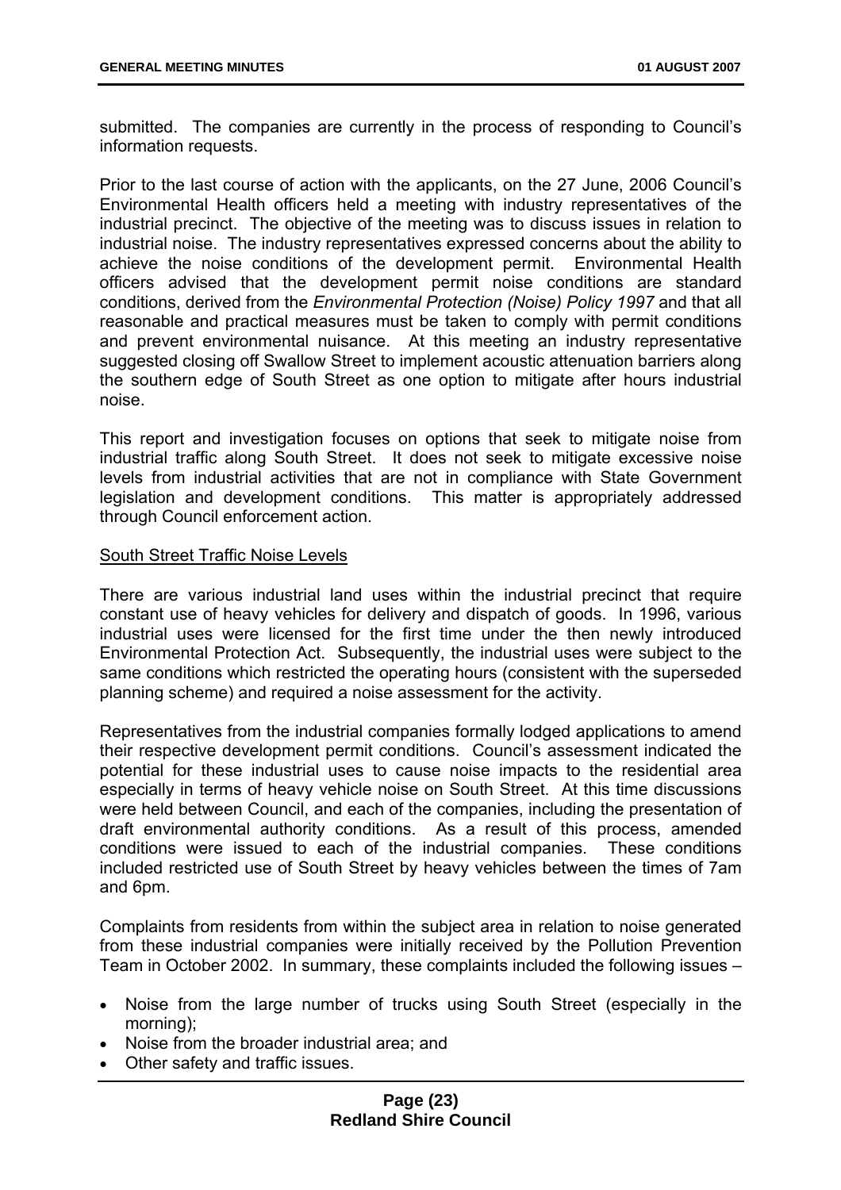submitted. The companies are currently in the process of responding to Council's information requests.

Prior to the last course of action with the applicants, on the 27 June, 2006 Council's Environmental Health officers held a meeting with industry representatives of the industrial precinct. The objective of the meeting was to discuss issues in relation to industrial noise. The industry representatives expressed concerns about the ability to achieve the noise conditions of the development permit. Environmental Health officers advised that the development permit noise conditions are standard conditions, derived from the *Environmental Protection (Noise) Policy 1997* and that all reasonable and practical measures must be taken to comply with permit conditions and prevent environmental nuisance. At this meeting an industry representative suggested closing off Swallow Street to implement acoustic attenuation barriers along the southern edge of South Street as one option to mitigate after hours industrial noise.

This report and investigation focuses on options that seek to mitigate noise from industrial traffic along South Street. It does not seek to mitigate excessive noise levels from industrial activities that are not in compliance with State Government legislation and development conditions. This matter is appropriately addressed through Council enforcement action.

<u>South Street Traffic Noise Levels</u>

There are various industrial land uses within the industrial precinct that require constant use of heavy vehicles for delivery and dispatch of goods. In 1996, various industrial uses were licensed for the first time under the then newly introduced Environmental Protection Act. Subsequently, the industrial uses were subject to the same conditions which restricted the operating hours (consistent with the superseded planning scheme) and required a noise assessment for the activity.

Representatives from the industrial companies formally lodged applications to amend their respective development permit conditions. Council's assessment indicated the potential for these industrial uses to cause noise impacts to the residential area especially in terms of heavy vehicle noise on South Street. At this time discussions were held between Council, and each of the companies, including the presentation of draft environmental authority conditions. As a result of this process, amended conditions were issued to each of the industrial companies. These conditions included restricted use of South Street by heavy vehicles between the times of 7am and 6pm.

Complaints from residents from within the subject area in relation to noise generated from these industrial companies were initially received by the Pollution Prevention Team in October 2002. In summary, these complaints included the following issues –

- Noise from the large number of trucks using South Street (especially in the morning);
- Noise from the broader industrial area; and
- Other safety and traffic issues.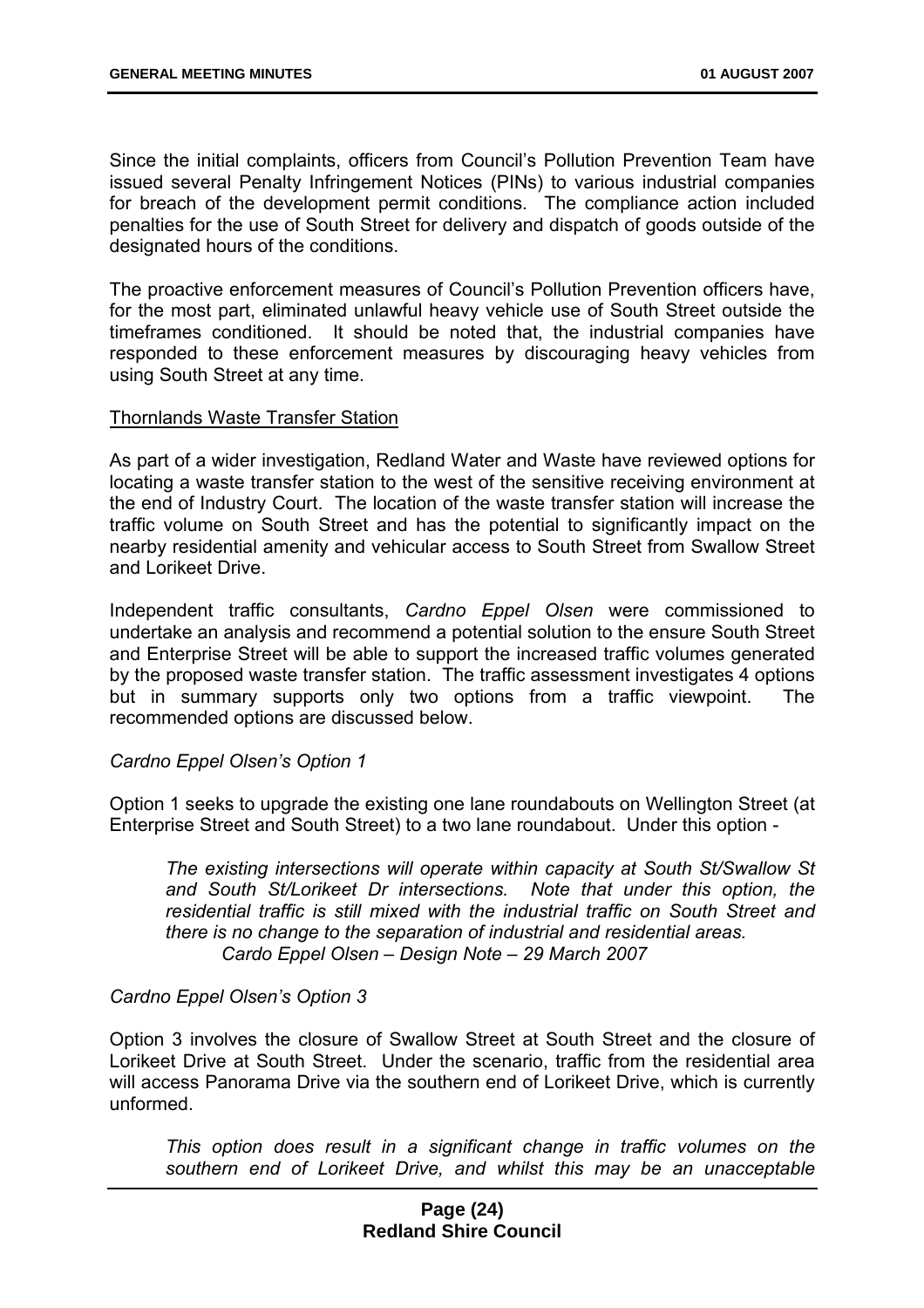Since the initial complaints, officers from Council's Pollution Prevention Team have issued several Penalty Infringement Notices (PINs) to various industrial companies for breach of the development permit conditions. The compliance action included penalties for the use of South Street for delivery and dispatch of goods outside of the designated hours of the conditions.

The proactive enforcement measures of Council's Pollution Prevention officers have, for the most part, eliminated unlawful heavy vehicle use of South Street outside the timeframes conditioned. It should be noted that, the industrial companies have responded to these enforcement measures by discouraging heavy vehicles from using South Street at any time.

Thornlands Waste Transfer Station

As part of a wider investigation, Redland Water and Waste have reviewed options for locating a waste transfer station to the west of the sensitive receiving environment at the end of Industry Court. The location of the waste transfer station will increase the traffic volume on South Street and has the potential to significantly impact on the nearby residential amenity and vehicular access to South Street from Swallow Street and Lorikeet Drive.

Independent traffic consultants, *Cardno Eppel Olsen* were commissioned to undertake an analysis and recommend a potential solution to the ensure South Street and Enterprise Street will be able to support the increased traffic volumes generated by the proposed waste transfer station. The traffic assessment investigates 4 options but in summary supports only two options from a traffic viewpoint. The recommended options are discussed below.

*Cardno Eppel Olsen's Option 1*

Option 1 seeks to upgrade the existing one lane roundabouts on Wellington Street (at Enterprise Street and South Street) to a two lane roundabout. Under this option -

> *The existing intersections will operate within capacity at South St/Swallow St and South St/Lorikeet Dr intersections. Note that under this option, the residential traffic is still mixed with the industrial traffic on South Street and there is no change to the separation of industrial and residential areas.*
> *Cardo Eppel Olsen – Design Note – 29 March 2007*

*Cardno Eppel Olsen's Option 3*

Option 3 involves the closure of Swallow Street at South Street and the closure of Lorikeet Drive at South Street. Under the scenario, traffic from the residential area will access Panorama Drive via the southern end of Lorikeet Drive, which is currently unformed.

> *This option does result in a significant change in traffic volumes on the southern end of Lorikeet Drive, and whilst this may be an unacceptable*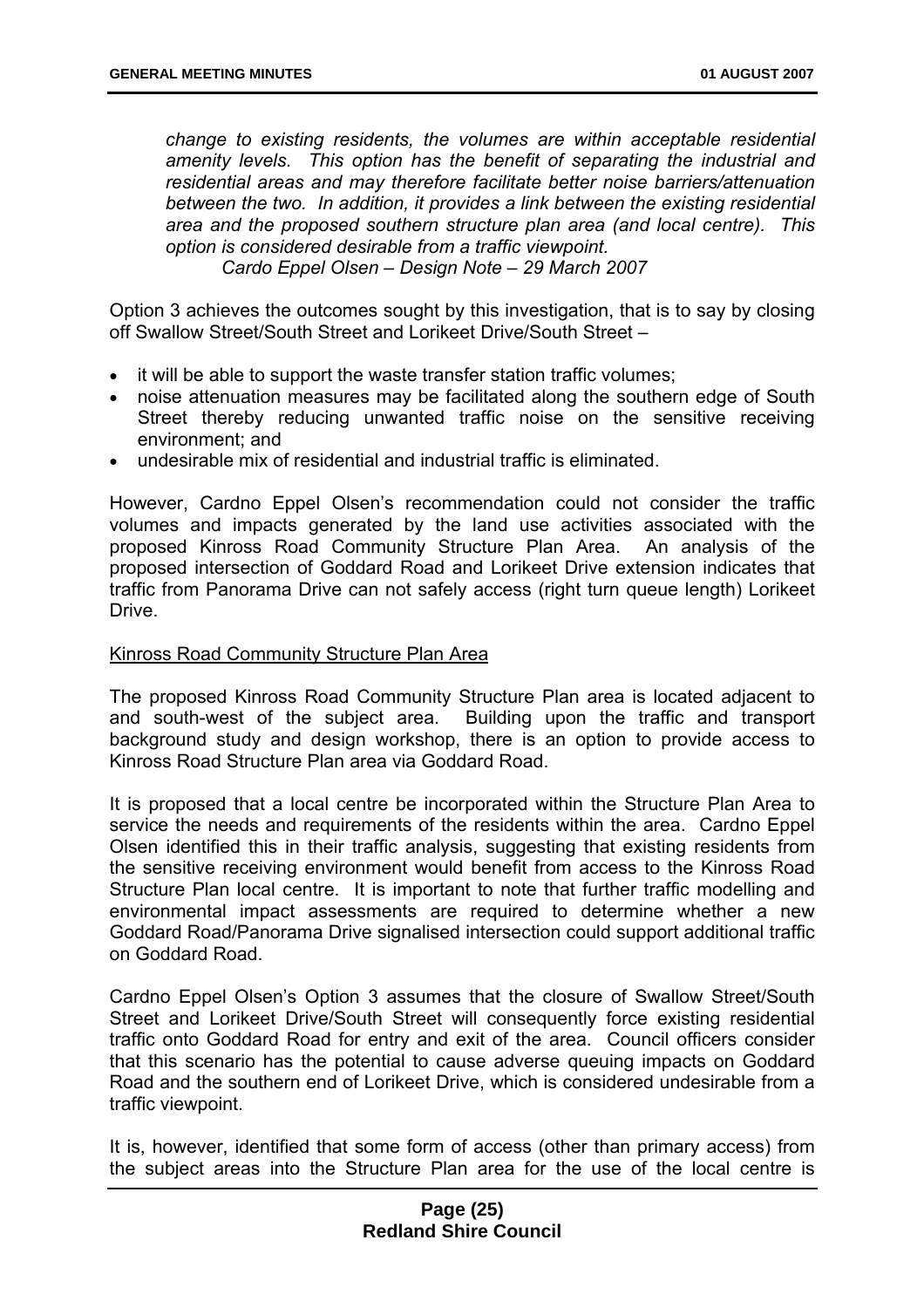*change to existing residents, the volumes are within acceptable residential amenity levels. This option has the benefit of separating the industrial and residential areas and may therefore facilitate better noise barriers/attenuation between the two. In addition, it provides a link between the existing residential area and the proposed southern structure plan area (and local centre). This option is considered desirable from a traffic viewpoint.*
*Cardo Eppel Olsen – Design Note – 29 March 2007*

Option 3 achieves the outcomes sought by this investigation, that is to say by closing off Swallow Street/South Street and Lorikeet Drive/South Street –

- it will be able to support the waste transfer station traffic volumes;
- noise attenuation measures may be facilitated along the southern edge of South Street thereby reducing unwanted traffic noise on the sensitive receiving environment; and
- undesirable mix of residential and industrial traffic is eliminated.

However, Cardno Eppel Olsen's recommendation could not consider the traffic volumes and impacts generated by the land use activities associated with the proposed Kinross Road Community Structure Plan Area. An analysis of the proposed intersection of Goddard Road and Lorikeet Drive extension indicates that traffic from Panorama Drive can not safely access (right turn queue length) Lorikeet Drive.

<u>Kinross Road Community Structure Plan Area</u>

The proposed Kinross Road Community Structure Plan area is located adjacent to and south-west of the subject area. Building upon the traffic and transport background study and design workshop, there is an option to provide access to Kinross Road Structure Plan area via Goddard Road.

It is proposed that a local centre be incorporated within the Structure Plan Area to service the needs and requirements of the residents within the area. Cardno Eppel Olsen identified this in their traffic analysis, suggesting that existing residents from the sensitive receiving environment would benefit from access to the Kinross Road Structure Plan local centre. It is important to note that further traffic modelling and environmental impact assessments are required to determine whether a new Goddard Road/Panorama Drive signalised intersection could support additional traffic on Goddard Road.

Cardno Eppel Olsen's Option 3 assumes that the closure of Swallow Street/South Street and Lorikeet Drive/South Street will consequently force existing residential traffic onto Goddard Road for entry and exit of the area. Council officers consider that this scenario has the potential to cause adverse queuing impacts on Goddard Road and the southern end of Lorikeet Drive, which is considered undesirable from a traffic viewpoint.

It is, however, identified that some form of access (other than primary access) from the subject areas into the Structure Plan area for the use of the local centre is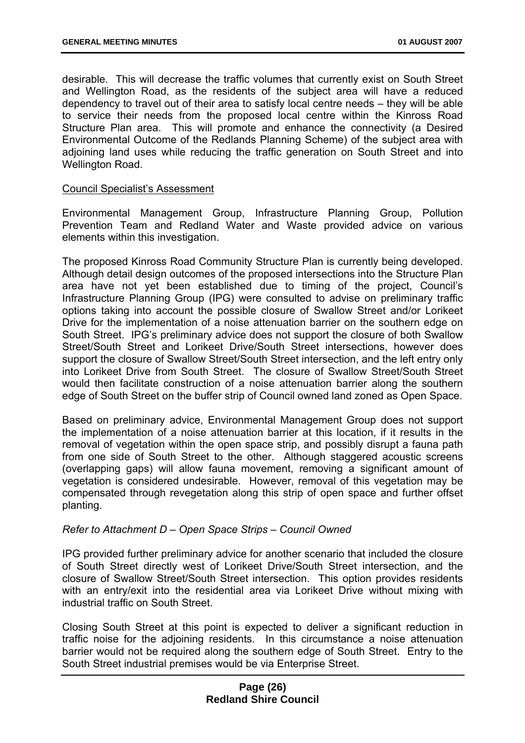desirable. This will decrease the traffic volumes that currently exist on South Street and Wellington Road, as the residents of the subject area will have a reduced dependency to travel out of their area to satisfy local centre needs – they will be able to service their needs from the proposed local centre within the Kinross Road Structure Plan area. This will promote and enhance the connectivity (a Desired Environmental Outcome of the Redlands Planning Scheme) of the subject area with adjoining land uses while reducing the traffic generation on South Street and into Wellington Road.

Council Specialist's Assessment

Environmental Management Group, Infrastructure Planning Group, Pollution Prevention Team and Redland Water and Waste provided advice on various elements within this investigation.

The proposed Kinross Road Community Structure Plan is currently being developed. Although detail design outcomes of the proposed intersections into the Structure Plan area have not yet been established due to timing of the project, Council's Infrastructure Planning Group (IPG) were consulted to advise on preliminary traffic options taking into account the possible closure of Swallow Street and/or Lorikeet Drive for the implementation of a noise attenuation barrier on the southern edge on South Street. IPG's preliminary advice does not support the closure of both Swallow Street/South Street and Lorikeet Drive/South Street intersections, however does support the closure of Swallow Street/South Street intersection, and the left entry only into Lorikeet Drive from South Street. The closure of Swallow Street/South Street would then facilitate construction of a noise attenuation barrier along the southern edge of South Street on the buffer strip of Council owned land zoned as Open Space.

Based on preliminary advice, Environmental Management Group does not support the implementation of a noise attenuation barrier at this location, if it results in the removal of vegetation within the open space strip, and possibly disrupt a fauna path from one side of South Street to the other. Although staggered acoustic screens (overlapping gaps) will allow fauna movement, removing a significant amount of vegetation is considered undesirable. However, removal of this vegetation may be compensated through revegetation along this strip of open space and further offset planting.

*Refer to Attachment D – Open Space Strips – Council Owned*

IPG provided further preliminary advice for another scenario that included the closure of South Street directly west of Lorikeet Drive/South Street intersection, and the closure of Swallow Street/South Street intersection. This option provides residents with an entry/exit into the residential area via Lorikeet Drive without mixing with industrial traffic on South Street.

Closing South Street at this point is expected to deliver a significant reduction in traffic noise for the adjoining residents. In this circumstance a noise attenuation barrier would not be required along the southern edge of South Street. Entry to the South Street industrial premises would be via Enterprise Street.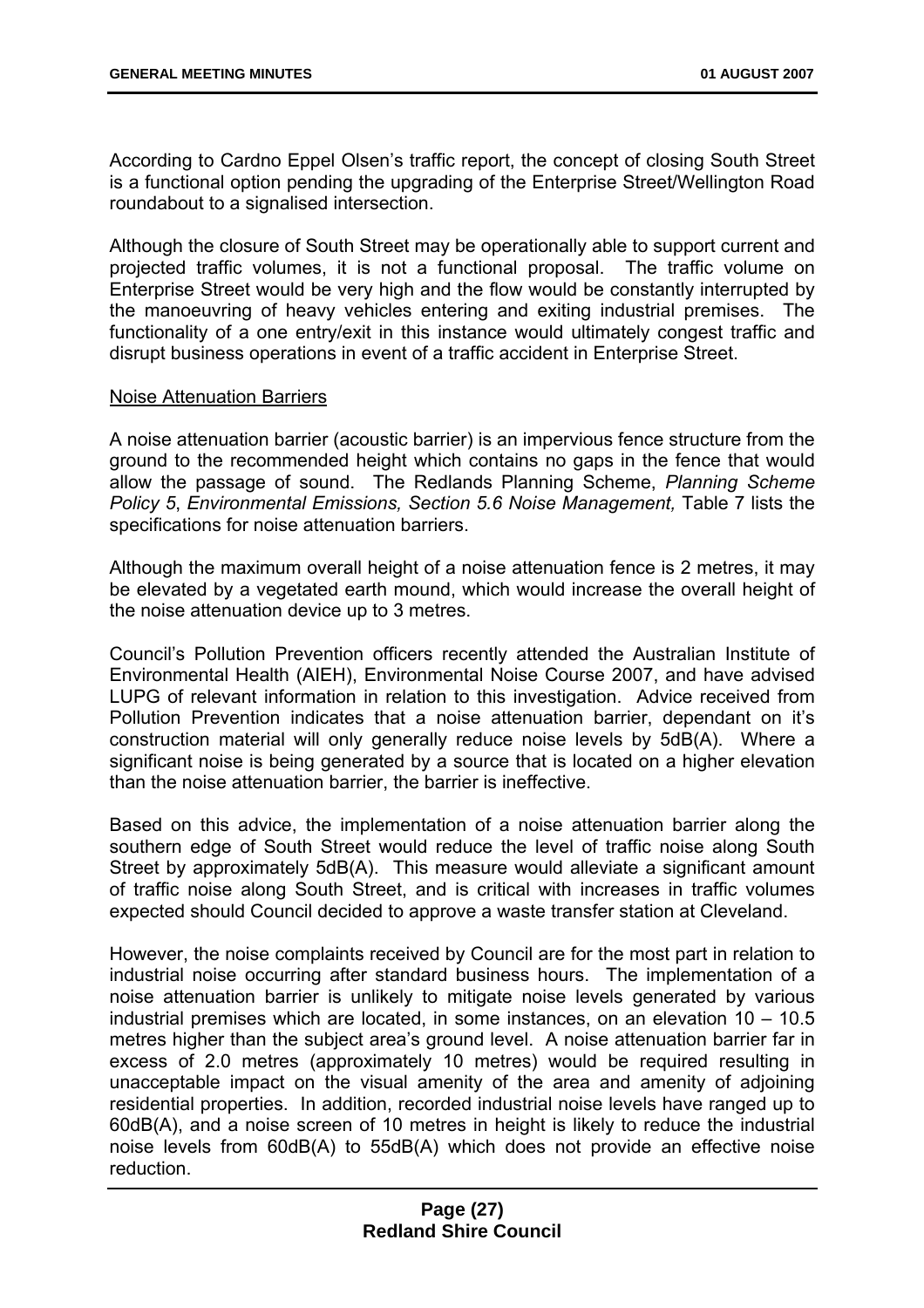According to Cardno Eppel Olsen's traffic report, the concept of closing South Street is a functional option pending the upgrading of the Enterprise Street/Wellington Road roundabout to a signalised intersection.

Although the closure of South Street may be operationally able to support current and projected traffic volumes, it is not a functional proposal. The traffic volume on Enterprise Street would be very high and the flow would be constantly interrupted by the manoeuvring of heavy vehicles entering and exiting industrial premises. The functionality of a one entry/exit in this instance would ultimately congest traffic and disrupt business operations in event of a traffic accident in Enterprise Street.

<u>Noise Attenuation Barriers</u>

A noise attenuation barrier (acoustic barrier) is an impervious fence structure from the ground to the recommended height which contains no gaps in the fence that would allow the passage of sound. The Redlands Planning Scheme, *Planning Scheme Policy 5*, *Environmental Emissions, Section 5.6 Noise Management,* Table 7 lists the specifications for noise attenuation barriers.

Although the maximum overall height of a noise attenuation fence is 2 metres, it may be elevated by a vegetated earth mound, which would increase the overall height of the noise attenuation device up to 3 metres.

Council's Pollution Prevention officers recently attended the Australian Institute of Environmental Health (AIEH), Environmental Noise Course 2007, and have advised LUPG of relevant information in relation to this investigation. Advice received from Pollution Prevention indicates that a noise attenuation barrier, dependant on it's construction material will only generally reduce noise levels by 5dB(A). Where a significant noise is being generated by a source that is located on a higher elevation than the noise attenuation barrier, the barrier is ineffective.

Based on this advice, the implementation of a noise attenuation barrier along the southern edge of South Street would reduce the level of traffic noise along South Street by approximately 5dB(A). This measure would alleviate a significant amount of traffic noise along South Street, and is critical with increases in traffic volumes expected should Council decided to approve a waste transfer station at Cleveland.

However, the noise complaints received by Council are for the most part in relation to industrial noise occurring after standard business hours. The implementation of a noise attenuation barrier is unlikely to mitigate noise levels generated by various industrial premises which are located, in some instances, on an elevation 10 – 10.5 metres higher than the subject area's ground level. A noise attenuation barrier far in excess of 2.0 metres (approximately 10 metres) would be required resulting in unacceptable impact on the visual amenity of the area and amenity of adjoining residential properties. In addition, recorded industrial noise levels have ranged up to 60dB(A), and a noise screen of 10 metres in height is likely to reduce the industrial noise levels from 60dB(A) to 55dB(A) which does not provide an effective noise reduction.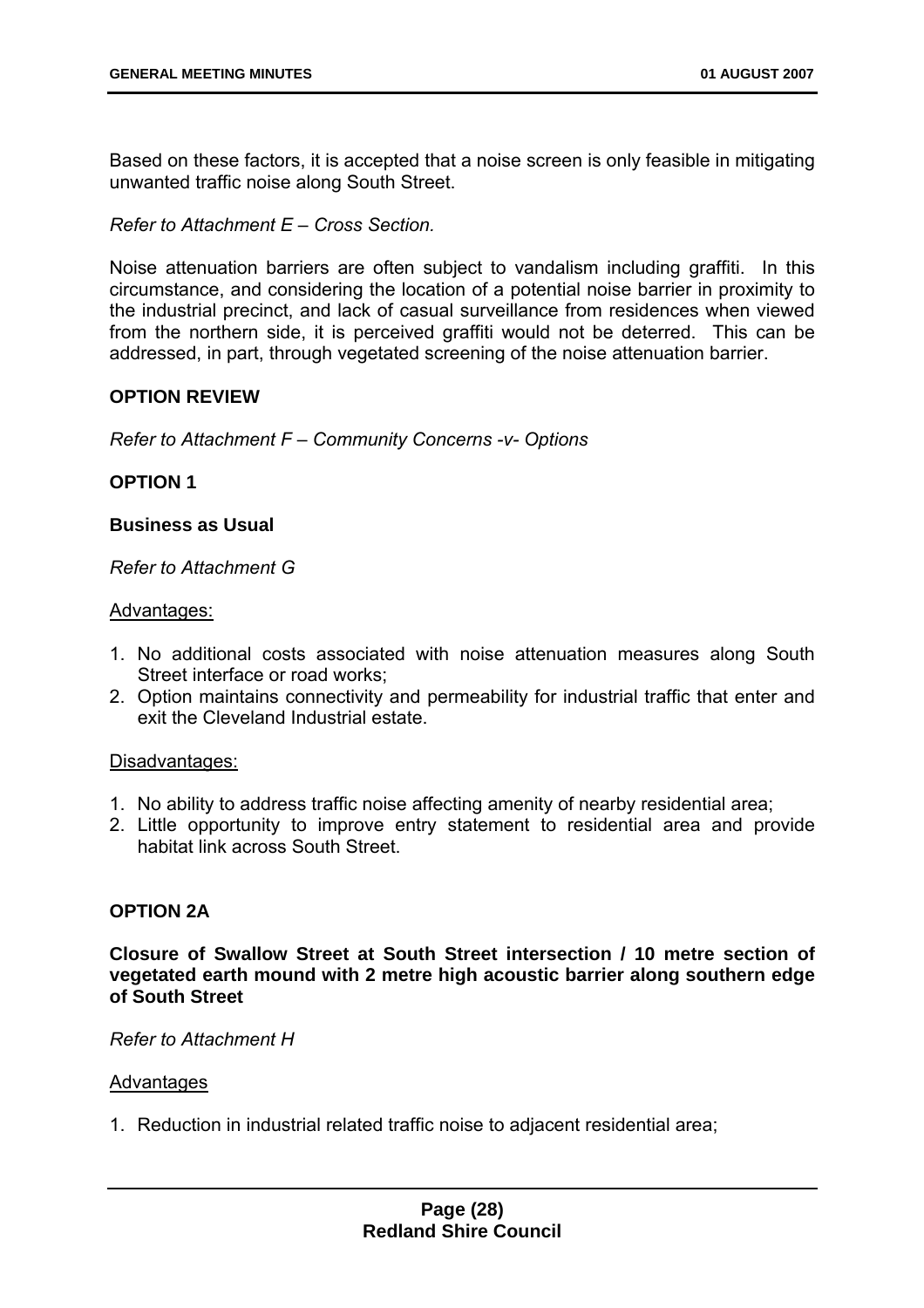Based on these factors, it is accepted that a noise screen is only feasible in mitigating unwanted traffic noise along South Street.

*Refer to Attachment E – Cross Section.*

Noise attenuation barriers are often subject to vandalism including graffiti. In this circumstance, and considering the location of a potential noise barrier in proximity to the industrial precinct, and lack of casual surveillance from residences when viewed from the northern side, it is perceived graffiti would not be deterred. This can be addressed, in part, through vegetated screening of the noise attenuation barrier.

**OPTION REVIEW**

*Refer to Attachment F – Community Concerns -v- Options*

**OPTION 1**

**Business as Usual**

*Refer to Attachment G*

Advantages:

1. No additional costs associated with noise attenuation measures along South Street interface or road works;
2. Option maintains connectivity and permeability for industrial traffic that enter and exit the Cleveland Industrial estate.

Disadvantages:

1. No ability to address traffic noise affecting amenity of nearby residential area;
2. Little opportunity to improve entry statement to residential area and provide habitat link across South Street.

**OPTION 2A**

**Closure of Swallow Street at South Street intersection / 10 metre section of vegetated earth mound with 2 metre high acoustic barrier along southern edge of South Street**

*Refer to Attachment H*

Advantages

1. Reduction in industrial related traffic noise to adjacent residential area;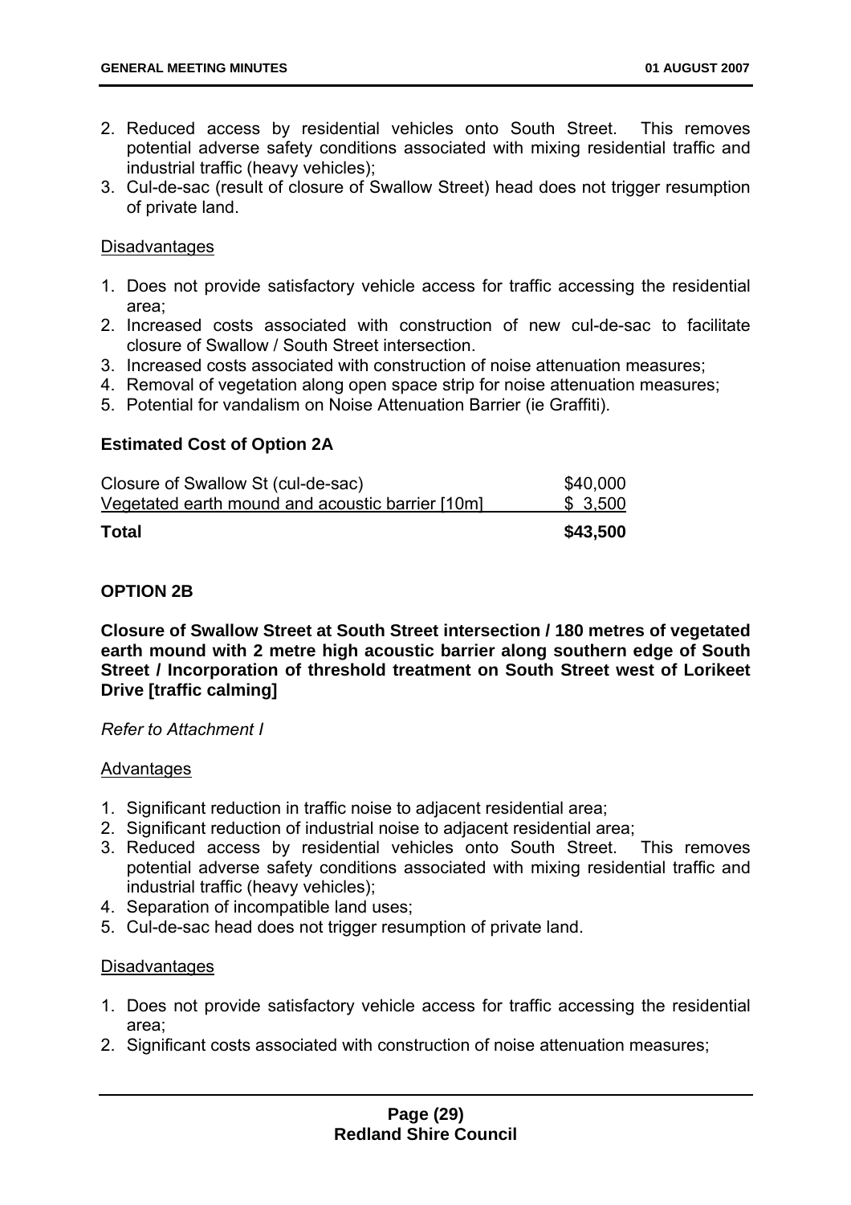2. Reduced access by residential vehicles onto South Street. This removes potential adverse safety conditions associated with mixing residential traffic and industrial traffic (heavy vehicles);
3. Cul-de-sac (result of closure of Swallow Street) head does not trigger resumption of private land.

<u>Disadvantages</u>

1. Does not provide satisfactory vehicle access for traffic accessing the residential area;
2. Increased costs associated with construction of new cul-de-sac to facilitate closure of Swallow / South Street intersection.
3. Increased costs associated with construction of noise attenuation measures;
4. Removal of vegetation along open space strip for noise attenuation measures;
5. Potential for vandalism on Noise Attenuation Barrier (ie Graffiti).

**Estimated Cost of Option 2A**

| | |
|---|---|
| Closure of Swallow St (cul-de-sac) | $40,000 |
| Vegetated earth mound and acoustic barrier [10m] | $ 3,500 |
| **Total** | **$43,500** |

**OPTION 2B**

**Closure of Swallow Street at South Street intersection / 180 metres of vegetated earth mound with 2 metre high acoustic barrier along southern edge of South Street / Incorporation of threshold treatment on South Street west of Lorikeet Drive [traffic calming]**

*Refer to Attachment I*

<u>Advantages</u>

1. Significant reduction in traffic noise to adjacent residential area;
2. Significant reduction of industrial noise to adjacent residential area;
3. Reduced access by residential vehicles onto South Street. This removes potential adverse safety conditions associated with mixing residential traffic and industrial traffic (heavy vehicles);
4. Separation of incompatible land uses;
5. Cul-de-sac head does not trigger resumption of private land.

<u>Disadvantages</u>

1. Does not provide satisfactory vehicle access for traffic accessing the residential area;
2. Significant costs associated with construction of noise attenuation measures;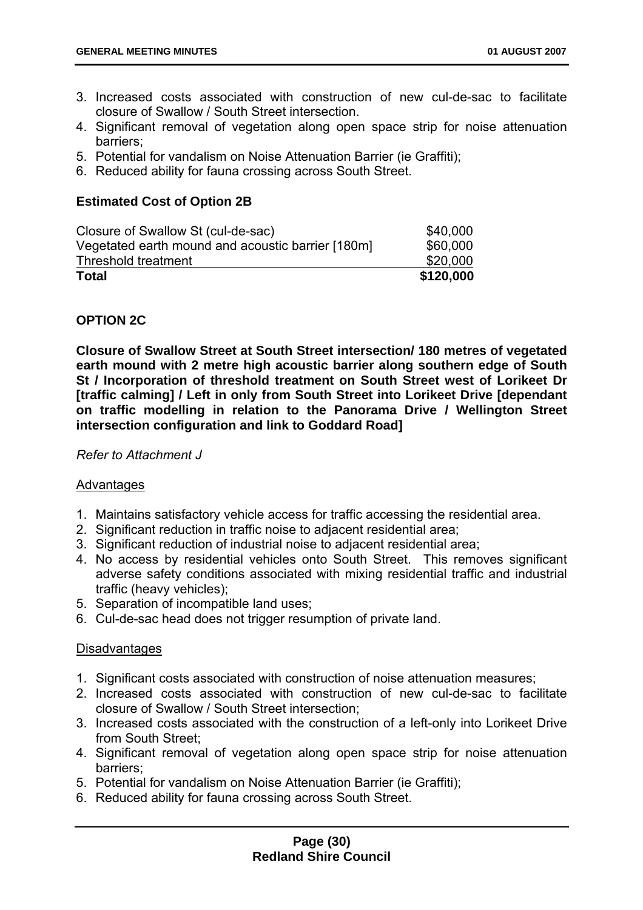3. Increased costs associated with construction of new cul-de-sac to facilitate closure of Swallow / South Street intersection.
4. Significant removal of vegetation along open space strip for noise attenuation barriers;
5. Potential for vandalism on Noise Attenuation Barrier (ie Graffiti);
6. Reduced ability for fauna crossing across South Street.

**Estimated Cost of Option 2B**

| | |
|---|---|
| Closure of Swallow St (cul-de-sac) | $40,000 |
| Vegetated earth mound and acoustic barrier [180m] | $60,000 |
| Threshold treatment | $20,000 |
| **Total** | **$120,000** |

**OPTION 2C**

**Closure of Swallow Street at South Street intersection/ 180 metres of vegetated earth mound with 2 metre high acoustic barrier along southern edge of South St / Incorporation of threshold treatment on South Street west of Lorikeet Dr [traffic calming] / Left in only from South Street into Lorikeet Drive [dependant on traffic modelling in relation to the Panorama Drive / Wellington Street intersection configuration and link to Goddard Road]**

*Refer to Attachment J*

Advantages

1. Maintains satisfactory vehicle access for traffic accessing the residential area.
2. Significant reduction in traffic noise to adjacent residential area;
3. Significant reduction of industrial noise to adjacent residential area;
4. No access by residential vehicles onto South Street. This removes significant adverse safety conditions associated with mixing residential traffic and industrial traffic (heavy vehicles);
5. Separation of incompatible land uses;
6. Cul-de-sac head does not trigger resumption of private land.

Disadvantages

1. Significant costs associated with construction of noise attenuation measures;
2. Increased costs associated with construction of new cul-de-sac to facilitate closure of Swallow / South Street intersection;
3. Increased costs associated with the construction of a left-only into Lorikeet Drive from South Street;
4. Significant removal of vegetation along open space strip for noise attenuation barriers;
5. Potential for vandalism on Noise Attenuation Barrier (ie Graffiti);
6. Reduced ability for fauna crossing across South Street.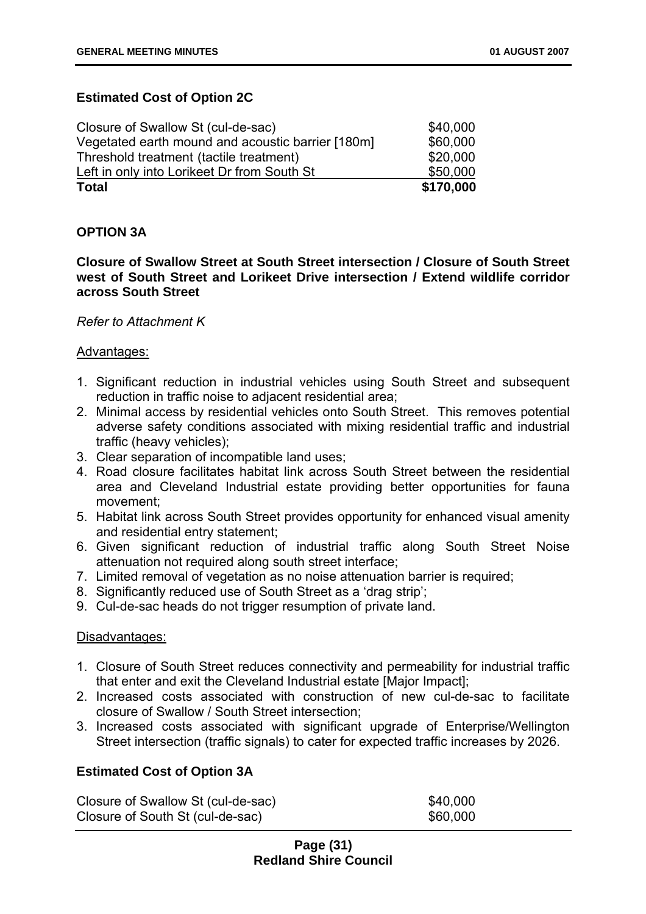**Estimated Cost of Option 2C**

| | |
|---|---|
| Closure of Swallow St (cul-de-sac) | $40,000 |
| Vegetated earth mound and acoustic barrier [180m] | $60,000 |
| Threshold treatment (tactile treatment) | $20,000 |
| Left in only into Lorikeet Dr from South St | $50,000 |
| **Total** | **$170,000** |

**OPTION 3A**

**Closure of Swallow Street at South Street intersection / Closure of South Street west of South Street and Lorikeet Drive intersection / Extend wildlife corridor across South Street**

*Refer to Attachment K*

Advantages:

1. Significant reduction in industrial vehicles using South Street and subsequent reduction in traffic noise to adjacent residential area;
2. Minimal access by residential vehicles onto South Street. This removes potential adverse safety conditions associated with mixing residential traffic and industrial traffic (heavy vehicles);
3. Clear separation of incompatible land uses;
4. Road closure facilitates habitat link across South Street between the residential area and Cleveland Industrial estate providing better opportunities for fauna movement;
5. Habitat link across South Street provides opportunity for enhanced visual amenity and residential entry statement;
6. Given significant reduction of industrial traffic along South Street Noise attenuation not required along south street interface;
7. Limited removal of vegetation as no noise attenuation barrier is required;
8. Significantly reduced use of South Street as a 'drag strip';
9. Cul-de-sac heads do not trigger resumption of private land.

Disadvantages:

1. Closure of South Street reduces connectivity and permeability for industrial traffic that enter and exit the Cleveland Industrial estate [Major Impact];
2. Increased costs associated with construction of new cul-de-sac to facilitate closure of Swallow / South Street intersection;
3. Increased costs associated with significant upgrade of Enterprise/Wellington Street intersection (traffic signals) to cater for expected traffic increases by 2026.

**Estimated Cost of Option 3A**

| | |
|---|---|
| Closure of Swallow St (cul-de-sac) | $40,000 |
| Closure of South St (cul-de-sac) | $60,000 |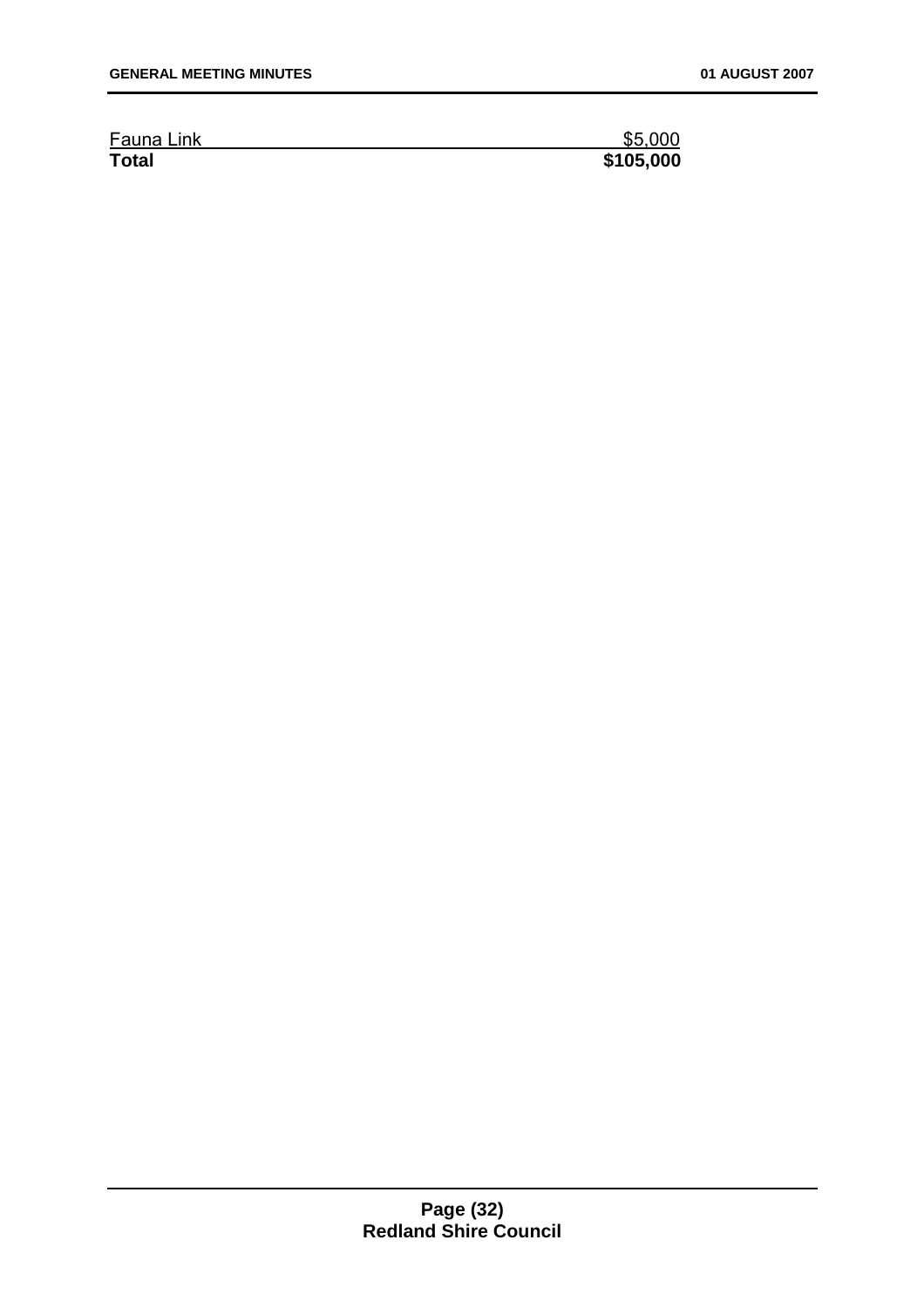| Fauna Link | $5,000 |
|---|---|
| **Total** | **$105,000** |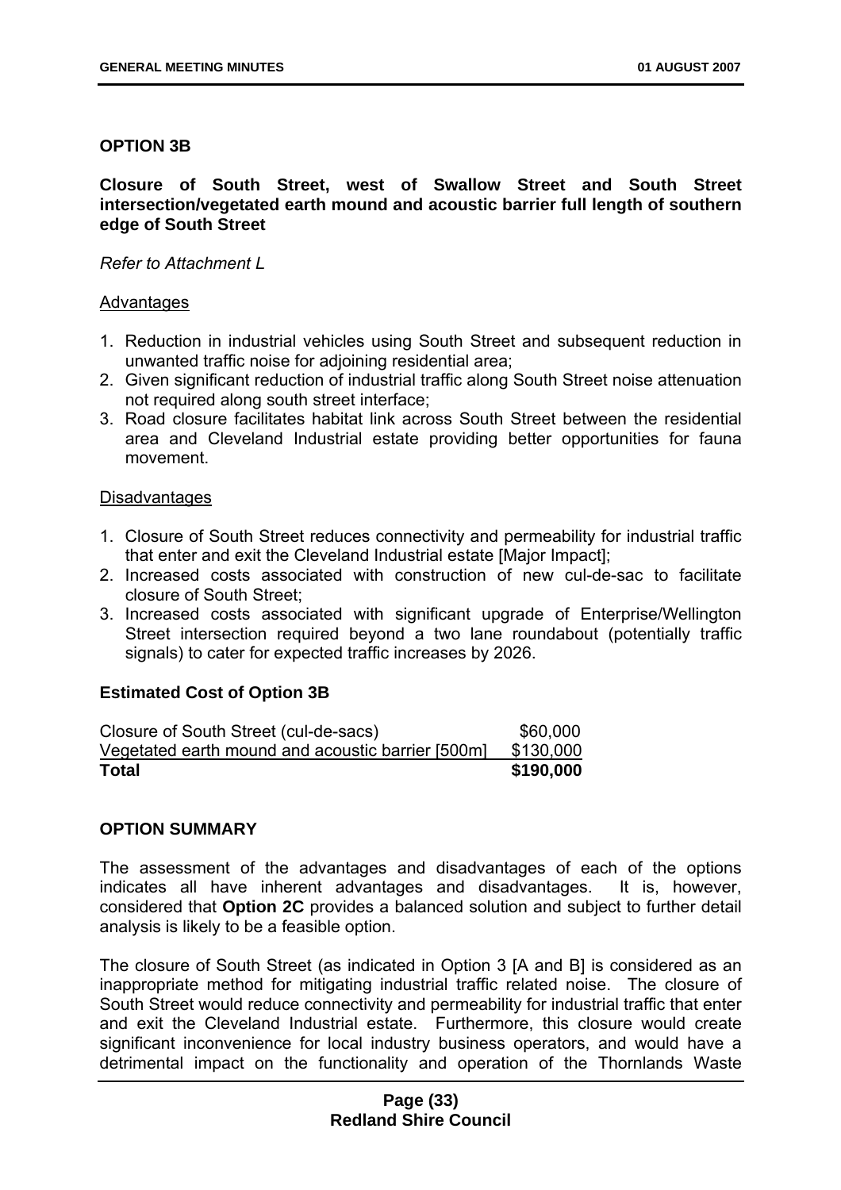**OPTION 3B**

**Closure of South Street, west of Swallow Street and South Street intersection/vegetated earth mound and acoustic barrier full length of southern edge of South Street**

*Refer to Attachment L*

Advantages

1. Reduction in industrial vehicles using South Street and subsequent reduction in unwanted traffic noise for adjoining residential area;
2. Given significant reduction of industrial traffic along South Street noise attenuation not required along south street interface;
3. Road closure facilitates habitat link across South Street between the residential area and Cleveland Industrial estate providing better opportunities for fauna movement.

Disadvantages

1. Closure of South Street reduces connectivity and permeability for industrial traffic that enter and exit the Cleveland Industrial estate [Major Impact];
2. Increased costs associated with construction of new cul-de-sac to facilitate closure of South Street;
3. Increased costs associated with significant upgrade of Enterprise/Wellington Street intersection required beyond a two lane roundabout (potentially traffic signals) to cater for expected traffic increases by 2026.

**Estimated Cost of Option 3B**

| | |
|---|---:|
| Closure of South Street (cul-de-sacs) | $60,000 |
| Vegetated earth mound and acoustic barrier [500m] | $130,000 |
| **Total** | **$190,000** |

**OPTION SUMMARY**

The assessment of the advantages and disadvantages of each of the options indicates all have inherent advantages and disadvantages. It is, however, considered that **Option 2C** provides a balanced solution and subject to further detail analysis is likely to be a feasible option.

The closure of South Street (as indicated in Option 3 [A and B] is considered as an inappropriate method for mitigating industrial traffic related noise. The closure of South Street would reduce connectivity and permeability for industrial traffic that enter and exit the Cleveland Industrial estate. Furthermore, this closure would create significant inconvenience for local industry business operators, and would have a detrimental impact on the functionality and operation of the Thornlands Waste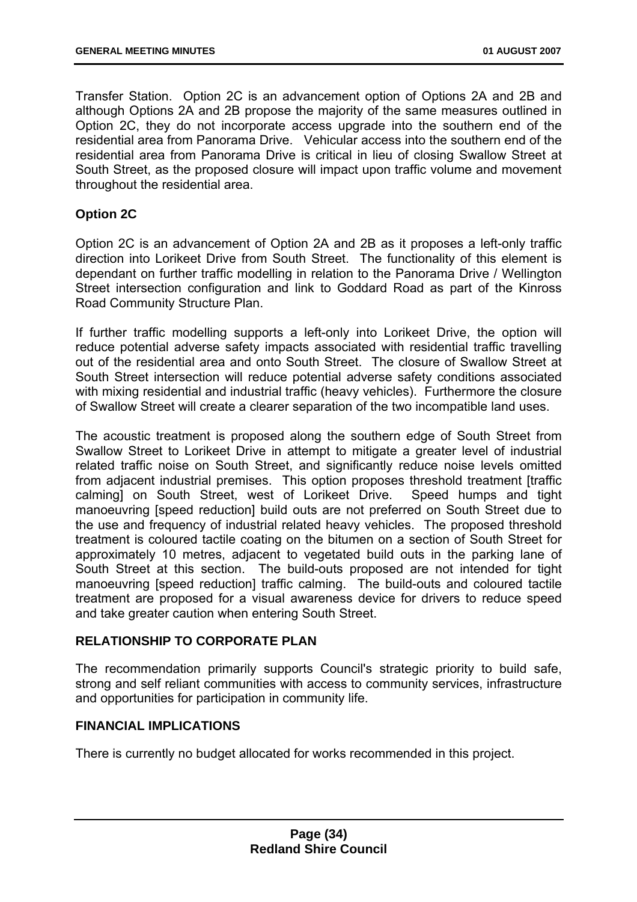Transfer Station. Option 2C is an advancement option of Options 2A and 2B and although Options 2A and 2B propose the majority of the same measures outlined in Option 2C, they do not incorporate access upgrade into the southern end of the residential area from Panorama Drive. Vehicular access into the southern end of the residential area from Panorama Drive is critical in lieu of closing Swallow Street at South Street, as the proposed closure will impact upon traffic volume and movement throughout the residential area.

**Option 2C**

Option 2C is an advancement of Option 2A and 2B as it proposes a left-only traffic direction into Lorikeet Drive from South Street. The functionality of this element is dependant on further traffic modelling in relation to the Panorama Drive / Wellington Street intersection configuration and link to Goddard Road as part of the Kinross Road Community Structure Plan.

If further traffic modelling supports a left-only into Lorikeet Drive, the option will reduce potential adverse safety impacts associated with residential traffic travelling out of the residential area and onto South Street. The closure of Swallow Street at South Street intersection will reduce potential adverse safety conditions associated with mixing residential and industrial traffic (heavy vehicles). Furthermore the closure of Swallow Street will create a clearer separation of the two incompatible land uses.

The acoustic treatment is proposed along the southern edge of South Street from Swallow Street to Lorikeet Drive in attempt to mitigate a greater level of industrial related traffic noise on South Street, and significantly reduce noise levels omitted from adjacent industrial premises. This option proposes threshold treatment [traffic calming] on South Street, west of Lorikeet Drive. Speed humps and tight manoeuvring [speed reduction] build outs are not preferred on South Street due to the use and frequency of industrial related heavy vehicles. The proposed threshold treatment is coloured tactile coating on the bitumen on a section of South Street for approximately 10 metres, adjacent to vegetated build outs in the parking lane of South Street at this section. The build-outs proposed are not intended for tight manoeuvring [speed reduction] traffic calming. The build-outs and coloured tactile treatment are proposed for a visual awareness device for drivers to reduce speed and take greater caution when entering South Street.

**RELATIONSHIP TO CORPORATE PLAN**

The recommendation primarily supports Council's strategic priority to build safe, strong and self reliant communities with access to community services, infrastructure and opportunities for participation in community life.

**FINANCIAL IMPLICATIONS**

There is currently no budget allocated for works recommended in this project.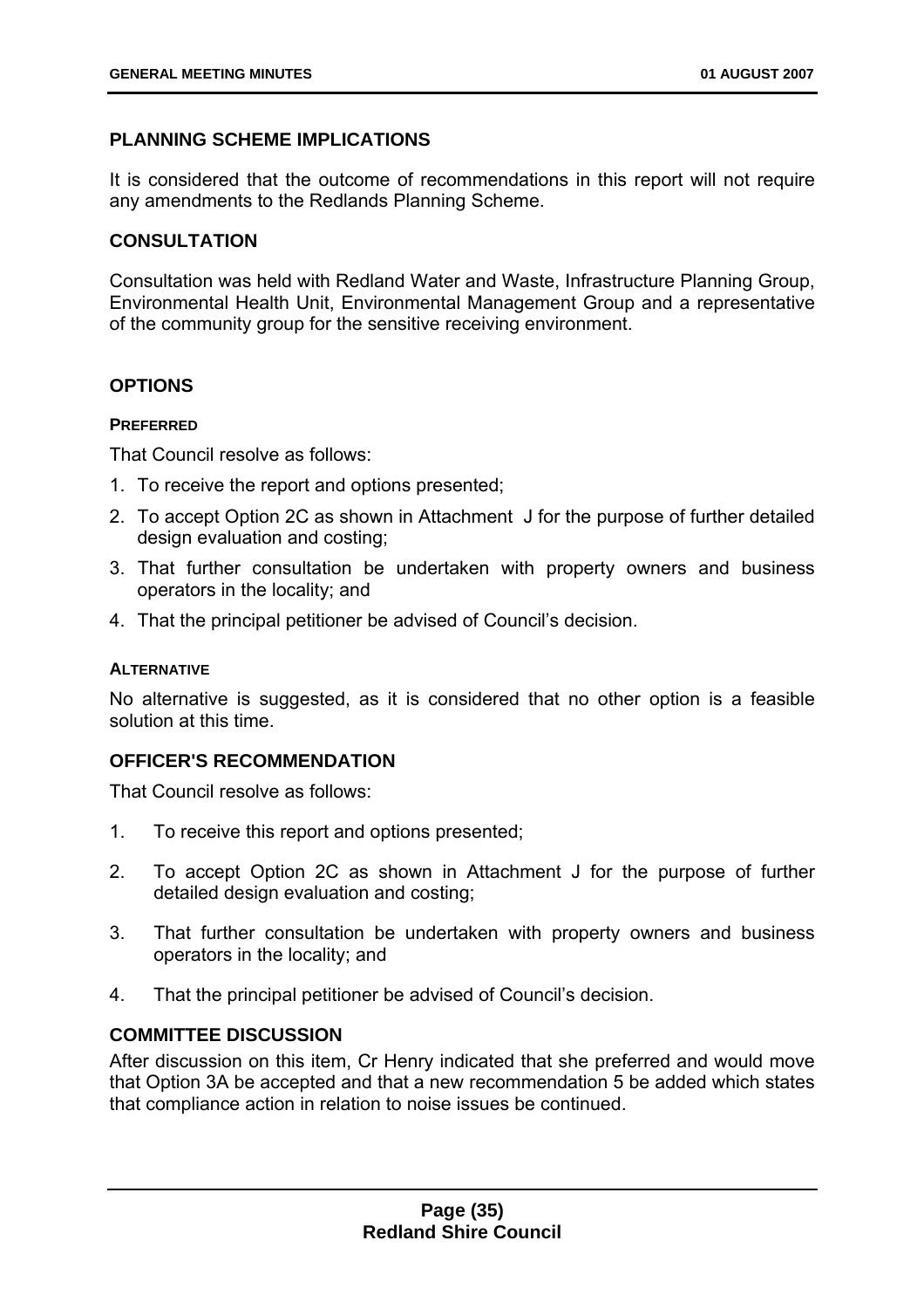## PLANNING SCHEME IMPLICATIONS

It is considered that the outcome of recommendations in this report will not require any amendments to the Redlands Planning Scheme.

## CONSULTATION

Consultation was held with Redland Water and Waste, Infrastructure Planning Group, Environmental Health Unit, Environmental Management Group and a representative of the community group for the sensitive receiving environment.

## OPTIONS

### PREFERRED

That Council resolve as follows:

1. To receive the report and options presented;
2. To accept Option 2C as shown in Attachment J for the purpose of further detailed design evaluation and costing;
3. That further consultation be undertaken with property owners and business operators in the locality; and
4. That the principal petitioner be advised of Council's decision.

### ALTERNATIVE

No alternative is suggested, as it is considered that no other option is a feasible solution at this time.

## OFFICER'S RECOMMENDATION

That Council resolve as follows:

1. To receive this report and options presented;
2. To accept Option 2C as shown in Attachment J for the purpose of further detailed design evaluation and costing;
3. That further consultation be undertaken with property owners and business operators in the locality; and
4. That the principal petitioner be advised of Council's decision.

## COMMITTEE DISCUSSION

After discussion on this item, Cr Henry indicated that she preferred and would move that Option 3A be accepted and that a new recommendation 5 be added which states that compliance action in relation to noise issues be continued.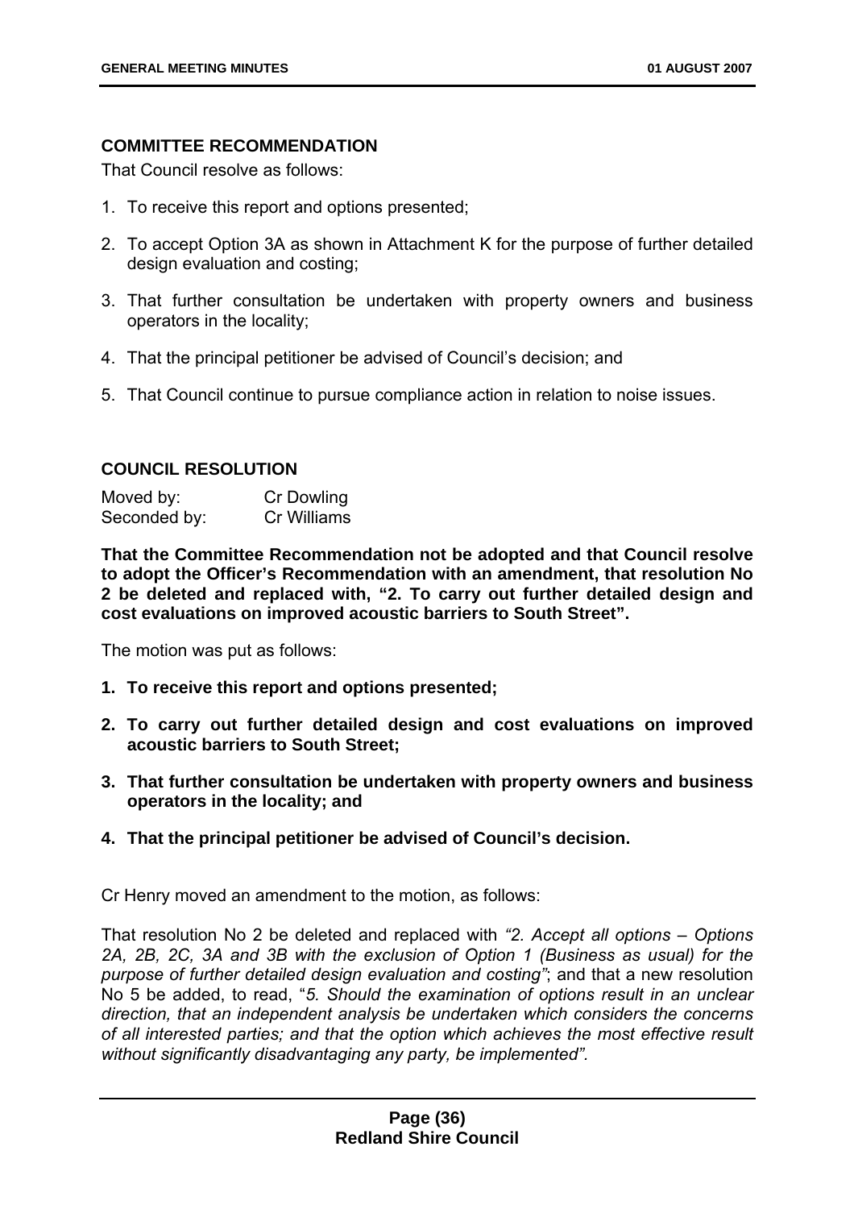### COMMITTEE RECOMMENDATION

That Council resolve as follows:

1. To receive this report and options presented;
2. To accept Option 3A as shown in Attachment K for the purpose of further detailed design evaluation and costing;
3. That further consultation be undertaken with property owners and business operators in the locality;
4. That the principal petitioner be advised of Council's decision; and
5. That Council continue to pursue compliance action in relation to noise issues.

### COUNCIL RESOLUTION

| | |
|---|---|
| Moved by: | Cr Dowling |
| Seconded by: | Cr Williams |

**That the Committee Recommendation not be adopted and that Council resolve to adopt the Officer's Recommendation with an amendment, that resolution No 2 be deleted and replaced with, "2. To carry out further detailed design and cost evaluations on improved acoustic barriers to South Street".**

The motion was put as follows:

1. **To receive this report and options presented;**
2. **To carry out further detailed design and cost evaluations on improved acoustic barriers to South Street;**
3. **That further consultation be undertaken with property owners and business operators in the locality; and**
4. **That the principal petitioner be advised of Council's decision.**

Cr Henry moved an amendment to the motion, as follows:

That resolution No 2 be deleted and replaced with *"2. Accept all options – Options 2A, 2B, 2C, 3A and 3B with the exclusion of Option 1 (Business as usual) for the purpose of further detailed design evaluation and costing"*; and that a new resolution No 5 be added, to read, "*5. Should the examination of options result in an unclear direction, that an independent analysis be undertaken which considers the concerns of all interested parties; and that the option which achieves the most effective result without significantly disadvantaging any party, be implemented".*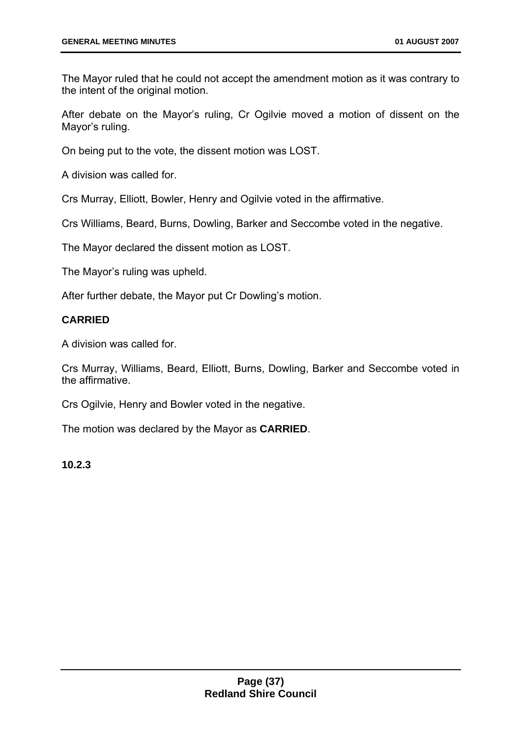The Mayor ruled that he could not accept the amendment motion as it was contrary to the intent of the original motion.

After debate on the Mayor's ruling, Cr Ogilvie moved a motion of dissent on the Mayor's ruling.

On being put to the vote, the dissent motion was LOST.

A division was called for.

Crs Murray, Elliott, Bowler, Henry and Ogilvie voted in the affirmative.

Crs Williams, Beard, Burns, Dowling, Barker and Seccombe voted in the negative.

The Mayor declared the dissent motion as LOST.

The Mayor's ruling was upheld.

After further debate, the Mayor put Cr Dowling's motion.

**CARRIED**

A division was called for.

Crs Murray, Williams, Beard, Elliott, Burns, Dowling, Barker and Seccombe voted in the affirmative.

Crs Ogilvie, Henry and Bowler voted in the negative.

The motion was declared by the Mayor as **CARRIED**.

**10.2.3**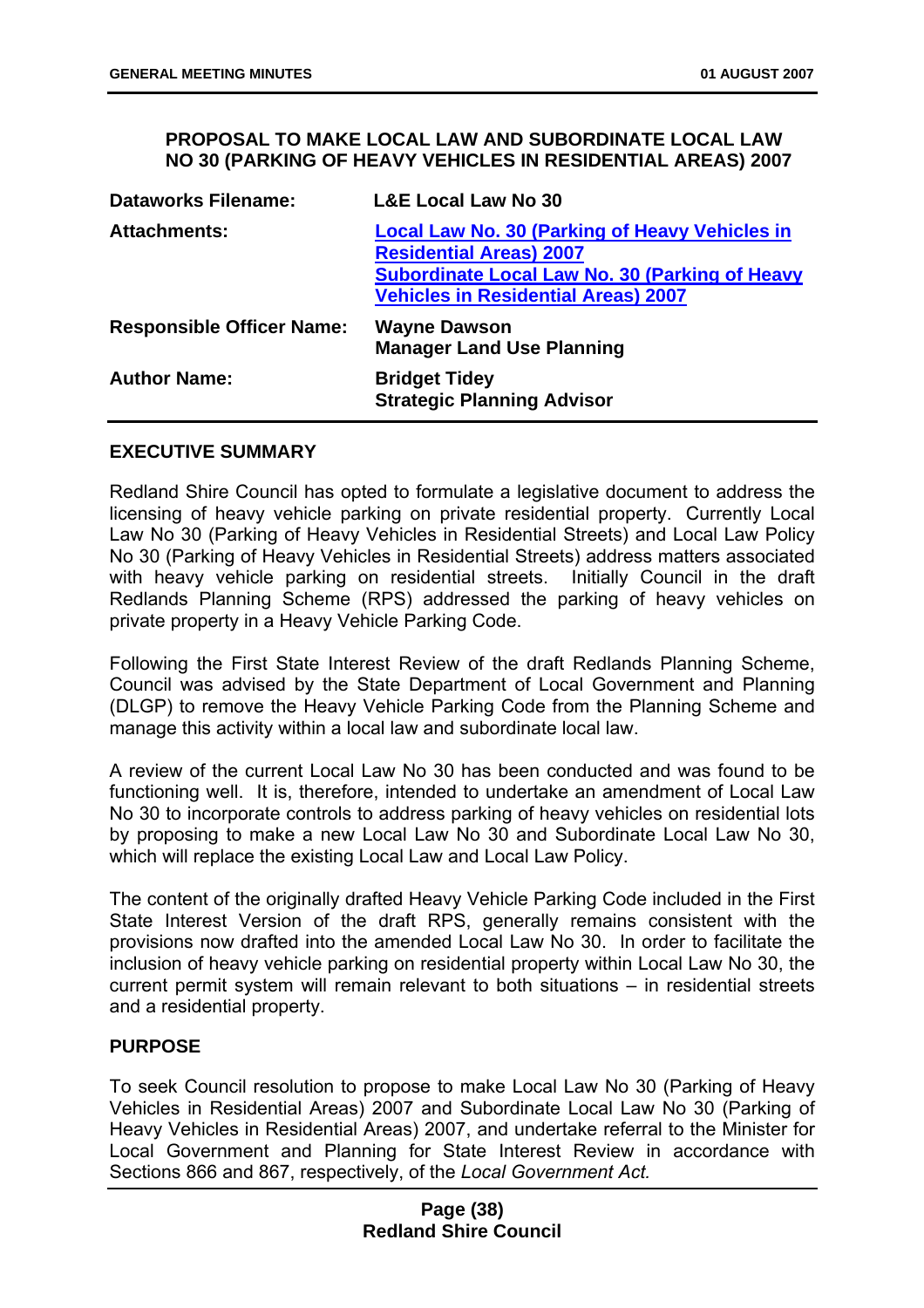## PROPOSAL TO MAKE LOCAL LAW AND SUBORDINATE LOCAL LAW NO 30 (PARKING OF HEAVY VEHICLES IN RESIDENTIAL AREAS) 2007

| | |
|---|---|
| **Dataworks Filename:** | **L&E Local Law No 30** |
| **Attachments:** | **Local Law No. 30 (Parking of Heavy Vehicles in Residential Areas) 2007**<br>**Subordinate Local Law No. 30 (Parking of Heavy Vehicles in Residential Areas) 2007** |
| **Responsible Officer Name:** | **Wayne Dawson**<br>**Manager Land Use Planning** |
| **Author Name:** | **Bridget Tidey**<br>**Strategic Planning Advisor** |

### EXECUTIVE SUMMARY

Redland Shire Council has opted to formulate a legislative document to address the licensing of heavy vehicle parking on private residential property. Currently Local Law No 30 (Parking of Heavy Vehicles in Residential Streets) and Local Law Policy No 30 (Parking of Heavy Vehicles in Residential Streets) address matters associated with heavy vehicle parking on residential streets. Initially Council in the draft Redlands Planning Scheme (RPS) addressed the parking of heavy vehicles on private property in a Heavy Vehicle Parking Code.

Following the First State Interest Review of the draft Redlands Planning Scheme, Council was advised by the State Department of Local Government and Planning (DLGP) to remove the Heavy Vehicle Parking Code from the Planning Scheme and manage this activity within a local law and subordinate local law.

A review of the current Local Law No 30 has been conducted and was found to be functioning well. It is, therefore, intended to undertake an amendment of Local Law No 30 to incorporate controls to address parking of heavy vehicles on residential lots by proposing to make a new Local Law No 30 and Subordinate Local Law No 30, which will replace the existing Local Law and Local Law Policy.

The content of the originally drafted Heavy Vehicle Parking Code included in the First State Interest Version of the draft RPS, generally remains consistent with the provisions now drafted into the amended Local Law No 30. In order to facilitate the inclusion of heavy vehicle parking on residential property within Local Law No 30, the current permit system will remain relevant to both situations – in residential streets and a residential property.

### PURPOSE

To seek Council resolution to propose to make Local Law No 30 (Parking of Heavy Vehicles in Residential Areas) 2007 and Subordinate Local Law No 30 (Parking of Heavy Vehicles in Residential Areas) 2007, and undertake referral to the Minister for Local Government and Planning for State Interest Review in accordance with Sections 866 and 867, respectively, of the *Local Government Act.*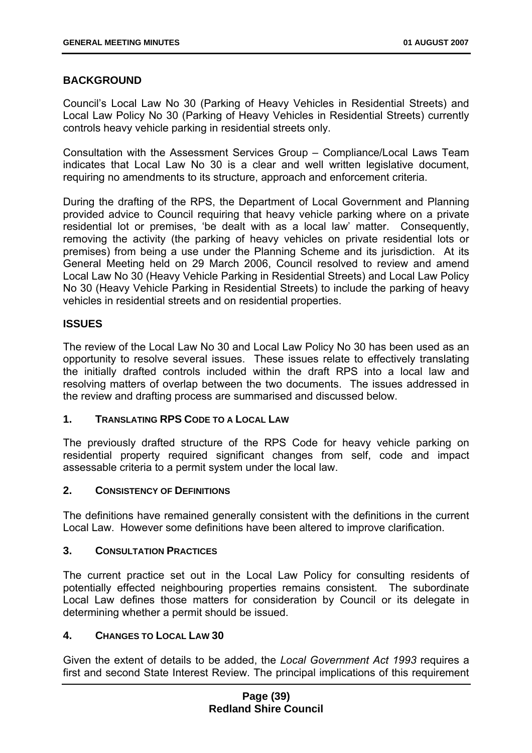## BACKGROUND

Council's Local Law No 30 (Parking of Heavy Vehicles in Residential Streets) and Local Law Policy No 30 (Parking of Heavy Vehicles in Residential Streets) currently controls heavy vehicle parking in residential streets only.

Consultation with the Assessment Services Group – Compliance/Local Laws Team indicates that Local Law No 30 is a clear and well written legislative document, requiring no amendments to its structure, approach and enforcement criteria.

During the drafting of the RPS, the Department of Local Government and Planning provided advice to Council requiring that heavy vehicle parking where on a private residential lot or premises, 'be dealt with as a local law' matter. Consequently, removing the activity (the parking of heavy vehicles on private residential lots or premises) from being a use under the Planning Scheme and its jurisdiction. At its General Meeting held on 29 March 2006, Council resolved to review and amend Local Law No 30 (Heavy Vehicle Parking in Residential Streets) and Local Law Policy No 30 (Heavy Vehicle Parking in Residential Streets) to include the parking of heavy vehicles in residential streets and on residential properties.

## ISSUES

The review of the Local Law No 30 and Local Law Policy No 30 has been used as an opportunity to resolve several issues. These issues relate to effectively translating the initially drafted controls included within the draft RPS into a local law and resolving matters of overlap between the two documents. The issues addressed in the review and drafting process are summarised and discussed below.

### 1. TRANSLATING RPS CODE TO A LOCAL LAW

The previously drafted structure of the RPS Code for heavy vehicle parking on residential property required significant changes from self, code and impact assessable criteria to a permit system under the local law.

### 2. CONSISTENCY OF DEFINITIONS

The definitions have remained generally consistent with the definitions in the current Local Law. However some definitions have been altered to improve clarification.

### 3. CONSULTATION PRACTICES

The current practice set out in the Local Law Policy for consulting residents of potentially effected neighbouring properties remains consistent. The subordinate Local Law defines those matters for consideration by Council or its delegate in determining whether a permit should be issued.

### 4. CHANGES TO LOCAL LAW 30

Given the extent of details to be added, the *Local Government Act 1993* requires a first and second State Interest Review. The principal implications of this requirement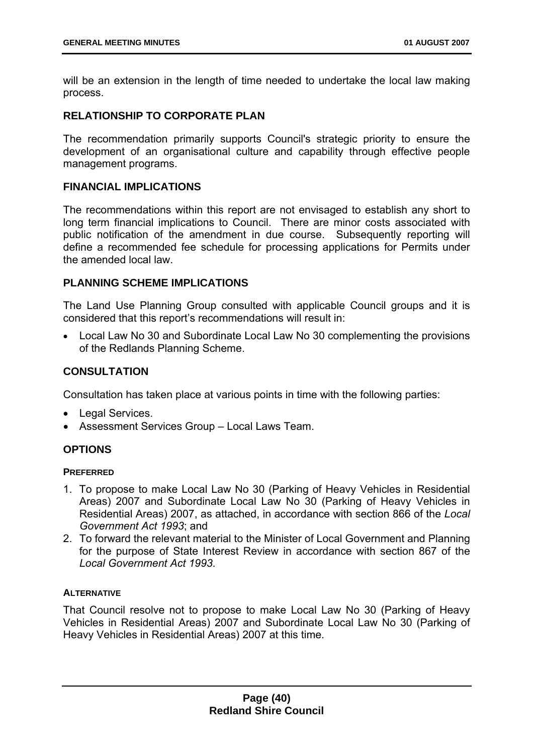will be an extension in the length of time needed to undertake the local law making process.

## RELATIONSHIP TO CORPORATE PLAN

The recommendation primarily supports Council's strategic priority to ensure the development of an organisational culture and capability through effective people management programs.

## FINANCIAL IMPLICATIONS

The recommendations within this report are not envisaged to establish any short to long term financial implications to Council. There are minor costs associated with public notification of the amendment in due course. Subsequently reporting will define a recommended fee schedule for processing applications for Permits under the amended local law.

## PLANNING SCHEME IMPLICATIONS

The Land Use Planning Group consulted with applicable Council groups and it is considered that this report's recommendations will result in:

- Local Law No 30 and Subordinate Local Law No 30 complementing the provisions of the Redlands Planning Scheme.

## CONSULTATION

Consultation has taken place at various points in time with the following parties:

- Legal Services.
- Assessment Services Group – Local Laws Team.

## OPTIONS

### PREFERRED

1. To propose to make Local Law No 30 (Parking of Heavy Vehicles in Residential Areas) 2007 and Subordinate Local Law No 30 (Parking of Heavy Vehicles in Residential Areas) 2007, as attached, in accordance with section 866 of the *Local Government Act 1993*; and
2. To forward the relevant material to the Minister of Local Government and Planning for the purpose of State Interest Review in accordance with section 867 of the *Local Government Act 1993*.

### ALTERNATIVE

That Council resolve not to propose to make Local Law No 30 (Parking of Heavy Vehicles in Residential Areas) 2007 and Subordinate Local Law No 30 (Parking of Heavy Vehicles in Residential Areas) 2007 at this time.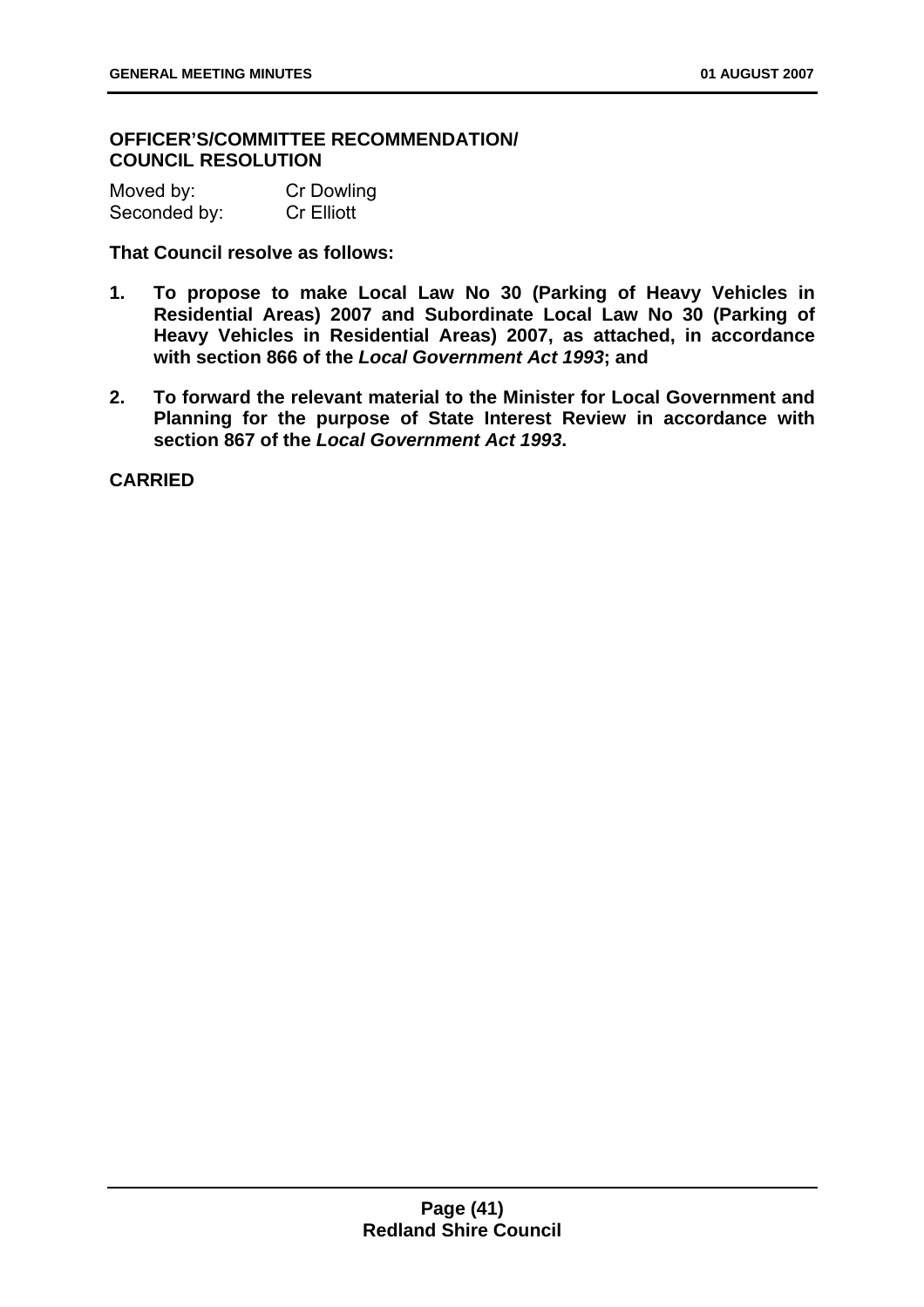## OFFICER'S/COMMITTEE RECOMMENDATION/ COUNCIL RESOLUTION

Moved by: Cr Dowling
Seconded by: Cr Elliott

**That Council resolve as follows:**

1. **To propose to make Local Law No 30 (Parking of Heavy Vehicles in Residential Areas) 2007 and Subordinate Local Law No 30 (Parking of Heavy Vehicles in Residential Areas) 2007, as attached, in accordance with section 866 of the *Local Government Act 1993*; and**

2. **To forward the relevant material to the Minister for Local Government and Planning for the purpose of State Interest Review in accordance with section 867 of the *Local Government Act 1993*.**

**CARRIED**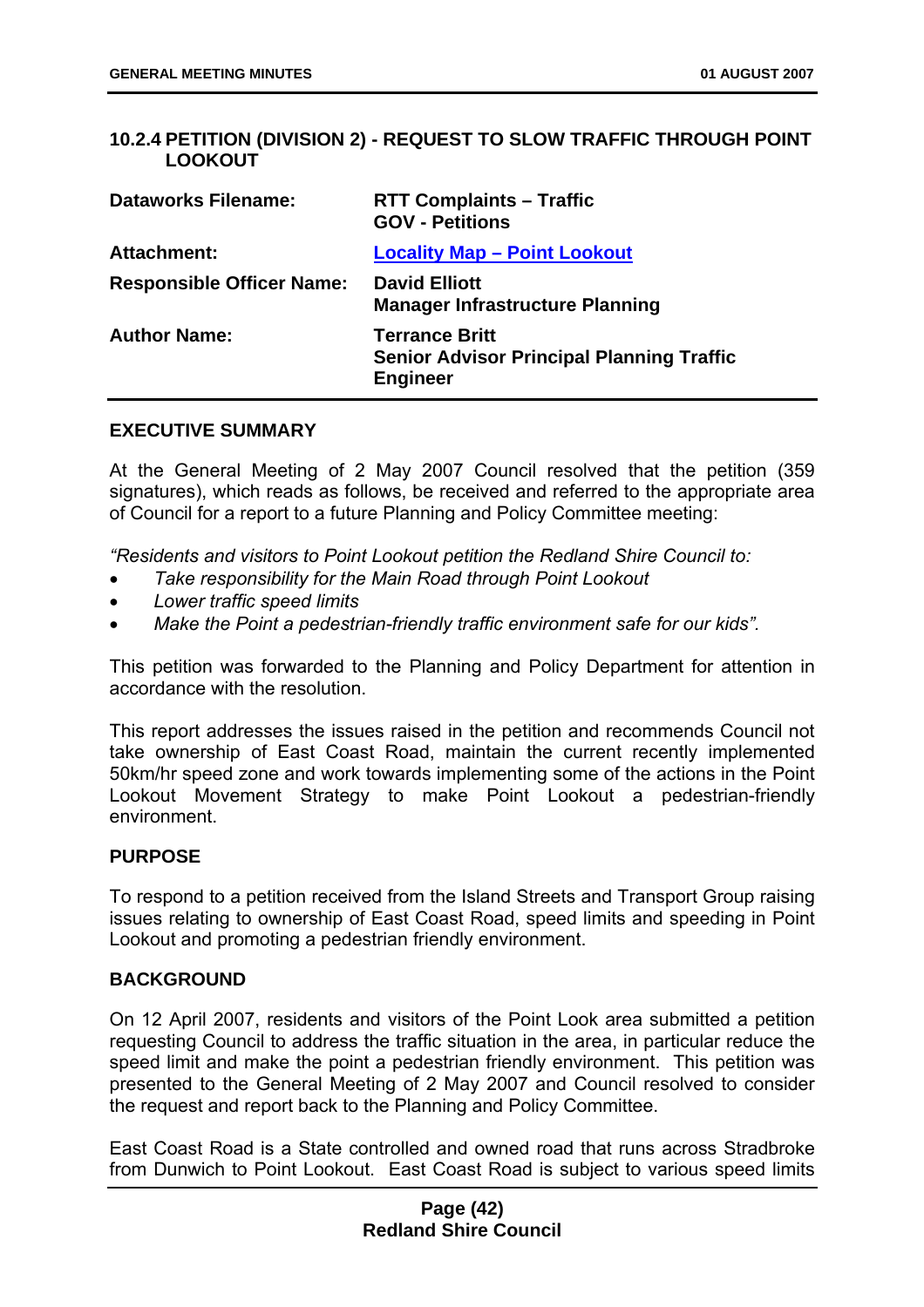## 10.2.4 PETITION (DIVISION 2) - REQUEST TO SLOW TRAFFIC THROUGH POINT LOOKOUT

| | |
|---|---|
| **Dataworks Filename:** | **RTT Complaints – Traffic**<br>**GOV - Petitions** |
| **Attachment:** | **Locality Map – Point Lookout** |
| **Responsible Officer Name:** | **David Elliott**<br>**Manager Infrastructure Planning** |
| **Author Name:** | **Terrance Britt**<br>**Senior Advisor Principal Planning Traffic Engineer** |

### EXECUTIVE SUMMARY

At the General Meeting of 2 May 2007 Council resolved that the petition (359 signatures), which reads as follows, be received and referred to the appropriate area of Council for a report to a future Planning and Policy Committee meeting:

*"Residents and visitors to Point Lookout petition the Redland Shire Council to:*

- *Take responsibility for the Main Road through Point Lookout*
- *Lower traffic speed limits*
- *Make the Point a pedestrian-friendly traffic environment safe for our kids".*

This petition was forwarded to the Planning and Policy Department for attention in accordance with the resolution.

This report addresses the issues raised in the petition and recommends Council not take ownership of East Coast Road, maintain the current recently implemented 50km/hr speed zone and work towards implementing some of the actions in the Point Lookout Movement Strategy to make Point Lookout a pedestrian-friendly environment.

### PURPOSE

To respond to a petition received from the Island Streets and Transport Group raising issues relating to ownership of East Coast Road, speed limits and speeding in Point Lookout and promoting a pedestrian friendly environment.

### BACKGROUND

On 12 April 2007, residents and visitors of the Point Look area submitted a petition requesting Council to address the traffic situation in the area, in particular reduce the speed limit and make the point a pedestrian friendly environment. This petition was presented to the General Meeting of 2 May 2007 and Council resolved to consider the request and report back to the Planning and Policy Committee.

East Coast Road is a State controlled and owned road that runs across Stradbroke from Dunwich to Point Lookout. East Coast Road is subject to various speed limits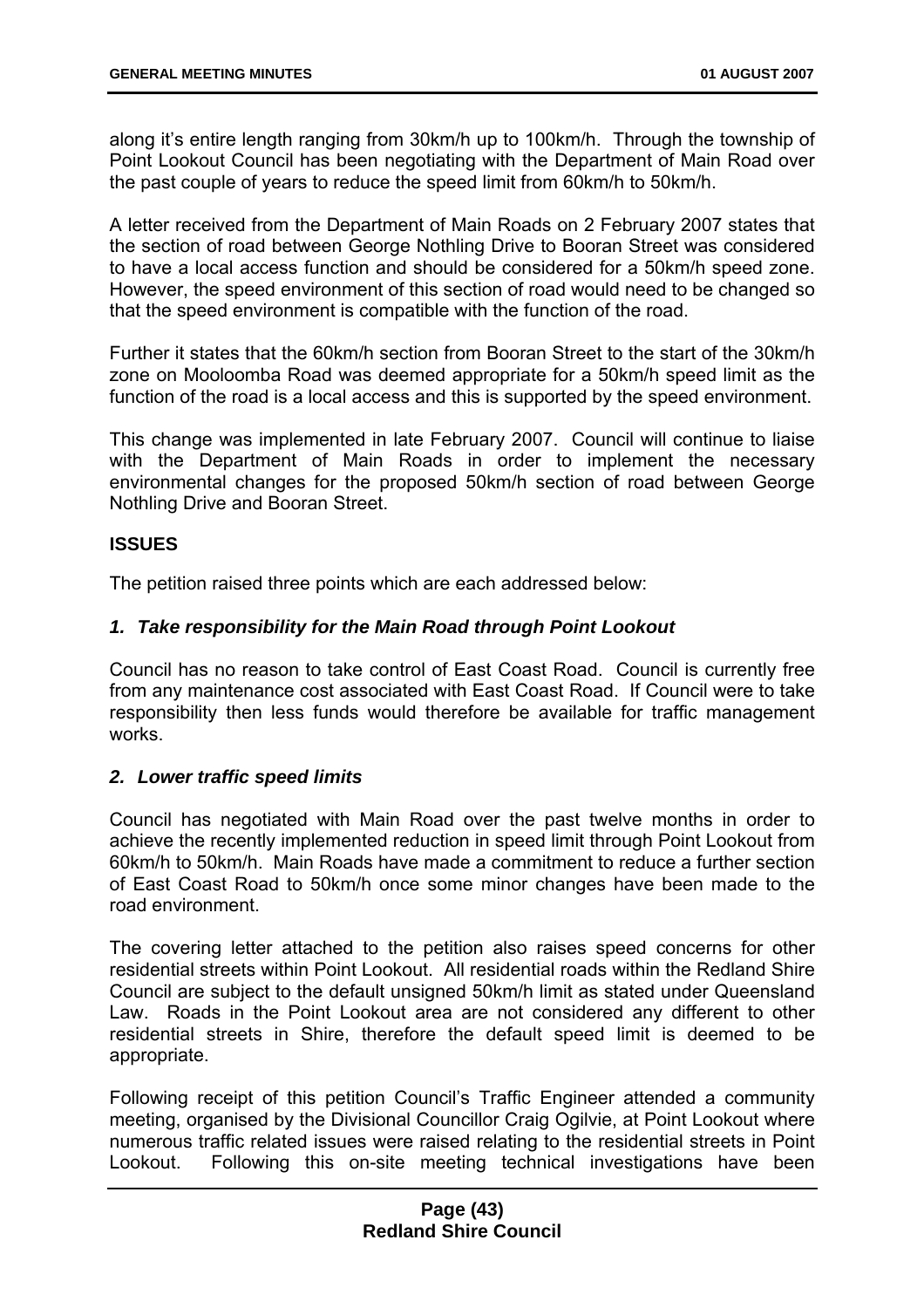along it's entire length ranging from 30km/h up to 100km/h. Through the township of Point Lookout Council has been negotiating with the Department of Main Road over the past couple of years to reduce the speed limit from 60km/h to 50km/h.

A letter received from the Department of Main Roads on 2 February 2007 states that the section of road between George Nothling Drive to Booran Street was considered to have a local access function and should be considered for a 50km/h speed zone. However, the speed environment of this section of road would need to be changed so that the speed environment is compatible with the function of the road.

Further it states that the 60km/h section from Booran Street to the start of the 30km/h zone on Mooloomba Road was deemed appropriate for a 50km/h speed limit as the function of the road is a local access and this is supported by the speed environment.

This change was implemented in late February 2007. Council will continue to liaise with the Department of Main Roads in order to implement the necessary environmental changes for the proposed 50km/h section of road between George Nothling Drive and Booran Street.

**ISSUES**

The petition raised three points which are each addressed below:

***1. Take responsibility for the Main Road through Point Lookout***

Council has no reason to take control of East Coast Road. Council is currently free from any maintenance cost associated with East Coast Road. If Council were to take responsibility then less funds would therefore be available for traffic management works.

***2. Lower traffic speed limits***

Council has negotiated with Main Road over the past twelve months in order to achieve the recently implemented reduction in speed limit through Point Lookout from 60km/h to 50km/h. Main Roads have made a commitment to reduce a further section of East Coast Road to 50km/h once some minor changes have been made to the road environment.

The covering letter attached to the petition also raises speed concerns for other residential streets within Point Lookout. All residential roads within the Redland Shire Council are subject to the default unsigned 50km/h limit as stated under Queensland Law. Roads in the Point Lookout area are not considered any different to other residential streets in Shire, therefore the default speed limit is deemed to be appropriate.

Following receipt of this petition Council's Traffic Engineer attended a community meeting, organised by the Divisional Councillor Craig Ogilvie, at Point Lookout where numerous traffic related issues were raised relating to the residential streets in Point Lookout. Following this on-site meeting technical investigations have been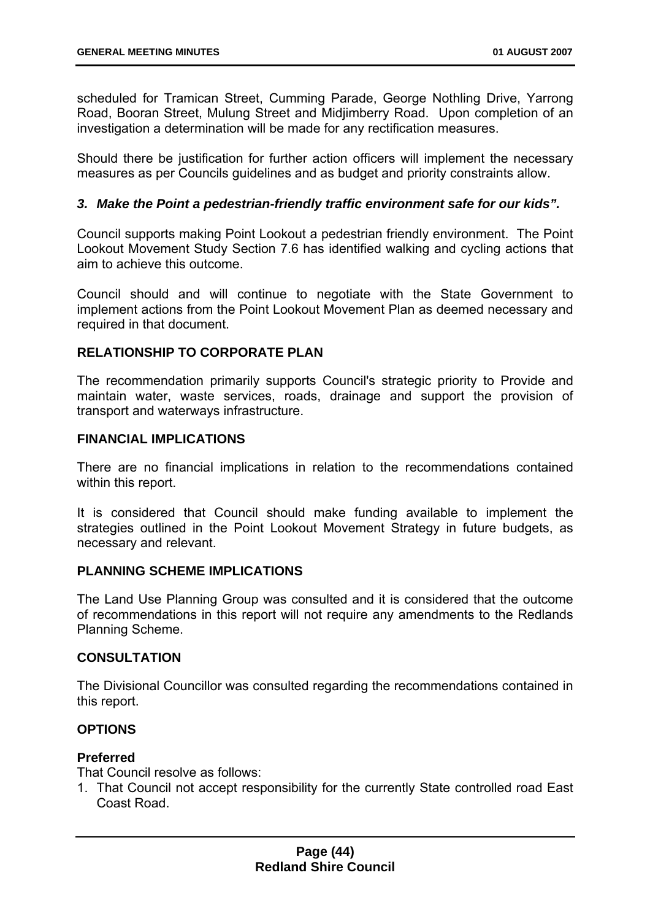scheduled for Tramican Street, Cumming Parade, George Nothling Drive, Yarrong Road, Booran Street, Mulung Street and Midjimberry Road. Upon completion of an investigation a determination will be made for any rectification measures.

Should there be justification for further action officers will implement the necessary measures as per Councils guidelines and as budget and priority constraints allow.

***3. Make the Point a pedestrian-friendly traffic environment safe for our kids".***

Council supports making Point Lookout a pedestrian friendly environment. The Point Lookout Movement Study Section 7.6 has identified walking and cycling actions that aim to achieve this outcome.

Council should and will continue to negotiate with the State Government to implement actions from the Point Lookout Movement Plan as deemed necessary and required in that document.

## RELATIONSHIP TO CORPORATE PLAN

The recommendation primarily supports Council's strategic priority to Provide and maintain water, waste services, roads, drainage and support the provision of transport and waterways infrastructure.

## FINANCIAL IMPLICATIONS

There are no financial implications in relation to the recommendations contained within this report.

It is considered that Council should make funding available to implement the strategies outlined in the Point Lookout Movement Strategy in future budgets, as necessary and relevant.

## PLANNING SCHEME IMPLICATIONS

The Land Use Planning Group was consulted and it is considered that the outcome of recommendations in this report will not require any amendments to the Redlands Planning Scheme.

## CONSULTATION

The Divisional Councillor was consulted regarding the recommendations contained in this report.

## OPTIONS

### Preferred

That Council resolve as follows:

1. That Council not accept responsibility for the currently State controlled road East Coast Road.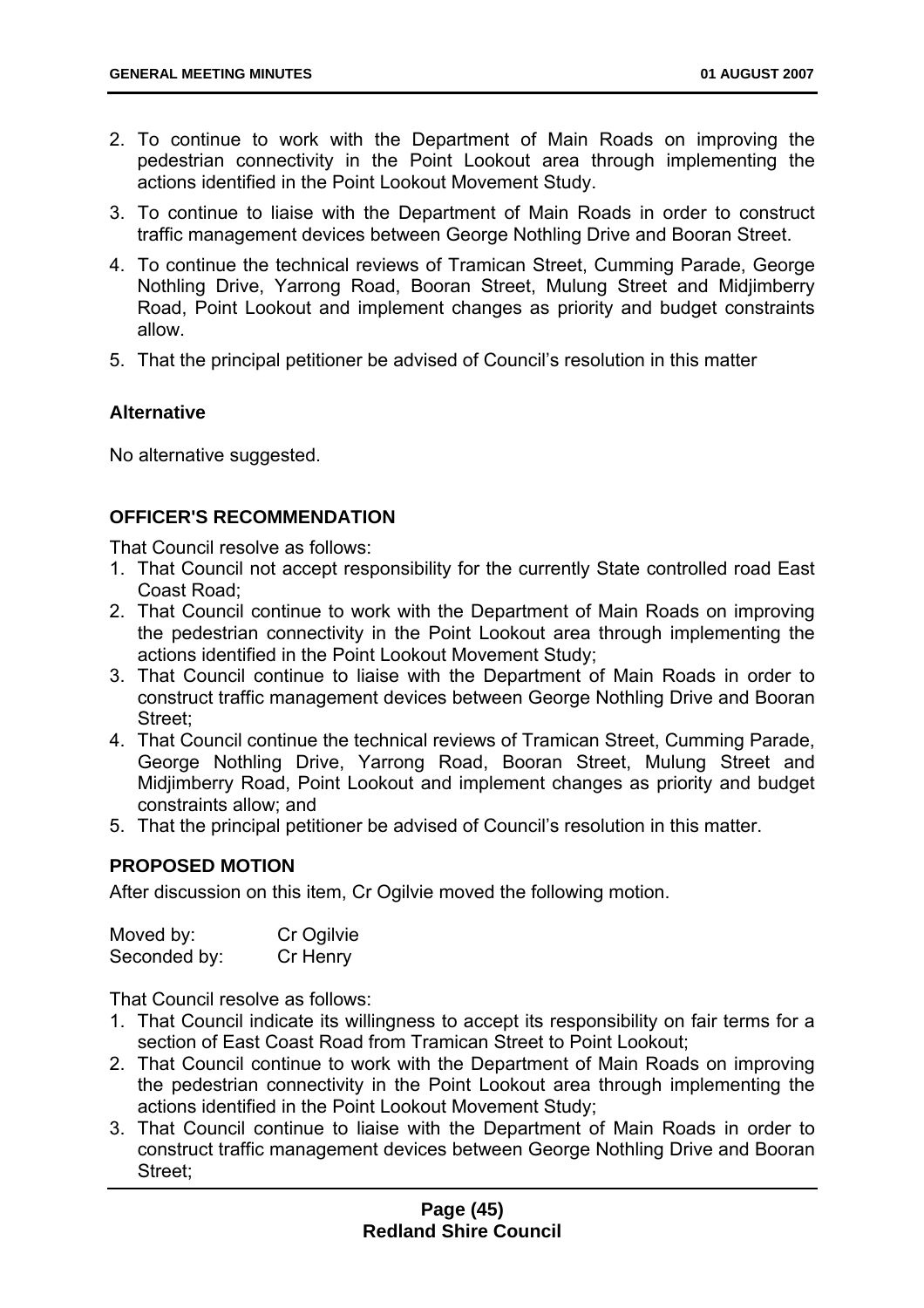2. To continue to work with the Department of Main Roads on improving the pedestrian connectivity in the Point Lookout area through implementing the actions identified in the Point Lookout Movement Study.
3. To continue to liaise with the Department of Main Roads in order to construct traffic management devices between George Nothling Drive and Booran Street.
4. To continue the technical reviews of Tramican Street, Cumming Parade, George Nothling Drive, Yarrong Road, Booran Street, Mulung Street and Midjimberry Road, Point Lookout and implement changes as priority and budget constraints allow.
5. That the principal petitioner be advised of Council's resolution in this matter

**Alternative**

No alternative suggested.

**OFFICER'S RECOMMENDATION**

That Council resolve as follows:

1. That Council not accept responsibility for the currently State controlled road East Coast Road;
2. That Council continue to work with the Department of Main Roads on improving the pedestrian connectivity in the Point Lookout area through implementing the actions identified in the Point Lookout Movement Study;
3. That Council continue to liaise with the Department of Main Roads in order to construct traffic management devices between George Nothling Drive and Booran Street;
4. That Council continue the technical reviews of Tramican Street, Cumming Parade, George Nothling Drive, Yarrong Road, Booran Street, Mulung Street and Midjimberry Road, Point Lookout and implement changes as priority and budget constraints allow; and
5. That the principal petitioner be advised of Council's resolution in this matter.

**PROPOSED MOTION**

After discussion on this item, Cr Ogilvie moved the following motion.

Moved by: Cr Ogilvie
Seconded by: Cr Henry

That Council resolve as follows:

1. That Council indicate its willingness to accept its responsibility on fair terms for a section of East Coast Road from Tramican Street to Point Lookout;
2. That Council continue to work with the Department of Main Roads on improving the pedestrian connectivity in the Point Lookout area through implementing the actions identified in the Point Lookout Movement Study;
3. That Council continue to liaise with the Department of Main Roads in order to construct traffic management devices between George Nothling Drive and Booran Street;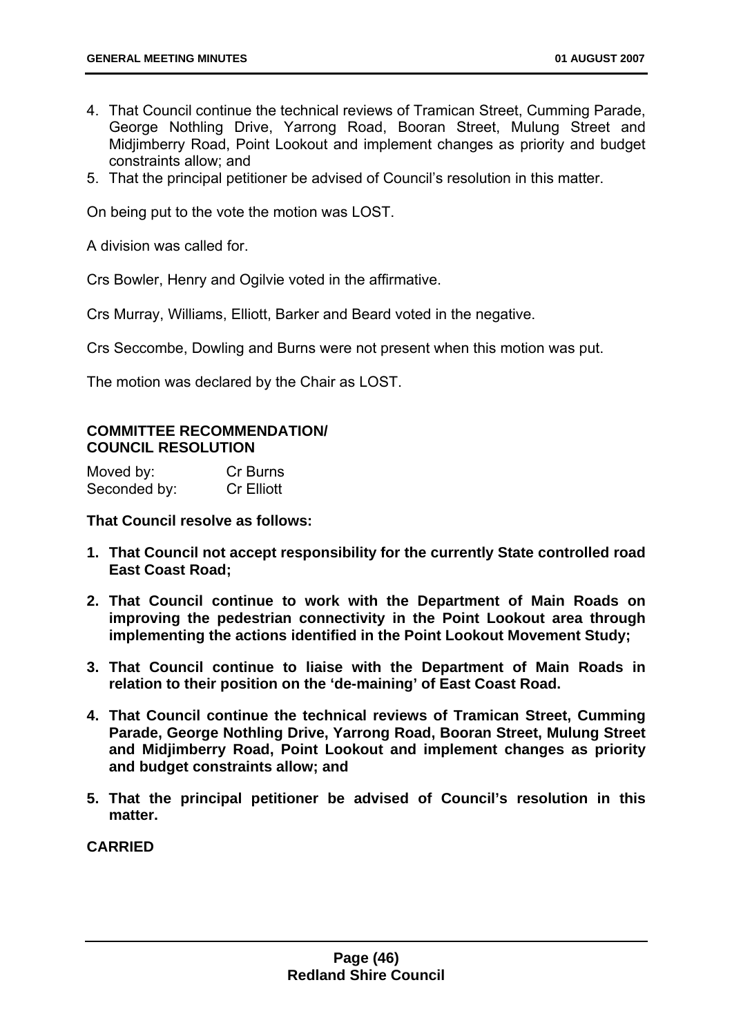4. That Council continue the technical reviews of Tramican Street, Cumming Parade, George Nothling Drive, Yarrong Road, Booran Street, Mulung Street and Midjimberry Road, Point Lookout and implement changes as priority and budget constraints allow; and
5. That the principal petitioner be advised of Council's resolution in this matter.

On being put to the vote the motion was LOST.

A division was called for.

Crs Bowler, Henry and Ogilvie voted in the affirmative.

Crs Murray, Williams, Elliott, Barker and Beard voted in the negative.

Crs Seccombe, Dowling and Burns were not present when this motion was put.

The motion was declared by the Chair as LOST.

**COMMITTEE RECOMMENDATION/**
**COUNCIL RESOLUTION**

Moved by: Cr Burns
Seconded by: Cr Elliott

**That Council resolve as follows:**

1. **That Council not accept responsibility for the currently State controlled road East Coast Road;**
2. **That Council continue to work with the Department of Main Roads on improving the pedestrian connectivity in the Point Lookout area through implementing the actions identified in the Point Lookout Movement Study;**
3. **That Council continue to liaise with the Department of Main Roads in relation to their position on the 'de-maining' of East Coast Road.**
4. **That Council continue the technical reviews of Tramican Street, Cumming Parade, George Nothling Drive, Yarrong Road, Booran Street, Mulung Street and Midjimberry Road, Point Lookout and implement changes as priority and budget constraints allow; and**
5. **That the principal petitioner be advised of Council's resolution in this matter.**

**CARRIED**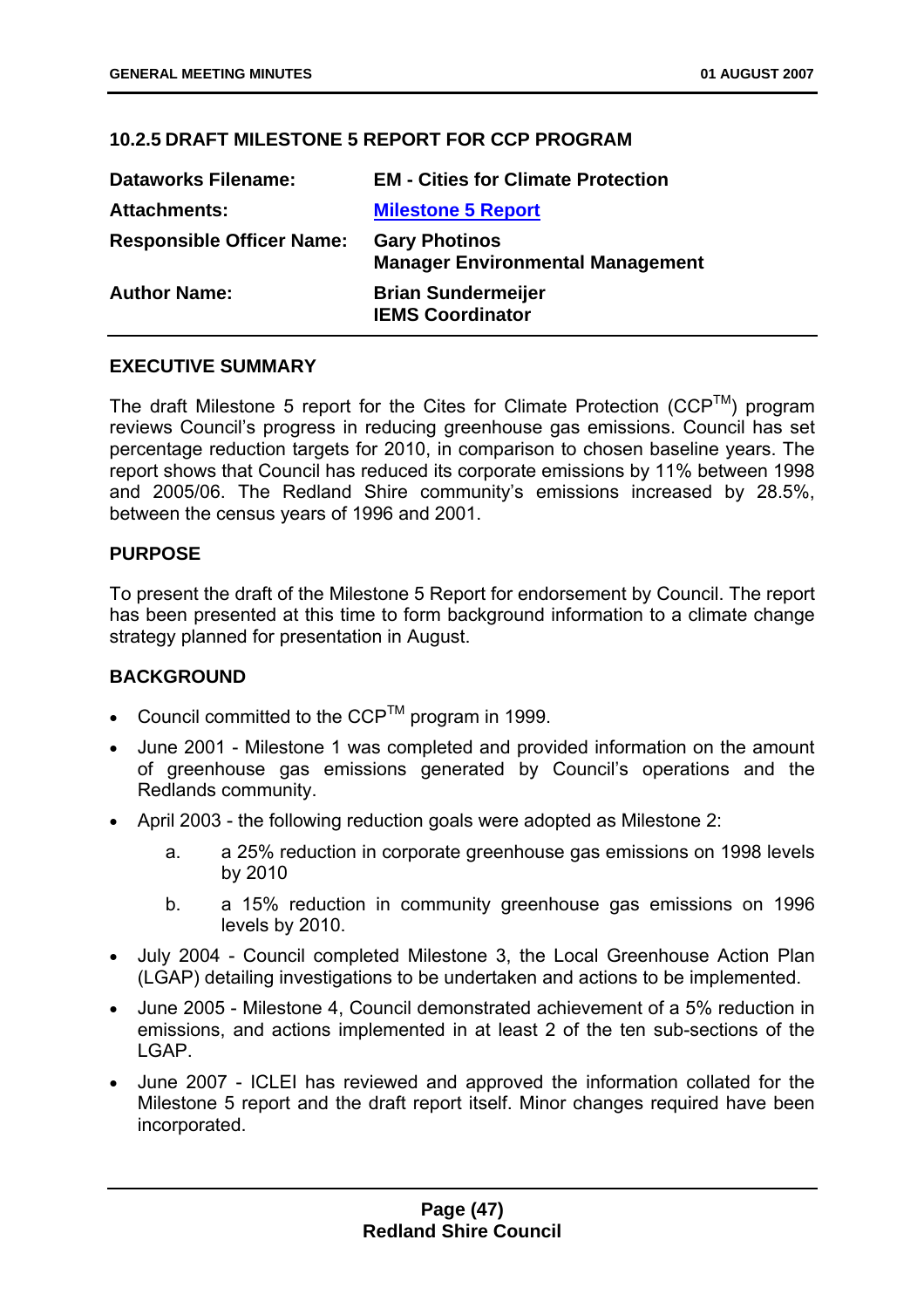## 10.2.5 DRAFT MILESTONE 5 REPORT FOR CCP PROGRAM

| | |
|---|---|
| **Dataworks Filename:** | **EM - Cities for Climate Protection** |
| **Attachments:** | **Milestone 5 Report** |
| **Responsible Officer Name:** | **Gary Photinos**<br>**Manager Environmental Management** |
| **Author Name:** | **Brian Sundermeijer**<br>**IEMS Coordinator** |

### EXECUTIVE SUMMARY

The draft Milestone 5 report for the Cites for Climate Protection (CCP™) program reviews Council's progress in reducing greenhouse gas emissions. Council has set percentage reduction targets for 2010, in comparison to chosen baseline years. The report shows that Council has reduced its corporate emissions by 11% between 1998 and 2005/06. The Redland Shire community's emissions increased by 28.5%, between the census years of 1996 and 2001.

### PURPOSE

To present the draft of the Milestone 5 Report for endorsement by Council. The report has been presented at this time to form background information to a climate change strategy planned for presentation in August.

### BACKGROUND

- Council committed to the CCP™ program in 1999.
- June 2001 - Milestone 1 was completed and provided information on the amount of greenhouse gas emissions generated by Council's operations and the Redlands community.
- April 2003 - the following reduction goals were adopted as Milestone 2:
  a. a 25% reduction in corporate greenhouse gas emissions on 1998 levels by 2010
  b. a 15% reduction in community greenhouse gas emissions on 1996 levels by 2010.
- July 2004 - Council completed Milestone 3, the Local Greenhouse Action Plan (LGAP) detailing investigations to be undertaken and actions to be implemented.
- June 2005 - Milestone 4, Council demonstrated achievement of a 5% reduction in emissions, and actions implemented in at least 2 of the ten sub-sections of the LGAP.
- June 2007 - ICLEI has reviewed and approved the information collated for the Milestone 5 report and the draft report itself. Minor changes required have been incorporated.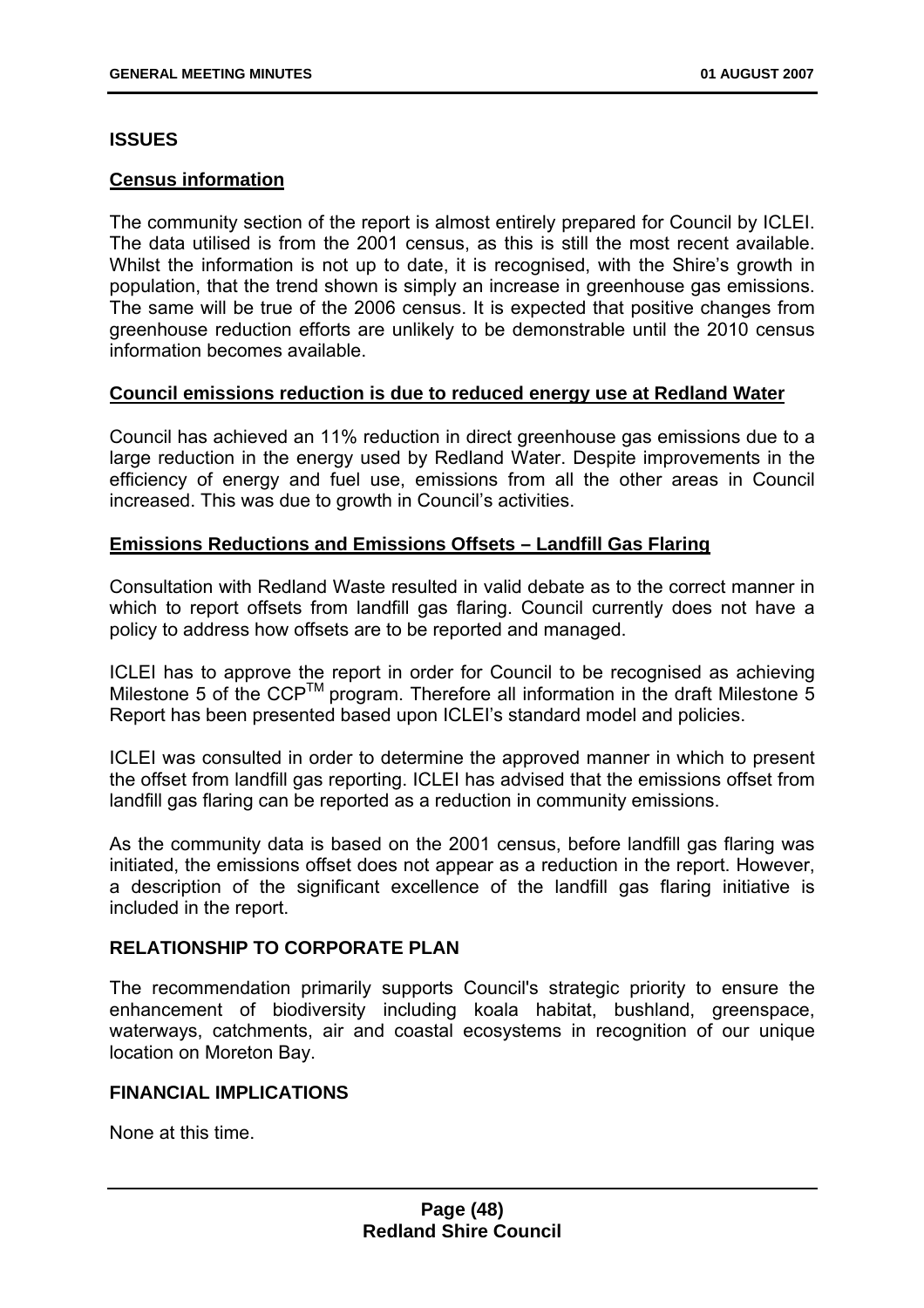## ISSUES

### Census information

The community section of the report is almost entirely prepared for Council by ICLEI. The data utilised is from the 2001 census, as this is still the most recent available. Whilst the information is not up to date, it is recognised, with the Shire's growth in population, that the trend shown is simply an increase in greenhouse gas emissions. The same will be true of the 2006 census. It is expected that positive changes from greenhouse reduction efforts are unlikely to be demonstrable until the 2010 census information becomes available.

### Council emissions reduction is due to reduced energy use at Redland Water

Council has achieved an 11% reduction in direct greenhouse gas emissions due to a large reduction in the energy used by Redland Water. Despite improvements in the efficiency of energy and fuel use, emissions from all the other areas in Council increased. This was due to growth in Council's activities.

### Emissions Reductions and Emissions Offsets – Landfill Gas Flaring

Consultation with Redland Waste resulted in valid debate as to the correct manner in which to report offsets from landfill gas flaring. Council currently does not have a policy to address how offsets are to be reported and managed.

ICLEI has to approve the report in order for Council to be recognised as achieving Milestone 5 of the CCP™ program. Therefore all information in the draft Milestone 5 Report has been presented based upon ICLEI's standard model and policies.

ICLEI was consulted in order to determine the approved manner in which to present the offset from landfill gas reporting. ICLEI has advised that the emissions offset from landfill gas flaring can be reported as a reduction in community emissions.

As the community data is based on the 2001 census, before landfill gas flaring was initiated, the emissions offset does not appear as a reduction in the report. However, a description of the significant excellence of the landfill gas flaring initiative is included in the report.

## RELATIONSHIP TO CORPORATE PLAN

The recommendation primarily supports Council's strategic priority to ensure the enhancement of biodiversity including koala habitat, bushland, greenspace, waterways, catchments, air and coastal ecosystems in recognition of our unique location on Moreton Bay.

## FINANCIAL IMPLICATIONS

None at this time.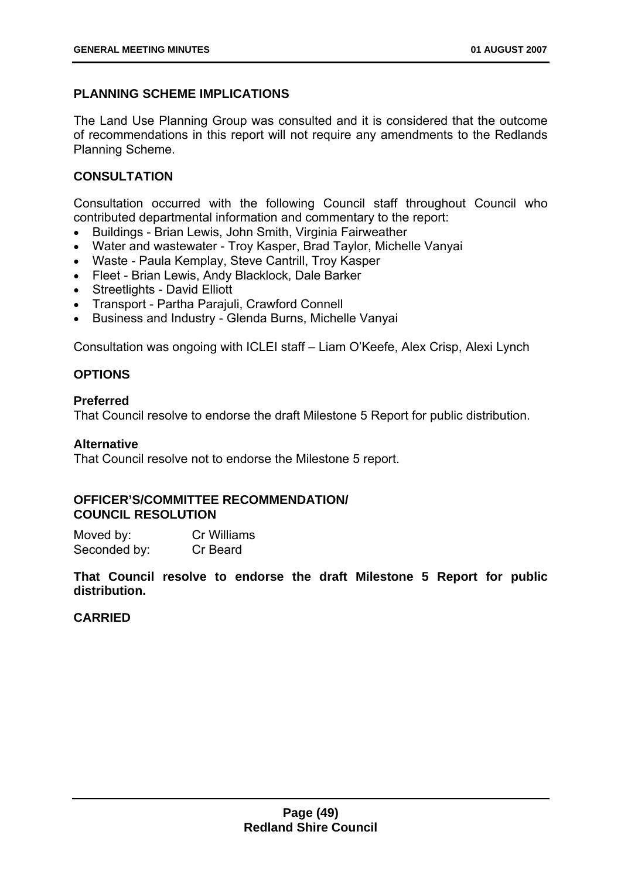### PLANNING SCHEME IMPLICATIONS

The Land Use Planning Group was consulted and it is considered that the outcome of recommendations in this report will not require any amendments to the Redlands Planning Scheme.

### CONSULTATION

Consultation occurred with the following Council staff throughout Council who contributed departmental information and commentary to the report:

- Buildings - Brian Lewis, John Smith, Virginia Fairweather
- Water and wastewater - Troy Kasper, Brad Taylor, Michelle Vanyai
- Waste - Paula Kemplay, Steve Cantrill, Troy Kasper
- Fleet - Brian Lewis, Andy Blacklock, Dale Barker
- Streetlights - David Elliott
- Transport - Partha Parajuli, Crawford Connell
- Business and Industry - Glenda Burns, Michelle Vanyai

Consultation was ongoing with ICLEI staff – Liam O'Keefe, Alex Crisp, Alexi Lynch

### OPTIONS

**Preferred**
That Council resolve to endorse the draft Milestone 5 Report for public distribution.

**Alternative**
That Council resolve not to endorse the Milestone 5 report.

### OFFICER'S/COMMITTEE RECOMMENDATION/ COUNCIL RESOLUTION

Moved by: Cr Williams
Seconded by: Cr Beard

**That Council resolve to endorse the draft Milestone 5 Report for public distribution.**

**CARRIED**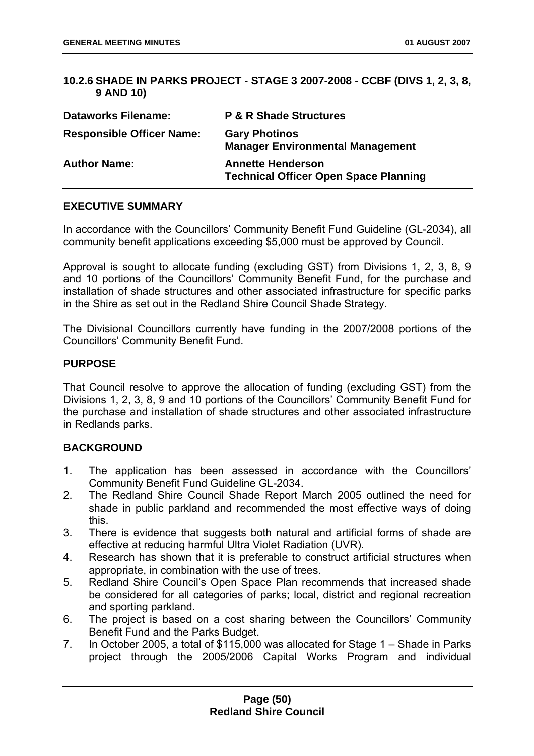### 10.2.6 SHADE IN PARKS PROJECT - STAGE 3 2007-2008 - CCBF (DIVS 1, 2, 3, 8, 9 AND 10)

| | |
|---|---|
| **Dataworks Filename:** | **P & R Shade Structures** |
| **Responsible Officer Name:** | **Gary Photinos**<br>**Manager Environmental Management** |
| **Author Name:** | **Annette Henderson**<br>**Technical Officer Open Space Planning** |

#### EXECUTIVE SUMMARY

In accordance with the Councillors' Community Benefit Fund Guideline (GL-2034), all community benefit applications exceeding $5,000 must be approved by Council.

Approval is sought to allocate funding (excluding GST) from Divisions 1, 2, 3, 8, 9 and 10 portions of the Councillors' Community Benefit Fund, for the purchase and installation of shade structures and other associated infrastructure for specific parks in the Shire as set out in the Redland Shire Council Shade Strategy.

The Divisional Councillors currently have funding in the 2007/2008 portions of the Councillors' Community Benefit Fund.

#### PURPOSE

That Council resolve to approve the allocation of funding (excluding GST) from the Divisions 1, 2, 3, 8, 9 and 10 portions of the Councillors' Community Benefit Fund for the purchase and installation of shade structures and other associated infrastructure in Redlands parks.

#### BACKGROUND

1. The application has been assessed in accordance with the Councillors' Community Benefit Fund Guideline GL-2034.
2. The Redland Shire Council Shade Report March 2005 outlined the need for shade in public parkland and recommended the most effective ways of doing this.
3. There is evidence that suggests both natural and artificial forms of shade are effective at reducing harmful Ultra Violet Radiation (UVR).
4. Research has shown that it is preferable to construct artificial structures when appropriate, in combination with the use of trees.
5. Redland Shire Council's Open Space Plan recommends that increased shade be considered for all categories of parks; local, district and regional recreation and sporting parkland.
6. The project is based on a cost sharing between the Councillors' Community Benefit Fund and the Parks Budget.
7. In October 2005, a total of $115,000 was allocated for Stage 1 – Shade in Parks project through the 2005/2006 Capital Works Program and individual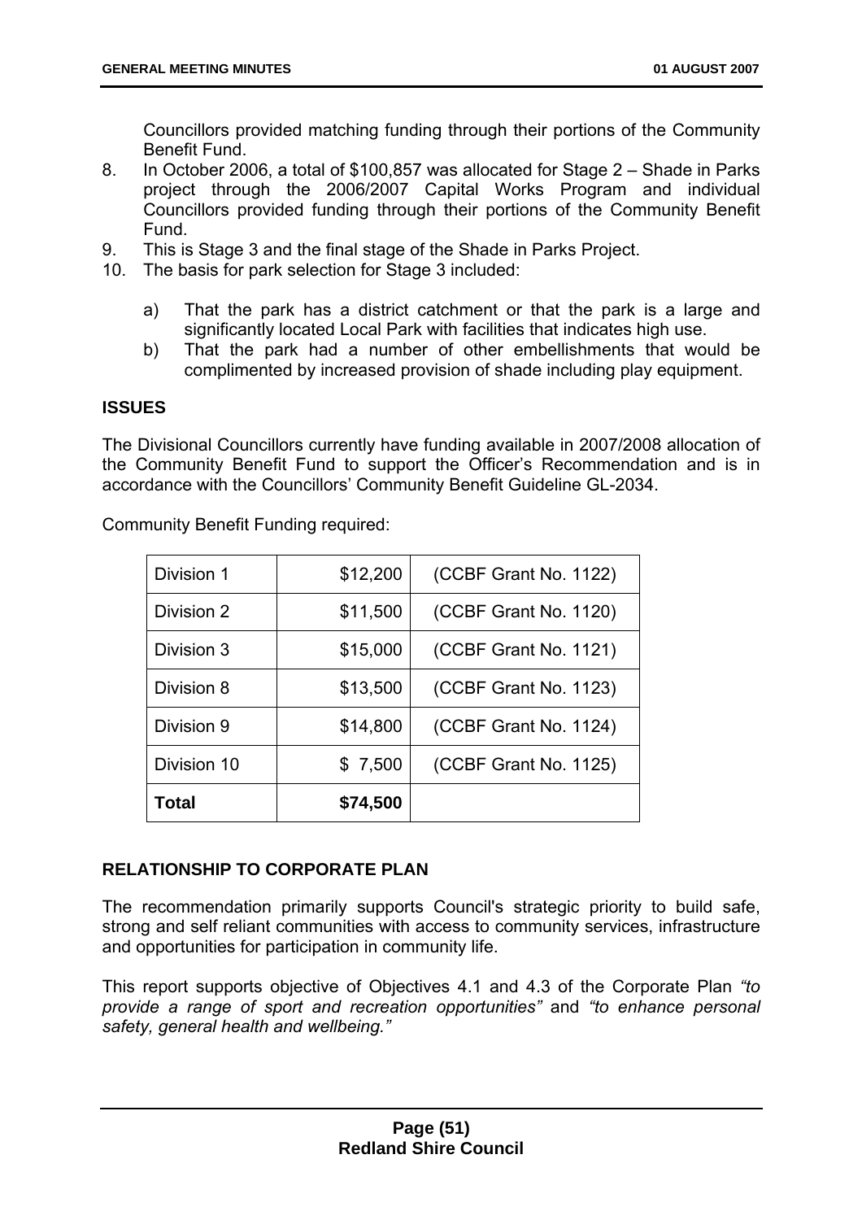Councillors provided matching funding through their portions of the Community Benefit Fund.

8. In October 2006, a total of $100,857 was allocated for Stage 2 – Shade in Parks project through the 2006/2007 Capital Works Program and individual Councillors provided funding through their portions of the Community Benefit Fund.
9. This is Stage 3 and the final stage of the Shade in Parks Project.
10. The basis for park selection for Stage 3 included:

    a) That the park has a district catchment or that the park is a large and significantly located Local Park with facilities that indicates high use.
    b) That the park had a number of other embellishments that would be complimented by increased provision of shade including play equipment.

## ISSUES

The Divisional Councillors currently have funding available in 2007/2008 allocation of the Community Benefit Fund to support the Officer's Recommendation and is in accordance with the Councillors' Community Benefit Guideline GL-2034.

Community Benefit Funding required:

| Division 1 | $12,200 | (CCBF Grant No. 1122) |
|---|---|---|
| Division 2 | $11,500 | (CCBF Grant No. 1120) |
| Division 3 | $15,000 | (CCBF Grant No. 1121) |
| Division 8 | $13,500 | (CCBF Grant No. 1123) |
| Division 9 | $14,800 | (CCBF Grant No. 1124) |
| Division 10 | $ 7,500 | (CCBF Grant No. 1125) |
| **Total** | **$74,500** | |

## RELATIONSHIP TO CORPORATE PLAN

The recommendation primarily supports Council's strategic priority to build safe, strong and self reliant communities with access to community services, infrastructure and opportunities for participation in community life.

This report supports objective of Objectives 4.1 and 4.3 of the Corporate Plan *"to provide a range of sport and recreation opportunities"* and *"to enhance personal safety, general health and wellbeing."*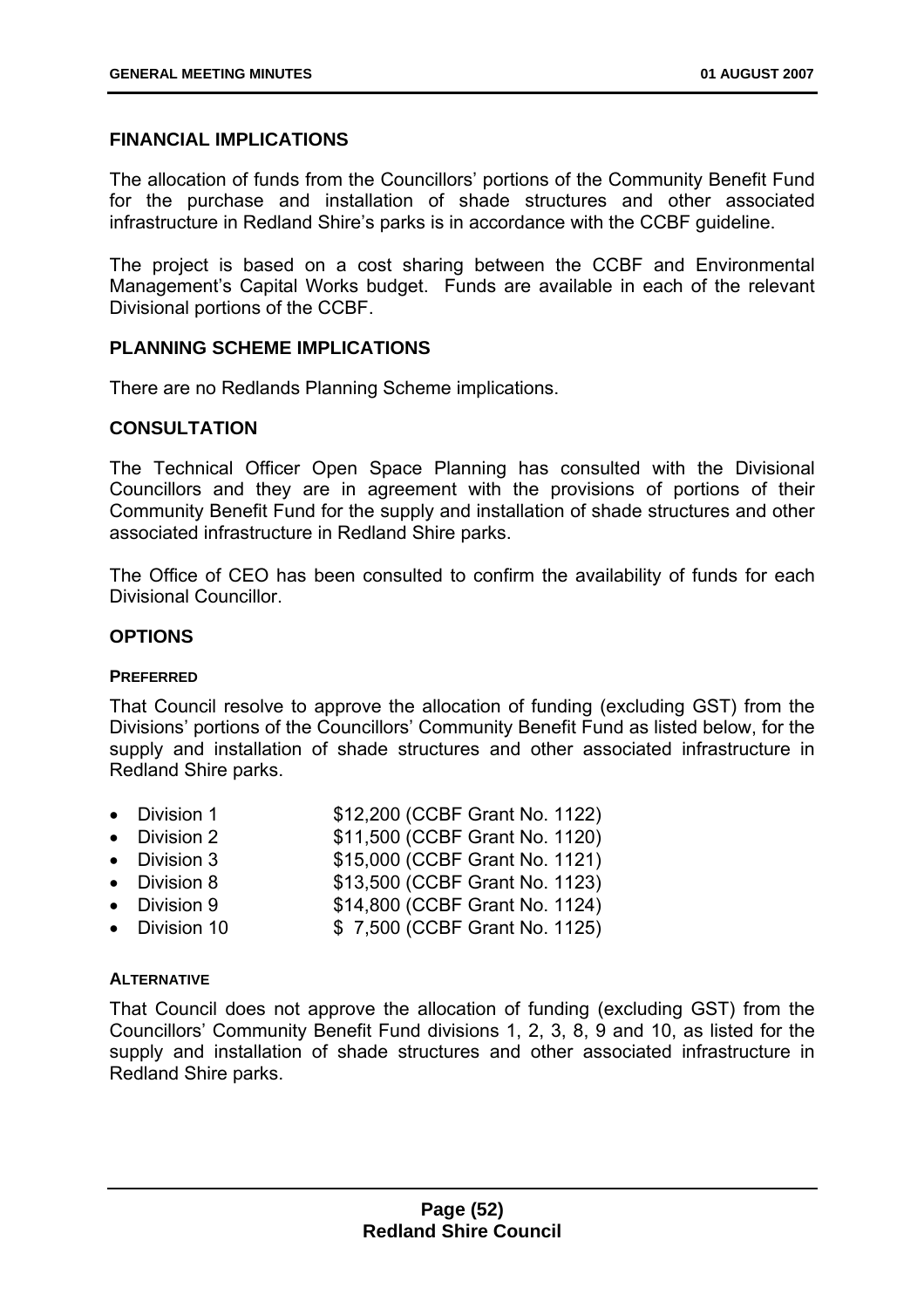## FINANCIAL IMPLICATIONS

The allocation of funds from the Councillors' portions of the Community Benefit Fund for the purchase and installation of shade structures and other associated infrastructure in Redland Shire's parks is in accordance with the CCBF guideline.

The project is based on a cost sharing between the CCBF and Environmental Management's Capital Works budget. Funds are available in each of the relevant Divisional portions of the CCBF.

## PLANNING SCHEME IMPLICATIONS

There are no Redlands Planning Scheme implications.

## CONSULTATION

The Technical Officer Open Space Planning has consulted with the Divisional Councillors and they are in agreement with the provisions of portions of their Community Benefit Fund for the supply and installation of shade structures and other associated infrastructure in Redland Shire parks.

The Office of CEO has been consulted to confirm the availability of funds for each Divisional Councillor.

## OPTIONS

### PREFERRED

That Council resolve to approve the allocation of funding (excluding GST) from the Divisions' portions of the Councillors' Community Benefit Fund as listed below, for the supply and installation of shade structures and other associated infrastructure in Redland Shire parks.

- Division 1 $12,200 (CCBF Grant No. 1122)
- Division 2 $11,500 (CCBF Grant No. 1120)
- Division 3 $15,000 (CCBF Grant No. 1121)
- Division 8 $13,500 (CCBF Grant No. 1123)
- Division 9 $14,800 (CCBF Grant No. 1124)
- Division 10 $ 7,500 (CCBF Grant No. 1125)

### ALTERNATIVE

That Council does not approve the allocation of funding (excluding GST) from the Councillors' Community Benefit Fund divisions 1, 2, 3, 8, 9 and 10, as listed for the supply and installation of shade structures and other associated infrastructure in Redland Shire parks.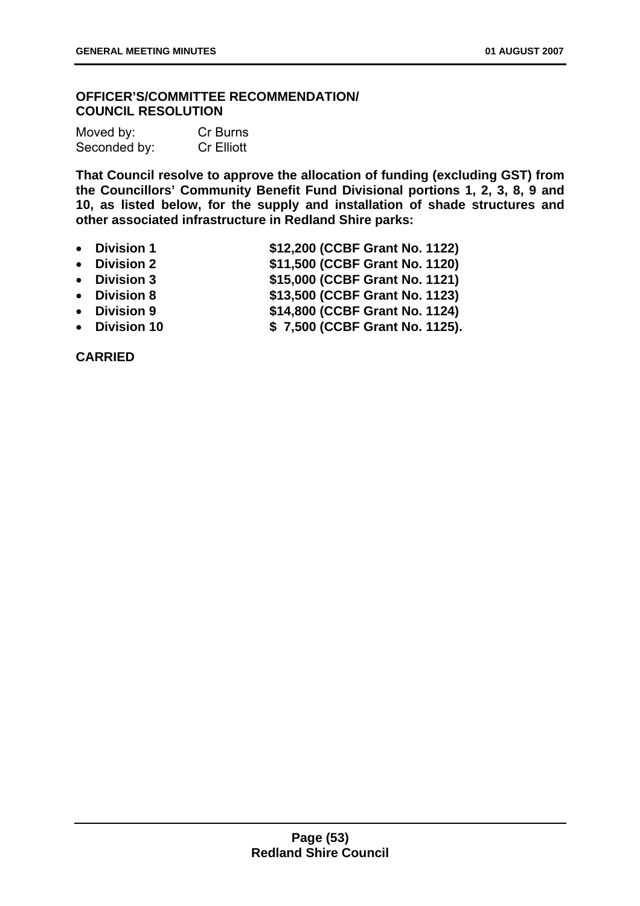**OFFICER'S/COMMITTEE RECOMMENDATION/ COUNCIL RESOLUTION**

Moved by: Cr Burns
Seconded by: Cr Elliott

**That Council resolve to approve the allocation of funding (excluding GST) from the Councillors' Community Benefit Fund Divisional portions 1, 2, 3, 8, 9 and 10, as listed below, for the supply and installation of shade structures and other associated infrastructure in Redland Shire parks:**

- **Division 1 $12,200 (CCBF Grant No. 1122)**
- **Division 2 $11,500 (CCBF Grant No. 1120)**
- **Division 3 $15,000 (CCBF Grant No. 1121)**
- **Division 8 $13,500 (CCBF Grant No. 1123)**
- **Division 9 $14,800 (CCBF Grant No. 1124)**
- **Division 10 $ 7,500 (CCBF Grant No. 1125).**

**CARRIED**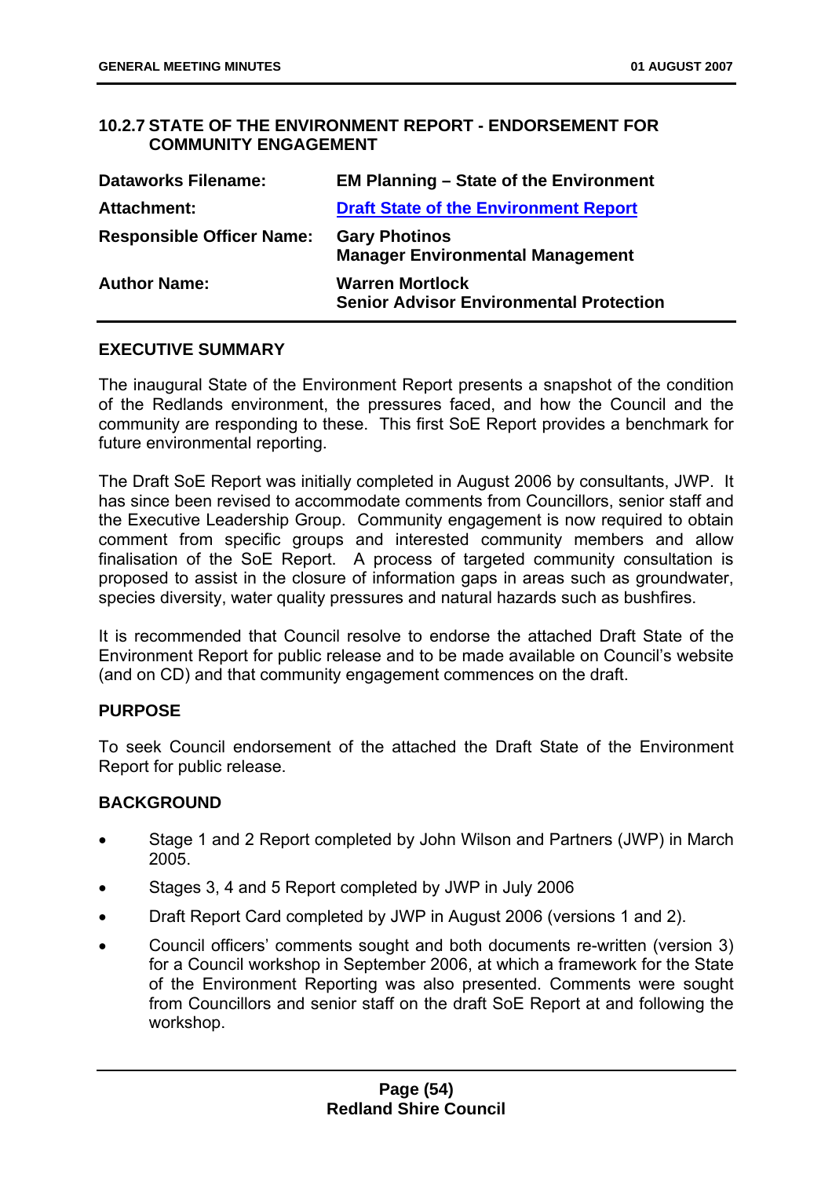### 10.2.7 STATE OF THE ENVIRONMENT REPORT - ENDORSEMENT FOR COMMUNITY ENGAGEMENT

| | |
|---|---|
| **Dataworks Filename:** | **EM Planning – State of the Environment** |
| **Attachment:** | **Draft State of the Environment Report** |
| **Responsible Officer Name:** | **Gary Photinos**<br>**Manager Environmental Management** |
| **Author Name:** | **Warren Mortlock**<br>**Senior Advisor Environmental Protection** |

**EXECUTIVE SUMMARY**

The inaugural State of the Environment Report presents a snapshot of the condition of the Redlands environment, the pressures faced, and how the Council and the community are responding to these. This first SoE Report provides a benchmark for future environmental reporting.

The Draft SoE Report was initially completed in August 2006 by consultants, JWP. It has since been revised to accommodate comments from Councillors, senior staff and the Executive Leadership Group. Community engagement is now required to obtain comment from specific groups and interested community members and allow finalisation of the SoE Report. A process of targeted community consultation is proposed to assist in the closure of information gaps in areas such as groundwater, species diversity, water quality pressures and natural hazards such as bushfires.

It is recommended that Council resolve to endorse the attached Draft State of the Environment Report for public release and to be made available on Council's website (and on CD) and that community engagement commences on the draft.

**PURPOSE**

To seek Council endorsement of the attached the Draft State of the Environment Report for public release.

**BACKGROUND**

- Stage 1 and 2 Report completed by John Wilson and Partners (JWP) in March 2005.
- Stages 3, 4 and 5 Report completed by JWP in July 2006
- Draft Report Card completed by JWP in August 2006 (versions 1 and 2).
- Council officers' comments sought and both documents re-written (version 3) for a Council workshop in September 2006, at which a framework for the State of the Environment Reporting was also presented. Comments were sought from Councillors and senior staff on the draft SoE Report at and following the workshop.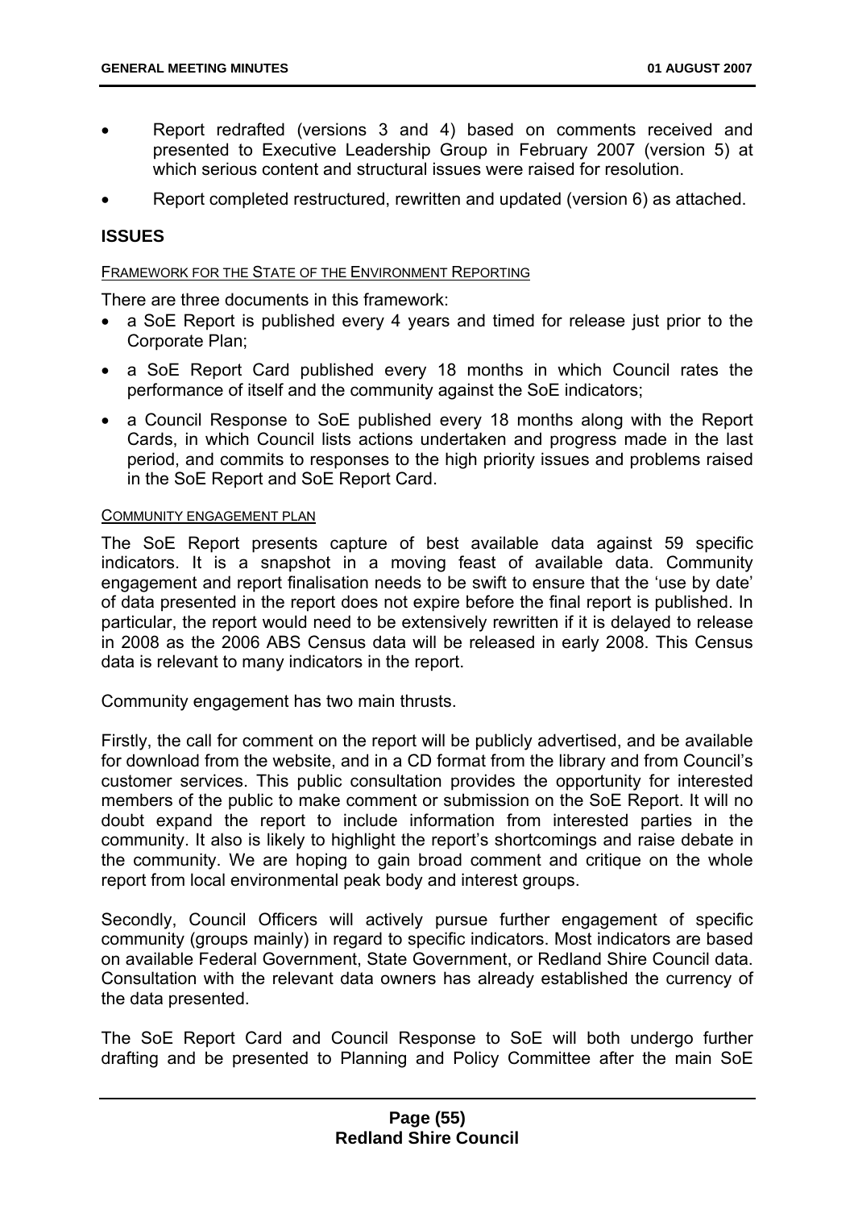- Report redrafted (versions 3 and 4) based on comments received and presented to Executive Leadership Group in February 2007 (version 5) at which serious content and structural issues were raised for resolution.
- Report completed restructured, rewritten and updated (version 6) as attached.

## ISSUES

FRAMEWORK FOR THE STATE OF THE ENVIRONMENT REPORTING

There are three documents in this framework:

- a SoE Report is published every 4 years and timed for release just prior to the Corporate Plan;
- a SoE Report Card published every 18 months in which Council rates the performance of itself and the community against the SoE indicators;
- a Council Response to SoE published every 18 months along with the Report Cards, in which Council lists actions undertaken and progress made in the last period, and commits to responses to the high priority issues and problems raised in the SoE Report and SoE Report Card.

COMMUNITY ENGAGEMENT PLAN

The SoE Report presents capture of best available data against 59 specific indicators. It is a snapshot in a moving feast of available data. Community engagement and report finalisation needs to be swift to ensure that the 'use by date' of data presented in the report does not expire before the final report is published. In particular, the report would need to be extensively rewritten if it is delayed to release in 2008 as the 2006 ABS Census data will be released in early 2008. This Census data is relevant to many indicators in the report.

Community engagement has two main thrusts.

Firstly, the call for comment on the report will be publicly advertised, and be available for download from the website, and in a CD format from the library and from Council's customer services. This public consultation provides the opportunity for interested members of the public to make comment or submission on the SoE Report. It will no doubt expand the report to include information from interested parties in the community. It also is likely to highlight the report's shortcomings and raise debate in the community. We are hoping to gain broad comment and critique on the whole report from local environmental peak body and interest groups.

Secondly, Council Officers will actively pursue further engagement of specific community (groups mainly) in regard to specific indicators. Most indicators are based on available Federal Government, State Government, or Redland Shire Council data. Consultation with the relevant data owners has already established the currency of the data presented.

The SoE Report Card and Council Response to SoE will both undergo further drafting and be presented to Planning and Policy Committee after the main SoE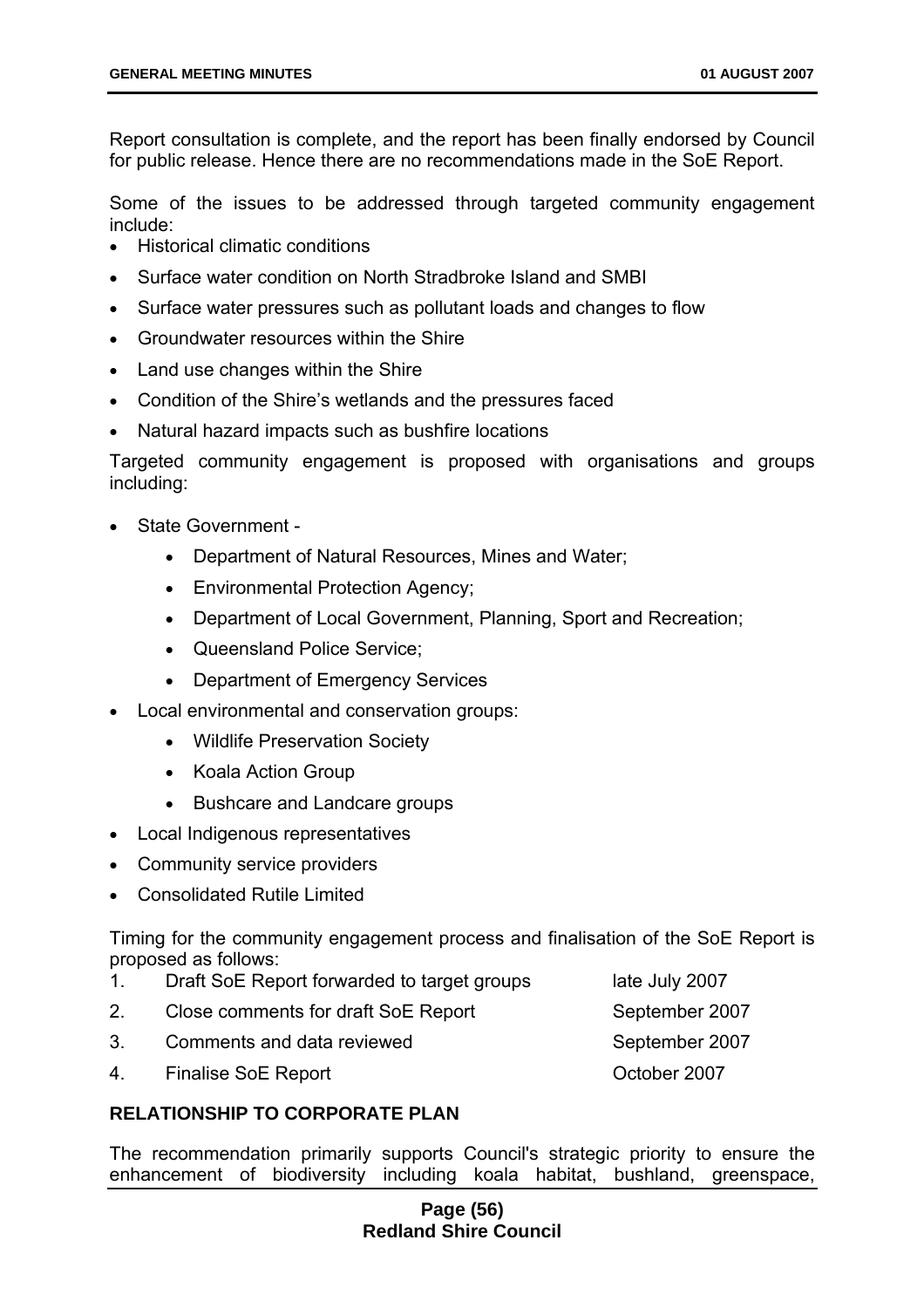Report consultation is complete, and the report has been finally endorsed by Council for public release. Hence there are no recommendations made in the SoE Report.

Some of the issues to be addressed through targeted community engagement include:

- Historical climatic conditions
- Surface water condition on North Stradbroke Island and SMBI
- Surface water pressures such as pollutant loads and changes to flow
- Groundwater resources within the Shire
- Land use changes within the Shire
- Condition of the Shire's wetlands and the pressures faced
- Natural hazard impacts such as bushfire locations

Targeted community engagement is proposed with organisations and groups including:

- State Government -
  - Department of Natural Resources, Mines and Water;
  - Environmental Protection Agency;
  - Department of Local Government, Planning, Sport and Recreation;
  - Queensland Police Service;
  - Department of Emergency Services
- Local environmental and conservation groups:
  - Wildlife Preservation Society
  - Koala Action Group
  - Bushcare and Landcare groups
- Local Indigenous representatives
- Community service providers
- Consolidated Rutile Limited

Timing for the community engagement process and finalisation of the SoE Report is proposed as follows:

| | | |
|---|---|---|
| 1. | Draft SoE Report forwarded to target groups | late July 2007 |
| 2. | Close comments for draft SoE Report | September 2007 |
| 3. | Comments and data reviewed | September 2007 |
| 4. | Finalise SoE Report | October 2007 |

## RELATIONSHIP TO CORPORATE PLAN

The recommendation primarily supports Council's strategic priority to ensure the enhancement of biodiversity including koala habitat, bushland, greenspace,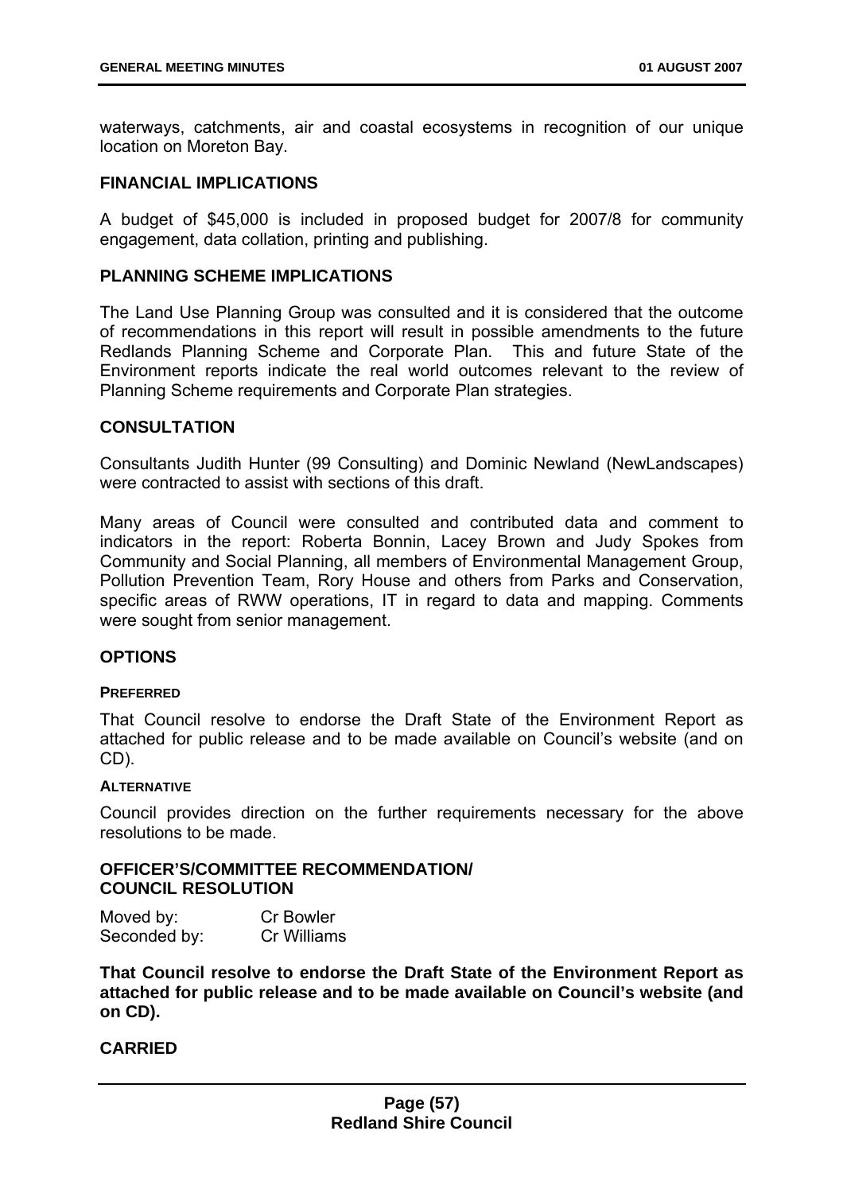waterways, catchments, air and coastal ecosystems in recognition of our unique location on Moreton Bay.

## FINANCIAL IMPLICATIONS

A budget of $45,000 is included in proposed budget for 2007/8 for community engagement, data collation, printing and publishing.

## PLANNING SCHEME IMPLICATIONS

The Land Use Planning Group was consulted and it is considered that the outcome of recommendations in this report will result in possible amendments to the future Redlands Planning Scheme and Corporate Plan. This and future State of the Environment reports indicate the real world outcomes relevant to the review of Planning Scheme requirements and Corporate Plan strategies.

## CONSULTATION

Consultants Judith Hunter (99 Consulting) and Dominic Newland (NewLandscapes) were contracted to assist with sections of this draft.

Many areas of Council were consulted and contributed data and comment to indicators in the report: Roberta Bonnin, Lacey Brown and Judy Spokes from Community and Social Planning, all members of Environmental Management Group, Pollution Prevention Team, Rory House and others from Parks and Conservation, specific areas of RWW operations, IT in regard to data and mapping. Comments were sought from senior management.

## OPTIONS

### PREFERRED

That Council resolve to endorse the Draft State of the Environment Report as attached for public release and to be made available on Council's website (and on CD).

### ALTERNATIVE

Council provides direction on the further requirements necessary for the above resolutions to be made.

## OFFICER'S/COMMITTEE RECOMMENDATION/ COUNCIL RESOLUTION

Moved by: Cr Bowler
Seconded by: Cr Williams

**That Council resolve to endorse the Draft State of the Environment Report as attached for public release and to be made available on Council's website (and on CD).**

**CARRIED**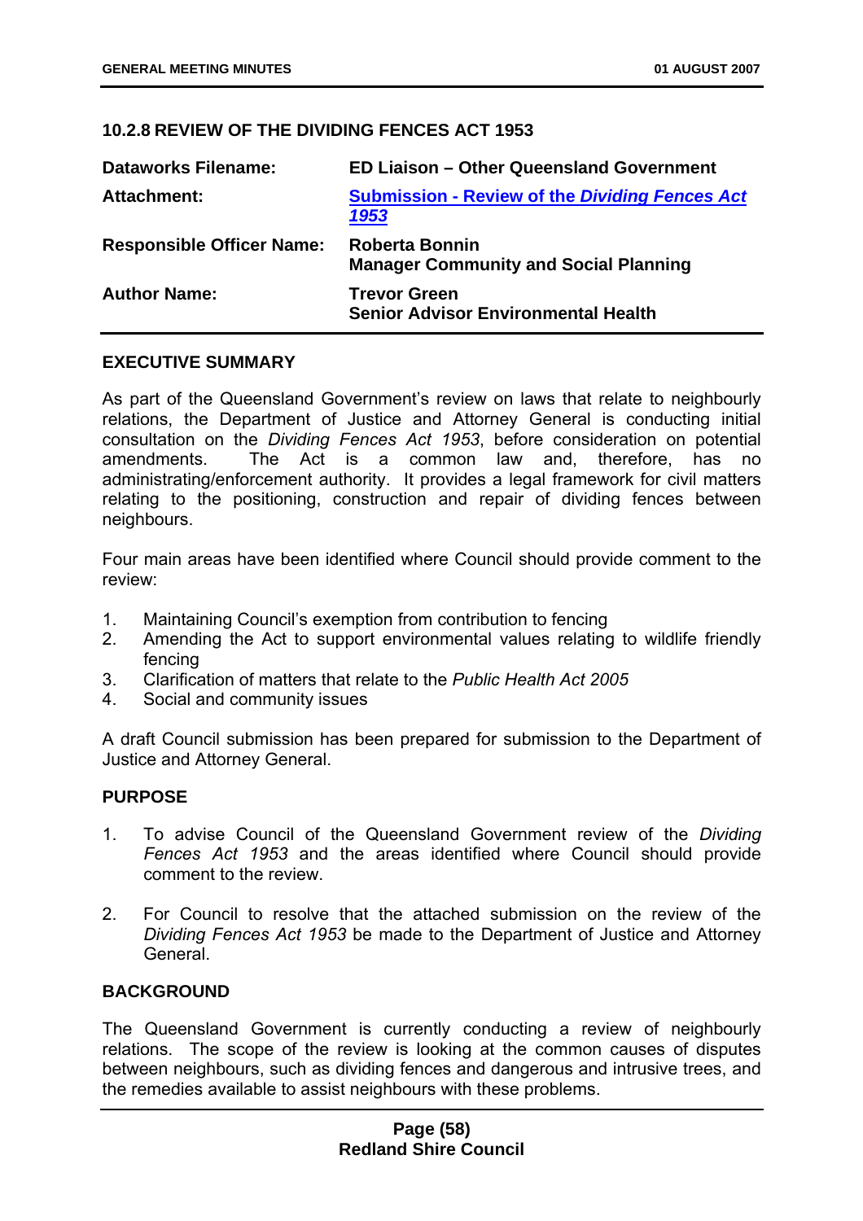### 10.2.8 REVIEW OF THE DIVIDING FENCES ACT 1953

| | |
|---|---|
| **Dataworks Filename:** | **ED Liaison – Other Queensland Government** |
| **Attachment:** | **Submission - Review of the *Dividing Fences Act 1953*** |
| **Responsible Officer Name:** | **Roberta Bonnin**<br>**Manager Community and Social Planning** |
| **Author Name:** | **Trevor Green**<br>**Senior Advisor Environmental Health** |

#### EXECUTIVE SUMMARY

As part of the Queensland Government's review on laws that relate to neighbourly relations, the Department of Justice and Attorney General is conducting initial consultation on the *Dividing Fences Act 1953*, before consideration on potential amendments. The Act is a common law and, therefore, has no administrating/enforcement authority. It provides a legal framework for civil matters relating to the positioning, construction and repair of dividing fences between neighbours.

Four main areas have been identified where Council should provide comment to the review:

1. Maintaining Council's exemption from contribution to fencing
2. Amending the Act to support environmental values relating to wildlife friendly fencing
3. Clarification of matters that relate to the *Public Health Act 2005*
4. Social and community issues

A draft Council submission has been prepared for submission to the Department of Justice and Attorney General.

#### PURPOSE

1. To advise Council of the Queensland Government review of the *Dividing Fences Act 1953* and the areas identified where Council should provide comment to the review.

2. For Council to resolve that the attached submission on the review of the *Dividing Fences Act 1953* be made to the Department of Justice and Attorney General.

#### BACKGROUND

The Queensland Government is currently conducting a review of neighbourly relations. The scope of the review is looking at the common causes of disputes between neighbours, such as dividing fences and dangerous and intrusive trees, and the remedies available to assist neighbours with these problems.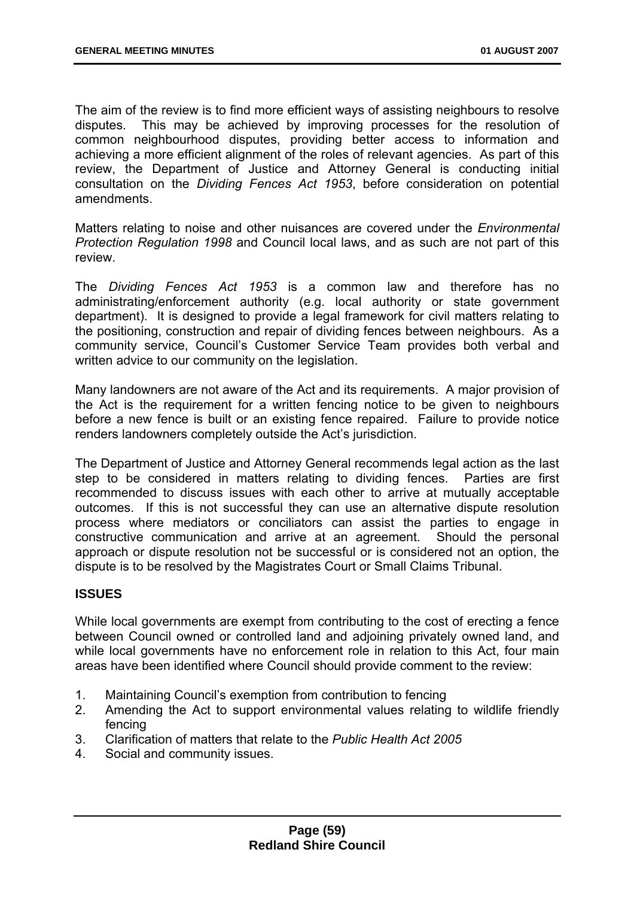The aim of the review is to find more efficient ways of assisting neighbours to resolve disputes. This may be achieved by improving processes for the resolution of common neighbourhood disputes, providing better access to information and achieving a more efficient alignment of the roles of relevant agencies. As part of this review, the Department of Justice and Attorney General is conducting initial consultation on the *Dividing Fences Act 1953*, before consideration on potential amendments.

Matters relating to noise and other nuisances are covered under the *Environmental Protection Regulation 1998* and Council local laws, and as such are not part of this review.

The *Dividing Fences Act 1953* is a common law and therefore has no administrating/enforcement authority (e.g. local authority or state government department). It is designed to provide a legal framework for civil matters relating to the positioning, construction and repair of dividing fences between neighbours. As a community service, Council's Customer Service Team provides both verbal and written advice to our community on the legislation.

Many landowners are not aware of the Act and its requirements. A major provision of the Act is the requirement for a written fencing notice to be given to neighbours before a new fence is built or an existing fence repaired. Failure to provide notice renders landowners completely outside the Act's jurisdiction.

The Department of Justice and Attorney General recommends legal action as the last step to be considered in matters relating to dividing fences. Parties are first recommended to discuss issues with each other to arrive at mutually acceptable outcomes. If this is not successful they can use an alternative dispute resolution process where mediators or conciliators can assist the parties to engage in constructive communication and arrive at an agreement. Should the personal approach or dispute resolution not be successful or is considered not an option, the dispute is to be resolved by the Magistrates Court or Small Claims Tribunal.

## ISSUES

While local governments are exempt from contributing to the cost of erecting a fence between Council owned or controlled land and adjoining privately owned land, and while local governments have no enforcement role in relation to this Act, four main areas have been identified where Council should provide comment to the review:

1. Maintaining Council's exemption from contribution to fencing
2. Amending the Act to support environmental values relating to wildlife friendly fencing
3. Clarification of matters that relate to the *Public Health Act 2005*
4. Social and community issues.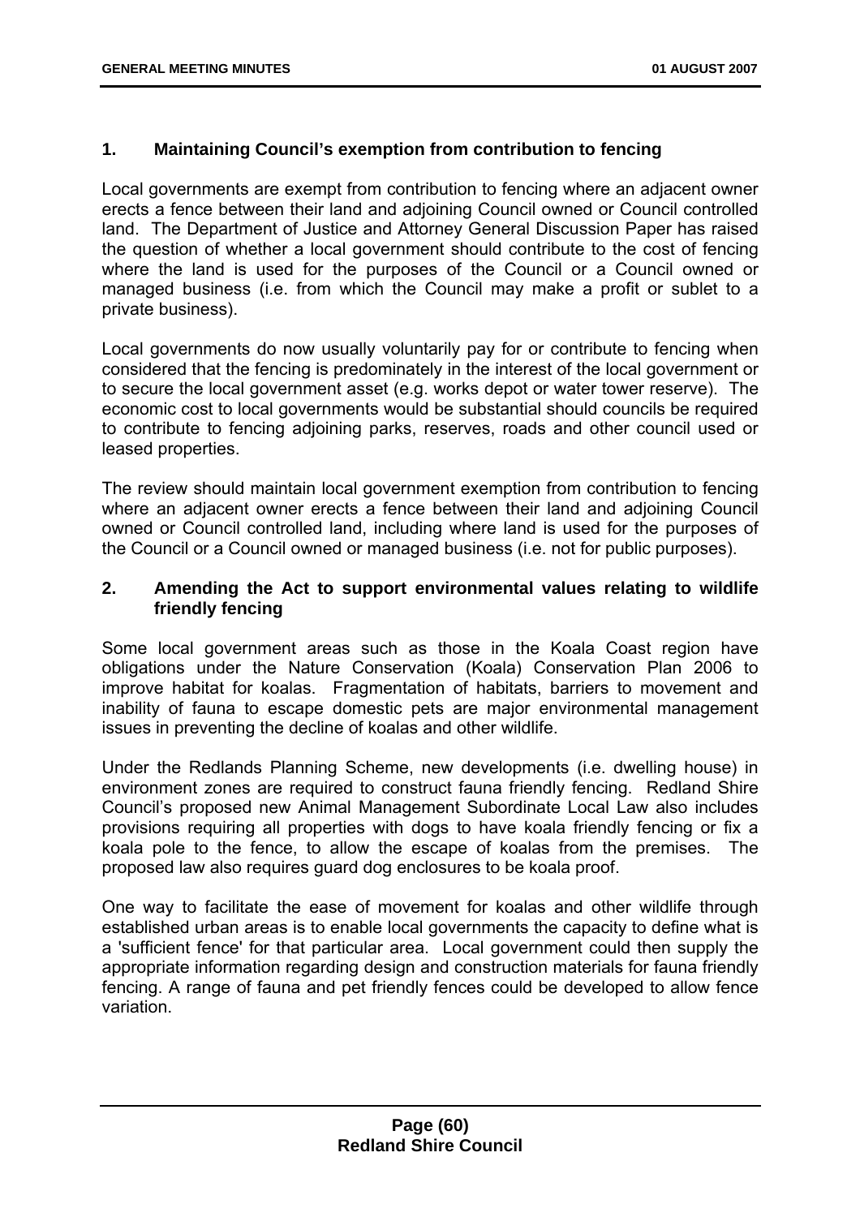## 1. Maintaining Council's exemption from contribution to fencing

Local governments are exempt from contribution to fencing where an adjacent owner erects a fence between their land and adjoining Council owned or Council controlled land. The Department of Justice and Attorney General Discussion Paper has raised the question of whether a local government should contribute to the cost of fencing where the land is used for the purposes of the Council or a Council owned or managed business (i.e. from which the Council may make a profit or sublet to a private business).

Local governments do now usually voluntarily pay for or contribute to fencing when considered that the fencing is predominately in the interest of the local government or to secure the local government asset (e.g. works depot or water tower reserve). The economic cost to local governments would be substantial should councils be required to contribute to fencing adjoining parks, reserves, roads and other council used or leased properties.

The review should maintain local government exemption from contribution to fencing where an adjacent owner erects a fence between their land and adjoining Council owned or Council controlled land, including where land is used for the purposes of the Council or a Council owned or managed business (i.e. not for public purposes).

## 2. Amending the Act to support environmental values relating to wildlife friendly fencing

Some local government areas such as those in the Koala Coast region have obligations under the Nature Conservation (Koala) Conservation Plan 2006 to improve habitat for koalas. Fragmentation of habitats, barriers to movement and inability of fauna to escape domestic pets are major environmental management issues in preventing the decline of koalas and other wildlife.

Under the Redlands Planning Scheme, new developments (i.e. dwelling house) in environment zones are required to construct fauna friendly fencing. Redland Shire Council's proposed new Animal Management Subordinate Local Law also includes provisions requiring all properties with dogs to have koala friendly fencing or fix a koala pole to the fence, to allow the escape of koalas from the premises. The proposed law also requires guard dog enclosures to be koala proof.

One way to facilitate the ease of movement for koalas and other wildlife through established urban areas is to enable local governments the capacity to define what is a 'sufficient fence' for that particular area. Local government could then supply the appropriate information regarding design and construction materials for fauna friendly fencing. A range of fauna and pet friendly fences could be developed to allow fence variation.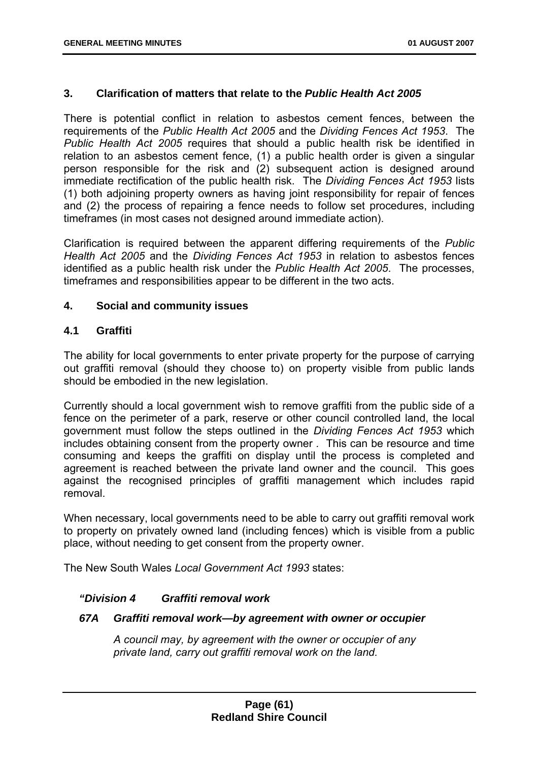### 3. Clarification of matters that relate to the *Public Health Act 2005*

There is potential conflict in relation to asbestos cement fences, between the requirements of the *Public Health Act 2005* and the *Dividing Fences Act 1953*. The *Public Health Act 2005* requires that should a public health risk be identified in relation to an asbestos cement fence, (1) a public health order is given a singular person responsible for the risk and (2) subsequent action is designed around immediate rectification of the public health risk. The *Dividing Fences Act 1953* lists (1) both adjoining property owners as having joint responsibility for repair of fences and (2) the process of repairing a fence needs to follow set procedures, including timeframes (in most cases not designed around immediate action).

Clarification is required between the apparent differing requirements of the *Public Health Act 2005* and the *Dividing Fences Act 1953* in relation to asbestos fences identified as a public health risk under the *Public Health Act 2005*. The processes, timeframes and responsibilities appear to be different in the two acts.

### 4. Social and community issues

### 4.1 Graffiti

The ability for local governments to enter private property for the purpose of carrying out graffiti removal (should they choose to) on property visible from public lands should be embodied in the new legislation.

Currently should a local government wish to remove graffiti from the public side of a fence on the perimeter of a park, reserve or other council controlled land, the local government must follow the steps outlined in the *Dividing Fences Act 1953* which includes obtaining consent from the property owner . This can be resource and time consuming and keeps the graffiti on display until the process is completed and agreement is reached between the private land owner and the council. This goes against the recognised principles of graffiti management which includes rapid removal.

When necessary, local governments need to be able to carry out graffiti removal work to property on privately owned land (including fences) which is visible from a public place, without needing to get consent from the property owner.

The New South Wales *Local Government Act 1993* states:

***"Division 4 Graffiti removal work***

***67A Graffiti removal work—by agreement with owner or occupier***

> *A council may, by agreement with the owner or occupier of any private land, carry out graffiti removal work on the land.*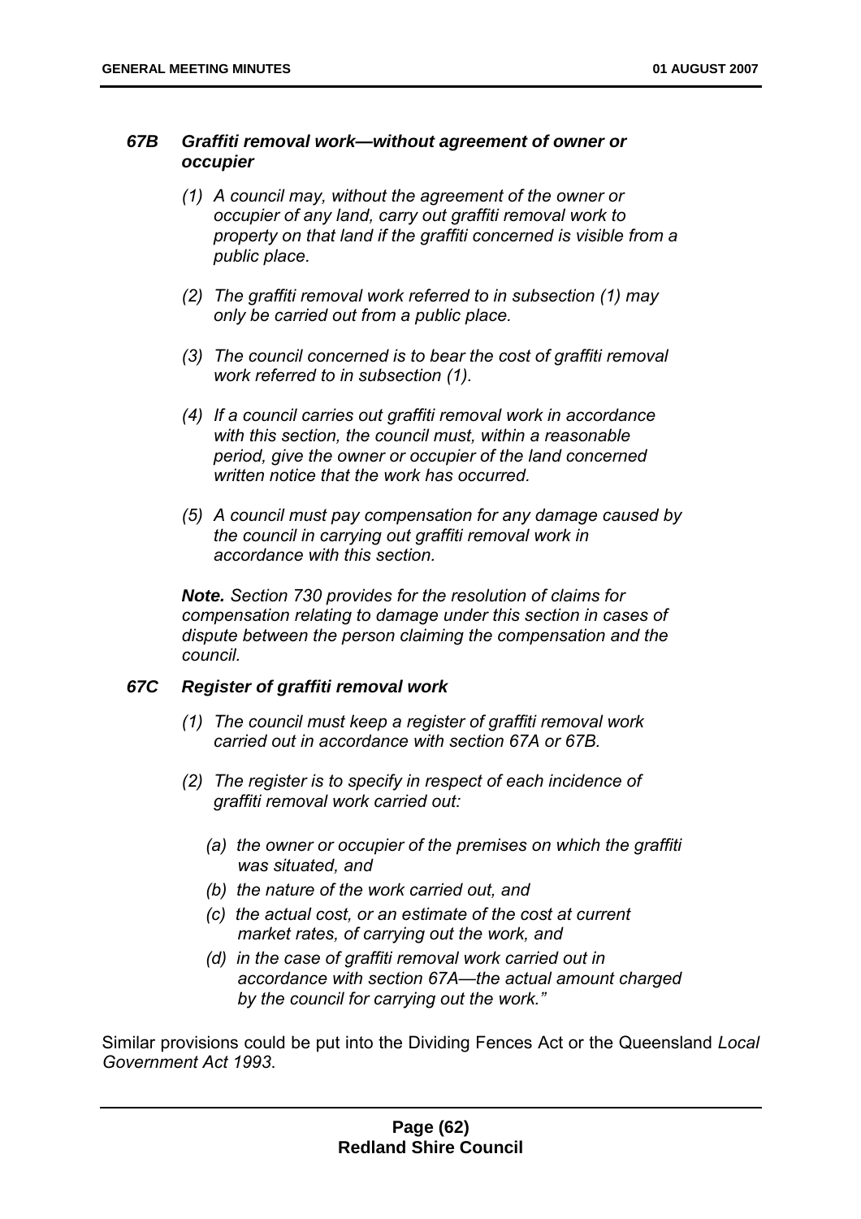### *67B Graffiti removal work—without agreement of owner or occupier*

*(1) A council may, without the agreement of the owner or occupier of any land, carry out graffiti removal work to property on that land if the graffiti concerned is visible from a public place.*

*(2) The graffiti removal work referred to in subsection (1) may only be carried out from a public place.*

*(3) The council concerned is to bear the cost of graffiti removal work referred to in subsection (1).*

*(4) If a council carries out graffiti removal work in accordance with this section, the council must, within a reasonable period, give the owner or occupier of the land concerned written notice that the work has occurred.*

*(5) A council must pay compensation for any damage caused by the council in carrying out graffiti removal work in accordance with this section.*

***Note.** Section 730 provides for the resolution of claims for compensation relating to damage under this section in cases of dispute between the person claiming the compensation and the council.*

### *67C Register of graffiti removal work*

*(1) The council must keep a register of graffiti removal work carried out in accordance with section 67A or 67B.*

*(2) The register is to specify in respect of each incidence of graffiti removal work carried out:*

*(a) the owner or occupier of the premises on which the graffiti was situated, and*
*(b) the nature of the work carried out, and*
*(c) the actual cost, or an estimate of the cost at current market rates, of carrying out the work, and*
*(d) in the case of graffiti removal work carried out in accordance with section 67A—the actual amount charged by the council for carrying out the work."*

Similar provisions could be put into the Dividing Fences Act or the Queensland *Local Government Act 1993*.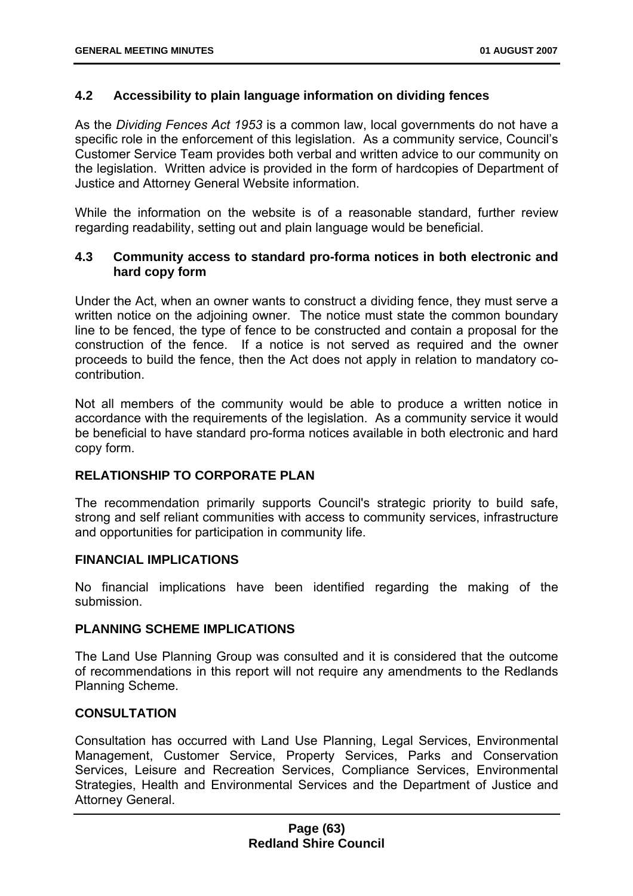### 4.2 Accessibility to plain language information on dividing fences

As the *Dividing Fences Act 1953* is a common law, local governments do not have a specific role in the enforcement of this legislation. As a community service, Council's Customer Service Team provides both verbal and written advice to our community on the legislation. Written advice is provided in the form of hardcopies of Department of Justice and Attorney General Website information.

While the information on the website is of a reasonable standard, further review regarding readability, setting out and plain language would be beneficial.

### 4.3 Community access to standard pro-forma notices in both electronic and hard copy form

Under the Act, when an owner wants to construct a dividing fence, they must serve a written notice on the adjoining owner. The notice must state the common boundary line to be fenced, the type of fence to be constructed and contain a proposal for the construction of the fence. If a notice is not served as required and the owner proceeds to build the fence, then the Act does not apply in relation to mandatory co-contribution.

Not all members of the community would be able to produce a written notice in accordance with the requirements of the legislation. As a community service it would be beneficial to have standard pro-forma notices available in both electronic and hard copy form.

## RELATIONSHIP TO CORPORATE PLAN

The recommendation primarily supports Council's strategic priority to build safe, strong and self reliant communities with access to community services, infrastructure and opportunities for participation in community life.

## FINANCIAL IMPLICATIONS

No financial implications have been identified regarding the making of the submission.

## PLANNING SCHEME IMPLICATIONS

The Land Use Planning Group was consulted and it is considered that the outcome of recommendations in this report will not require any amendments to the Redlands Planning Scheme.

## CONSULTATION

Consultation has occurred with Land Use Planning, Legal Services, Environmental Management, Customer Service, Property Services, Parks and Conservation Services, Leisure and Recreation Services, Compliance Services, Environmental Strategies, Health and Environmental Services and the Department of Justice and Attorney General.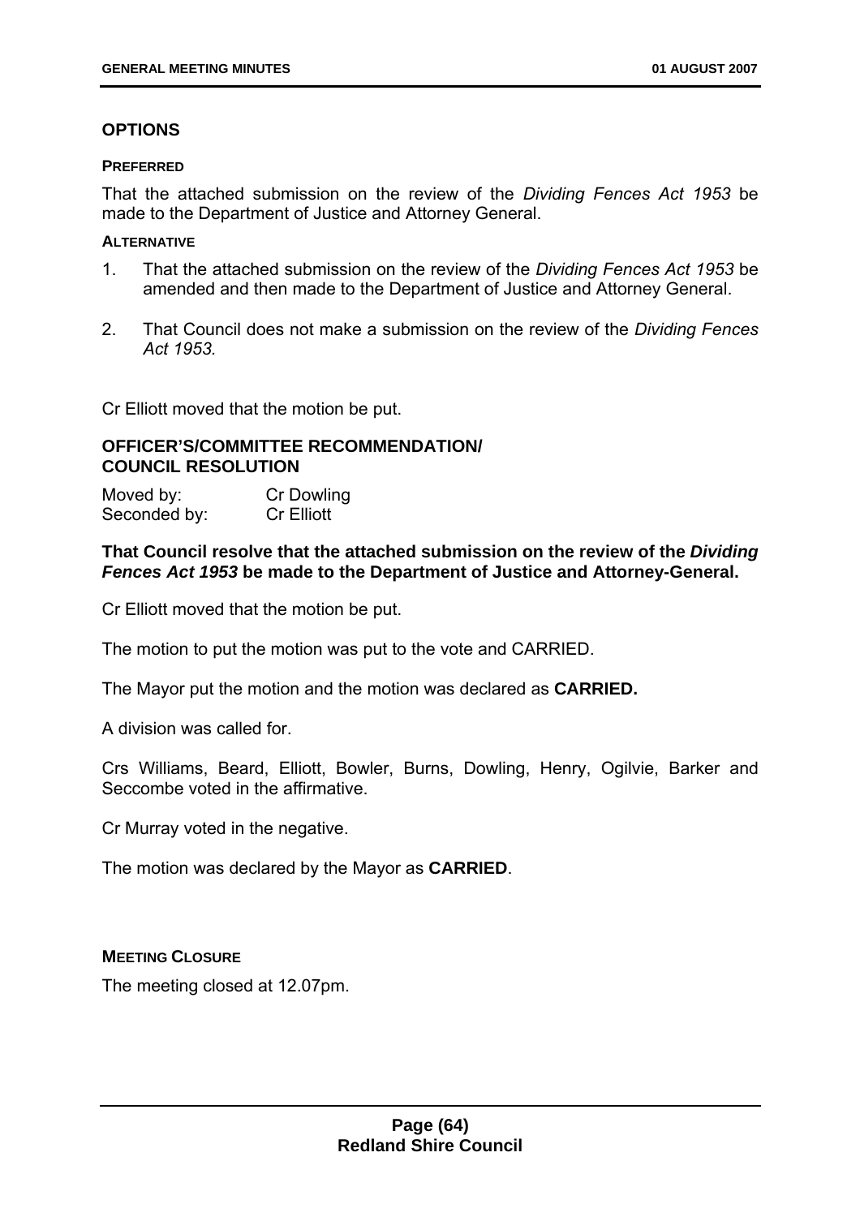## OPTIONS

**PREFERRED**

That the attached submission on the review of the *Dividing Fences Act 1953* be made to the Department of Justice and Attorney General.

**ALTERNATIVE**

1. That the attached submission on the review of the *Dividing Fences Act 1953* be amended and then made to the Department of Justice and Attorney General.

2. That Council does not make a submission on the review of the *Dividing Fences Act 1953.*

Cr Elliott moved that the motion be put.

## OFFICER'S/COMMITTEE RECOMMENDATION/ COUNCIL RESOLUTION

| | |
|---|---|
| Moved by: | Cr Dowling |
| Seconded by: | Cr Elliott |

**That Council resolve that the attached submission on the review of the *Dividing Fences Act 1953* be made to the Department of Justice and Attorney-General.**

Cr Elliott moved that the motion be put.

The motion to put the motion was put to the vote and CARRIED.

The Mayor put the motion and the motion was declared as **CARRIED.**

A division was called for.

Crs Williams, Beard, Elliott, Bowler, Burns, Dowling, Henry, Ogilvie, Barker and Seccombe voted in the affirmative.

Cr Murray voted in the negative.

The motion was declared by the Mayor as **CARRIED**.

**MEETING CLOSURE**

The meeting closed at 12.07pm.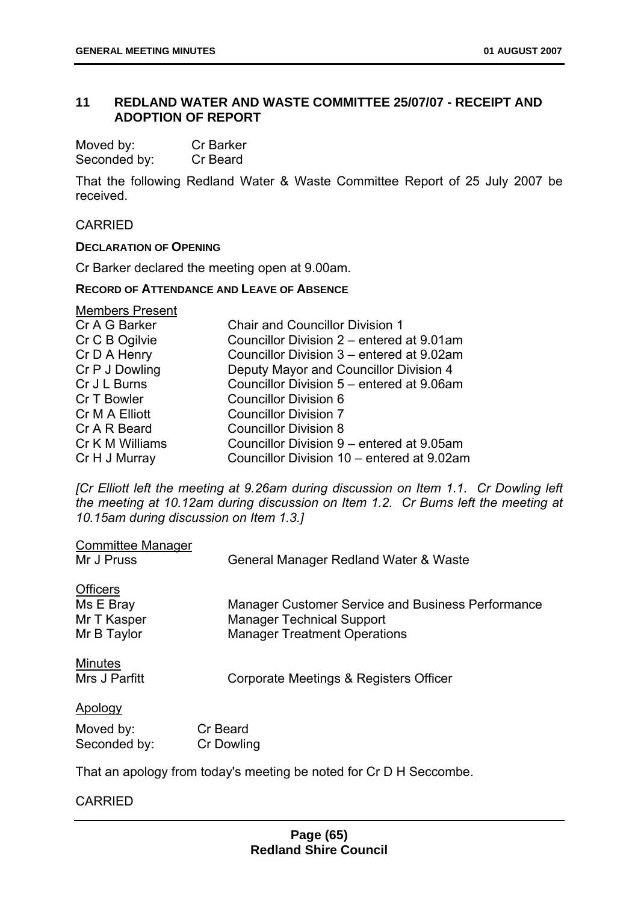## 11 REDLAND WATER AND WASTE COMMITTEE 25/07/07 - RECEIPT AND ADOPTION OF REPORT

Moved by: Cr Barker
Seconded by: Cr Beard

That the following Redland Water & Waste Committee Report of 25 July 2007 be received.

CARRIED

**DECLARATION OF OPENING**

Cr Barker declared the meeting open at 9.00am.

**RECORD OF ATTENDANCE AND LEAVE OF ABSENCE**

Members Present

| | |
|---|---|
| Cr A G Barker | Chair and Councillor Division 1 |
| Cr C B Ogilvie | Councillor Division 2 – entered at 9.01am |
| Cr D A Henry | Councillor Division 3 – entered at 9.02am |
| Cr P J Dowling | Deputy Mayor and Councillor Division 4 |
| Cr J L Burns | Councillor Division 5 – entered at 9.06am |
| Cr T Bowler | Councillor Division 6 |
| Cr M A Elliott | Councillor Division 7 |
| Cr A R Beard | Councillor Division 8 |
| Cr K M Williams | Councillor Division 9 – entered at 9.05am |
| Cr H J Murray | Councillor Division 10 – entered at 9.02am |

*[Cr Elliott left the meeting at 9.26am during discussion on Item 1.1. Cr Dowling left the meeting at 10.12am during discussion on Item 1.2. Cr Burns left the meeting at 10.15am during discussion on Item 1.3.]*

Committee Manager

| | |
|---|---|
| Mr J Pruss | General Manager Redland Water & Waste |

Officers

| | |
|---|---|
| Ms E Bray | Manager Customer Service and Business Performance |
| Mr T Kasper | Manager Technical Support |
| Mr B Taylor | Manager Treatment Operations |

Minutes

| | |
|---|---|
| Mrs J Parfitt | Corporate Meetings & Registers Officer |

Apology

Moved by: Cr Beard
Seconded by: Cr Dowling

That an apology from today's meeting be noted for Cr D H Seccombe.

CARRIED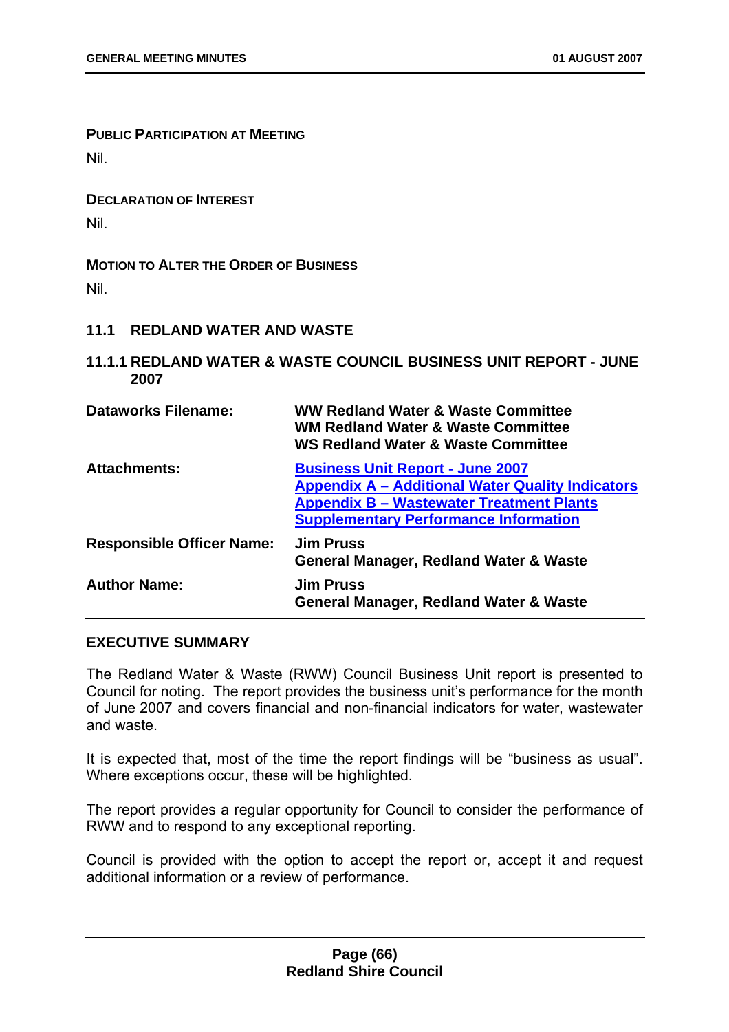**PUBLIC PARTICIPATION AT MEETING**

Nil.

**DECLARATION OF INTEREST**

Nil.

**MOTION TO ALTER THE ORDER OF BUSINESS**

Nil.

## 11.1 REDLAND WATER AND WASTE

### 11.1.1 REDLAND WATER & WASTE COUNCIL BUSINESS UNIT REPORT - JUNE 2007

| | |
|---|---|
| **Dataworks Filename:** | **WW Redland Water & Waste Committee**<br>**WM Redland Water & Waste Committee**<br>**WS Redland Water & Waste Committee** |
| **Attachments:** | **Business Unit Report - June 2007**<br>**Appendix A – Additional Water Quality Indicators**<br>**Appendix B – Wastewater Treatment Plants Supplementary Performance Information** |
| **Responsible Officer Name:** | **Jim Pruss**<br>**General Manager, Redland Water & Waste** |
| **Author Name:** | **Jim Pruss**<br>**General Manager, Redland Water & Waste** |

**EXECUTIVE SUMMARY**

The Redland Water & Waste (RWW) Council Business Unit report is presented to Council for noting. The report provides the business unit's performance for the month of June 2007 and covers financial and non-financial indicators for water, wastewater and waste.

It is expected that, most of the time the report findings will be "business as usual". Where exceptions occur, these will be highlighted.

The report provides a regular opportunity for Council to consider the performance of RWW and to respond to any exceptional reporting.

Council is provided with the option to accept the report or, accept it and request additional information or a review of performance.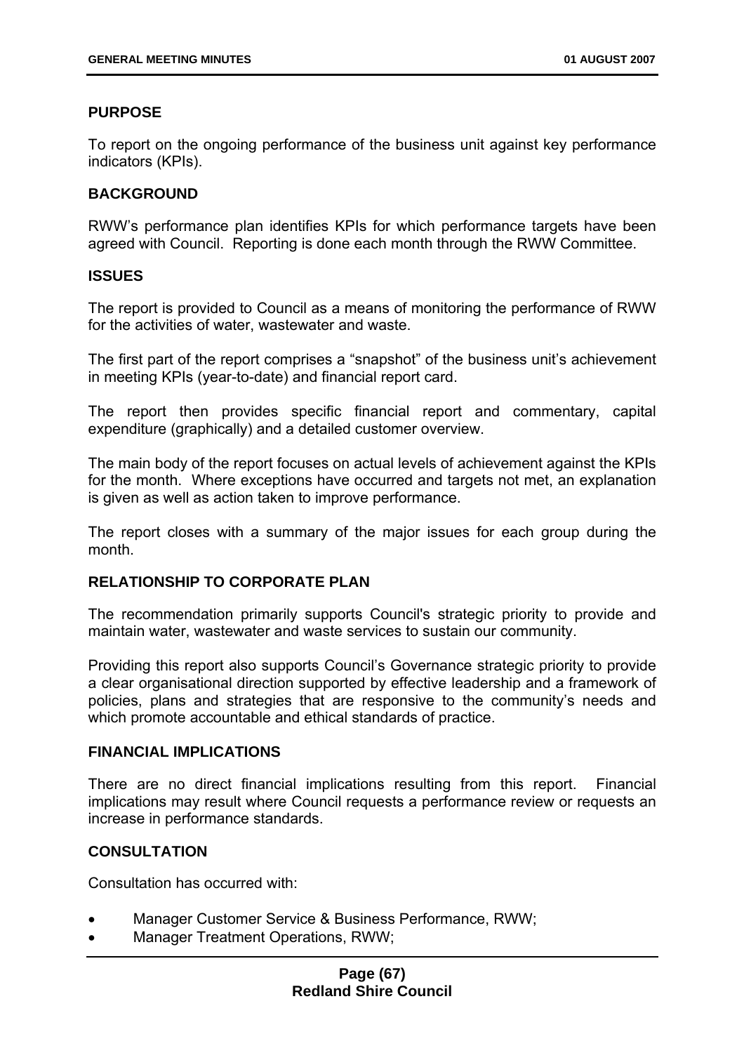## PURPOSE

To report on the ongoing performance of the business unit against key performance indicators (KPIs).

## BACKGROUND

RWW's performance plan identifies KPIs for which performance targets have been agreed with Council. Reporting is done each month through the RWW Committee.

## ISSUES

The report is provided to Council as a means of monitoring the performance of RWW for the activities of water, wastewater and waste.

The first part of the report comprises a "snapshot" of the business unit's achievement in meeting KPIs (year-to-date) and financial report card.

The report then provides specific financial report and commentary, capital expenditure (graphically) and a detailed customer overview.

The main body of the report focuses on actual levels of achievement against the KPIs for the month. Where exceptions have occurred and targets not met, an explanation is given as well as action taken to improve performance.

The report closes with a summary of the major issues for each group during the month.

## RELATIONSHIP TO CORPORATE PLAN

The recommendation primarily supports Council's strategic priority to provide and maintain water, wastewater and waste services to sustain our community.

Providing this report also supports Council's Governance strategic priority to provide a clear organisational direction supported by effective leadership and a framework of policies, plans and strategies that are responsive to the community's needs and which promote accountable and ethical standards of practice.

## FINANCIAL IMPLICATIONS

There are no direct financial implications resulting from this report. Financial implications may result where Council requests a performance review or requests an increase in performance standards.

## CONSULTATION

Consultation has occurred with:

- Manager Customer Service & Business Performance, RWW;
- Manager Treatment Operations, RWW;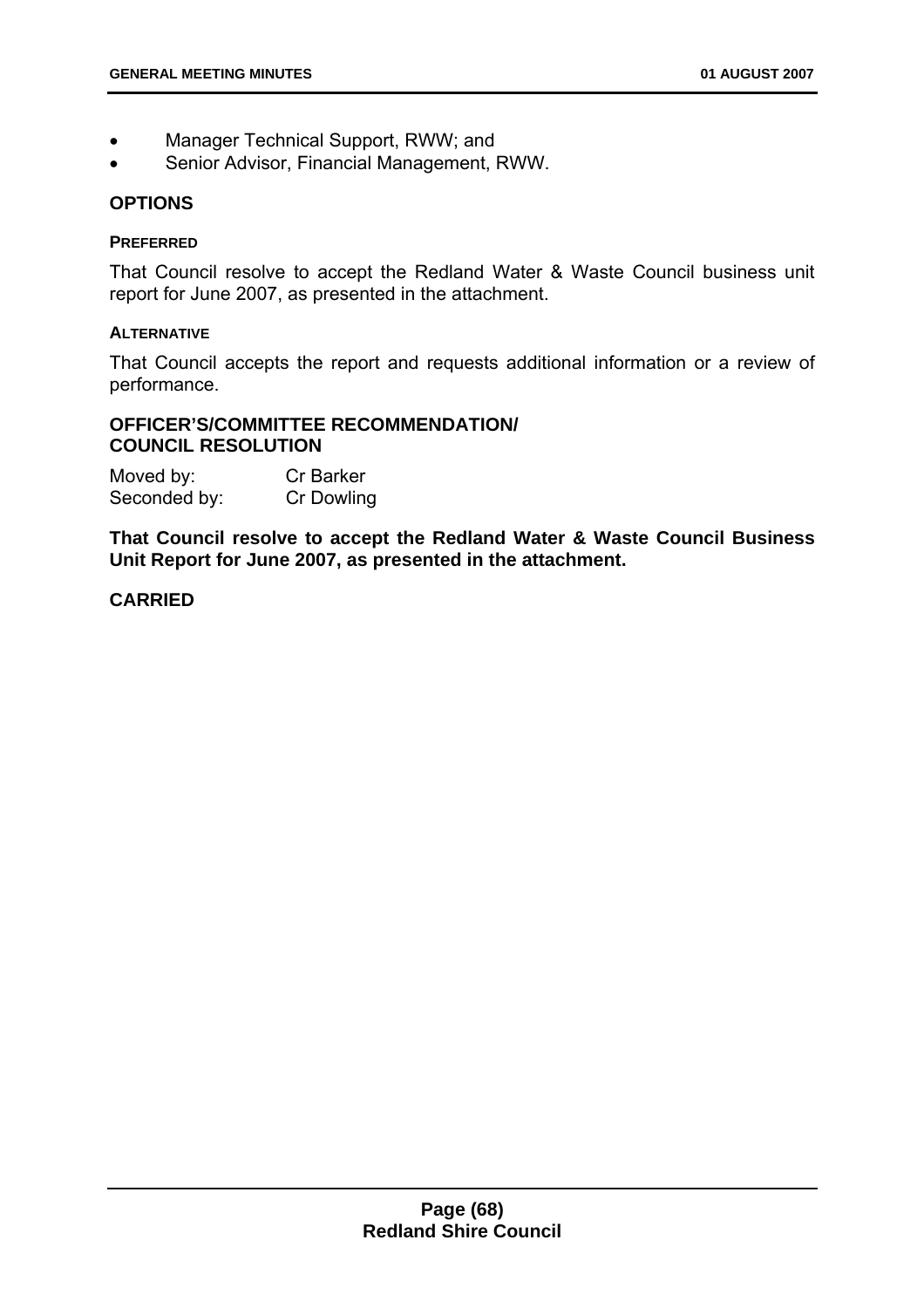- Manager Technical Support, RWW; and
- Senior Advisor, Financial Management, RWW.

## OPTIONS

### PREFERRED

That Council resolve to accept the Redland Water & Waste Council business unit report for June 2007, as presented in the attachment.

### ALTERNATIVE

That Council accepts the report and requests additional information or a review of performance.

## OFFICER'S/COMMITTEE RECOMMENDATION/ COUNCIL RESOLUTION

Moved by: Cr Barker
Seconded by: Cr Dowling

**That Council resolve to accept the Redland Water & Waste Council Business Unit Report for June 2007, as presented in the attachment.**

**CARRIED**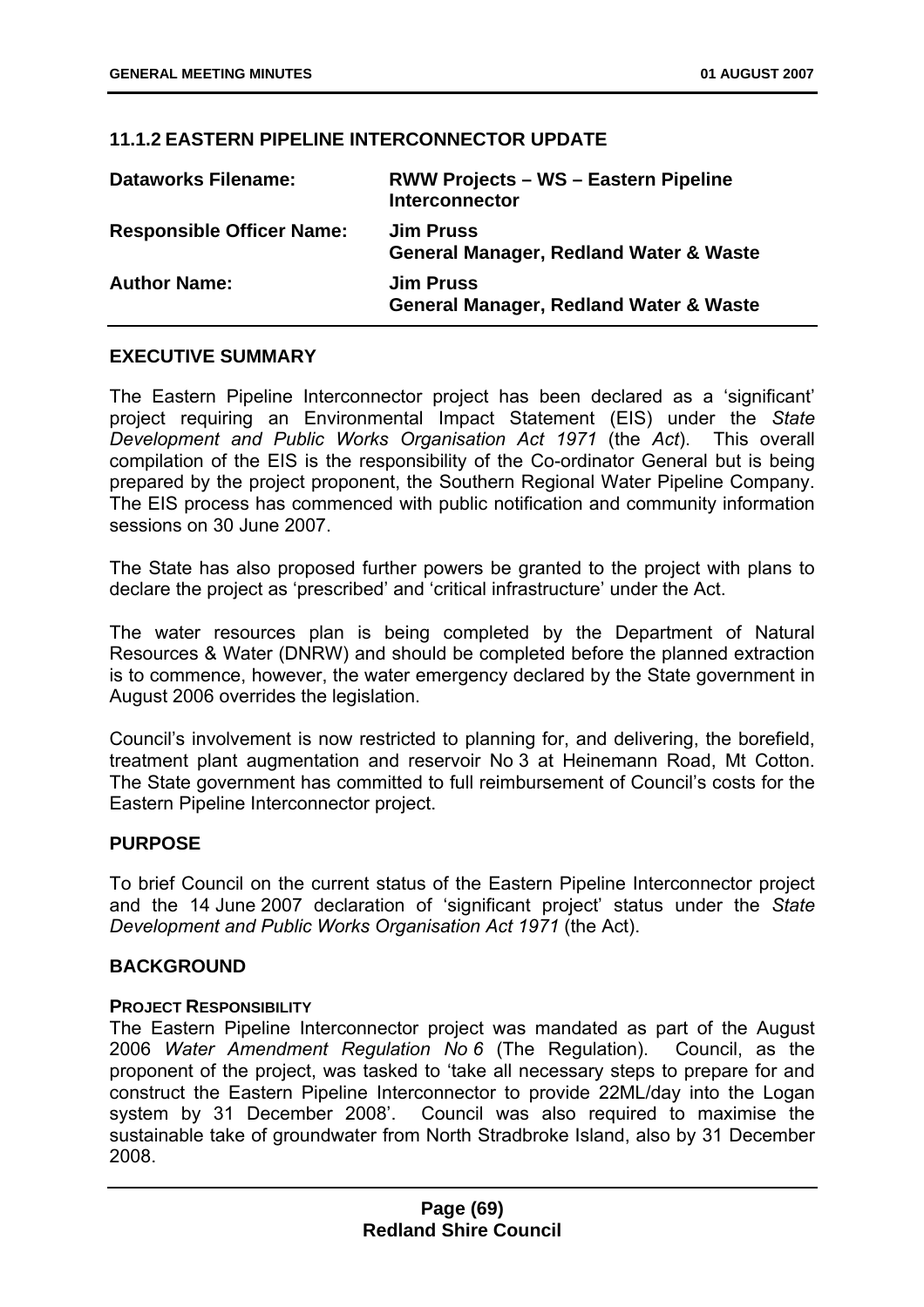## 11.1.2 EASTERN PIPELINE INTERCONNECTOR UPDATE

| | |
|---|---|
| **Dataworks Filename:** | **RWW Projects – WS – Eastern Pipeline Interconnector** |
| **Responsible Officer Name:** | **Jim Pruss**<br>**General Manager, Redland Water & Waste** |
| **Author Name:** | **Jim Pruss**<br>**General Manager, Redland Water & Waste** |

### EXECUTIVE SUMMARY

The Eastern Pipeline Interconnector project has been declared as a 'significant' project requiring an Environmental Impact Statement (EIS) under the *State Development and Public Works Organisation Act 1971* (the *Act*). This overall compilation of the EIS is the responsibility of the Co-ordinator General but is being prepared by the project proponent, the Southern Regional Water Pipeline Company. The EIS process has commenced with public notification and community information sessions on 30 June 2007.

The State has also proposed further powers be granted to the project with plans to declare the project as 'prescribed' and 'critical infrastructure' under the Act.

The water resources plan is being completed by the Department of Natural Resources & Water (DNRW) and should be completed before the planned extraction is to commence, however, the water emergency declared by the State government in August 2006 overrides the legislation.

Council's involvement is now restricted to planning for, and delivering, the borefield, treatment plant augmentation and reservoir No 3 at Heinemann Road, Mt Cotton. The State government has committed to full reimbursement of Council's costs for the Eastern Pipeline Interconnector project.

### PURPOSE

To brief Council on the current status of the Eastern Pipeline Interconnector project and the 14 June 2007 declaration of 'significant project' status under the *State Development and Public Works Organisation Act 1971* (the Act).

### BACKGROUND

#### PROJECT RESPONSIBILITY

The Eastern Pipeline Interconnector project was mandated as part of the August 2006 *Water Amendment Regulation No 6* (The Regulation). Council, as the proponent of the project, was tasked to 'take all necessary steps to prepare for and construct the Eastern Pipeline Interconnector to provide 22ML/day into the Logan system by 31 December 2008'. Council was also required to maximise the sustainable take of groundwater from North Stradbroke Island, also by 31 December 2008.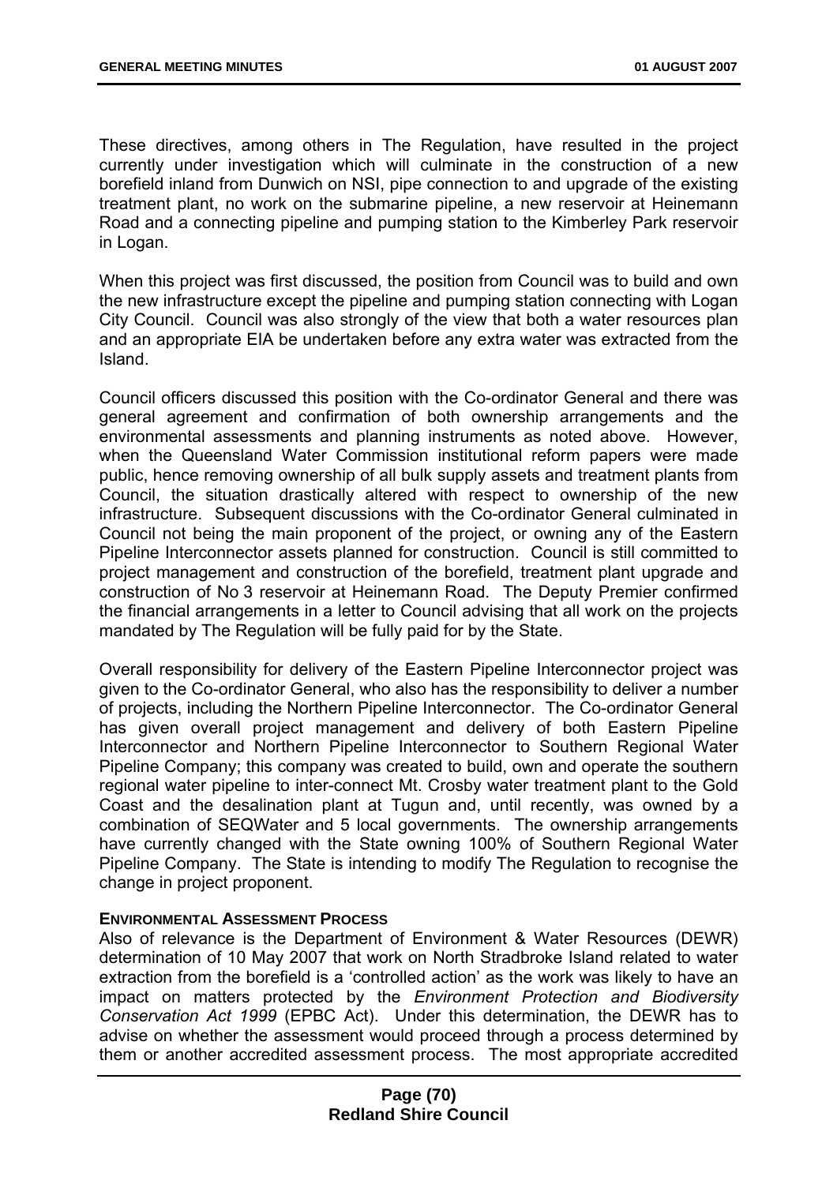These directives, among others in The Regulation, have resulted in the project currently under investigation which will culminate in the construction of a new borefield inland from Dunwich on NSI, pipe connection to and upgrade of the existing treatment plant, no work on the submarine pipeline, a new reservoir at Heinemann Road and a connecting pipeline and pumping station to the Kimberley Park reservoir in Logan.

When this project was first discussed, the position from Council was to build and own the new infrastructure except the pipeline and pumping station connecting with Logan City Council. Council was also strongly of the view that both a water resources plan and an appropriate EIA be undertaken before any extra water was extracted from the Island.

Council officers discussed this position with the Co-ordinator General and there was general agreement and confirmation of both ownership arrangements and the environmental assessments and planning instruments as noted above. However, when the Queensland Water Commission institutional reform papers were made public, hence removing ownership of all bulk supply assets and treatment plants from Council, the situation drastically altered with respect to ownership of the new infrastructure. Subsequent discussions with the Co-ordinator General culminated in Council not being the main proponent of the project, or owning any of the Eastern Pipeline Interconnector assets planned for construction. Council is still committed to project management and construction of the borefield, treatment plant upgrade and construction of No 3 reservoir at Heinemann Road. The Deputy Premier confirmed the financial arrangements in a letter to Council advising that all work on the projects mandated by The Regulation will be fully paid for by the State.

Overall responsibility for delivery of the Eastern Pipeline Interconnector project was given to the Co-ordinator General, who also has the responsibility to deliver a number of projects, including the Northern Pipeline Interconnector. The Co-ordinator General has given overall project management and delivery of both Eastern Pipeline Interconnector and Northern Pipeline Interconnector to Southern Regional Water Pipeline Company; this company was created to build, own and operate the southern regional water pipeline to inter-connect Mt. Crosby water treatment plant to the Gold Coast and the desalination plant at Tugun and, until recently, was owned by a combination of SEQWater and 5 local governments. The ownership arrangements have currently changed with the State owning 100% of Southern Regional Water Pipeline Company. The State is intending to modify The Regulation to recognise the change in project proponent.

**ENVIRONMENTAL ASSESSMENT PROCESS**

Also of relevance is the Department of Environment & Water Resources (DEWR) determination of 10 May 2007 that work on North Stradbroke Island related to water extraction from the borefield is a 'controlled action' as the work was likely to have an impact on matters protected by the *Environment Protection and Biodiversity Conservation Act 1999* (EPBC Act). Under this determination, the DEWR has to advise on whether the assessment would proceed through a process determined by them or another accredited assessment process. The most appropriate accredited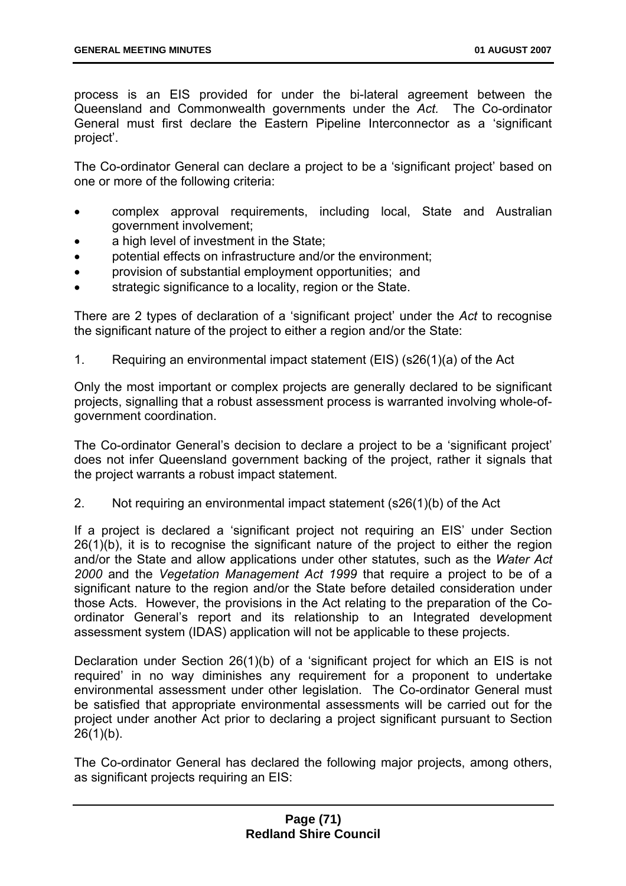process is an EIS provided for under the bi-lateral agreement between the Queensland and Commonwealth governments under the *Act.* The Co-ordinator General must first declare the Eastern Pipeline Interconnector as a 'significant project'.

The Co-ordinator General can declare a project to be a 'significant project' based on one or more of the following criteria:

- complex approval requirements, including local, State and Australian government involvement;
- a high level of investment in the State;
- potential effects on infrastructure and/or the environment;
- provision of substantial employment opportunities; and
- strategic significance to a locality, region or the State.

There are 2 types of declaration of a 'significant project' under the *Act* to recognise the significant nature of the project to either a region and/or the State:

1. Requiring an environmental impact statement (EIS) (s26(1)(a) of the Act

Only the most important or complex projects are generally declared to be significant projects, signalling that a robust assessment process is warranted involving whole-of-government coordination.

The Co-ordinator General's decision to declare a project to be a 'significant project' does not infer Queensland government backing of the project, rather it signals that the project warrants a robust impact statement.

2. Not requiring an environmental impact statement (s26(1)(b) of the Act

If a project is declared a 'significant project not requiring an EIS' under Section 26(1)(b), it is to recognise the significant nature of the project to either the region and/or the State and allow applications under other statutes, such as the *Water Act 2000* and the *Vegetation Management Act 1999* that require a project to be of a significant nature to the region and/or the State before detailed consideration under those Acts. However, the provisions in the Act relating to the preparation of the Co-ordinator General's report and its relationship to an Integrated development assessment system (IDAS) application will not be applicable to these projects.

Declaration under Section 26(1)(b) of a 'significant project for which an EIS is not required' in no way diminishes any requirement for a proponent to undertake environmental assessment under other legislation. The Co-ordinator General must be satisfied that appropriate environmental assessments will be carried out for the project under another Act prior to declaring a project significant pursuant to Section 26(1)(b).

The Co-ordinator General has declared the following major projects, among others, as significant projects requiring an EIS: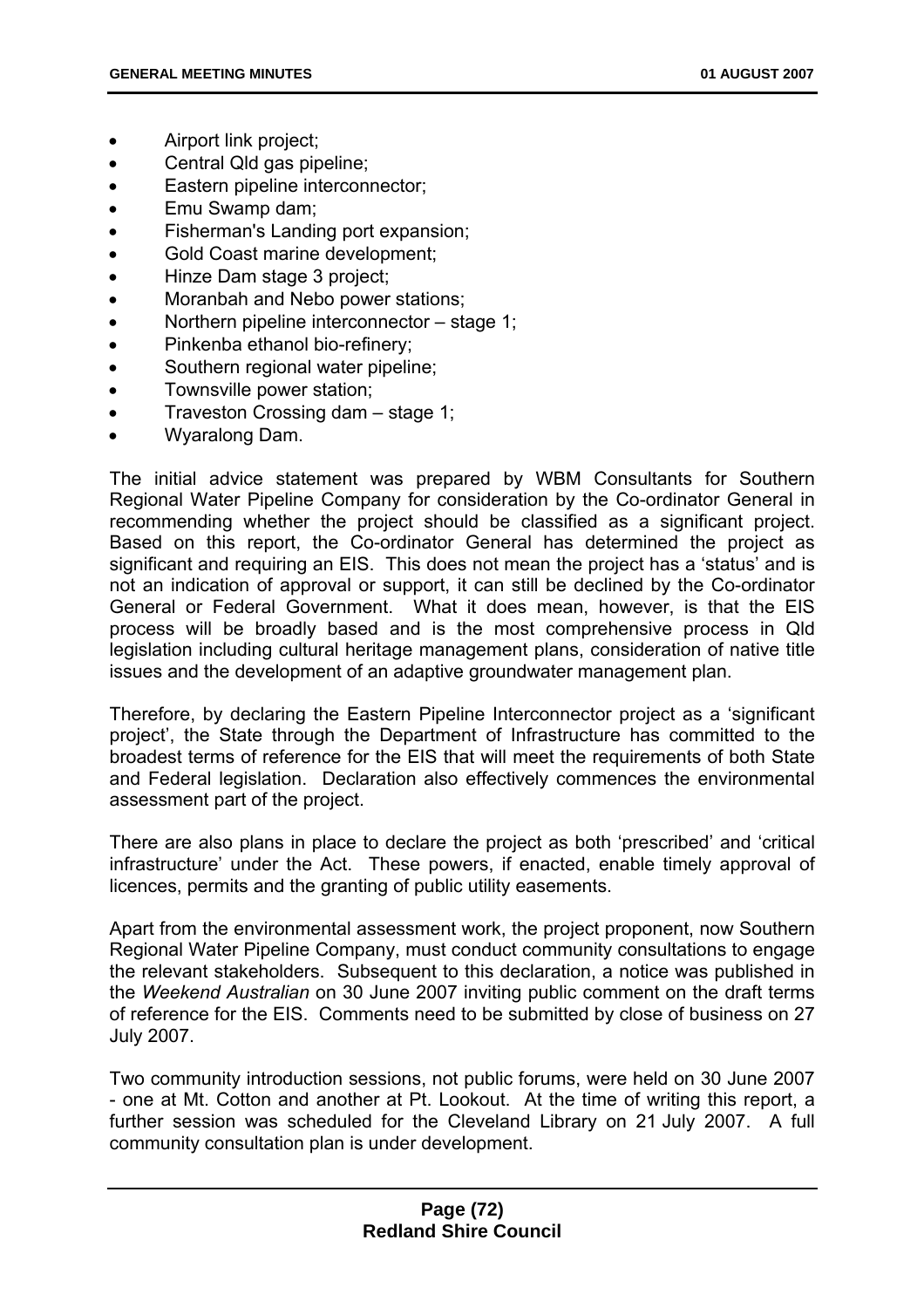- Airport link project;
- Central Qld gas pipeline;
- Eastern pipeline interconnector;
- Emu Swamp dam;
- Fisherman's Landing port expansion;
- Gold Coast marine development;
- Hinze Dam stage 3 project;
- Moranbah and Nebo power stations;
- Northern pipeline interconnector – stage 1;
- Pinkenba ethanol bio-refinery;
- Southern regional water pipeline;
- Townsville power station;
- Traveston Crossing dam – stage 1;
- Wyaralong Dam.

The initial advice statement was prepared by WBM Consultants for Southern Regional Water Pipeline Company for consideration by the Co-ordinator General in recommending whether the project should be classified as a significant project. Based on this report, the Co-ordinator General has determined the project as significant and requiring an EIS. This does not mean the project has a 'status' and is not an indication of approval or support, it can still be declined by the Co-ordinator General or Federal Government. What it does mean, however, is that the EIS process will be broadly based and is the most comprehensive process in Qld legislation including cultural heritage management plans, consideration of native title issues and the development of an adaptive groundwater management plan.

Therefore, by declaring the Eastern Pipeline Interconnector project as a 'significant project', the State through the Department of Infrastructure has committed to the broadest terms of reference for the EIS that will meet the requirements of both State and Federal legislation. Declaration also effectively commences the environmental assessment part of the project.

There are also plans in place to declare the project as both 'prescribed' and 'critical infrastructure' under the Act. These powers, if enacted, enable timely approval of licences, permits and the granting of public utility easements.

Apart from the environmental assessment work, the project proponent, now Southern Regional Water Pipeline Company, must conduct community consultations to engage the relevant stakeholders. Subsequent to this declaration, a notice was published in the *Weekend Australian* on 30 June 2007 inviting public comment on the draft terms of reference for the EIS. Comments need to be submitted by close of business on 27 July 2007.

Two community introduction sessions, not public forums, were held on 30 June 2007 - one at Mt. Cotton and another at Pt. Lookout. At the time of writing this report, a further session was scheduled for the Cleveland Library on 21 July 2007. A full community consultation plan is under development.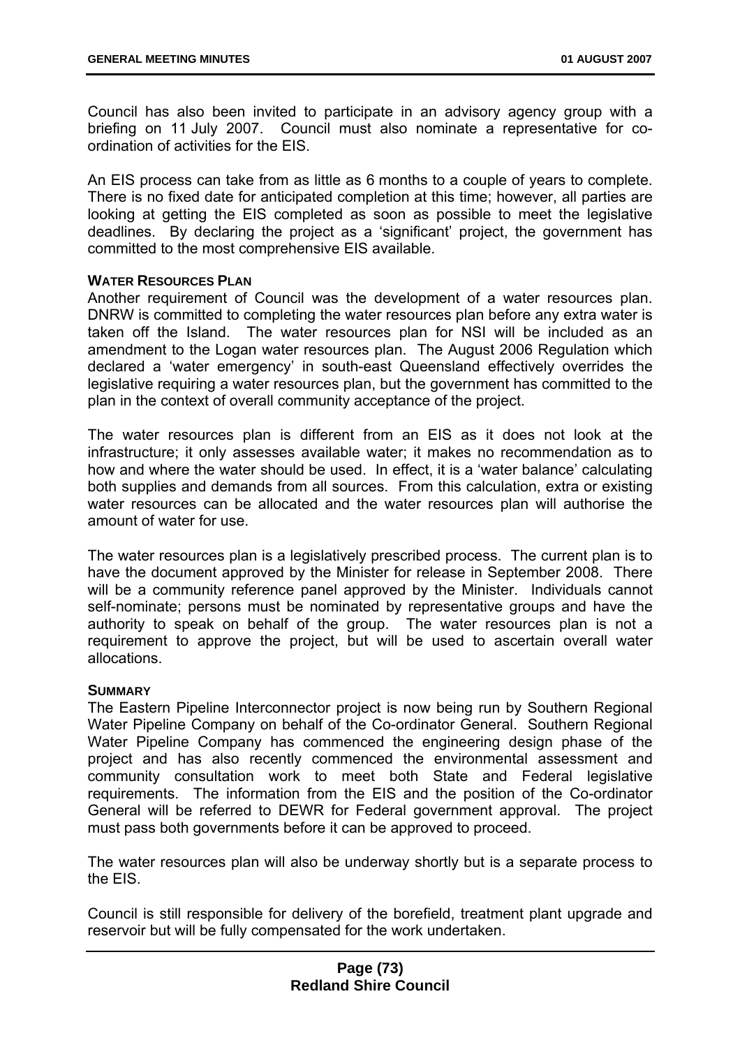Council has also been invited to participate in an advisory agency group with a briefing on 11 July 2007. Council must also nominate a representative for co-ordination of activities for the EIS.

An EIS process can take from as little as 6 months to a couple of years to complete. There is no fixed date for anticipated completion at this time; however, all parties are looking at getting the EIS completed as soon as possible to meet the legislative deadlines. By declaring the project as a 'significant' project, the government has committed to the most comprehensive EIS available.

**WATER RESOURCES PLAN**

Another requirement of Council was the development of a water resources plan. DNRW is committed to completing the water resources plan before any extra water is taken off the Island. The water resources plan for NSI will be included as an amendment to the Logan water resources plan. The August 2006 Regulation which declared a 'water emergency' in south-east Queensland effectively overrides the legislative requiring a water resources plan, but the government has committed to the plan in the context of overall community acceptance of the project.

The water resources plan is different from an EIS as it does not look at the infrastructure; it only assesses available water; it makes no recommendation as to how and where the water should be used. In effect, it is a 'water balance' calculating both supplies and demands from all sources. From this calculation, extra or existing water resources can be allocated and the water resources plan will authorise the amount of water for use.

The water resources plan is a legislatively prescribed process. The current plan is to have the document approved by the Minister for release in September 2008. There will be a community reference panel approved by the Minister. Individuals cannot self-nominate; persons must be nominated by representative groups and have the authority to speak on behalf of the group. The water resources plan is not a requirement to approve the project, but will be used to ascertain overall water allocations.

**SUMMARY**

The Eastern Pipeline Interconnector project is now being run by Southern Regional Water Pipeline Company on behalf of the Co-ordinator General. Southern Regional Water Pipeline Company has commenced the engineering design phase of the project and has also recently commenced the environmental assessment and community consultation work to meet both State and Federal legislative requirements. The information from the EIS and the position of the Co-ordinator General will be referred to DEWR for Federal government approval. The project must pass both governments before it can be approved to proceed.

The water resources plan will also be underway shortly but is a separate process to the EIS.

Council is still responsible for delivery of the borefield, treatment plant upgrade and reservoir but will be fully compensated for the work undertaken.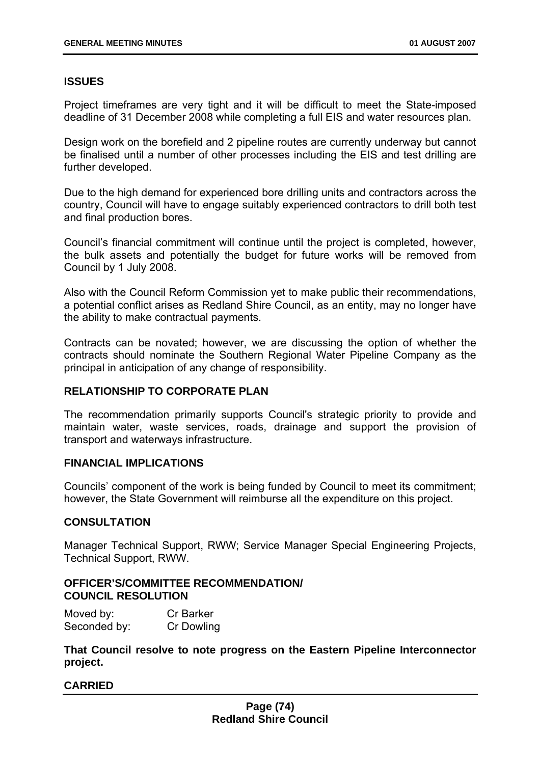### ISSUES

Project timeframes are very tight and it will be difficult to meet the State-imposed deadline of 31 December 2008 while completing a full EIS and water resources plan.

Design work on the borefield and 2 pipeline routes are currently underway but cannot be finalised until a number of other processes including the EIS and test drilling are further developed.

Due to the high demand for experienced bore drilling units and contractors across the country, Council will have to engage suitably experienced contractors to drill both test and final production bores.

Council's financial commitment will continue until the project is completed, however, the bulk assets and potentially the budget for future works will be removed from Council by 1 July 2008.

Also with the Council Reform Commission yet to make public their recommendations, a potential conflict arises as Redland Shire Council, as an entity, may no longer have the ability to make contractual payments.

Contracts can be novated; however, we are discussing the option of whether the contracts should nominate the Southern Regional Water Pipeline Company as the principal in anticipation of any change of responsibility.

### RELATIONSHIP TO CORPORATE PLAN

The recommendation primarily supports Council's strategic priority to provide and maintain water, waste services, roads, drainage and support the provision of transport and waterways infrastructure.

### FINANCIAL IMPLICATIONS

Councils' component of the work is being funded by Council to meet its commitment; however, the State Government will reimburse all the expenditure on this project.

### CONSULTATION

Manager Technical Support, RWW; Service Manager Special Engineering Projects, Technical Support, RWW.

### OFFICER'S/COMMITTEE RECOMMENDATION/ COUNCIL RESOLUTION

Moved by: Cr Barker
Seconded by: Cr Dowling

**That Council resolve to note progress on the Eastern Pipeline Interconnector project.**

**CARRIED**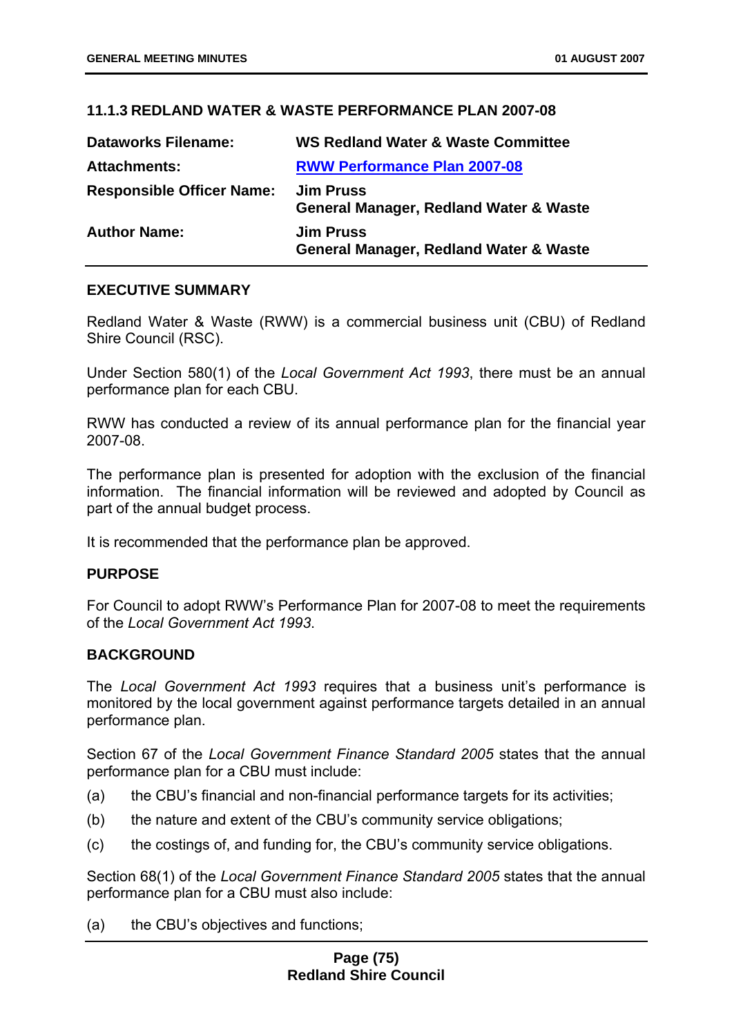### 11.1.3 REDLAND WATER & WASTE PERFORMANCE PLAN 2007-08

| | |
|---|---|
| **Dataworks Filename:** | **WS Redland Water & Waste Committee** |
| **Attachments:** | **RWW Performance Plan 2007-08** |
| **Responsible Officer Name:** | **Jim Pruss**<br>**General Manager, Redland Water & Waste** |
| **Author Name:** | **Jim Pruss**<br>**General Manager, Redland Water & Waste** |

#### EXECUTIVE SUMMARY

Redland Water & Waste (RWW) is a commercial business unit (CBU) of Redland Shire Council (RSC).

Under Section 580(1) of the *Local Government Act 1993*, there must be an annual performance plan for each CBU.

RWW has conducted a review of its annual performance plan for the financial year 2007-08.

The performance plan is presented for adoption with the exclusion of the financial information. The financial information will be reviewed and adopted by Council as part of the annual budget process.

It is recommended that the performance plan be approved.

#### PURPOSE

For Council to adopt RWW's Performance Plan for 2007-08 to meet the requirements of the *Local Government Act 1993*.

#### BACKGROUND

The *Local Government Act 1993* requires that a business unit's performance is monitored by the local government against performance targets detailed in an annual performance plan.

Section 67 of the *Local Government Finance Standard 2005* states that the annual performance plan for a CBU must include:

(a) the CBU's financial and non-financial performance targets for its activities;

(b) the nature and extent of the CBU's community service obligations;

(c) the costings of, and funding for, the CBU's community service obligations.

Section 68(1) of the *Local Government Finance Standard 2005* states that the annual performance plan for a CBU must also include:

(a) the CBU's objectives and functions;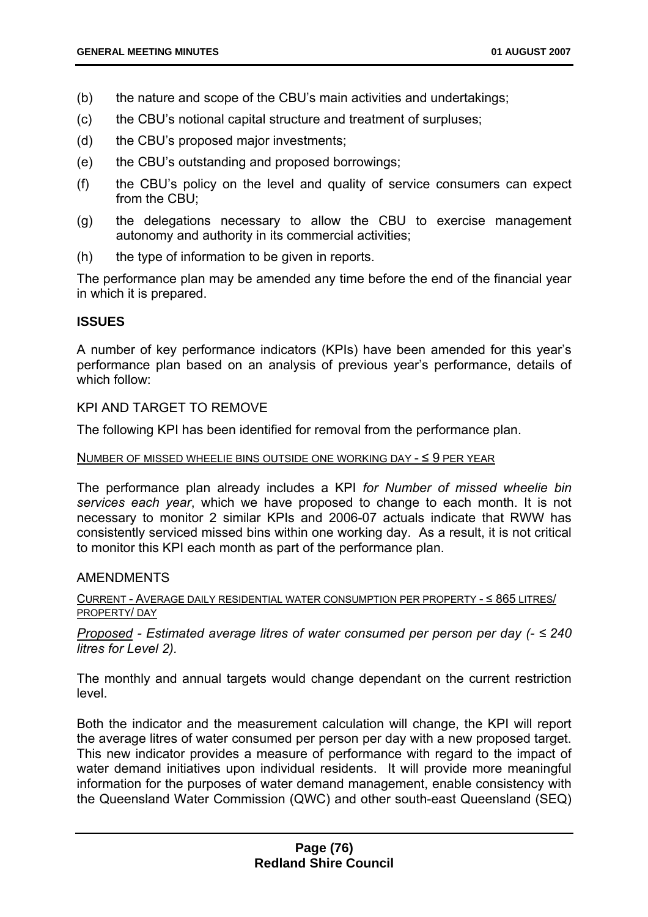(b) the nature and scope of the CBU's main activities and undertakings;

(c) the CBU's notional capital structure and treatment of surpluses;

(d) the CBU's proposed major investments;

(e) the CBU's outstanding and proposed borrowings;

(f) the CBU's policy on the level and quality of service consumers can expect from the CBU;

(g) the delegations necessary to allow the CBU to exercise management autonomy and authority in its commercial activities;

(h) the type of information to be given in reports.

The performance plan may be amended any time before the end of the financial year in which it is prepared.

**ISSUES**

A number of key performance indicators (KPIs) have been amended for this year's performance plan based on an analysis of previous year's performance, details of which follow:

KPI AND TARGET TO REMOVE

The following KPI has been identified for removal from the performance plan.

<u>NUMBER OF MISSED WHEELIE BINS OUTSIDE ONE WORKING DAY - ≤ 9 PER YEAR</u>

The performance plan already includes a KPI *for Number of missed wheelie bin services each year*, which we have proposed to change to each month. It is not necessary to monitor 2 similar KPIs and 2006-07 actuals indicate that RWW has consistently serviced missed bins within one working day. As a result, it is not critical to monitor this KPI each month as part of the performance plan.

AMENDMENTS

<u>CURRENT - AVERAGE DAILY RESIDENTIAL WATER CONSUMPTION PER PROPERTY - ≤ 865 LITRES/ PROPERTY/ DAY</u>

*<u>Proposed</u> - Estimated average litres of water consumed per person per day (- ≤ 240 litres for Level 2).*

The monthly and annual targets would change dependant on the current restriction level.

Both the indicator and the measurement calculation will change, the KPI will report the average litres of water consumed per person per day with a new proposed target. This new indicator provides a measure of performance with regard to the impact of water demand initiatives upon individual residents. It will provide more meaningful information for the purposes of water demand management, enable consistency with the Queensland Water Commission (QWC) and other south-east Queensland (SEQ)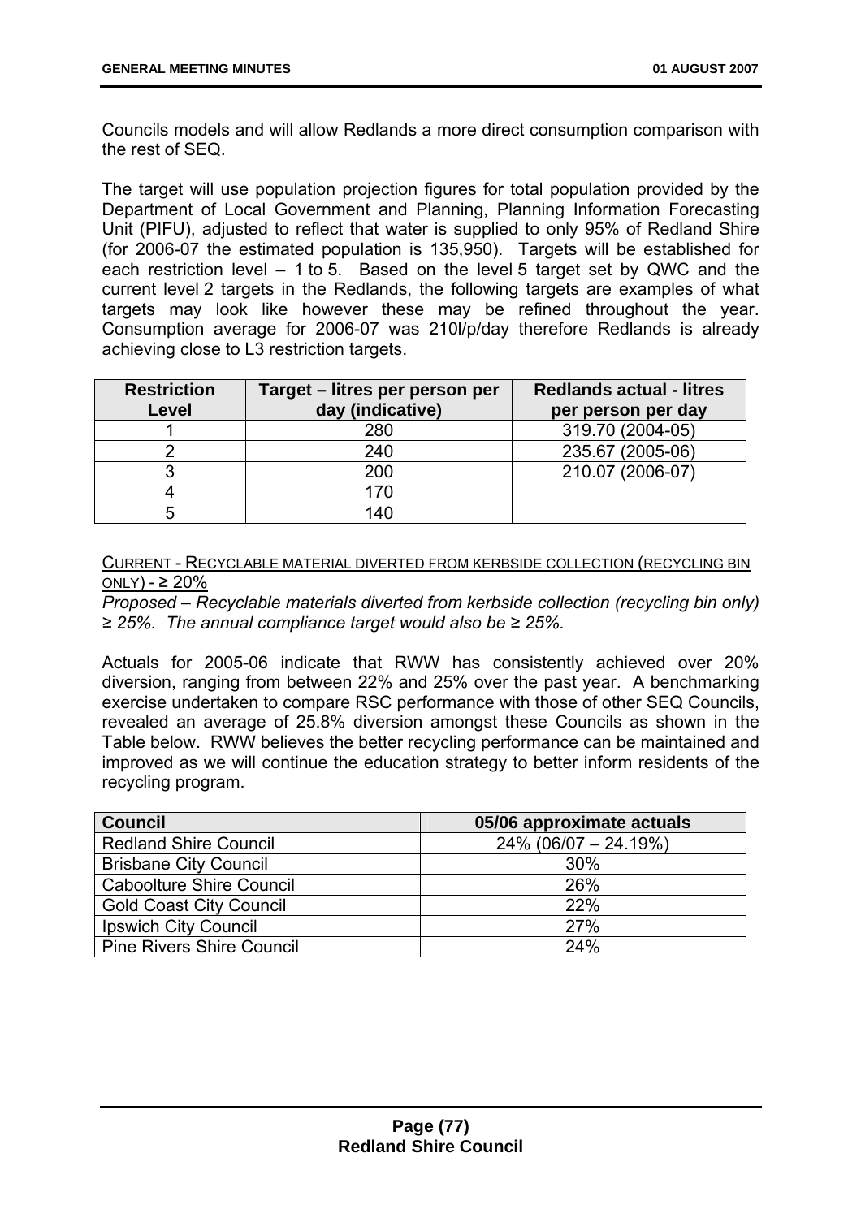Councils models and will allow Redlands a more direct consumption comparison with the rest of SEQ.

The target will use population projection figures for total population provided by the Department of Local Government and Planning, Planning Information Forecasting Unit (PIFU), adjusted to reflect that water is supplied to only 95% of Redland Shire (for 2006-07 the estimated population is 135,950). Targets will be established for each restriction level – 1 to 5. Based on the level 5 target set by QWC and the current level 2 targets in the Redlands, the following targets are examples of what targets may look like however these may be refined throughout the year. Consumption average for 2006-07 was 210l/p/day therefore Redlands is already achieving close to L3 restriction targets.

| Restriction Level | Target – litres per person per day (indicative) | Redlands actual - litres per person per day |
|---|---|---|
| 1 | 280 | 319.70 (2004-05) |
| 2 | 240 | 235.67 (2005-06) |
| 3 | 200 | 210.07 (2006-07) |
| 4 | 170 | |
| 5 | 140 | |

<u>CURRENT - RECYCLABLE MATERIAL DIVERTED FROM KERBSIDE COLLECTION (RECYCLING BIN ONLY) - ≥ 20%</u>

*<u>Proposed</u> – Recyclable materials diverted from kerbside collection (recycling bin only) ≥ 25%. The annual compliance target would also be ≥ 25%.*

Actuals for 2005-06 indicate that RWW has consistently achieved over 20% diversion, ranging from between 22% and 25% over the past year. A benchmarking exercise undertaken to compare RSC performance with those of other SEQ Councils, revealed an average of 25.8% diversion amongst these Councils as shown in the Table below. RWW believes the better recycling performance can be maintained and improved as we will continue the education strategy to better inform residents of the recycling program.

| Council | 05/06 approximate actuals |
|---|---|
| Redland Shire Council | 24% (06/07 – 24.19%) |
| Brisbane City Council | 30% |
| Caboolture Shire Council | 26% |
| Gold Coast City Council | 22% |
| Ipswich City Council | 27% |
| Pine Rivers Shire Council | 24% |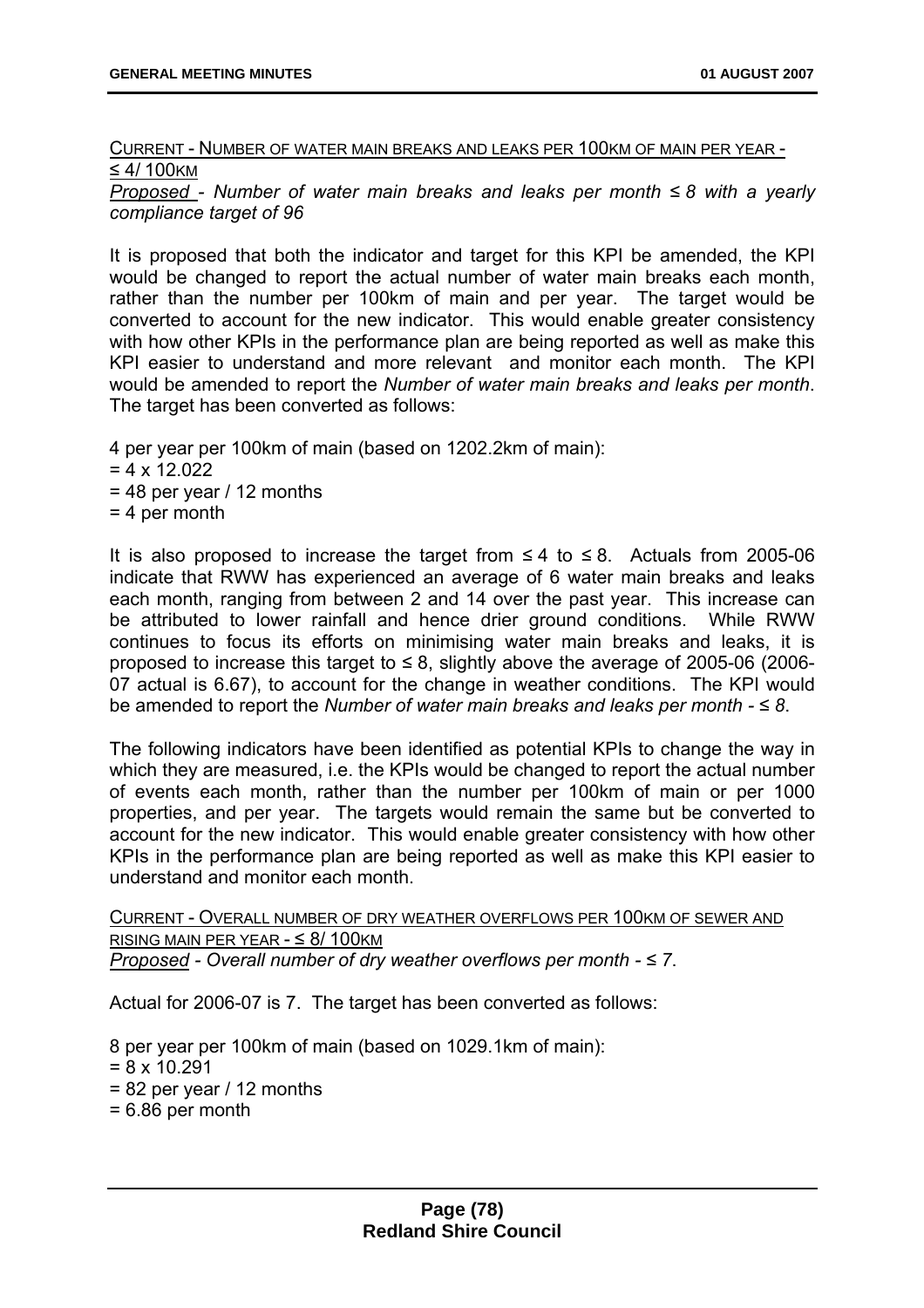<u>CURRENT - NUMBER OF WATER MAIN BREAKS AND LEAKS PER 100KM OF MAIN PER YEAR - ≤ 4/ 100KM</u>

*<u>Proposed</u> - Number of water main breaks and leaks per month ≤ 8 with a yearly compliance target of 96*

It is proposed that both the indicator and target for this KPI be amended, the KPI would be changed to report the actual number of water main breaks each month, rather than the number per 100km of main and per year. The target would be converted to account for the new indicator. This would enable greater consistency with how other KPIs in the performance plan are being reported as well as make this KPI easier to understand and more relevant and monitor each month. The KPI would be amended to report the *Number of water main breaks and leaks per month*. The target has been converted as follows:

4 per year per 100km of main (based on 1202.2km of main):
= 4 x 12.022
= 48 per year / 12 months
= 4 per month

It is also proposed to increase the target from ≤ 4 to ≤ 8. Actuals from 2005-06 indicate that RWW has experienced an average of 6 water main breaks and leaks each month, ranging from between 2 and 14 over the past year. This increase can be attributed to lower rainfall and hence drier ground conditions. While RWW continues to focus its efforts on minimising water main breaks and leaks, it is proposed to increase this target to ≤ 8, slightly above the average of 2005-06 (2006-07 actual is 6.67), to account for the change in weather conditions. The KPI would be amended to report the *Number of water main breaks and leaks per month - ≤ 8*.

The following indicators have been identified as potential KPIs to change the way in which they are measured, i.e. the KPIs would be changed to report the actual number of events each month, rather than the number per 100km of main or per 1000 properties, and per year. The targets would remain the same but be converted to account for the new indicator. This would enable greater consistency with how other KPIs in the performance plan are being reported as well as make this KPI easier to understand and monitor each month.

<u>CURRENT - OVERALL NUMBER OF DRY WEATHER OVERFLOWS PER 100KM OF SEWER AND RISING MAIN PER YEAR - ≤ 8/ 100KM</u>

*<u>Proposed</u> - Overall number of dry weather overflows per month - ≤ 7*.

Actual for 2006-07 is 7. The target has been converted as follows:

8 per year per 100km of main (based on 1029.1km of main):
= 8 x 10.291
= 82 per year / 12 months
= 6.86 per month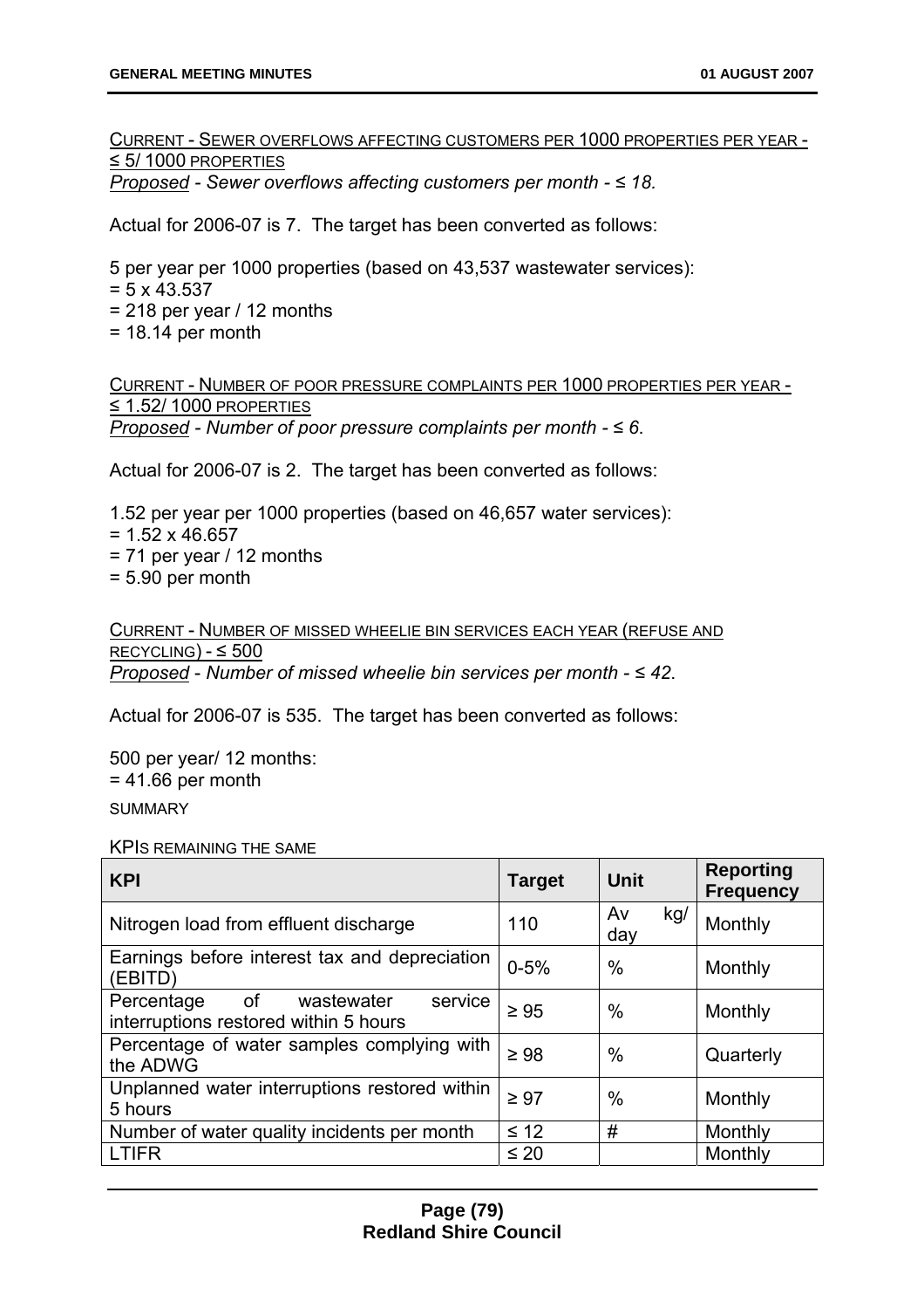<u>CURRENT - SEWER OVERFLOWS AFFECTING CUSTOMERS PER 1000 PROPERTIES PER YEAR - ≤ 5/ 1000 PROPERTIES</u>

*<u>Proposed</u> - Sewer overflows affecting customers per month - ≤ 18.*

Actual for 2006-07 is 7. The target has been converted as follows:

5 per year per 1000 properties (based on 43,537 wastewater services):
= 5 x 43.537
= 218 per year / 12 months
= 18.14 per month

<u>CURRENT - NUMBER OF POOR PRESSURE COMPLAINTS PER 1000 PROPERTIES PER YEAR - ≤ 1.52/ 1000 PROPERTIES</u>

*<u>Proposed</u> - Number of poor pressure complaints per month - ≤ 6*.

Actual for 2006-07 is 2. The target has been converted as follows:

1.52 per year per 1000 properties (based on 46,657 water services):
= 1.52 x 46.657
= 71 per year / 12 months
= 5.90 per month

<u>CURRENT - NUMBER OF MISSED WHEELIE BIN SERVICES EACH YEAR (REFUSE AND RECYCLING) - ≤ 500</u>

*<u>Proposed</u> - Number of missed wheelie bin services per month - ≤ 42*.

Actual for 2006-07 is 535. The target has been converted as follows:

500 per year/ 12 months:
= 41.66 per month

SUMMARY

<u>KPIS REMAINING THE SAME</u>

| KPI | Target | Unit | Reporting Frequency |
|---|---|---|---|
| Nitrogen load from effluent discharge | 110 | Av kg/ day | Monthly |
| Earnings before interest tax and depreciation (EBITD) | 0-5% | % | Monthly |
| Percentage of wastewater service interruptions restored within 5 hours | ≥ 95 | % | Monthly |
| Percentage of water samples complying with the ADWG | ≥ 98 | % | Quarterly |
| Unplanned water interruptions restored within 5 hours | ≥ 97 | % | Monthly |
| Number of water quality incidents per month | ≤ 12 | # | Monthly |
| LTIFR | ≤ 20 | | Monthly |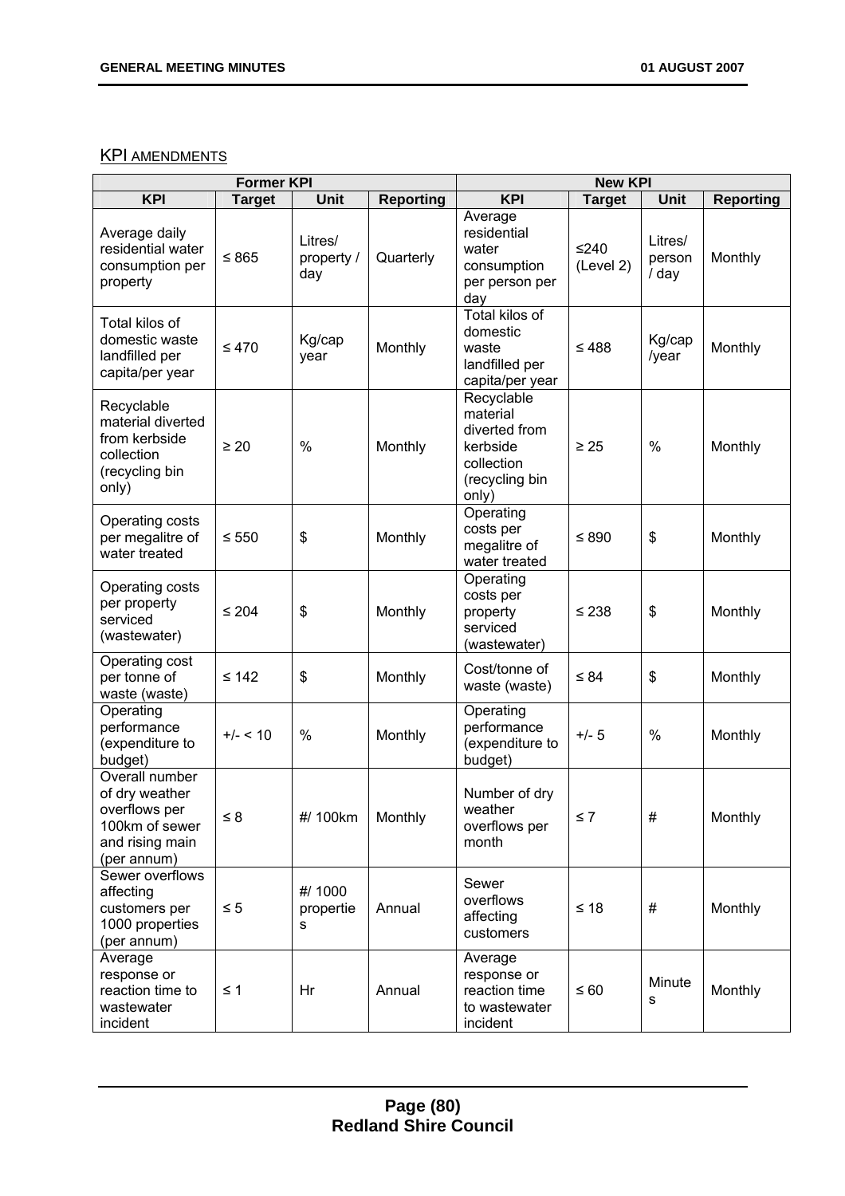KPI AMENDMENTS

| Former KPI | | | | New KPI | | | |
|---|---|---|---|---|---|---|---|
| KPI | Target | Unit | Reporting | KPI | Target | Unit | Reporting |
| Average daily residential water consumption per property | ≤ 865 | Litres/ property / day | Quarterly | Average residential water consumption per person per day | ≤240 (Level 2) | Litres/ person / day | Monthly |
| Total kilos of domestic waste landfilled per capita/per year | ≤ 470 | Kg/cap year | Monthly | Total kilos of domestic waste landfilled per capita/per year | ≤ 488 | Kg/cap /year | Monthly |
| Recyclable material diverted from kerbside collection (recycling bin only) | ≥ 20 | % | Monthly | Recyclable material diverted from kerbside collection (recycling bin only) | ≥ 25 | % | Monthly |
| Operating costs per megalitre of water treated | ≤ 550 | $ | Monthly | Operating costs per megalitre of water treated | ≤ 890 | $ | Monthly |
| Operating costs per property serviced (wastewater) | ≤ 204 | $ | Monthly | Operating costs per property serviced (wastewater) | ≤ 238 | $ | Monthly |
| Operating cost per tonne of waste (waste) | ≤ 142 | $ | Monthly | Cost/tonne of waste (waste) | ≤ 84 | $ | Monthly |
| Operating performance (expenditure to budget) | +/- < 10 | % | Monthly | Operating performance (expenditure to budget) | +/- 5 | % | Monthly |
| Overall number of dry weather overflows per 100km of sewer and rising main (per annum) | ≤ 8 | #/ 100km | Monthly | Number of dry weather overflows per month | ≤ 7 | # | Monthly |
| Sewer overflows affecting customers per 1000 properties (per annum) | ≤ 5 | #/ 1000 properties | Annual | Sewer overflows affecting customers | ≤ 18 | # | Monthly |
| Average response or reaction time to wastewater incident | ≤ 1 | Hr | Annual | Average response or reaction time to wastewater incident | ≤ 60 | Minutes | Monthly |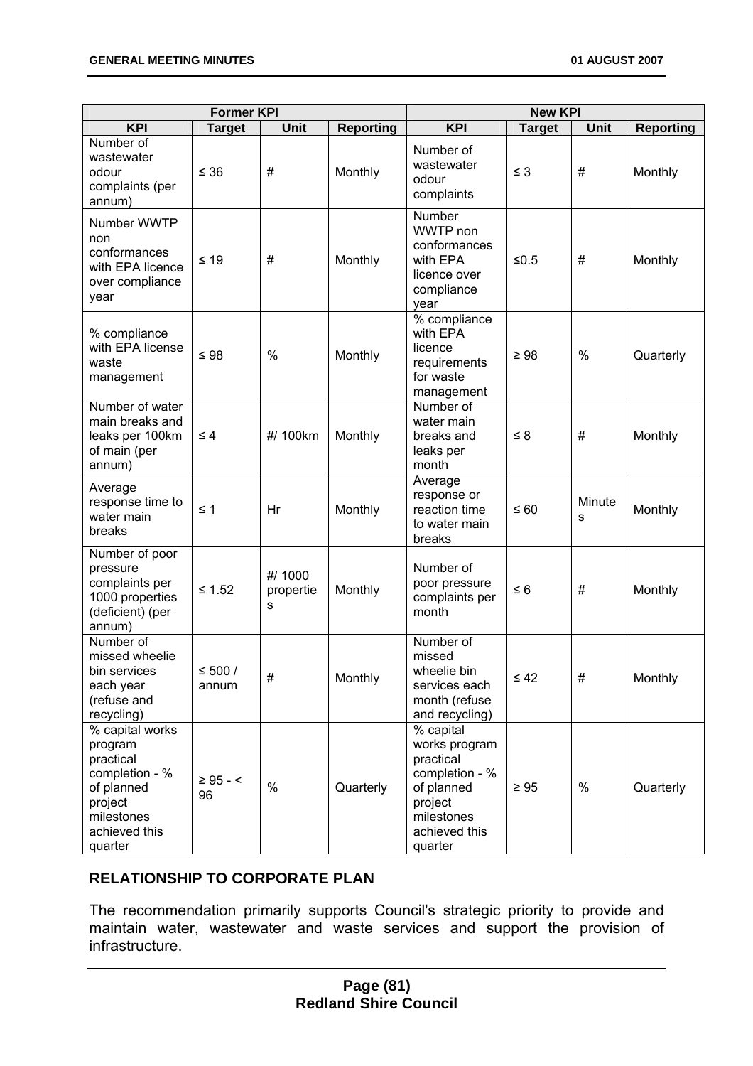| Former KPI | | | | New KPI | | | |
|---|---|---|---|---|---|---|---|
| **KPI** | **Target** | **Unit** | **Reporting** | **KPI** | **Target** | **Unit** | **Reporting** |
| Number of wastewater odour complaints (per annum) | ≤ 36 | # | Monthly | Number of wastewater odour complaints | ≤ 3 | # | Monthly |
| Number WWTP non conformances with EPA licence over compliance year | ≤ 19 | # | Monthly | Number WWTP non conformances with EPA licence over compliance year | ≤0.5 | # | Monthly |
| % compliance with EPA license waste management | ≤ 98 | % | Monthly | % compliance with EPA licence requirements for waste management | ≥ 98 | % | Quarterly |
| Number of water main breaks and leaks per 100km of main (per annum) | ≤ 4 | #/ 100km | Monthly | Number of water main breaks and leaks per month | ≤ 8 | # | Monthly |
| Average response time to water main breaks | ≤ 1 | Hr | Monthly | Average response or reaction time to water main breaks | ≤ 60 | Minutes | Monthly |
| Number of poor pressure complaints per 1000 properties (deficient) (per annum) | ≤ 1.52 | #/ 1000 properties | Monthly | Number of poor pressure complaints per month | ≤ 6 | # | Monthly |
| Number of missed wheelie bin services each year (refuse and recycling) | ≤ 500 / annum | # | Monthly | Number of missed wheelie bin services each month (refuse and recycling) | ≤ 42 | # | Monthly |
| % capital works program practical completion - % of planned project milestones achieved this quarter | ≥ 95 - < 96 | % | Quarterly | % capital works program practical completion - % of planned project milestones achieved this quarter | ≥ 95 | % | Quarterly |

## RELATIONSHIP TO CORPORATE PLAN

The recommendation primarily supports Council's strategic priority to provide and maintain water, wastewater and waste services and support the provision of infrastructure.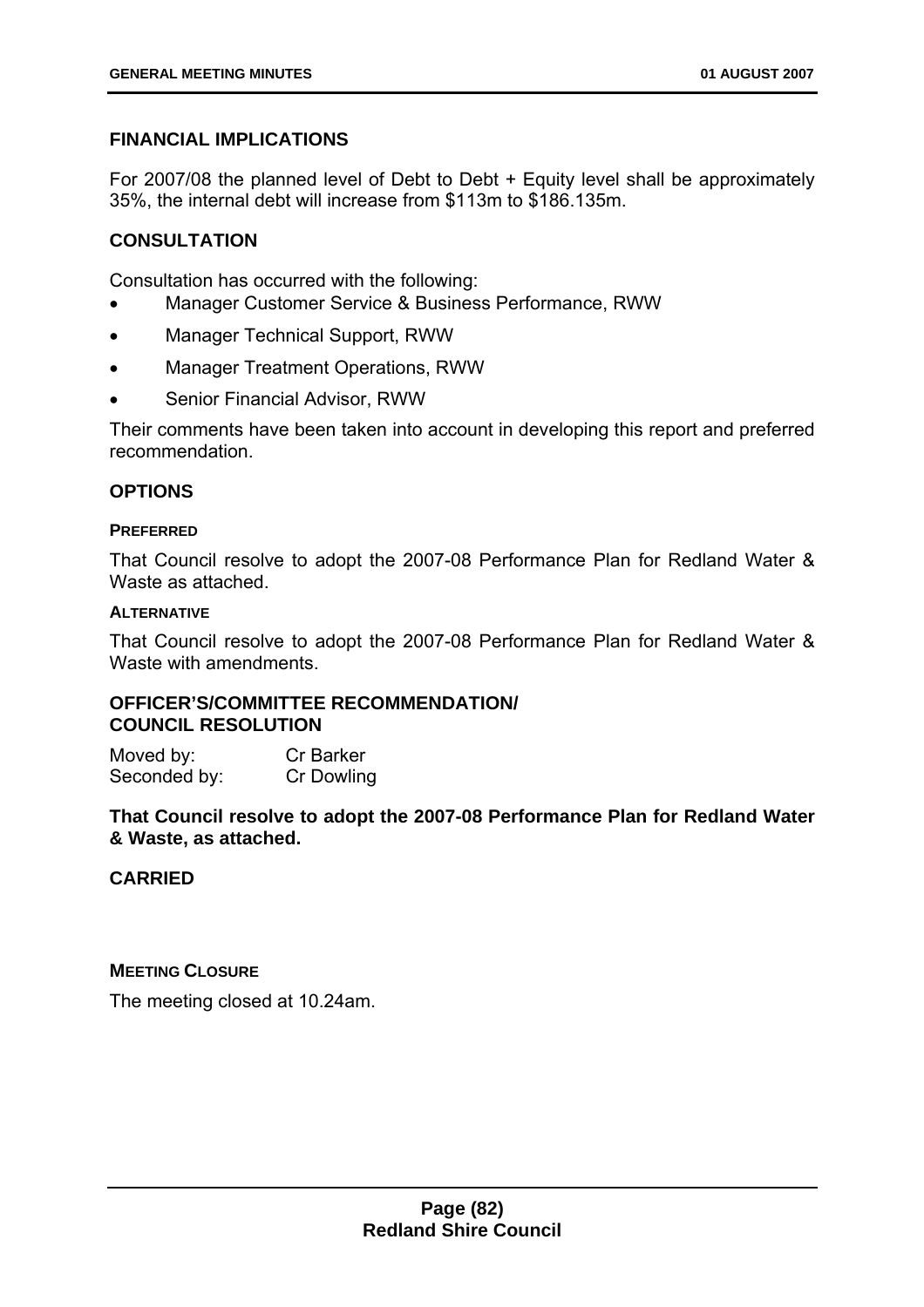## FINANCIAL IMPLICATIONS

For 2007/08 the planned level of Debt to Debt + Equity level shall be approximately 35%, the internal debt will increase from $113m to $186.135m.

## CONSULTATION

Consultation has occurred with the following:

- Manager Customer Service & Business Performance, RWW
- Manager Technical Support, RWW
- Manager Treatment Operations, RWW
- Senior Financial Advisor, RWW

Their comments have been taken into account in developing this report and preferred recommendation.

## OPTIONS

### PREFERRED

That Council resolve to adopt the 2007-08 Performance Plan for Redland Water & Waste as attached.

### ALTERNATIVE

That Council resolve to adopt the 2007-08 Performance Plan for Redland Water & Waste with amendments.

## OFFICER'S/COMMITTEE RECOMMENDATION/ COUNCIL RESOLUTION

Moved by: Cr Barker
Seconded by: Cr Dowling

**That Council resolve to adopt the 2007-08 Performance Plan for Redland Water & Waste, as attached.**

**CARRIED**

### MEETING CLOSURE

The meeting closed at 10.24am.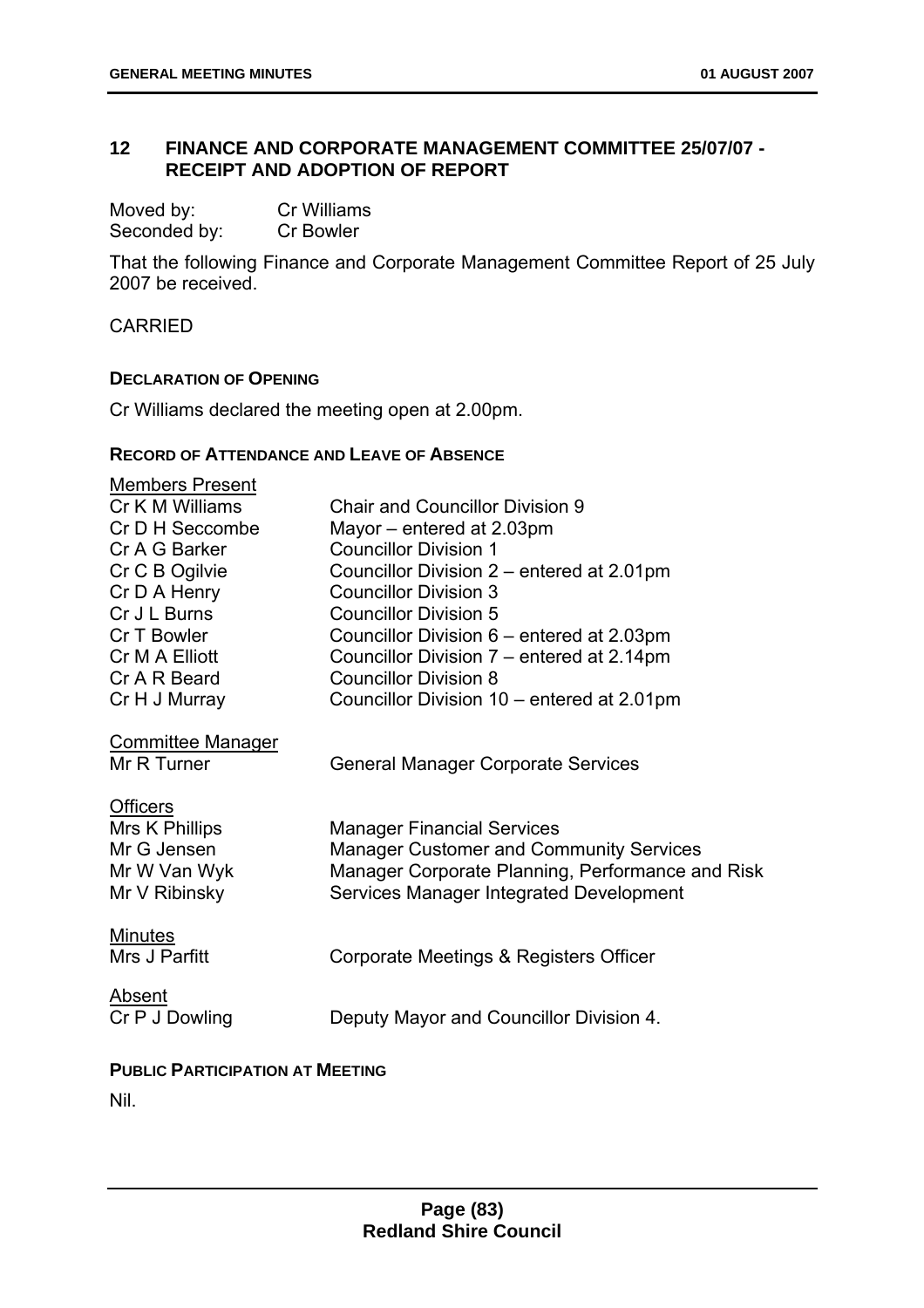## 12 FINANCE AND CORPORATE MANAGEMENT COMMITTEE 25/07/07 - RECEIPT AND ADOPTION OF REPORT

Moved by: Cr Williams
Seconded by: Cr Bowler

That the following Finance and Corporate Management Committee Report of 25 July 2007 be received.

CARRIED

### DECLARATION OF OPENING

Cr Williams declared the meeting open at 2.00pm.

### RECORD OF ATTENDANCE AND LEAVE OF ABSENCE

Members Present

| | |
|---|---|
| Cr K M Williams | Chair and Councillor Division 9 |
| Cr D H Seccombe | Mayor – entered at 2.03pm |
| Cr A G Barker | Councillor Division 1 |
| Cr C B Ogilvie | Councillor Division 2 – entered at 2.01pm |
| Cr D A Henry | Councillor Division 3 |
| Cr J L Burns | Councillor Division 5 |
| Cr T Bowler | Councillor Division 6 – entered at 2.03pm |
| Cr M A Elliott | Councillor Division 7 – entered at 2.14pm |
| Cr A R Beard | Councillor Division 8 |
| Cr H J Murray | Councillor Division 10 – entered at 2.01pm |

Committee Manager

| | |
|---|---|
| Mr R Turner | General Manager Corporate Services |

Officers

| | |
|---|---|
| Mrs K Phillips | Manager Financial Services |
| Mr G Jensen | Manager Customer and Community Services |
| Mr W Van Wyk | Manager Corporate Planning, Performance and Risk |
| Mr V Ribinsky | Services Manager Integrated Development |

Minutes

| | |
|---|---|
| Mrs J Parfitt | Corporate Meetings & Registers Officer |

Absent

| | |
|---|---|
| Cr P J Dowling | Deputy Mayor and Councillor Division 4. |

### PUBLIC PARTICIPATION AT MEETING

Nil.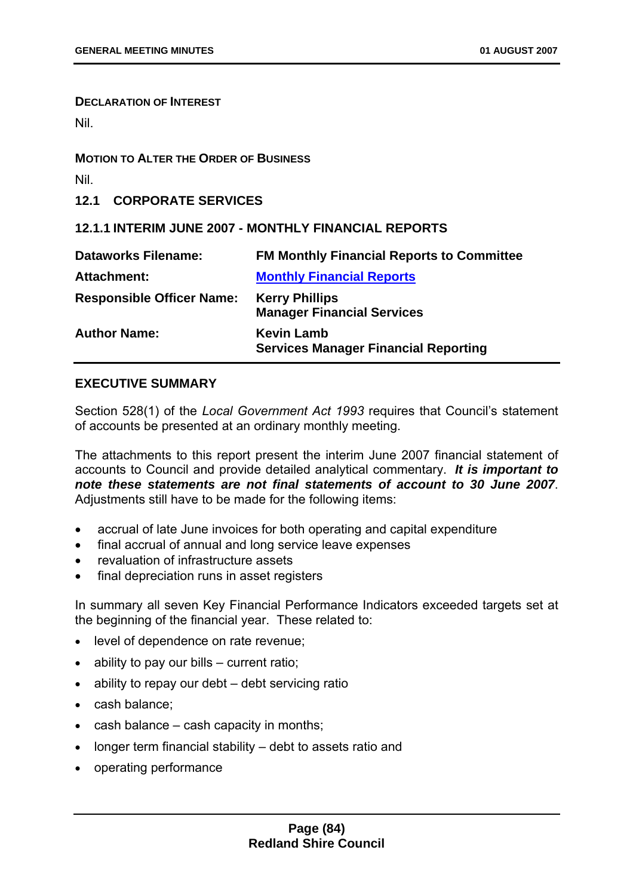**DECLARATION OF INTEREST**

Nil.

**MOTION TO ALTER THE ORDER OF BUSINESS**

Nil.

## 12.1 CORPORATE SERVICES

### 12.1.1 INTERIM JUNE 2007 - MONTHLY FINANCIAL REPORTS

| | |
|---|---|
| **Dataworks Filename:** | **FM Monthly Financial Reports to Committee** |
| **Attachment:** | **Monthly Financial Reports** |
| **Responsible Officer Name:** | **Kerry Phillips**<br>**Manager Financial Services** |
| **Author Name:** | **Kevin Lamb**<br>**Services Manager Financial Reporting** |

**EXECUTIVE SUMMARY**

Section 528(1) of the *Local Government Act 1993* requires that Council's statement of accounts be presented at an ordinary monthly meeting.

The attachments to this report present the interim June 2007 financial statement of accounts to Council and provide detailed analytical commentary. ***It is important to note these statements are not final statements of account to 30 June 2007***. Adjustments still have to be made for the following items:

- accrual of late June invoices for both operating and capital expenditure
- final accrual of annual and long service leave expenses
- revaluation of infrastructure assets
- final depreciation runs in asset registers

In summary all seven Key Financial Performance Indicators exceeded targets set at the beginning of the financial year. These related to:

- level of dependence on rate revenue;
- ability to pay our bills – current ratio;
- ability to repay our debt – debt servicing ratio
- cash balance;
- cash balance – cash capacity in months;
- longer term financial stability – debt to assets ratio and
- operating performance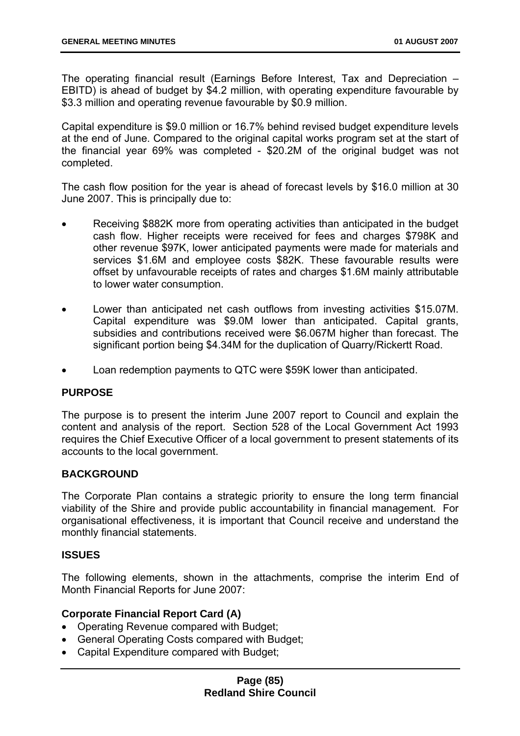The operating financial result (Earnings Before Interest, Tax and Depreciation – EBITD) is ahead of budget by $4.2 million, with operating expenditure favourable by $3.3 million and operating revenue favourable by $0.9 million.

Capital expenditure is $9.0 million or 16.7% behind revised budget expenditure levels at the end of June. Compared to the original capital works program set at the start of the financial year 69% was completed - $20.2M of the original budget was not completed.

The cash flow position for the year is ahead of forecast levels by $16.0 million at 30 June 2007. This is principally due to:

- Receiving $882K more from operating activities than anticipated in the budget cash flow. Higher receipts were received for fees and charges $798K and other revenue $97K, lower anticipated payments were made for materials and services $1.6M and employee costs $82K. These favourable results were offset by unfavourable receipts of rates and charges $1.6M mainly attributable to lower water consumption.

- Lower than anticipated net cash outflows from investing activities $15.07M. Capital expenditure was $9.0M lower than anticipated. Capital grants, subsidies and contributions received were $6.067M higher than forecast. The significant portion being $4.34M for the duplication of Quarry/Rickertt Road.

- Loan redemption payments to QTC were $59K lower than anticipated.

**PURPOSE**

The purpose is to present the interim June 2007 report to Council and explain the content and analysis of the report. Section 528 of the Local Government Act 1993 requires the Chief Executive Officer of a local government to present statements of its accounts to the local government.

**BACKGROUND**

The Corporate Plan contains a strategic priority to ensure the long term financial viability of the Shire and provide public accountability in financial management. For organisational effectiveness, it is important that Council receive and understand the monthly financial statements.

**ISSUES**

The following elements, shown in the attachments, comprise the interim End of Month Financial Reports for June 2007:

**Corporate Financial Report Card (A)**

- Operating Revenue compared with Budget;
- General Operating Costs compared with Budget;
- Capital Expenditure compared with Budget;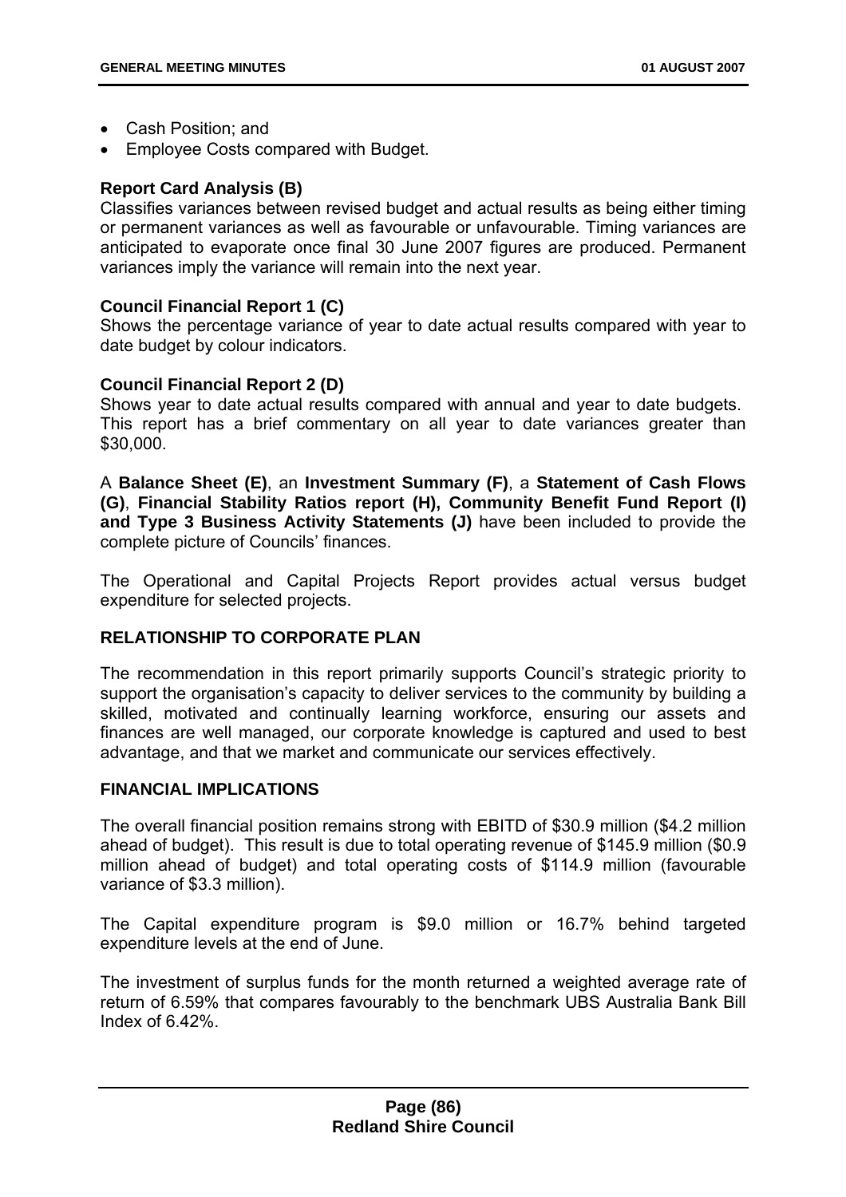- Cash Position; and
- Employee Costs compared with Budget.

**Report Card Analysis (B)**
Classifies variances between revised budget and actual results as being either timing or permanent variances as well as favourable or unfavourable. Timing variances are anticipated to evaporate once final 30 June 2007 figures are produced. Permanent variances imply the variance will remain into the next year.

**Council Financial Report 1 (C)**
Shows the percentage variance of year to date actual results compared with year to date budget by colour indicators.

**Council Financial Report 2 (D)**
Shows year to date actual results compared with annual and year to date budgets. This report has a brief commentary on all year to date variances greater than $30,000.

A **Balance Sheet (E)**, an **Investment Summary (F)**, a **Statement of Cash Flows (G)**, **Financial Stability Ratios report (H), Community Benefit Fund Report (I) and Type 3 Business Activity Statements (J)** have been included to provide the complete picture of Councils' finances.

The Operational and Capital Projects Report provides actual versus budget expenditure for selected projects.

## RELATIONSHIP TO CORPORATE PLAN

The recommendation in this report primarily supports Council's strategic priority to support the organisation's capacity to deliver services to the community by building a skilled, motivated and continually learning workforce, ensuring our assets and finances are well managed, our corporate knowledge is captured and used to best advantage, and that we market and communicate our services effectively.

## FINANCIAL IMPLICATIONS

The overall financial position remains strong with EBITD of $30.9 million ($4.2 million ahead of budget). This result is due to total operating revenue of $145.9 million ($0.9 million ahead of budget) and total operating costs of $114.9 million (favourable variance of $3.3 million).

The Capital expenditure program is $9.0 million or 16.7% behind targeted expenditure levels at the end of June.

The investment of surplus funds for the month returned a weighted average rate of return of 6.59% that compares favourably to the benchmark UBS Australia Bank Bill Index of 6.42%.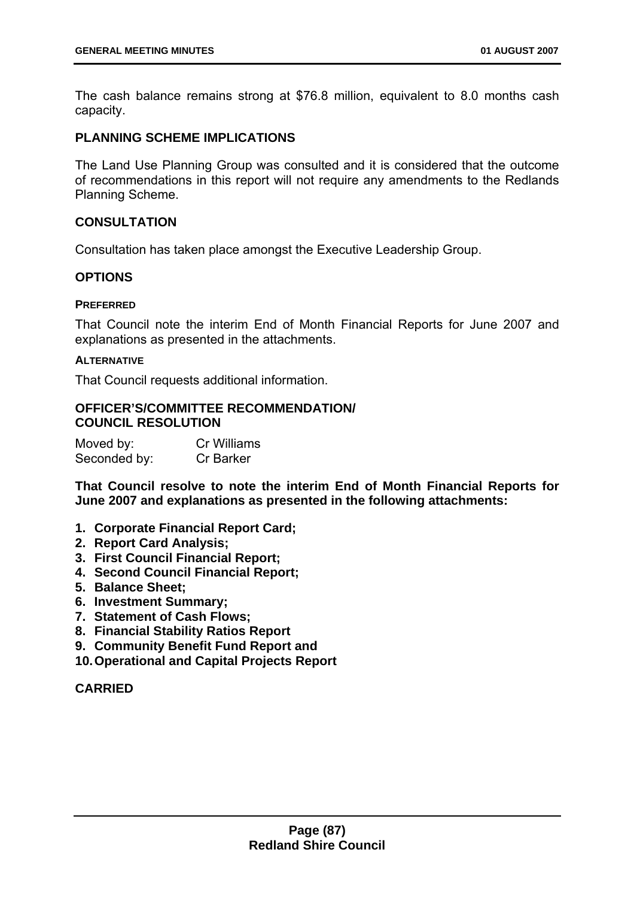The cash balance remains strong at $76.8 million, equivalent to 8.0 months cash capacity.

## PLANNING SCHEME IMPLICATIONS

The Land Use Planning Group was consulted and it is considered that the outcome of recommendations in this report will not require any amendments to the Redlands Planning Scheme.

## CONSULTATION

Consultation has taken place amongst the Executive Leadership Group.

## OPTIONS

#### PREFERRED

That Council note the interim End of Month Financial Reports for June 2007 and explanations as presented in the attachments.

#### ALTERNATIVE

That Council requests additional information.

## OFFICER'S/COMMITTEE RECOMMENDATION/ COUNCIL RESOLUTION

| Moved by: | Cr Williams |
|---|---|
| Seconded by: | Cr Barker |

**That Council resolve to note the interim End of Month Financial Reports for June 2007 and explanations as presented in the following attachments:**

1. **Corporate Financial Report Card;**
2. **Report Card Analysis;**
3. **First Council Financial Report;**
4. **Second Council Financial Report;**
5. **Balance Sheet;**
6. **Investment Summary;**
7. **Statement of Cash Flows;**
8. **Financial Stability Ratios Report**
9. **Community Benefit Fund Report and**
10. **Operational and Capital Projects Report**

**CARRIED**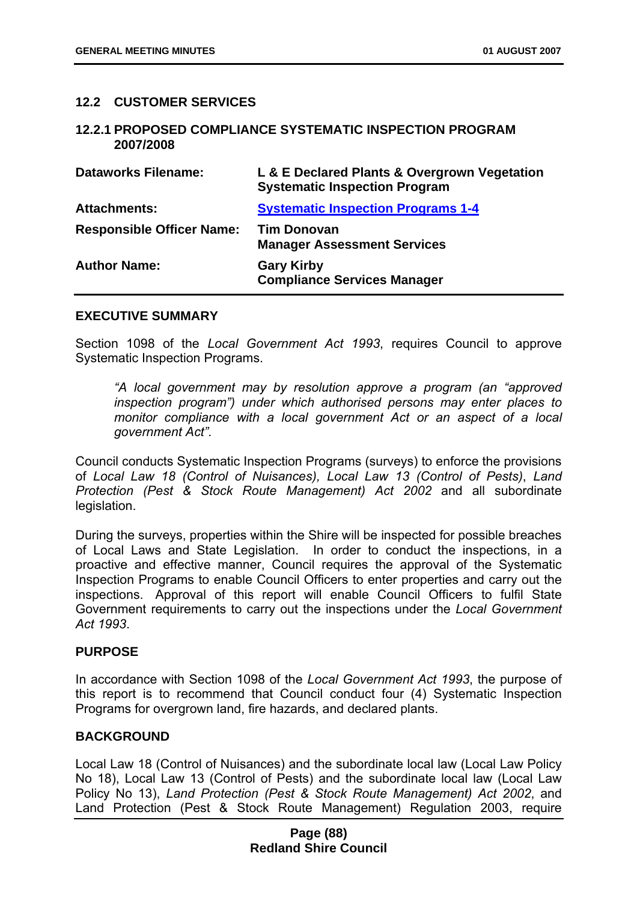## 12.2 CUSTOMER SERVICES

### 12.2.1 PROPOSED COMPLIANCE SYSTEMATIC INSPECTION PROGRAM 2007/2008

| | |
|---|---|
| **Dataworks Filename:** | **L & E Declared Plants & Overgrown Vegetation Systematic Inspection Program** |
| **Attachments:** | **Systematic Inspection Programs 1-4** |
| **Responsible Officer Name:** | **Tim Donovan**<br>**Manager Assessment Services** |
| **Author Name:** | **Gary Kirby**<br>**Compliance Services Manager** |

**EXECUTIVE SUMMARY**

Section 1098 of the *Local Government Act 1993*, requires Council to approve Systematic Inspection Programs.

> *"A local government may by resolution approve a program (an "approved inspection program") under which authorised persons may enter places to monitor compliance with a local government Act or an aspect of a local government Act".*

Council conducts Systematic Inspection Programs (surveys) to enforce the provisions of *Local Law 18 (Control of Nuisances), Local Law 13 (Control of Pests)*, *Land Protection (Pest & Stock Route Management) Act 2002* and all subordinate legislation.

During the surveys, properties within the Shire will be inspected for possible breaches of Local Laws and State Legislation. In order to conduct the inspections, in a proactive and effective manner, Council requires the approval of the Systematic Inspection Programs to enable Council Officers to enter properties and carry out the inspections. Approval of this report will enable Council Officers to fulfil State Government requirements to carry out the inspections under the *Local Government Act 1993*.

**PURPOSE**

In accordance with Section 1098 of the *Local Government Act 1993*, the purpose of this report is to recommend that Council conduct four (4) Systematic Inspection Programs for overgrown land, fire hazards, and declared plants.

**BACKGROUND**

Local Law 18 (Control of Nuisances) and the subordinate local law (Local Law Policy No 18), Local Law 13 (Control of Pests) and the subordinate local law (Local Law Policy No 13), *Land Protection (Pest & Stock Route Management) Act 2002*, and Land Protection (Pest & Stock Route Management) Regulation 2003, require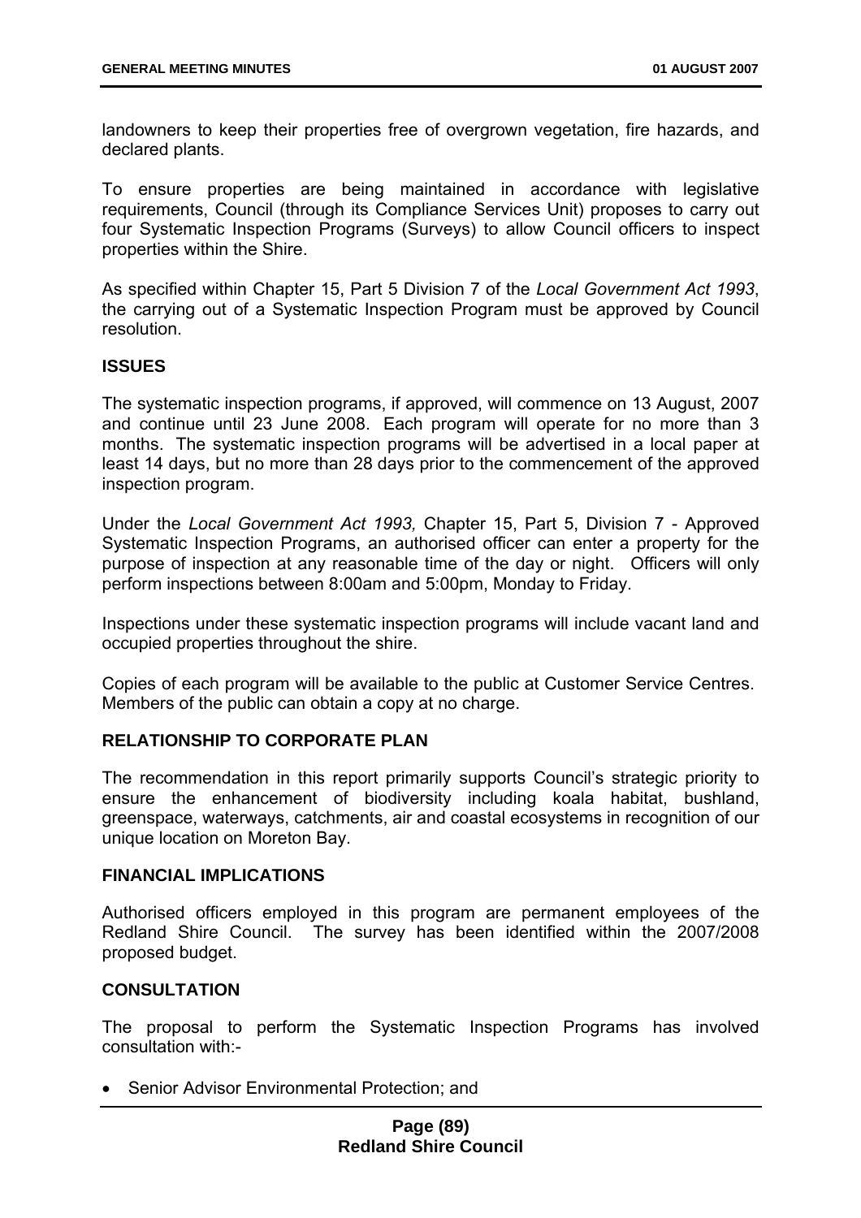landowners to keep their properties free of overgrown vegetation, fire hazards, and declared plants.

To ensure properties are being maintained in accordance with legislative requirements, Council (through its Compliance Services Unit) proposes to carry out four Systematic Inspection Programs (Surveys) to allow Council officers to inspect properties within the Shire.

As specified within Chapter 15, Part 5 Division 7 of the *Local Government Act 1993*, the carrying out of a Systematic Inspection Program must be approved by Council resolution.

**ISSUES**

The systematic inspection programs, if approved, will commence on 13 August, 2007 and continue until 23 June 2008. Each program will operate for no more than 3 months. The systematic inspection programs will be advertised in a local paper at least 14 days, but no more than 28 days prior to the commencement of the approved inspection program.

Under the *Local Government Act 1993,* Chapter 15, Part 5, Division 7 - Approved Systematic Inspection Programs, an authorised officer can enter a property for the purpose of inspection at any reasonable time of the day or night. Officers will only perform inspections between 8:00am and 5:00pm, Monday to Friday.

Inspections under these systematic inspection programs will include vacant land and occupied properties throughout the shire.

Copies of each program will be available to the public at Customer Service Centres. Members of the public can obtain a copy at no charge.

**RELATIONSHIP TO CORPORATE PLAN**

The recommendation in this report primarily supports Council's strategic priority to ensure the enhancement of biodiversity including koala habitat, bushland, greenspace, waterways, catchments, air and coastal ecosystems in recognition of our unique location on Moreton Bay.

**FINANCIAL IMPLICATIONS**

Authorised officers employed in this program are permanent employees of the Redland Shire Council. The survey has been identified within the 2007/2008 proposed budget.

**CONSULTATION**

The proposal to perform the Systematic Inspection Programs has involved consultation with:-

- Senior Advisor Environmental Protection; and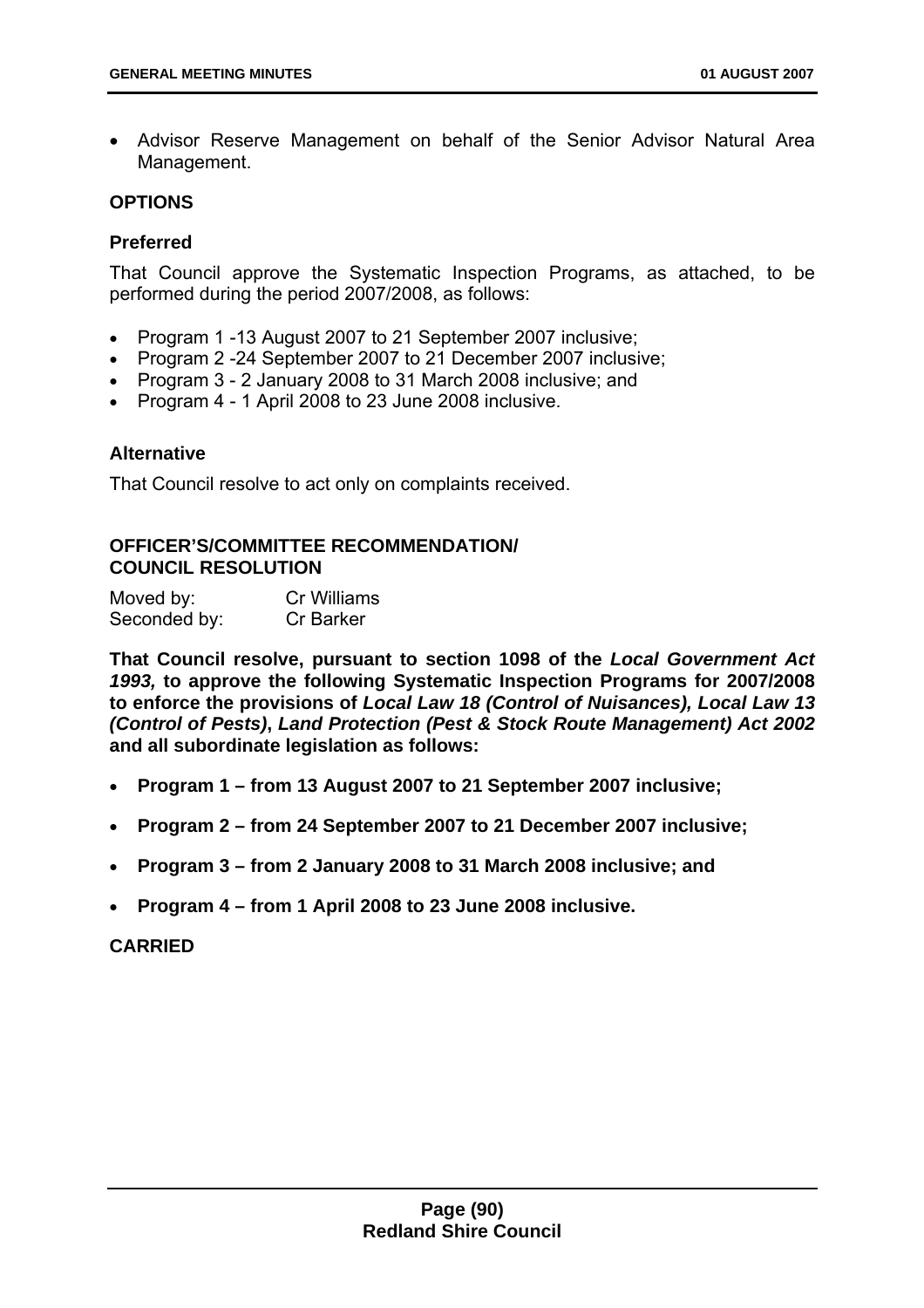- Advisor Reserve Management on behalf of the Senior Advisor Natural Area Management.

### OPTIONS

#### Preferred

That Council approve the Systematic Inspection Programs, as attached, to be performed during the period 2007/2008, as follows:

- Program 1 -13 August 2007 to 21 September 2007 inclusive;
- Program 2 -24 September 2007 to 21 December 2007 inclusive;
- Program 3 - 2 January 2008 to 31 March 2008 inclusive; and
- Program 4 - 1 April 2008 to 23 June 2008 inclusive.

#### Alternative

That Council resolve to act only on complaints received.

### OFFICER'S/COMMITTEE RECOMMENDATION/ COUNCIL RESOLUTION

| Moved by: | Cr Williams |
|---|---|
| Seconded by: | Cr Barker |

**That Council resolve, pursuant to section 1098 of the *Local Government Act 1993,* to approve the following Systematic Inspection Programs for 2007/2008 to enforce the provisions of *Local Law 18 (Control of Nuisances), Local Law 13 (Control of Pests)*, *Land Protection (Pest & Stock Route Management) Act 2002* and all subordinate legislation as follows:**

- **Program 1 – from 13 August 2007 to 21 September 2007 inclusive;**
- **Program 2 – from 24 September 2007 to 21 December 2007 inclusive;**
- **Program 3 – from 2 January 2008 to 31 March 2008 inclusive; and**
- **Program 4 – from 1 April 2008 to 23 June 2008 inclusive.**

**CARRIED**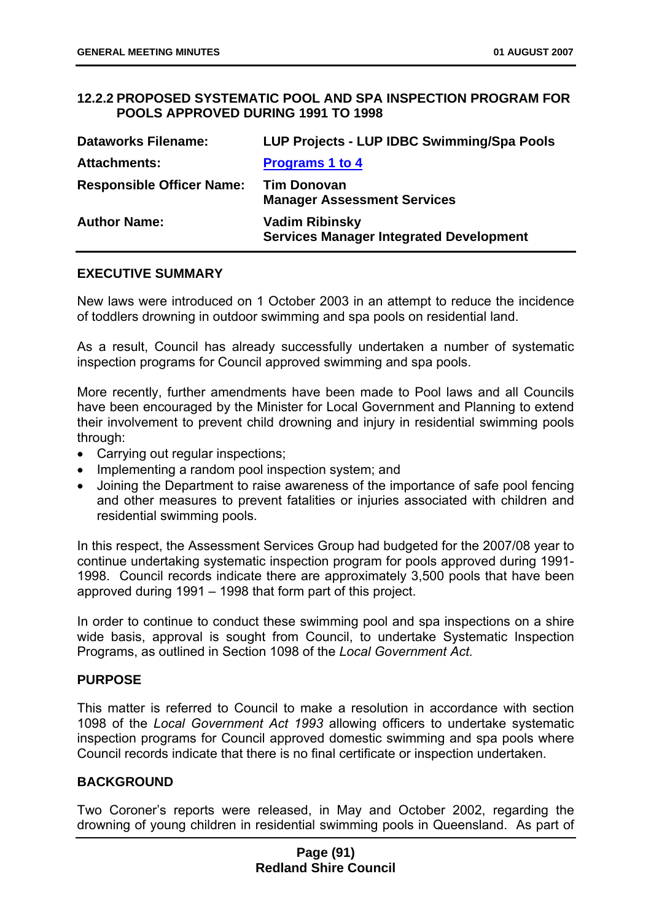### 12.2.2 PROPOSED SYSTEMATIC POOL AND SPA INSPECTION PROGRAM FOR POOLS APPROVED DURING 1991 TO 1998

| | |
|---|---|
| **Dataworks Filename:** | **LUP Projects - LUP IDBC Swimming/Spa Pools** |
| **Attachments:** | **Programs 1 to 4** |
| **Responsible Officer Name:** | **Tim Donovan**<br>**Manager Assessment Services** |
| **Author Name:** | **Vadim Ribinsky**<br>**Services Manager Integrated Development** |

**EXECUTIVE SUMMARY**

New laws were introduced on 1 October 2003 in an attempt to reduce the incidence of toddlers drowning in outdoor swimming and spa pools on residential land.

As a result, Council has already successfully undertaken a number of systematic inspection programs for Council approved swimming and spa pools.

More recently, further amendments have been made to Pool laws and all Councils have been encouraged by the Minister for Local Government and Planning to extend their involvement to prevent child drowning and injury in residential swimming pools through:

- Carrying out regular inspections;
- Implementing a random pool inspection system; and
- Joining the Department to raise awareness of the importance of safe pool fencing and other measures to prevent fatalities or injuries associated with children and residential swimming pools.

In this respect, the Assessment Services Group had budgeted for the 2007/08 year to continue undertaking systematic inspection program for pools approved during 1991-1998. Council records indicate there are approximately 3,500 pools that have been approved during 1991 – 1998 that form part of this project.

In order to continue to conduct these swimming pool and spa inspections on a shire wide basis, approval is sought from Council, to undertake Systematic Inspection Programs, as outlined in Section 1098 of the *Local Government Act.*

**PURPOSE**

This matter is referred to Council to make a resolution in accordance with section 1098 of the *Local Government Act 1993* allowing officers to undertake systematic inspection programs for Council approved domestic swimming and spa pools where Council records indicate that there is no final certificate or inspection undertaken.

**BACKGROUND**

Two Coroner's reports were released, in May and October 2002, regarding the drowning of young children in residential swimming pools in Queensland. As part of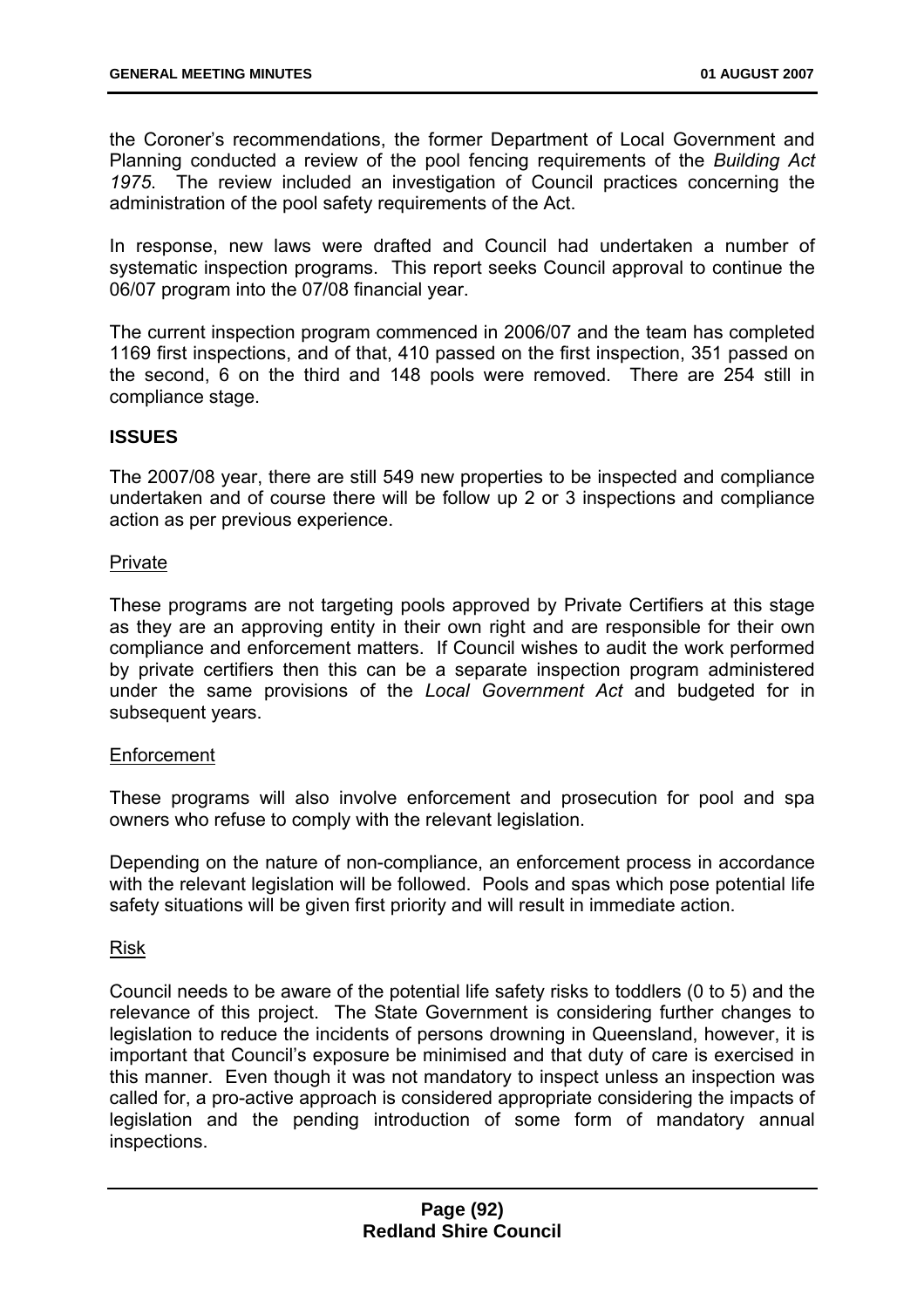the Coroner's recommendations, the former Department of Local Government and Planning conducted a review of the pool fencing requirements of the *Building Act 1975*. The review included an investigation of Council practices concerning the administration of the pool safety requirements of the Act.

In response, new laws were drafted and Council had undertaken a number of systematic inspection programs. This report seeks Council approval to continue the 06/07 program into the 07/08 financial year.

The current inspection program commenced in 2006/07 and the team has completed 1169 first inspections, and of that, 410 passed on the first inspection, 351 passed on the second, 6 on the third and 148 pools were removed. There are 254 still in compliance stage.

**ISSUES**

The 2007/08 year, there are still 549 new properties to be inspected and compliance undertaken and of course there will be follow up 2 or 3 inspections and compliance action as per previous experience.

<u>Private</u>

These programs are not targeting pools approved by Private Certifiers at this stage as they are an approving entity in their own right and are responsible for their own compliance and enforcement matters. If Council wishes to audit the work performed by private certifiers then this can be a separate inspection program administered under the same provisions of the *Local Government Act* and budgeted for in subsequent years.

<u>Enforcement</u>

These programs will also involve enforcement and prosecution for pool and spa owners who refuse to comply with the relevant legislation.

Depending on the nature of non-compliance, an enforcement process in accordance with the relevant legislation will be followed. Pools and spas which pose potential life safety situations will be given first priority and will result in immediate action.

<u>Risk</u>

Council needs to be aware of the potential life safety risks to toddlers (0 to 5) and the relevance of this project. The State Government is considering further changes to legislation to reduce the incidents of persons drowning in Queensland, however, it is important that Council's exposure be minimised and that duty of care is exercised in this manner. Even though it was not mandatory to inspect unless an inspection was called for, a pro-active approach is considered appropriate considering the impacts of legislation and the pending introduction of some form of mandatory annual inspections.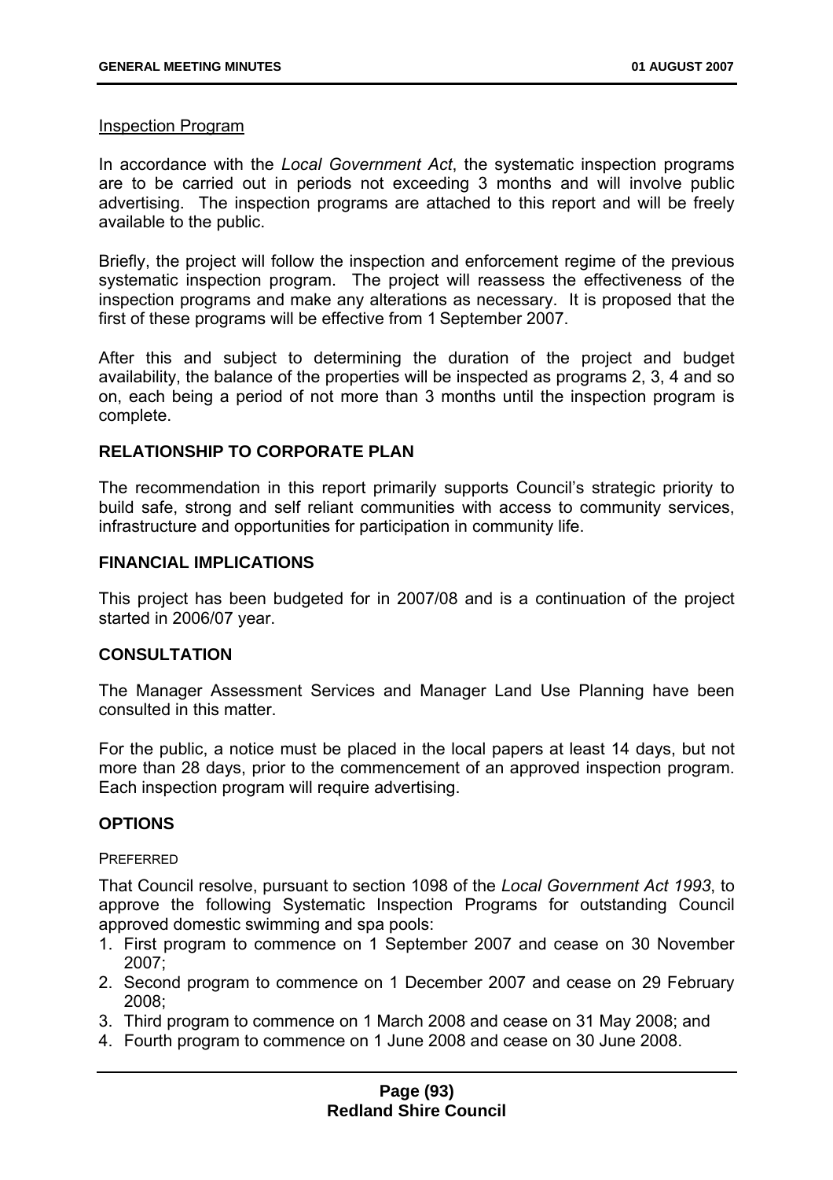Inspection Program

In accordance with the *Local Government Act*, the systematic inspection programs are to be carried out in periods not exceeding 3 months and will involve public advertising. The inspection programs are attached to this report and will be freely available to the public.

Briefly, the project will follow the inspection and enforcement regime of the previous systematic inspection program. The project will reassess the effectiveness of the inspection programs and make any alterations as necessary. It is proposed that the first of these programs will be effective from 1 September 2007.

After this and subject to determining the duration of the project and budget availability, the balance of the properties will be inspected as programs 2, 3, 4 and so on, each being a period of not more than 3 months until the inspection program is complete.

## RELATIONSHIP TO CORPORATE PLAN

The recommendation in this report primarily supports Council's strategic priority to build safe, strong and self reliant communities with access to community services, infrastructure and opportunities for participation in community life.

## FINANCIAL IMPLICATIONS

This project has been budgeted for in 2007/08 and is a continuation of the project started in 2006/07 year.

## CONSULTATION

The Manager Assessment Services and Manager Land Use Planning have been consulted in this matter.

For the public, a notice must be placed in the local papers at least 14 days, but not more than 28 days, prior to the commencement of an approved inspection program. Each inspection program will require advertising.

## OPTIONS

PREFERRED

That Council resolve, pursuant to section 1098 of the *Local Government Act 1993*, to approve the following Systematic Inspection Programs for outstanding Council approved domestic swimming and spa pools:

1. First program to commence on 1 September 2007 and cease on 30 November 2007;
2. Second program to commence on 1 December 2007 and cease on 29 February 2008;
3. Third program to commence on 1 March 2008 and cease on 31 May 2008; and
4. Fourth program to commence on 1 June 2008 and cease on 30 June 2008.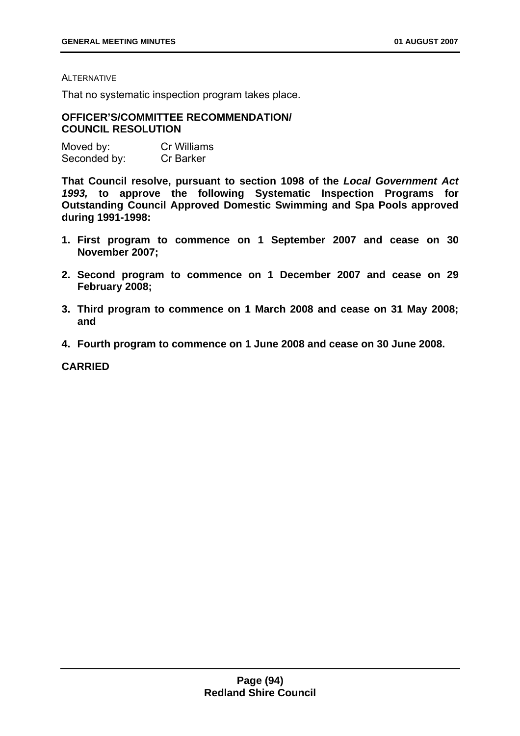ALTERNATIVE

That no systematic inspection program takes place.

**OFFICER'S/COMMITTEE RECOMMENDATION/ COUNCIL RESOLUTION**

Moved by: Cr Williams
Seconded by: Cr Barker

**That Council resolve, pursuant to section 1098 of the *Local Government Act 1993,* to approve the following Systematic Inspection Programs for Outstanding Council Approved Domestic Swimming and Spa Pools approved during 1991-1998:**

1. **First program to commence on 1 September 2007 and cease on 30 November 2007;**
2. **Second program to commence on 1 December 2007 and cease on 29 February 2008;**
3. **Third program to commence on 1 March 2008 and cease on 31 May 2008; and**
4. **Fourth program to commence on 1 June 2008 and cease on 30 June 2008.**

**CARRIED**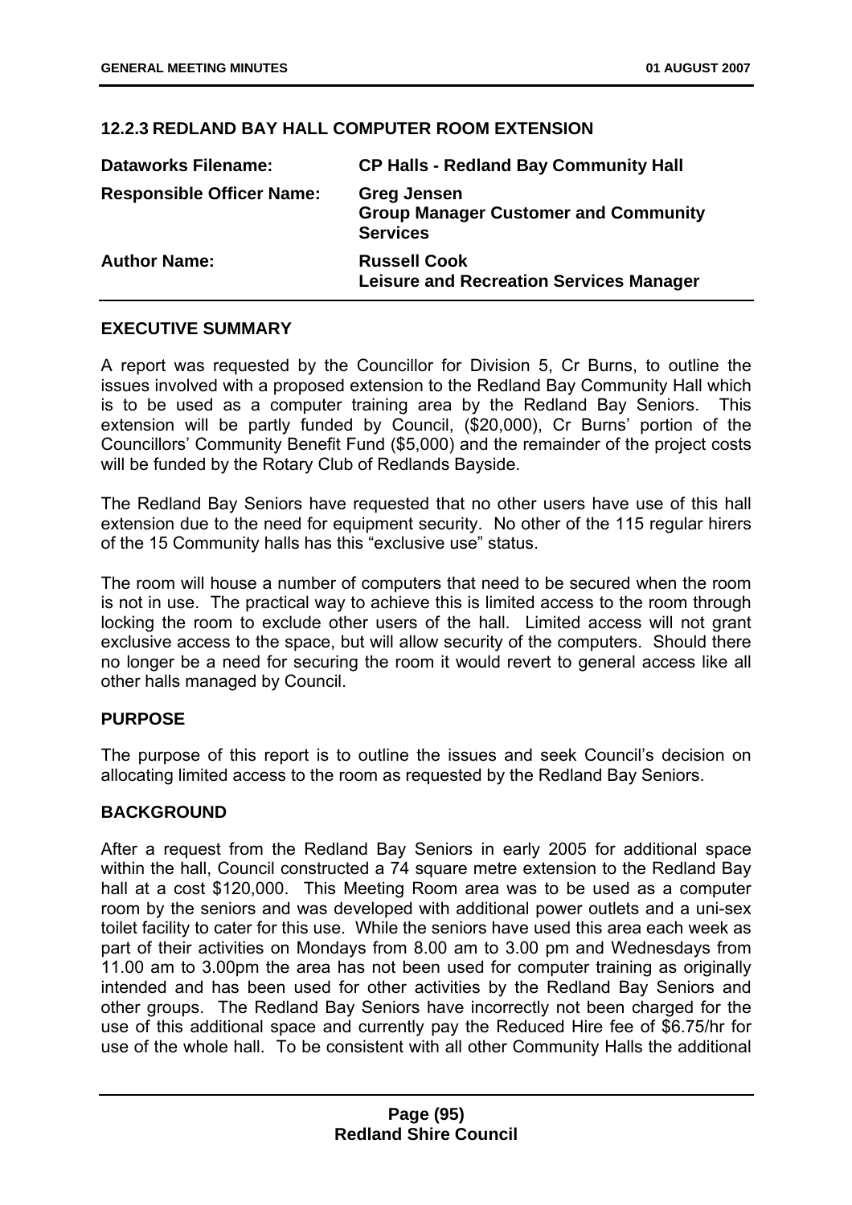### 12.2.3 REDLAND BAY HALL COMPUTER ROOM EXTENSION

| | |
|---|---|
| **Dataworks Filename:** | **CP Halls - Redland Bay Community Hall** |
| **Responsible Officer Name:** | **Greg Jensen**<br>**Group Manager Customer and Community Services** |
| **Author Name:** | **Russell Cook**<br>**Leisure and Recreation Services Manager** |

#### EXECUTIVE SUMMARY

A report was requested by the Councillor for Division 5, Cr Burns, to outline the issues involved with a proposed extension to the Redland Bay Community Hall which is to be used as a computer training area by the Redland Bay Seniors. This extension will be partly funded by Council, ($20,000), Cr Burns' portion of the Councillors' Community Benefit Fund ($5,000) and the remainder of the project costs will be funded by the Rotary Club of Redlands Bayside.

The Redland Bay Seniors have requested that no other users have use of this hall extension due to the need for equipment security. No other of the 115 regular hirers of the 15 Community halls has this "exclusive use" status.

The room will house a number of computers that need to be secured when the room is not in use. The practical way to achieve this is limited access to the room through locking the room to exclude other users of the hall. Limited access will not grant exclusive access to the space, but will allow security of the computers. Should there no longer be a need for securing the room it would revert to general access like all other halls managed by Council.

#### PURPOSE

The purpose of this report is to outline the issues and seek Council's decision on allocating limited access to the room as requested by the Redland Bay Seniors.

#### BACKGROUND

After a request from the Redland Bay Seniors in early 2005 for additional space within the hall, Council constructed a 74 square metre extension to the Redland Bay hall at a cost $120,000. This Meeting Room area was to be used as a computer room by the seniors and was developed with additional power outlets and a uni-sex toilet facility to cater for this use. While the seniors have used this area each week as part of their activities on Mondays from 8.00 am to 3.00 pm and Wednesdays from 11.00 am to 3.00pm the area has not been used for computer training as originally intended and has been used for other activities by the Redland Bay Seniors and other groups. The Redland Bay Seniors have incorrectly not been charged for the use of this additional space and currently pay the Reduced Hire fee of $6.75/hr for use of the whole hall. To be consistent with all other Community Halls the additional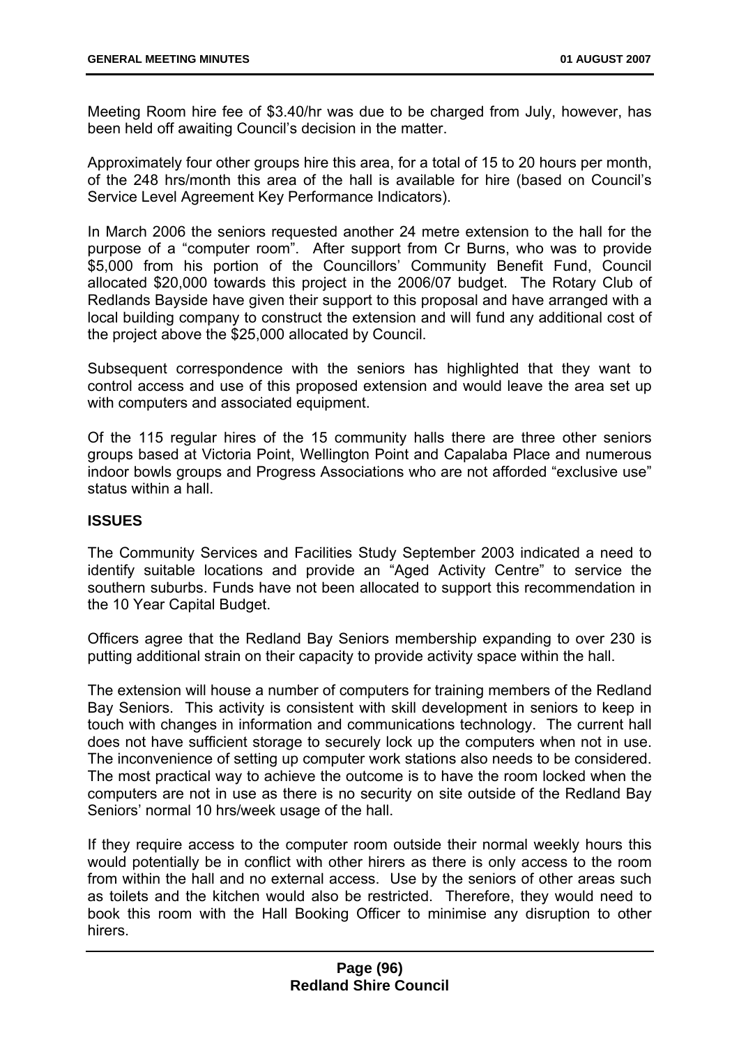Meeting Room hire fee of $3.40/hr was due to be charged from July, however, has been held off awaiting Council's decision in the matter.

Approximately four other groups hire this area, for a total of 15 to 20 hours per month, of the 248 hrs/month this area of the hall is available for hire (based on Council's Service Level Agreement Key Performance Indicators).

In March 2006 the seniors requested another 24 metre extension to the hall for the purpose of a "computer room". After support from Cr Burns, who was to provide $5,000 from his portion of the Councillors' Community Benefit Fund, Council allocated $20,000 towards this project in the 2006/07 budget. The Rotary Club of Redlands Bayside have given their support to this proposal and have arranged with a local building company to construct the extension and will fund any additional cost of the project above the $25,000 allocated by Council.

Subsequent correspondence with the seniors has highlighted that they want to control access and use of this proposed extension and would leave the area set up with computers and associated equipment.

Of the 115 regular hires of the 15 community halls there are three other seniors groups based at Victoria Point, Wellington Point and Capalaba Place and numerous indoor bowls groups and Progress Associations who are not afforded "exclusive use" status within a hall.

**ISSUES**

The Community Services and Facilities Study September 2003 indicated a need to identify suitable locations and provide an "Aged Activity Centre" to service the southern suburbs. Funds have not been allocated to support this recommendation in the 10 Year Capital Budget.

Officers agree that the Redland Bay Seniors membership expanding to over 230 is putting additional strain on their capacity to provide activity space within the hall.

The extension will house a number of computers for training members of the Redland Bay Seniors. This activity is consistent with skill development in seniors to keep in touch with changes in information and communications technology. The current hall does not have sufficient storage to securely lock up the computers when not in use. The inconvenience of setting up computer work stations also needs to be considered. The most practical way to achieve the outcome is to have the room locked when the computers are not in use as there is no security on site outside of the Redland Bay Seniors' normal 10 hrs/week usage of the hall.

If they require access to the computer room outside their normal weekly hours this would potentially be in conflict with other hirers as there is only access to the room from within the hall and no external access. Use by the seniors of other areas such as toilets and the kitchen would also be restricted. Therefore, they would need to book this room with the Hall Booking Officer to minimise any disruption to other hirers.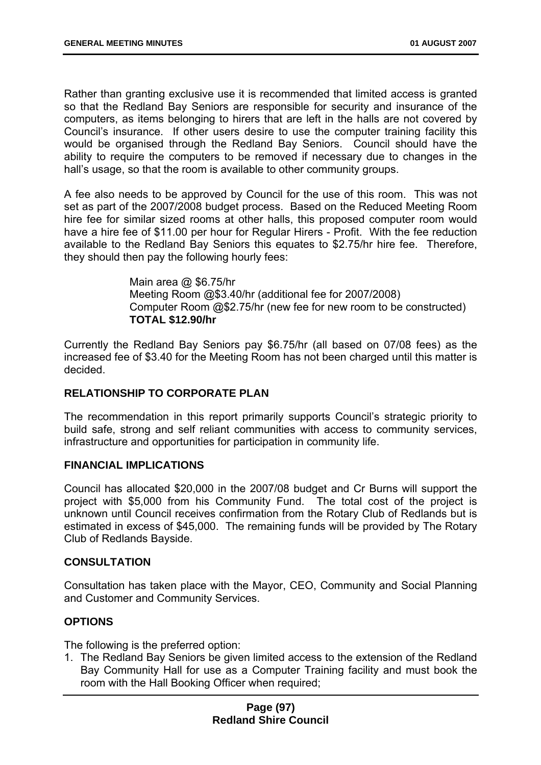Rather than granting exclusive use it is recommended that limited access is granted so that the Redland Bay Seniors are responsible for security and insurance of the computers, as items belonging to hirers that are left in the halls are not covered by Council's insurance. If other users desire to use the computer training facility this would be organised through the Redland Bay Seniors. Council should have the ability to require the computers to be removed if necessary due to changes in the hall's usage, so that the room is available to other community groups.

A fee also needs to be approved by Council for the use of this room. This was not set as part of the 2007/2008 budget process. Based on the Reduced Meeting Room hire fee for similar sized rooms at other halls, this proposed computer room would have a hire fee of $11.00 per hour for Regular Hirers - Profit. With the fee reduction available to the Redland Bay Seniors this equates to $2.75/hr hire fee. Therefore, they should then pay the following hourly fees:

> Main area @ $6.75/hr
> Meeting Room @$3.40/hr (additional fee for 2007/2008)
> Computer Room @$2.75/hr (new fee for new room to be constructed)
> **TOTAL $12.90/hr**

Currently the Redland Bay Seniors pay $6.75/hr (all based on 07/08 fees) as the increased fee of $3.40 for the Meeting Room has not been charged until this matter is decided.

## RELATIONSHIP TO CORPORATE PLAN

The recommendation in this report primarily supports Council's strategic priority to build safe, strong and self reliant communities with access to community services, infrastructure and opportunities for participation in community life.

## FINANCIAL IMPLICATIONS

Council has allocated $20,000 in the 2007/08 budget and Cr Burns will support the project with $5,000 from his Community Fund. The total cost of the project is unknown until Council receives confirmation from the Rotary Club of Redlands but is estimated in excess of $45,000. The remaining funds will be provided by The Rotary Club of Redlands Bayside.

## CONSULTATION

Consultation has taken place with the Mayor, CEO, Community and Social Planning and Customer and Community Services.

## OPTIONS

The following is the preferred option:

1. The Redland Bay Seniors be given limited access to the extension of the Redland Bay Community Hall for use as a Computer Training facility and must book the room with the Hall Booking Officer when required;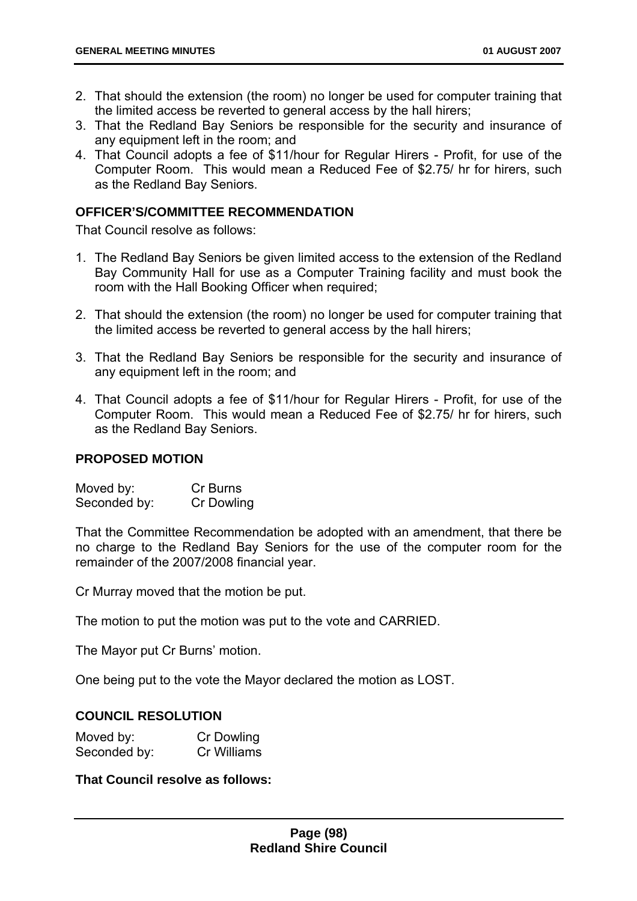2. That should the extension (the room) no longer be used for computer training that the limited access be reverted to general access by the hall hirers;
3. That the Redland Bay Seniors be responsible for the security and insurance of any equipment left in the room; and
4. That Council adopts a fee of $11/hour for Regular Hirers - Profit, for use of the Computer Room. This would mean a Reduced Fee of $2.75/ hr for hirers, such as the Redland Bay Seniors.

**OFFICER'S/COMMITTEE RECOMMENDATION**

That Council resolve as follows:

1. The Redland Bay Seniors be given limited access to the extension of the Redland Bay Community Hall for use as a Computer Training facility and must book the room with the Hall Booking Officer when required;

2. That should the extension (the room) no longer be used for computer training that the limited access be reverted to general access by the hall hirers;

3. That the Redland Bay Seniors be responsible for the security and insurance of any equipment left in the room; and

4. That Council adopts a fee of $11/hour for Regular Hirers - Profit, for use of the Computer Room. This would mean a Reduced Fee of $2.75/ hr for hirers, such as the Redland Bay Seniors.

**PROPOSED MOTION**

Moved by: Cr Burns
Seconded by: Cr Dowling

That the Committee Recommendation be adopted with an amendment, that there be no charge to the Redland Bay Seniors for the use of the computer room for the remainder of the 2007/2008 financial year.

Cr Murray moved that the motion be put.

The motion to put the motion was put to the vote and CARRIED.

The Mayor put Cr Burns' motion.

One being put to the vote the Mayor declared the motion as LOST.

**COUNCIL RESOLUTION**

Moved by: Cr Dowling
Seconded by: Cr Williams

**That Council resolve as follows:**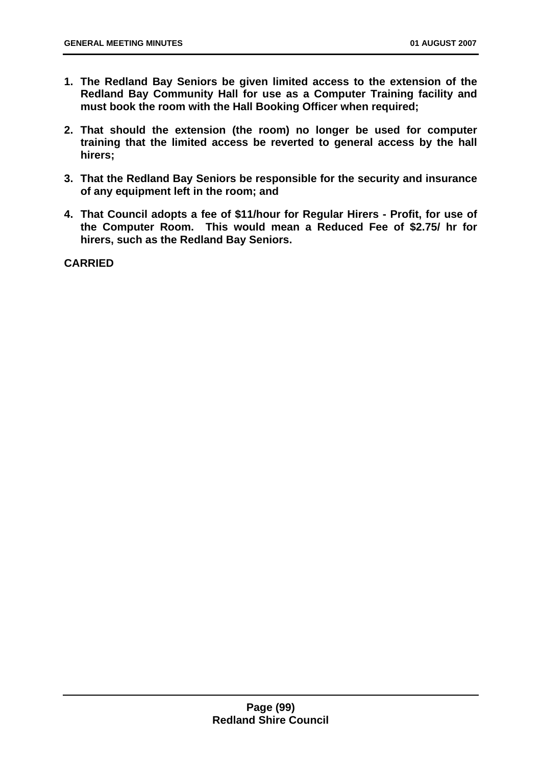1. **The Redland Bay Seniors be given limited access to the extension of the Redland Bay Community Hall for use as a Computer Training facility and must book the room with the Hall Booking Officer when required;**

2. **That should the extension (the room) no longer be used for computer training that the limited access be reverted to general access by the hall hirers;**

3. **That the Redland Bay Seniors be responsible for the security and insurance of any equipment left in the room; and**

4. **That Council adopts a fee of $11/hour for Regular Hirers - Profit, for use of the Computer Room. This would mean a Reduced Fee of $2.75/ hr for hirers, such as the Redland Bay Seniors.**

**CARRIED**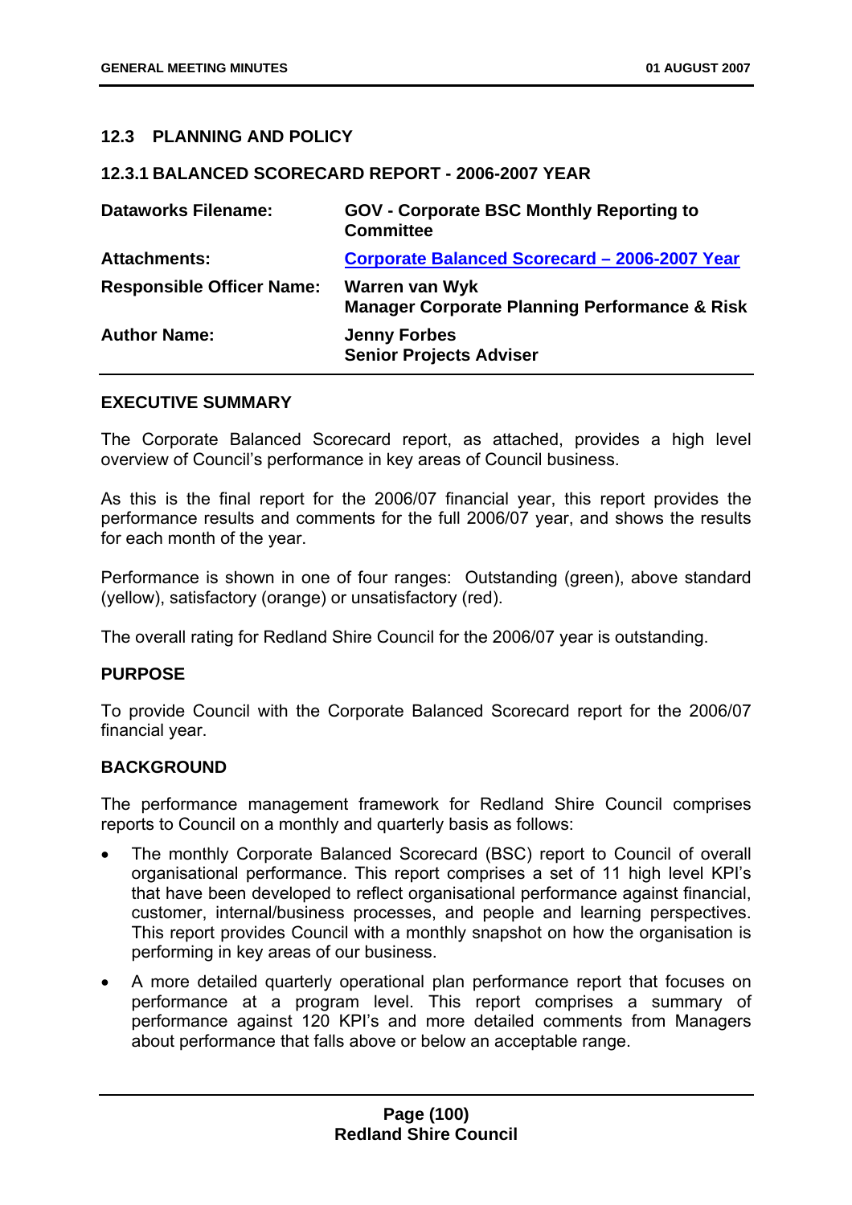## 12.3 PLANNING AND POLICY

### 12.3.1 BALANCED SCORECARD REPORT - 2006-2007 YEAR

| | |
|---|---|
| **Dataworks Filename:** | **GOV - Corporate BSC Monthly Reporting to Committee** |
| **Attachments:** | **Corporate Balanced Scorecard – 2006-2007 Year** |
| **Responsible Officer Name:** | **Warren van Wyk**<br>**Manager Corporate Planning Performance & Risk** |
| **Author Name:** | **Jenny Forbes**<br>**Senior Projects Adviser** |

**EXECUTIVE SUMMARY**

The Corporate Balanced Scorecard report, as attached, provides a high level overview of Council's performance in key areas of Council business.

As this is the final report for the 2006/07 financial year, this report provides the performance results and comments for the full 2006/07 year, and shows the results for each month of the year.

Performance is shown in one of four ranges: Outstanding (green), above standard (yellow), satisfactory (orange) or unsatisfactory (red).

The overall rating for Redland Shire Council for the 2006/07 year is outstanding.

**PURPOSE**

To provide Council with the Corporate Balanced Scorecard report for the 2006/07 financial year.

**BACKGROUND**

The performance management framework for Redland Shire Council comprises reports to Council on a monthly and quarterly basis as follows:

- The monthly Corporate Balanced Scorecard (BSC) report to Council of overall organisational performance. This report comprises a set of 11 high level KPI's that have been developed to reflect organisational performance against financial, customer, internal/business processes, and people and learning perspectives. This report provides Council with a monthly snapshot on how the organisation is performing in key areas of our business.
- A more detailed quarterly operational plan performance report that focuses on performance at a program level. This report comprises a summary of performance against 120 KPI's and more detailed comments from Managers about performance that falls above or below an acceptable range.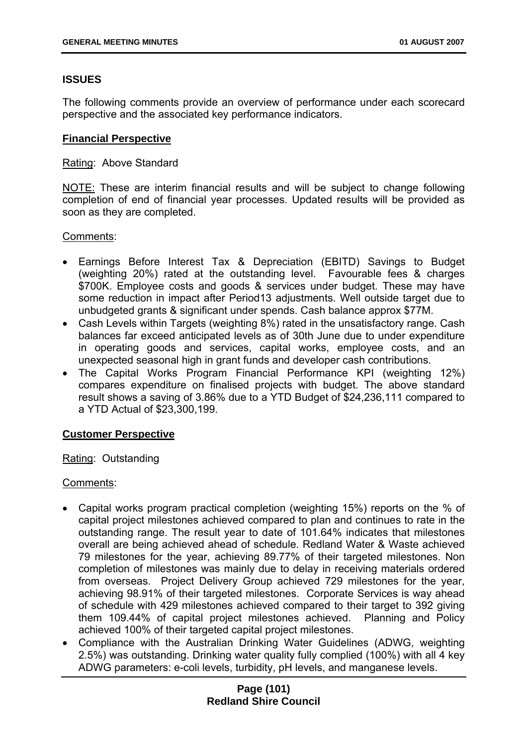## ISSUES

The following comments provide an overview of performance under each scorecard perspective and the associated key performance indicators.

### Financial Perspective

Rating: Above Standard

NOTE: These are interim financial results and will be subject to change following completion of end of financial year processes. Updated results will be provided as soon as they are completed.

Comments:

- Earnings Before Interest Tax & Depreciation (EBITD) Savings to Budget (weighting 20%) rated at the outstanding level. Favourable fees & charges $700K. Employee costs and goods & services under budget. These may have some reduction in impact after Period13 adjustments. Well outside target due to unbudgeted grants & significant under spends. Cash balance approx $77M.
- Cash Levels within Targets (weighting 8%) rated in the unsatisfactory range. Cash balances far exceed anticipated levels as of 30th June due to under expenditure in operating goods and services, capital works, employee costs, and an unexpected seasonal high in grant funds and developer cash contributions.
- The Capital Works Program Financial Performance KPI (weighting 12%) compares expenditure on finalised projects with budget. The above standard result shows a saving of 3.86% due to a YTD Budget of $24,236,111 compared to a YTD Actual of $23,300,199.

### Customer Perspective

Rating: Outstanding

Comments:

- Capital works program practical completion (weighting 15%) reports on the % of capital project milestones achieved compared to plan and continues to rate in the outstanding range. The result year to date of 101.64% indicates that milestones overall are being achieved ahead of schedule. Redland Water & Waste achieved 79 milestones for the year, achieving 89.77% of their targeted milestones. Non completion of milestones was mainly due to delay in receiving materials ordered from overseas. Project Delivery Group achieved 729 milestones for the year, achieving 98.91% of their targeted milestones. Corporate Services is way ahead of schedule with 429 milestones achieved compared to their target to 392 giving them 109.44% of capital project milestones achieved. Planning and Policy achieved 100% of their targeted capital project milestones.
- Compliance with the Australian Drinking Water Guidelines (ADWG, weighting 2.5%) was outstanding. Drinking water quality fully complied (100%) with all 4 key ADWG parameters: e-coli levels, turbidity, pH levels, and manganese levels.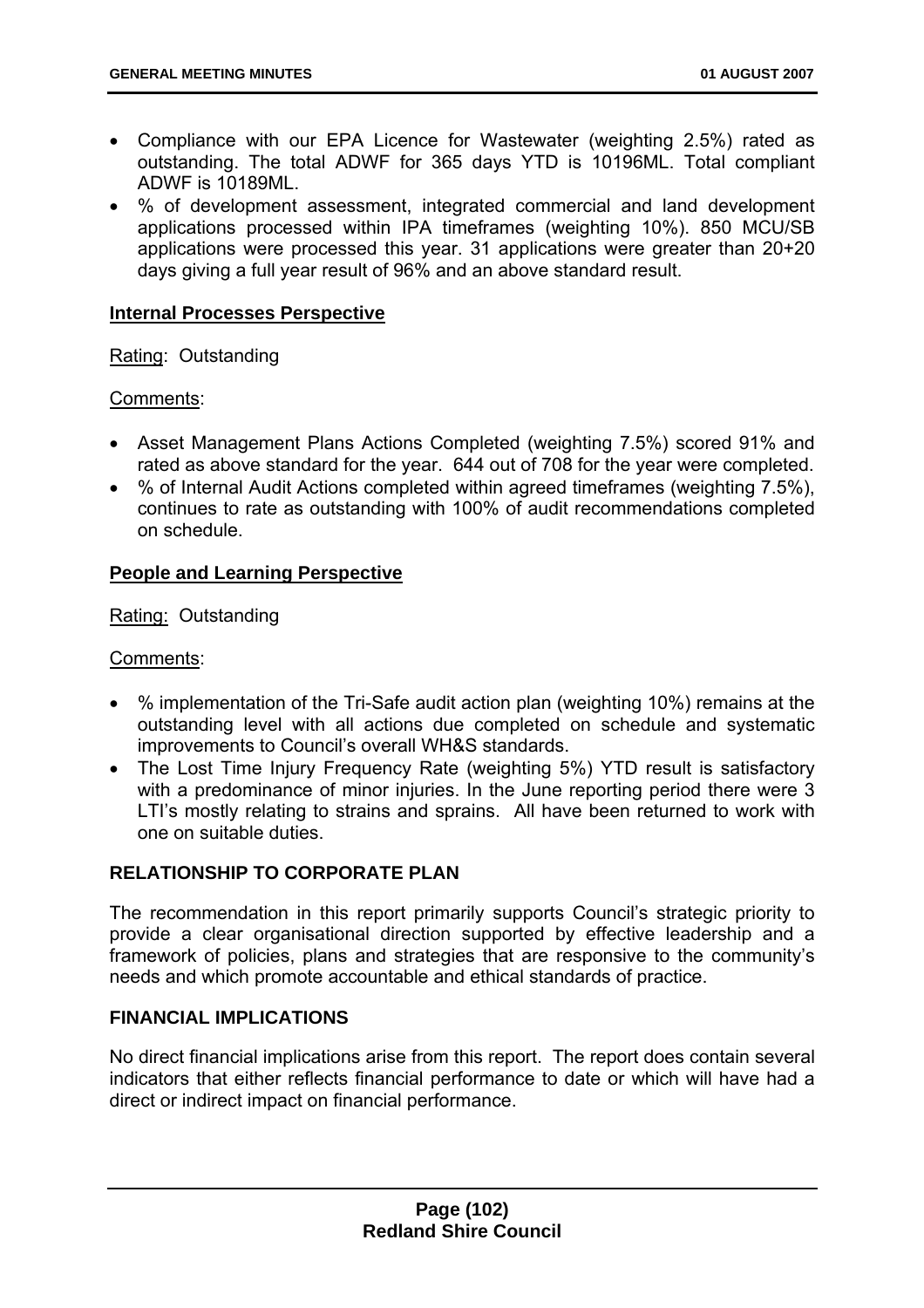- Compliance with our EPA Licence for Wastewater (weighting 2.5%) rated as outstanding. The total ADWF for 365 days YTD is 10196ML. Total compliant ADWF is 10189ML.
- % of development assessment, integrated commercial and land development applications processed within IPA timeframes (weighting 10%). 850 MCU/SB applications were processed this year. 31 applications were greater than 20+20 days giving a full year result of 96% and an above standard result.

**Internal Processes Perspective**

Rating: Outstanding

Comments:

- Asset Management Plans Actions Completed (weighting 7.5%) scored 91% and rated as above standard for the year. 644 out of 708 for the year were completed.
- % of Internal Audit Actions completed within agreed timeframes (weighting 7.5%), continues to rate as outstanding with 100% of audit recommendations completed on schedule.

**People and Learning Perspective**

Rating: Outstanding

Comments:

- % implementation of the Tri-Safe audit action plan (weighting 10%) remains at the outstanding level with all actions due completed on schedule and systematic improvements to Council's overall WH&S standards.
- The Lost Time Injury Frequency Rate (weighting 5%) YTD result is satisfactory with a predominance of minor injuries. In the June reporting period there were 3 LTI's mostly relating to strains and sprains. All have been returned to work with one on suitable duties.

**RELATIONSHIP TO CORPORATE PLAN**

The recommendation in this report primarily supports Council's strategic priority to provide a clear organisational direction supported by effective leadership and a framework of policies, plans and strategies that are responsive to the community's needs and which promote accountable and ethical standards of practice.

**FINANCIAL IMPLICATIONS**

No direct financial implications arise from this report. The report does contain several indicators that either reflects financial performance to date or which will have had a direct or indirect impact on financial performance.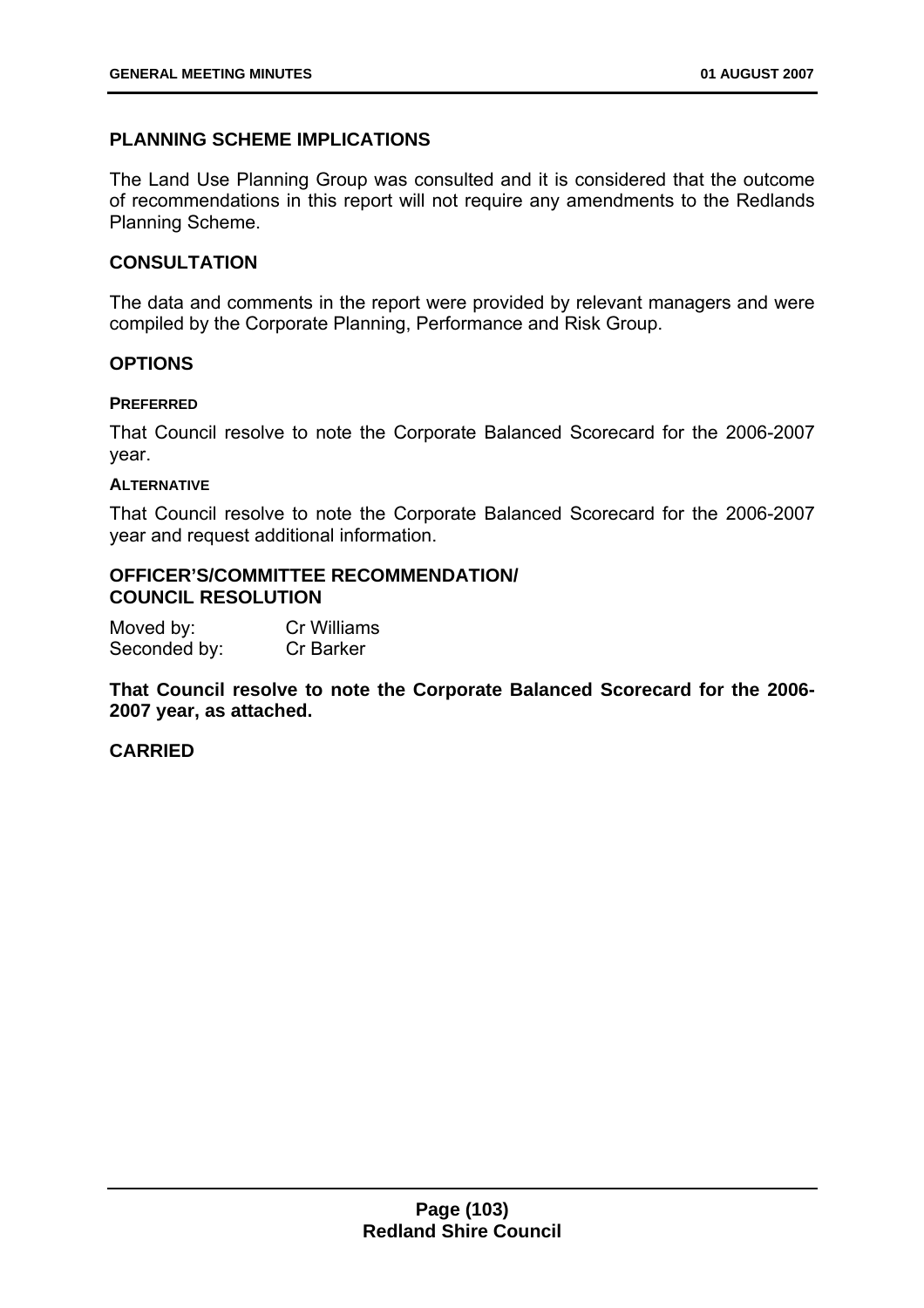## PLANNING SCHEME IMPLICATIONS

The Land Use Planning Group was consulted and it is considered that the outcome of recommendations in this report will not require any amendments to the Redlands Planning Scheme.

## CONSULTATION

The data and comments in the report were provided by relevant managers and were compiled by the Corporate Planning, Performance and Risk Group.

## OPTIONS

### PREFERRED

That Council resolve to note the Corporate Balanced Scorecard for the 2006-2007 year.

### ALTERNATIVE

That Council resolve to note the Corporate Balanced Scorecard for the 2006-2007 year and request additional information.

## OFFICER'S/COMMITTEE RECOMMENDATION/ COUNCIL RESOLUTION

Moved by: Cr Williams
Seconded by: Cr Barker

**That Council resolve to note the Corporate Balanced Scorecard for the 2006-2007 year, as attached.**

**CARRIED**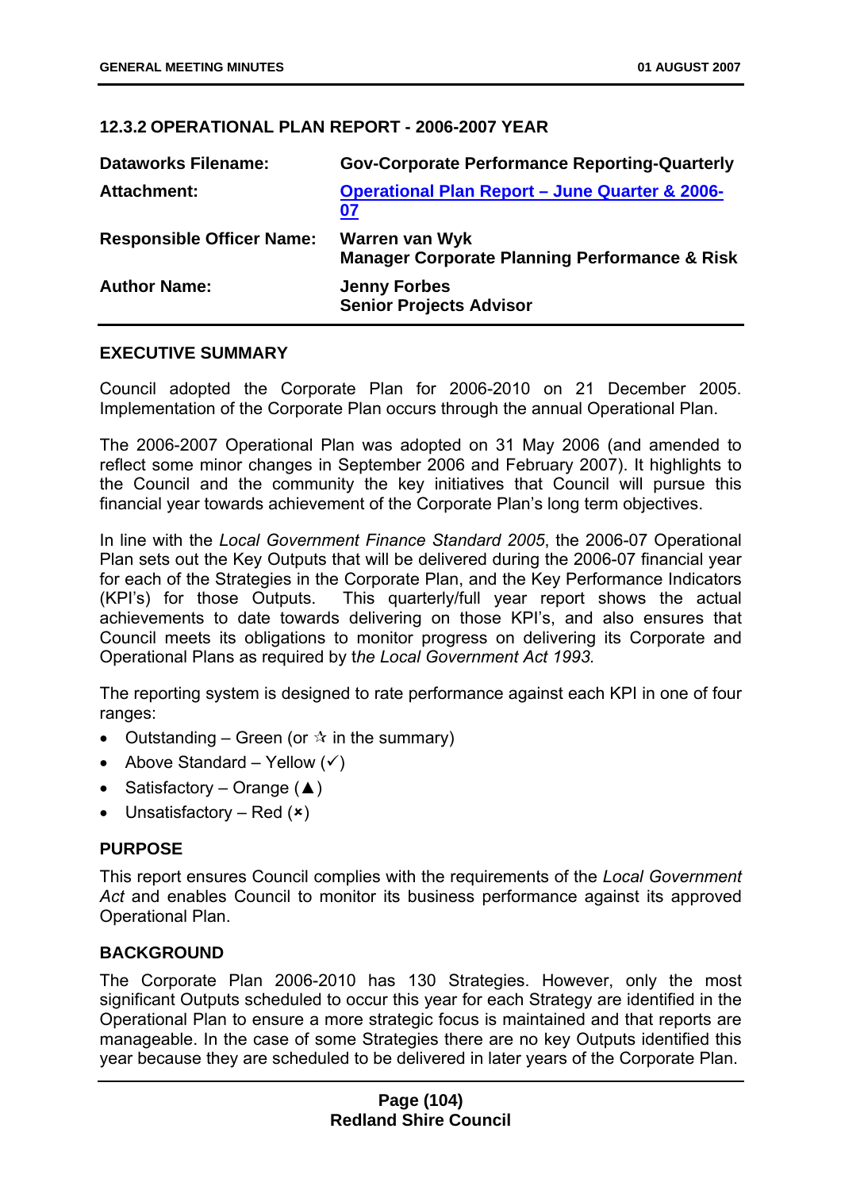## 12.3.2 OPERATIONAL PLAN REPORT - 2006-2007 YEAR

| | |
|---|---|
| **Dataworks Filename:** | **Gov-Corporate Performance Reporting-Quarterly** |
| **Attachment:** | **Operational Plan Report – June Quarter & 2006-07** |
| **Responsible Officer Name:** | **Warren van Wyk**<br>**Manager Corporate Planning Performance & Risk** |
| **Author Name:** | **Jenny Forbes**<br>**Senior Projects Advisor** |

### EXECUTIVE SUMMARY

Council adopted the Corporate Plan for 2006-2010 on 21 December 2005. Implementation of the Corporate Plan occurs through the annual Operational Plan.

The 2006-2007 Operational Plan was adopted on 31 May 2006 (and amended to reflect some minor changes in September 2006 and February 2007). It highlights to the Council and the community the key initiatives that Council will pursue this financial year towards achievement of the Corporate Plan's long term objectives.

In line with the *Local Government Finance Standard 2005*, the 2006-07 Operational Plan sets out the Key Outputs that will be delivered during the 2006-07 financial year for each of the Strategies in the Corporate Plan, and the Key Performance Indicators (KPI's) for those Outputs. This quarterly/full year report shows the actual achievements to date towards delivering on those KPI's, and also ensures that Council meets its obligations to monitor progress on delivering its Corporate and Operational Plans as required by t*he Local Government Act 1993.*

The reporting system is designed to rate performance against each KPI in one of four ranges:

- Outstanding – Green (or ☆ in the summary)
- Above Standard – Yellow (✓)
- Satisfactory – Orange (▲)
- Unsatisfactory – Red (✗)

### PURPOSE

This report ensures Council complies with the requirements of the *Local Government Act* and enables Council to monitor its business performance against its approved Operational Plan.

### BACKGROUND

The Corporate Plan 2006-2010 has 130 Strategies. However, only the most significant Outputs scheduled to occur this year for each Strategy are identified in the Operational Plan to ensure a more strategic focus is maintained and that reports are manageable. In the case of some Strategies there are no key Outputs identified this year because they are scheduled to be delivered in later years of the Corporate Plan.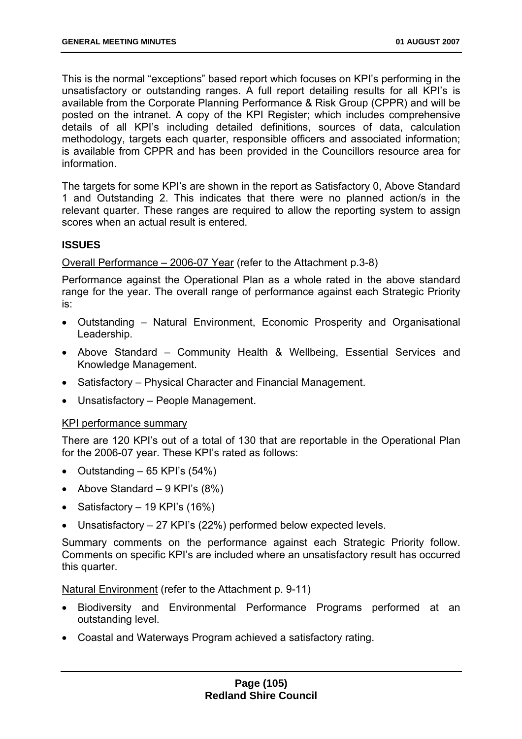This is the normal "exceptions" based report which focuses on KPI's performing in the unsatisfactory or outstanding ranges. A full report detailing results for all KPI's is available from the Corporate Planning Performance & Risk Group (CPPR) and will be posted on the intranet. A copy of the KPI Register; which includes comprehensive details of all KPI's including detailed definitions, sources of data, calculation methodology, targets each quarter, responsible officers and associated information; is available from CPPR and has been provided in the Councillors resource area for information.

The targets for some KPI's are shown in the report as Satisfactory 0, Above Standard 1 and Outstanding 2. This indicates that there were no planned action/s in the relevant quarter. These ranges are required to allow the reporting system to assign scores when an actual result is entered.

**ISSUES**

Overall Performance – 2006-07 Year (refer to the Attachment p.3-8)

Performance against the Operational Plan as a whole rated in the above standard range for the year. The overall range of performance against each Strategic Priority is:

- Outstanding – Natural Environment, Economic Prosperity and Organisational Leadership.
- Above Standard – Community Health & Wellbeing, Essential Services and Knowledge Management.
- Satisfactory – Physical Character and Financial Management.
- Unsatisfactory – People Management.

KPI performance summary

There are 120 KPI's out of a total of 130 that are reportable in the Operational Plan for the 2006-07 year. These KPI's rated as follows:

- Outstanding – 65 KPI's (54%)
- Above Standard – 9 KPI's (8%)
- Satisfactory – 19 KPI's (16%)
- Unsatisfactory – 27 KPI's (22%) performed below expected levels.

Summary comments on the performance against each Strategic Priority follow. Comments on specific KPI's are included where an unsatisfactory result has occurred this quarter.

Natural Environment (refer to the Attachment p. 9-11)

- Biodiversity and Environmental Performance Programs performed at an outstanding level.
- Coastal and Waterways Program achieved a satisfactory rating.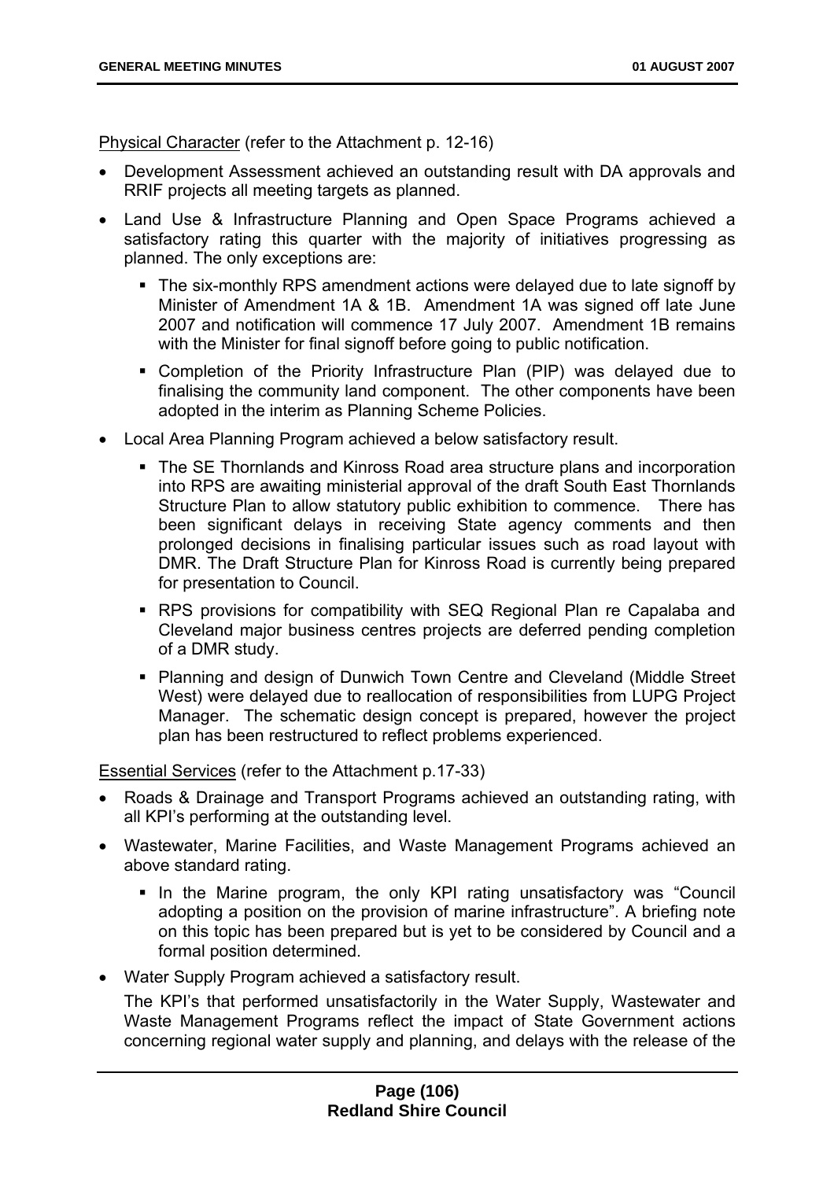Physical Character (refer to the Attachment p. 12-16)

- Development Assessment achieved an outstanding result with DA approvals and RRIF projects all meeting targets as planned.
- Land Use & Infrastructure Planning and Open Space Programs achieved a satisfactory rating this quarter with the majority of initiatives progressing as planned. The only exceptions are:
  - The six-monthly RPS amendment actions were delayed due to late signoff by Minister of Amendment 1A & 1B. Amendment 1A was signed off late June 2007 and notification will commence 17 July 2007. Amendment 1B remains with the Minister for final signoff before going to public notification.
  - Completion of the Priority Infrastructure Plan (PIP) was delayed due to finalising the community land component. The other components have been adopted in the interim as Planning Scheme Policies.
- Local Area Planning Program achieved a below satisfactory result.
  - The SE Thornlands and Kinross Road area structure plans and incorporation into RPS are awaiting ministerial approval of the draft South East Thornlands Structure Plan to allow statutory public exhibition to commence. There has been significant delays in receiving State agency comments and then prolonged decisions in finalising particular issues such as road layout with DMR. The Draft Structure Plan for Kinross Road is currently being prepared for presentation to Council.
  - RPS provisions for compatibility with SEQ Regional Plan re Capalaba and Cleveland major business centres projects are deferred pending completion of a DMR study.
  - Planning and design of Dunwich Town Centre and Cleveland (Middle Street West) were delayed due to reallocation of responsibilities from LUPG Project Manager. The schematic design concept is prepared, however the project plan has been restructured to reflect problems experienced.

Essential Services (refer to the Attachment p.17-33)

- Roads & Drainage and Transport Programs achieved an outstanding rating, with all KPI's performing at the outstanding level.
- Wastewater, Marine Facilities, and Waste Management Programs achieved an above standard rating.
  - In the Marine program, the only KPI rating unsatisfactory was "Council adopting a position on the provision of marine infrastructure". A briefing note on this topic has been prepared but is yet to be considered by Council and a formal position determined.
- Water Supply Program achieved a satisfactory result.

  The KPI's that performed unsatisfactorily in the Water Supply, Wastewater and Waste Management Programs reflect the impact of State Government actions concerning regional water supply and planning, and delays with the release of the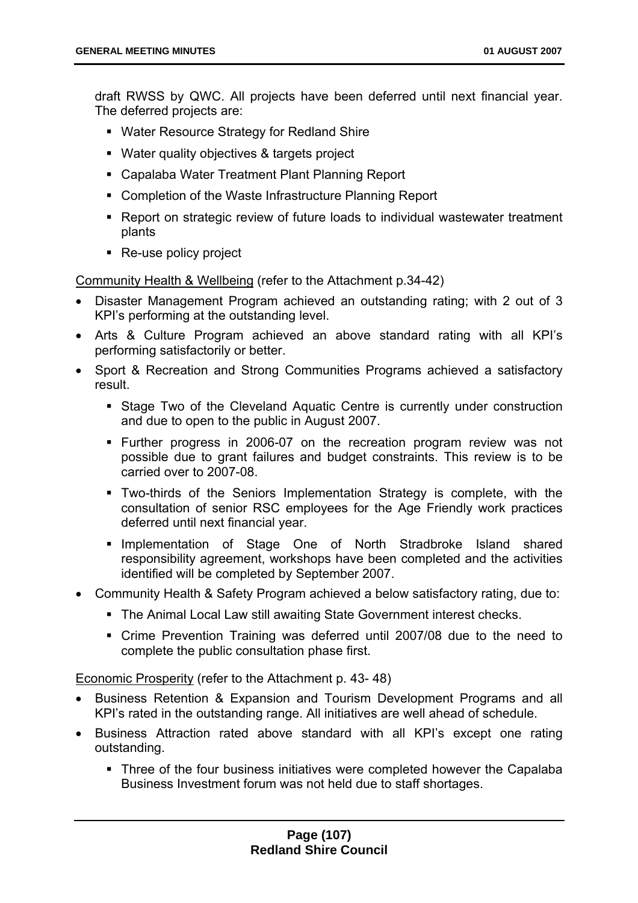draft RWSS by QWC. All projects have been deferred until next financial year. The deferred projects are:

- Water Resource Strategy for Redland Shire
- Water quality objectives & targets project
- Capalaba Water Treatment Plant Planning Report
- Completion of the Waste Infrastructure Planning Report
- Report on strategic review of future loads to individual wastewater treatment plants
- Re-use policy project

<u>Community Health & Wellbeing</u> (refer to the Attachment p.34-42)

- Disaster Management Program achieved an outstanding rating; with 2 out of 3 KPI's performing at the outstanding level.
- Arts & Culture Program achieved an above standard rating with all KPI's performing satisfactorily or better.
- Sport & Recreation and Strong Communities Programs achieved a satisfactory result.
    - Stage Two of the Cleveland Aquatic Centre is currently under construction and due to open to the public in August 2007.
    - Further progress in 2006-07 on the recreation program review was not possible due to grant failures and budget constraints. This review is to be carried over to 2007-08.
    - Two-thirds of the Seniors Implementation Strategy is complete, with the consultation of senior RSC employees for the Age Friendly work practices deferred until next financial year.
    - Implementation of Stage One of North Stradbroke Island shared responsibility agreement, workshops have been completed and the activities identified will be completed by September 2007.
- Community Health & Safety Program achieved a below satisfactory rating, due to:
    - The Animal Local Law still awaiting State Government interest checks.
    - Crime Prevention Training was deferred until 2007/08 due to the need to complete the public consultation phase first.

<u>Economic Prosperity</u> (refer to the Attachment p. 43- 48)

- Business Retention & Expansion and Tourism Development Programs and all KPI's rated in the outstanding range. All initiatives are well ahead of schedule.
- Business Attraction rated above standard with all KPI's except one rating outstanding.
    - Three of the four business initiatives were completed however the Capalaba Business Investment forum was not held due to staff shortages.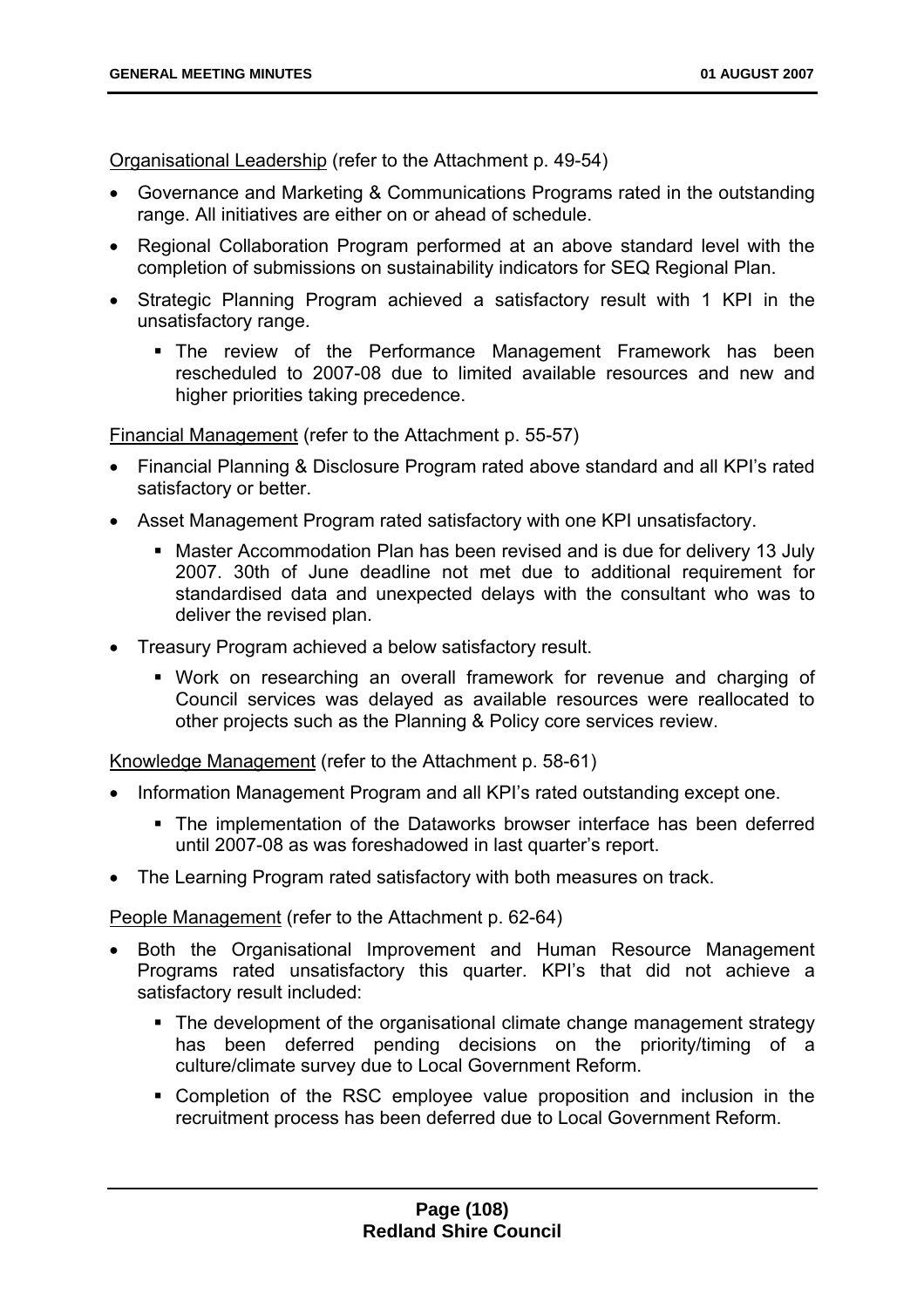Organisational Leadership (refer to the Attachment p. 49-54)

- Governance and Marketing & Communications Programs rated in the outstanding range. All initiatives are either on or ahead of schedule.
- Regional Collaboration Program performed at an above standard level with the completion of submissions on sustainability indicators for SEQ Regional Plan.
- Strategic Planning Program achieved a satisfactory result with 1 KPI in the unsatisfactory range.
    - The review of the Performance Management Framework has been rescheduled to 2007-08 due to limited available resources and new and higher priorities taking precedence.

Financial Management (refer to the Attachment p. 55-57)

- Financial Planning & Disclosure Program rated above standard and all KPI's rated satisfactory or better.
- Asset Management Program rated satisfactory with one KPI unsatisfactory.
    - Master Accommodation Plan has been revised and is due for delivery 13 July 2007. 30th of June deadline not met due to additional requirement for standardised data and unexpected delays with the consultant who was to deliver the revised plan.
- Treasury Program achieved a below satisfactory result.
    - Work on researching an overall framework for revenue and charging of Council services was delayed as available resources were reallocated to other projects such as the Planning & Policy core services review.

Knowledge Management (refer to the Attachment p. 58-61)

- Information Management Program and all KPI's rated outstanding except one.
    - The implementation of the Dataworks browser interface has been deferred until 2007-08 as was foreshadowed in last quarter's report.
- The Learning Program rated satisfactory with both measures on track.

People Management (refer to the Attachment p. 62-64)

- Both the Organisational Improvement and Human Resource Management Programs rated unsatisfactory this quarter. KPI's that did not achieve a satisfactory result included:
    - The development of the organisational climate change management strategy has been deferred pending decisions on the priority/timing of a culture/climate survey due to Local Government Reform.
    - Completion of the RSC employee value proposition and inclusion in the recruitment process has been deferred due to Local Government Reform.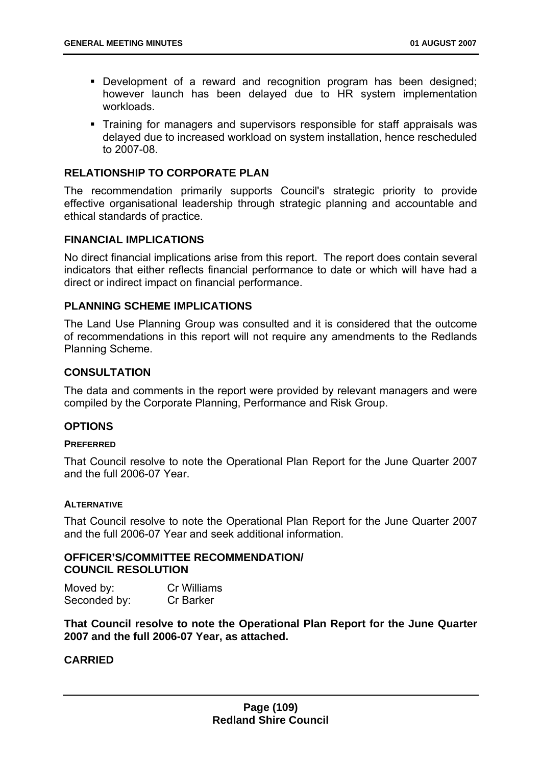- Development of a reward and recognition program has been designed; however launch has been delayed due to HR system implementation workloads.
- Training for managers and supervisors responsible for staff appraisals was delayed due to increased workload on system installation, hence rescheduled to 2007-08.

## RELATIONSHIP TO CORPORATE PLAN

The recommendation primarily supports Council's strategic priority to provide effective organisational leadership through strategic planning and accountable and ethical standards of practice.

## FINANCIAL IMPLICATIONS

No direct financial implications arise from this report. The report does contain several indicators that either reflects financial performance to date or which will have had a direct or indirect impact on financial performance.

## PLANNING SCHEME IMPLICATIONS

The Land Use Planning Group was consulted and it is considered that the outcome of recommendations in this report will not require any amendments to the Redlands Planning Scheme.

## CONSULTATION

The data and comments in the report were provided by relevant managers and were compiled by the Corporate Planning, Performance and Risk Group.

## OPTIONS

### PREFERRED

That Council resolve to note the Operational Plan Report for the June Quarter 2007 and the full 2006-07 Year.

### ALTERNATIVE

That Council resolve to note the Operational Plan Report for the June Quarter 2007 and the full 2006-07 Year and seek additional information.

## OFFICER'S/COMMITTEE RECOMMENDATION/ COUNCIL RESOLUTION

Moved by: Cr Williams
Seconded by: Cr Barker

**That Council resolve to note the Operational Plan Report for the June Quarter 2007 and the full 2006-07 Year, as attached.**

**CARRIED**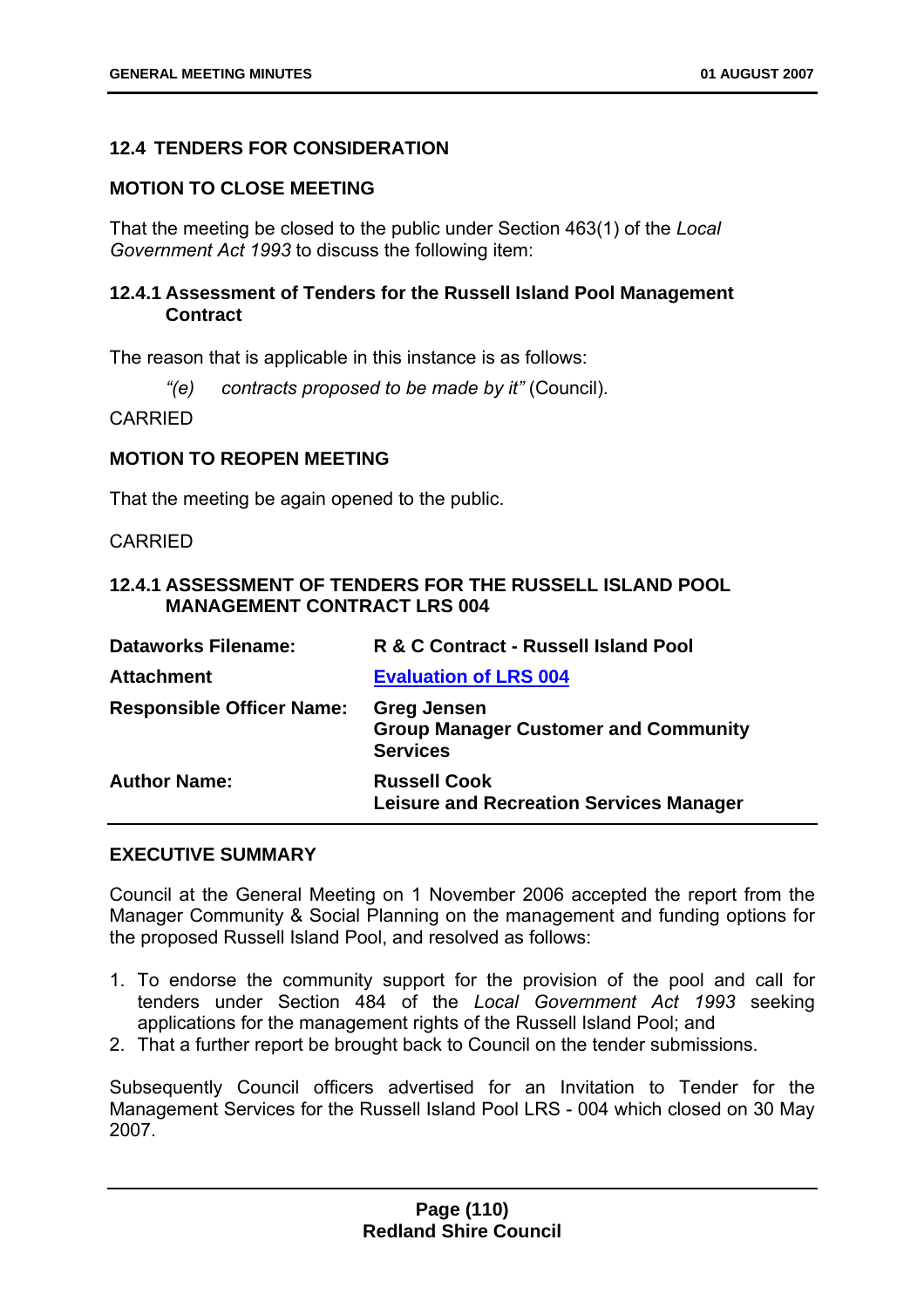## 12.4 TENDERS FOR CONSIDERATION

**MOTION TO CLOSE MEETING**

That the meeting be closed to the public under Section 463(1) of the *Local Government Act 1993* to discuss the following item:

**12.4.1 Assessment of Tenders for the Russell Island Pool Management Contract**

The reason that is applicable in this instance is as follows:

> *"(e) contracts proposed to be made by it"* (Council).

CARRIED

**MOTION TO REOPEN MEETING**

That the meeting be again opened to the public.

CARRIED

### 12.4.1 ASSESSMENT OF TENDERS FOR THE RUSSELL ISLAND POOL MANAGEMENT CONTRACT LRS 004

| | |
|---|---|
| **Dataworks Filename:** | **R & C Contract - Russell Island Pool** |
| **Attachment** | **Evaluation of LRS 004** |
| **Responsible Officer Name:** | **Greg Jensen**<br>**Group Manager Customer and Community Services** |
| **Author Name:** | **Russell Cook**<br>**Leisure and Recreation Services Manager** |

**EXECUTIVE SUMMARY**

Council at the General Meeting on 1 November 2006 accepted the report from the Manager Community & Social Planning on the management and funding options for the proposed Russell Island Pool, and resolved as follows:

1. To endorse the community support for the provision of the pool and call for tenders under Section 484 of the *Local Government Act 1993* seeking applications for the management rights of the Russell Island Pool; and
2. That a further report be brought back to Council on the tender submissions.

Subsequently Council officers advertised for an Invitation to Tender for the Management Services for the Russell Island Pool LRS - 004 which closed on 30 May 2007.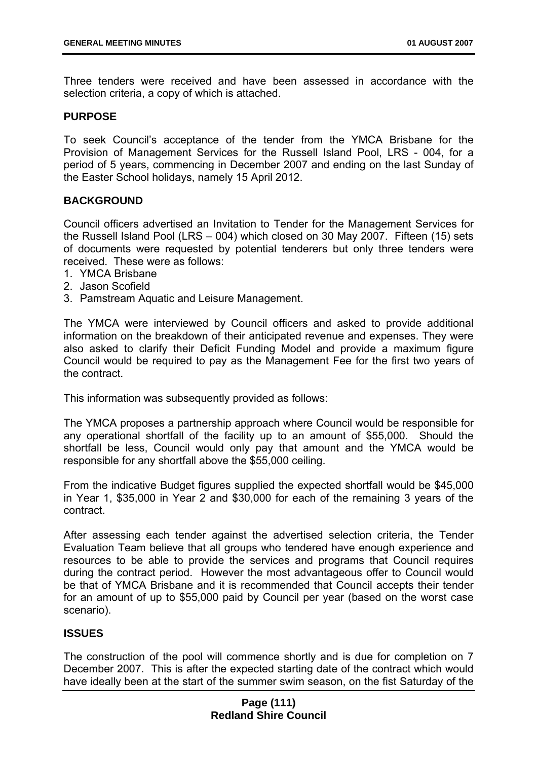Three tenders were received and have been assessed in accordance with the selection criteria, a copy of which is attached.

**PURPOSE**

To seek Council's acceptance of the tender from the YMCA Brisbane for the Provision of Management Services for the Russell Island Pool, LRS - 004, for a period of 5 years, commencing in December 2007 and ending on the last Sunday of the Easter School holidays, namely 15 April 2012.

**BACKGROUND**

Council officers advertised an Invitation to Tender for the Management Services for the Russell Island Pool (LRS – 004) which closed on 30 May 2007. Fifteen (15) sets of documents were requested by potential tenderers but only three tenders were received. These were as follows:

1. YMCA Brisbane
2. Jason Scofield
3. Pamstream Aquatic and Leisure Management.

The YMCA were interviewed by Council officers and asked to provide additional information on the breakdown of their anticipated revenue and expenses. They were also asked to clarify their Deficit Funding Model and provide a maximum figure Council would be required to pay as the Management Fee for the first two years of the contract.

This information was subsequently provided as follows:

The YMCA proposes a partnership approach where Council would be responsible for any operational shortfall of the facility up to an amount of $55,000. Should the shortfall be less, Council would only pay that amount and the YMCA would be responsible for any shortfall above the $55,000 ceiling.

From the indicative Budget figures supplied the expected shortfall would be $45,000 in Year 1, $35,000 in Year 2 and $30,000 for each of the remaining 3 years of the contract.

After assessing each tender against the advertised selection criteria, the Tender Evaluation Team believe that all groups who tendered have enough experience and resources to be able to provide the services and programs that Council requires during the contract period. However the most advantageous offer to Council would be that of YMCA Brisbane and it is recommended that Council accepts their tender for an amount of up to $55,000 paid by Council per year (based on the worst case scenario).

**ISSUES**

The construction of the pool will commence shortly and is due for completion on 7 December 2007. This is after the expected starting date of the contract which would have ideally been at the start of the summer swim season, on the fist Saturday of the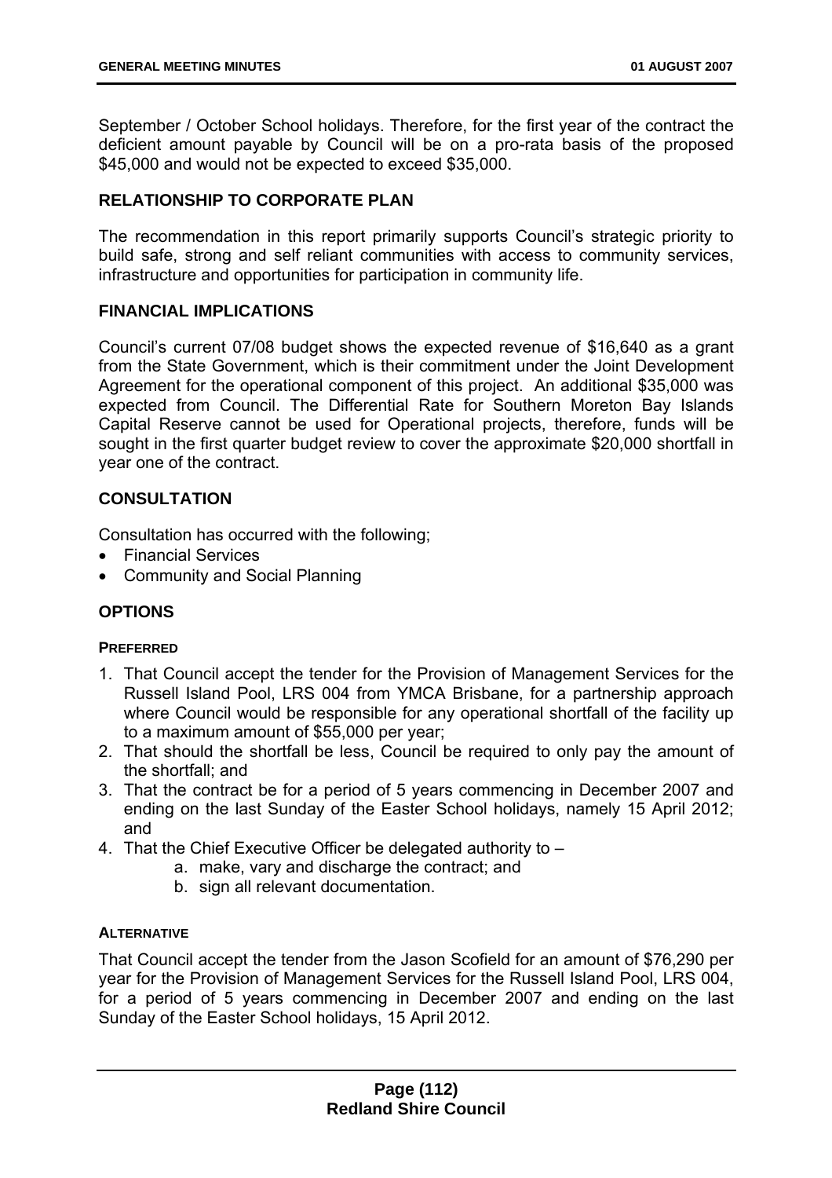September / October School holidays. Therefore, for the first year of the contract the deficient amount payable by Council will be on a pro-rata basis of the proposed $45,000 and would not be expected to exceed $35,000.

## RELATIONSHIP TO CORPORATE PLAN

The recommendation in this report primarily supports Council's strategic priority to build safe, strong and self reliant communities with access to community services, infrastructure and opportunities for participation in community life.

## FINANCIAL IMPLICATIONS

Council's current 07/08 budget shows the expected revenue of $16,640 as a grant from the State Government, which is their commitment under the Joint Development Agreement for the operational component of this project. An additional $35,000 was expected from Council. The Differential Rate for Southern Moreton Bay Islands Capital Reserve cannot be used for Operational projects, therefore, funds will be sought in the first quarter budget review to cover the approximate $20,000 shortfall in year one of the contract.

## CONSULTATION

Consultation has occurred with the following;

- Financial Services
- Community and Social Planning

## OPTIONS

### PREFERRED

1. That Council accept the tender for the Provision of Management Services for the Russell Island Pool, LRS 004 from YMCA Brisbane, for a partnership approach where Council would be responsible for any operational shortfall of the facility up to a maximum amount of $55,000 per year;
2. That should the shortfall be less, Council be required to only pay the amount of the shortfall; and
3. That the contract be for a period of 5 years commencing in December 2007 and ending on the last Sunday of the Easter School holidays, namely 15 April 2012; and
4. That the Chief Executive Officer be delegated authority to –
    a. make, vary and discharge the contract; and
    b. sign all relevant documentation.

### ALTERNATIVE

That Council accept the tender from the Jason Scofield for an amount of $76,290 per year for the Provision of Management Services for the Russell Island Pool, LRS 004, for a period of 5 years commencing in December 2007 and ending on the last Sunday of the Easter School holidays, 15 April 2012.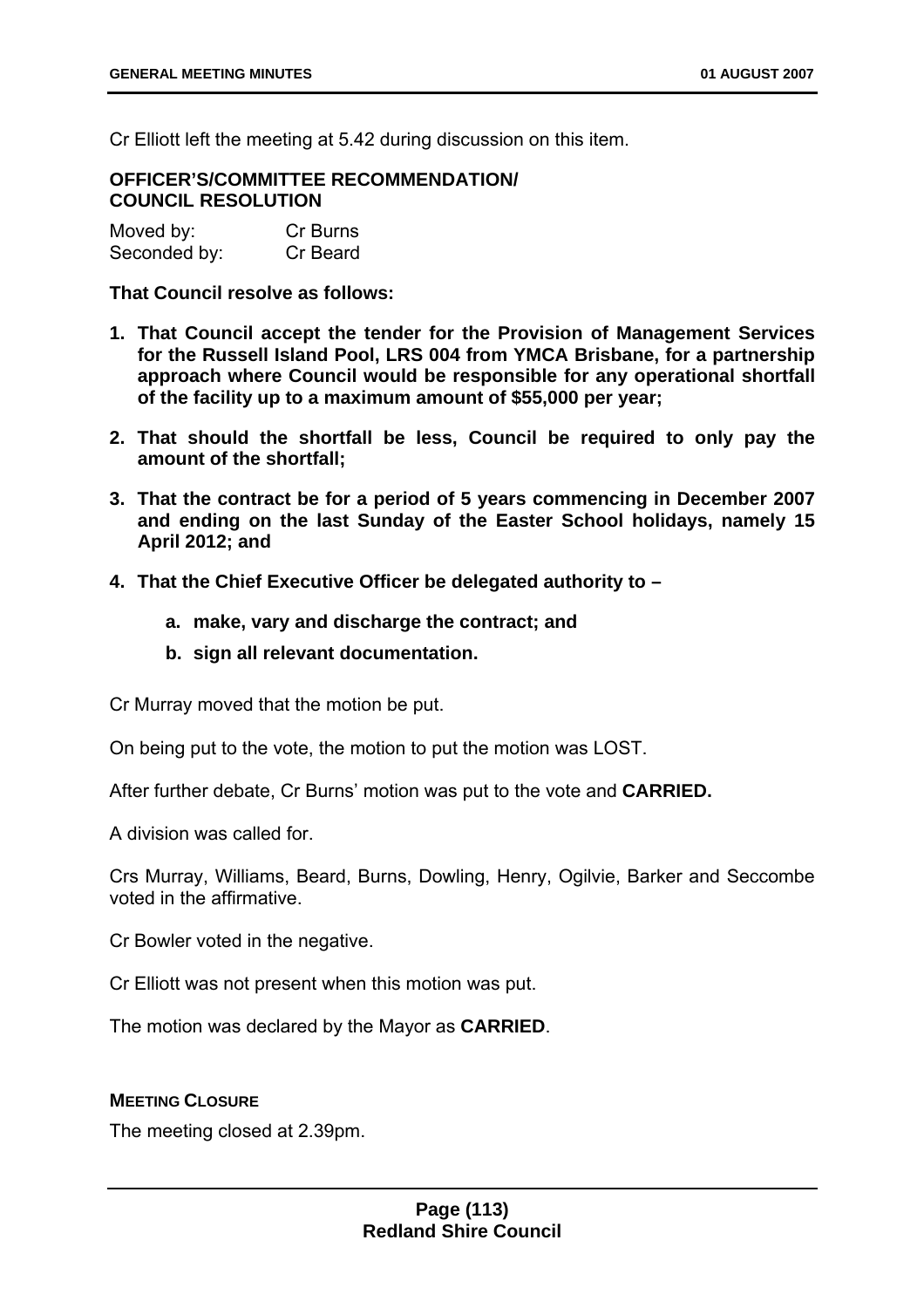Cr Elliott left the meeting at 5.42 during discussion on this item.

**OFFICER'S/COMMITTEE RECOMMENDATION/ COUNCIL RESOLUTION**

Moved by: Cr Burns
Seconded by: Cr Beard

**That Council resolve as follows:**

1. **That Council accept the tender for the Provision of Management Services for the Russell Island Pool, LRS 004 from YMCA Brisbane, for a partnership approach where Council would be responsible for any operational shortfall of the facility up to a maximum amount of $55,000 per year;**
2. **That should the shortfall be less, Council be required to only pay the amount of the shortfall;**
3. **That the contract be for a period of 5 years commencing in December 2007 and ending on the last Sunday of the Easter School holidays, namely 15 April 2012; and**
4. **That the Chief Executive Officer be delegated authority to –**
   a. **make, vary and discharge the contract; and**
   b. **sign all relevant documentation.**

Cr Murray moved that the motion be put.

On being put to the vote, the motion to put the motion was LOST.

After further debate, Cr Burns' motion was put to the vote and **CARRIED.**

A division was called for.

Crs Murray, Williams, Beard, Burns, Dowling, Henry, Ogilvie, Barker and Seccombe voted in the affirmative.

Cr Bowler voted in the negative.

Cr Elliott was not present when this motion was put.

The motion was declared by the Mayor as **CARRIED**.

**MEETING CLOSURE**

The meeting closed at 2.39pm.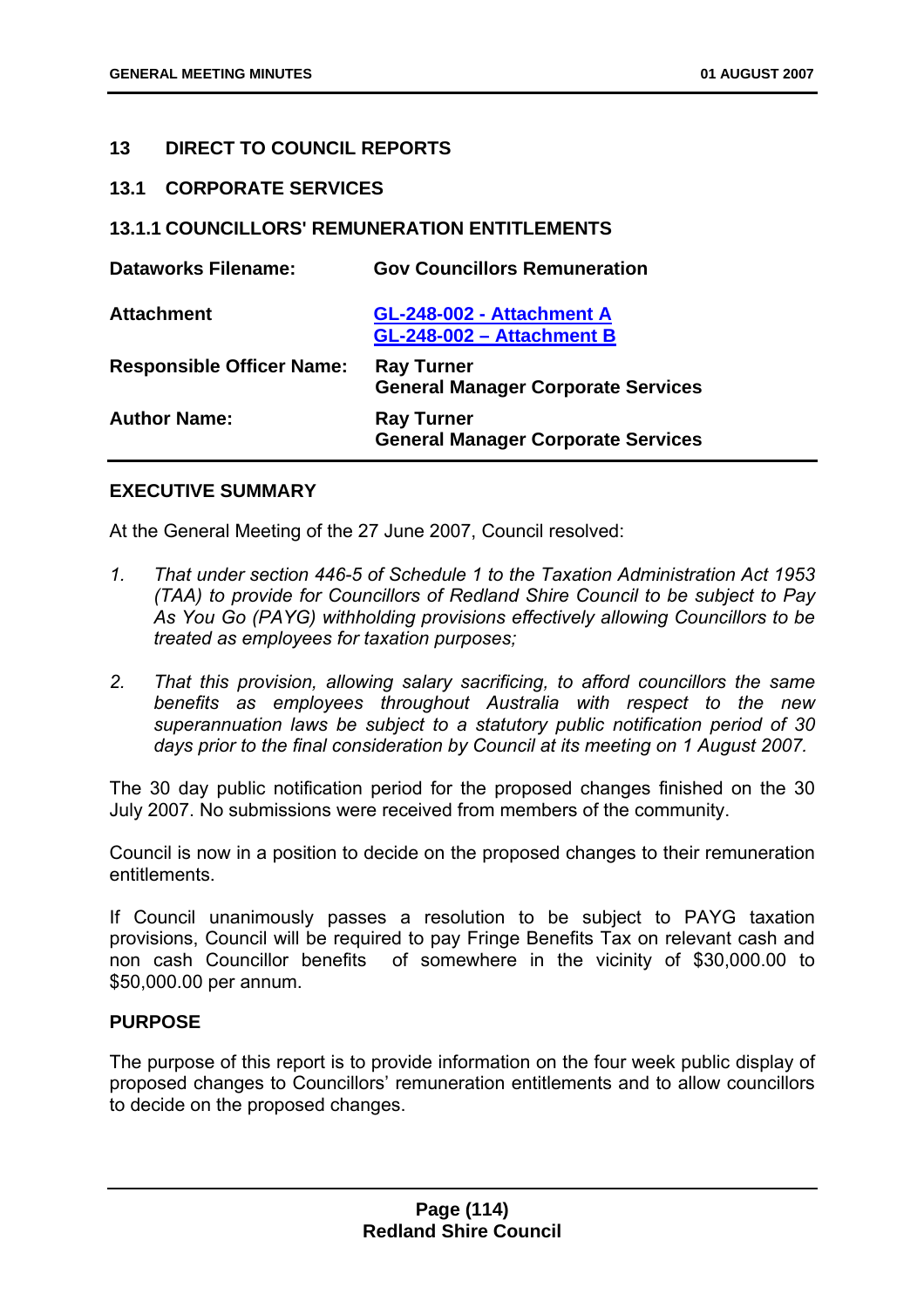## 13 DIRECT TO COUNCIL REPORTS

### 13.1 CORPORATE SERVICES

#### 13.1.1 COUNCILLORS' REMUNERATION ENTITLEMENTS

| | |
|---|---|
| **Dataworks Filename:** | **Gov Councillors Remuneration** |
| **Attachment** | **GL-248-002 - Attachment A**<br>**GL-248-002 – Attachment B** |
| **Responsible Officer Name:** | **Ray Turner**<br>**General Manager Corporate Services** |
| **Author Name:** | **Ray Turner**<br>**General Manager Corporate Services** |

**EXECUTIVE SUMMARY**

At the General Meeting of the 27 June 2007, Council resolved:

1. *That under section 446-5 of Schedule 1 to the Taxation Administration Act 1953 (TAA) to provide for Councillors of Redland Shire Council to be subject to Pay As You Go (PAYG) withholding provisions effectively allowing Councillors to be treated as employees for taxation purposes;*

2. *That this provision, allowing salary sacrificing, to afford councillors the same benefits as employees throughout Australia with respect to the new superannuation laws be subject to a statutory public notification period of 30 days prior to the final consideration by Council at its meeting on 1 August 2007.*

The 30 day public notification period for the proposed changes finished on the 30 July 2007. No submissions were received from members of the community.

Council is now in a position to decide on the proposed changes to their remuneration entitlements.

If Council unanimously passes a resolution to be subject to PAYG taxation provisions, Council will be required to pay Fringe Benefits Tax on relevant cash and non cash Councillor benefits of somewhere in the vicinity of $30,000.00 to $50,000.00 per annum.

**PURPOSE**

The purpose of this report is to provide information on the four week public display of proposed changes to Councillors' remuneration entitlements and to allow councillors to decide on the proposed changes.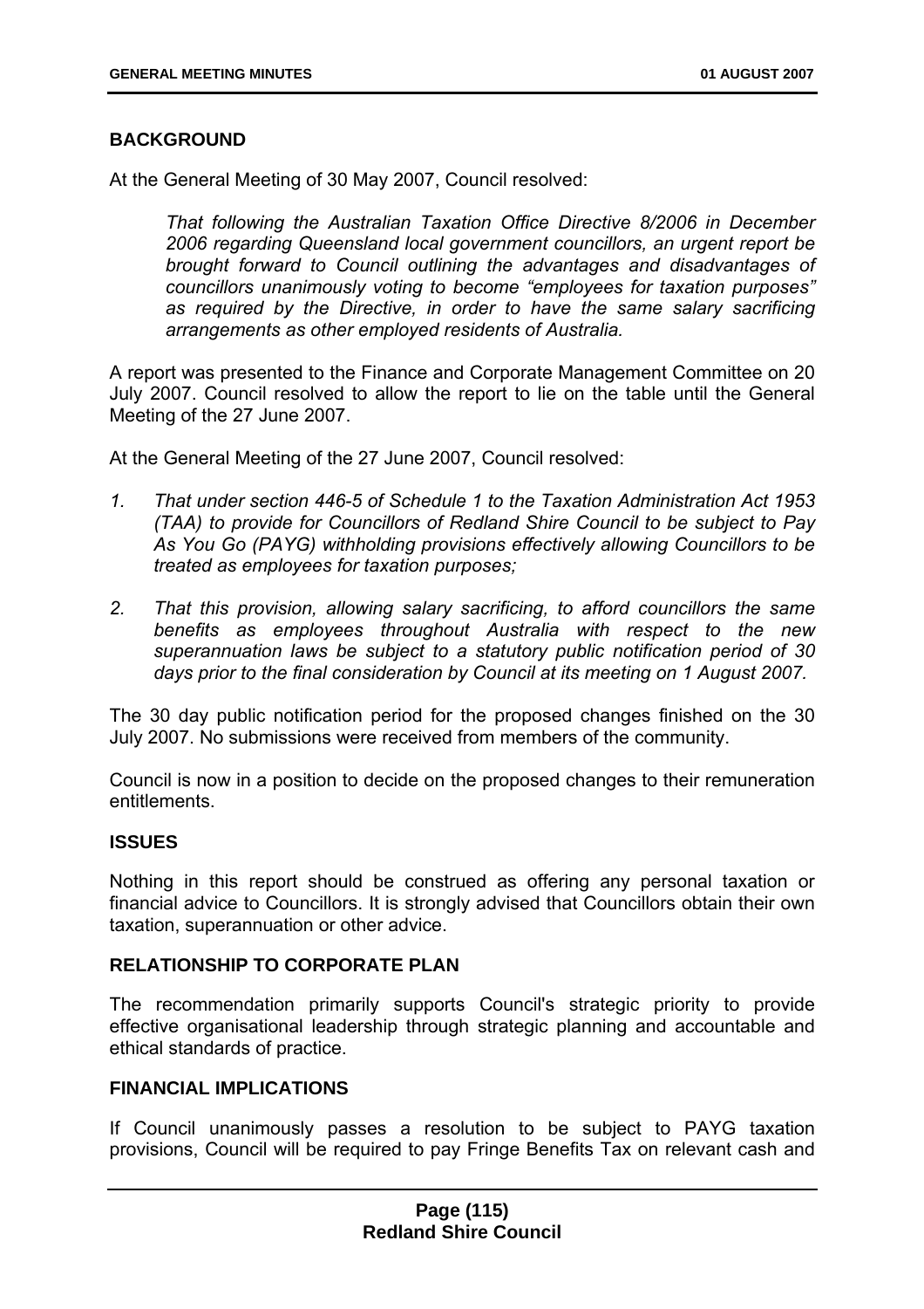## BACKGROUND

At the General Meeting of 30 May 2007, Council resolved:

> *That following the Australian Taxation Office Directive 8/2006 in December 2006 regarding Queensland local government councillors, an urgent report be brought forward to Council outlining the advantages and disadvantages of councillors unanimously voting to become "employees for taxation purposes" as required by the Directive, in order to have the same salary sacrificing arrangements as other employed residents of Australia.*

A report was presented to the Finance and Corporate Management Committee on 20 July 2007. Council resolved to allow the report to lie on the table until the General Meeting of the 27 June 2007.

At the General Meeting of the 27 June 2007, Council resolved:

1. *That under section 446-5 of Schedule 1 to the Taxation Administration Act 1953 (TAA) to provide for Councillors of Redland Shire Council to be subject to Pay As You Go (PAYG) withholding provisions effectively allowing Councillors to be treated as employees for taxation purposes;*
2. *That this provision, allowing salary sacrificing, to afford councillors the same benefits as employees throughout Australia with respect to the new superannuation laws be subject to a statutory public notification period of 30 days prior to the final consideration by Council at its meeting on 1 August 2007.*

The 30 day public notification period for the proposed changes finished on the 30 July 2007. No submissions were received from members of the community.

Council is now in a position to decide on the proposed changes to their remuneration entitlements.

## ISSUES

Nothing in this report should be construed as offering any personal taxation or financial advice to Councillors. It is strongly advised that Councillors obtain their own taxation, superannuation or other advice.

## RELATIONSHIP TO CORPORATE PLAN

The recommendation primarily supports Council's strategic priority to provide effective organisational leadership through strategic planning and accountable and ethical standards of practice.

## FINANCIAL IMPLICATIONS

If Council unanimously passes a resolution to be subject to PAYG taxation provisions, Council will be required to pay Fringe Benefits Tax on relevant cash and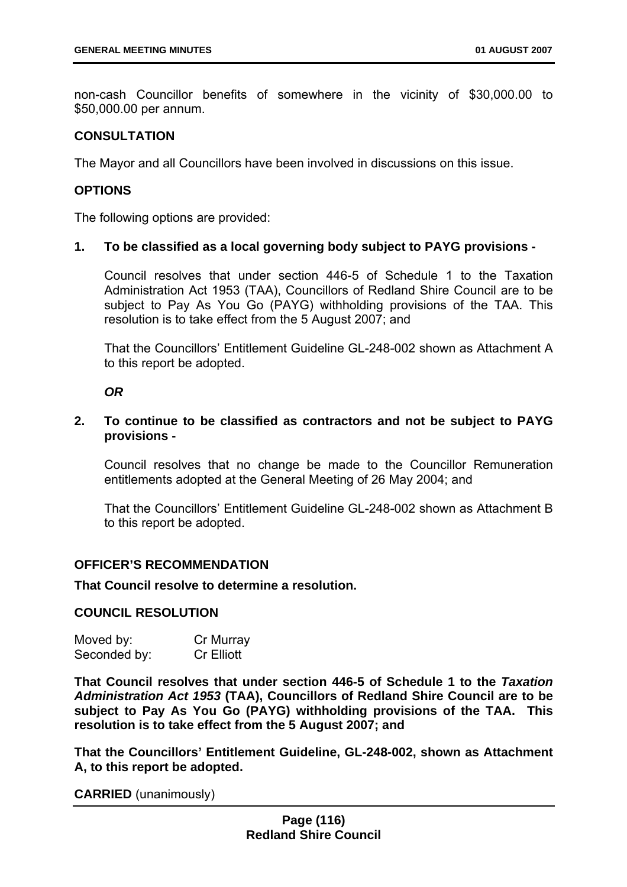non-cash Councillor benefits of somewhere in the vicinity of $30,000.00 to $50,000.00 per annum.

**CONSULTATION**

The Mayor and all Councillors have been involved in discussions on this issue.

**OPTIONS**

The following options are provided:

**1. To be classified as a local governing body subject to PAYG provisions -**

Council resolves that under section 446-5 of Schedule 1 to the Taxation Administration Act 1953 (TAA), Councillors of Redland Shire Council are to be subject to Pay As You Go (PAYG) withholding provisions of the TAA. This resolution is to take effect from the 5 August 2007; and

That the Councillors' Entitlement Guideline GL-248-002 shown as Attachment A to this report be adopted.

***OR***

**2. To continue to be classified as contractors and not be subject to PAYG provisions -**

Council resolves that no change be made to the Councillor Remuneration entitlements adopted at the General Meeting of 26 May 2004; and

That the Councillors' Entitlement Guideline GL-248-002 shown as Attachment B to this report be adopted.

**OFFICER'S RECOMMENDATION**

**That Council resolve to determine a resolution.**

**COUNCIL RESOLUTION**

Moved by: Cr Murray
Seconded by: Cr Elliott

**That Council resolves that under section 446-5 of Schedule 1 to the *Taxation Administration Act 1953* (TAA), Councillors of Redland Shire Council are to be subject to Pay As You Go (PAYG) withholding provisions of the TAA. This resolution is to take effect from the 5 August 2007; and**

**That the Councillors' Entitlement Guideline, GL-248-002, shown as Attachment A, to this report be adopted.**

**CARRIED** (unanimously)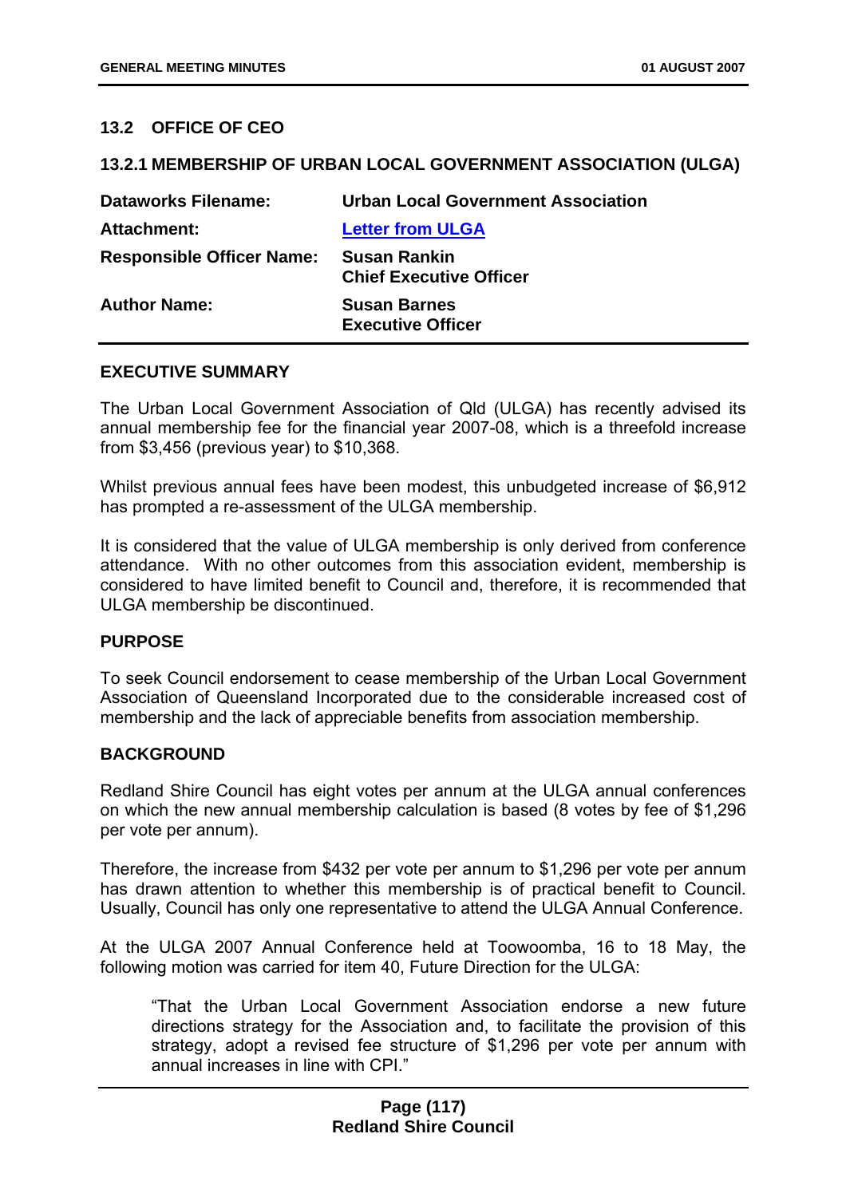## 13.2 OFFICE OF CEO

### 13.2.1 MEMBERSHIP OF URBAN LOCAL GOVERNMENT ASSOCIATION (ULGA)

| | |
|---|---|
| **Dataworks Filename:** | **Urban Local Government Association** |
| **Attachment:** | **Letter from ULGA** |
| **Responsible Officer Name:** | **Susan Rankin**<br>**Chief Executive Officer** |
| **Author Name:** | **Susan Barnes**<br>**Executive Officer** |

**EXECUTIVE SUMMARY**

The Urban Local Government Association of Qld (ULGA) has recently advised its annual membership fee for the financial year 2007-08, which is a threefold increase from $3,456 (previous year) to $10,368.

Whilst previous annual fees have been modest, this unbudgeted increase of $6,912 has prompted a re-assessment of the ULGA membership.

It is considered that the value of ULGA membership is only derived from conference attendance. With no other outcomes from this association evident, membership is considered to have limited benefit to Council and, therefore, it is recommended that ULGA membership be discontinued.

**PURPOSE**

To seek Council endorsement to cease membership of the Urban Local Government Association of Queensland Incorporated due to the considerable increased cost of membership and the lack of appreciable benefits from association membership.

**BACKGROUND**

Redland Shire Council has eight votes per annum at the ULGA annual conferences on which the new annual membership calculation is based (8 votes by fee of $1,296 per vote per annum).

Therefore, the increase from $432 per vote per annum to $1,296 per vote per annum has drawn attention to whether this membership is of practical benefit to Council. Usually, Council has only one representative to attend the ULGA Annual Conference.

At the ULGA 2007 Annual Conference held at Toowoomba, 16 to 18 May, the following motion was carried for item 40, Future Direction for the ULGA:

> "That the Urban Local Government Association endorse a new future directions strategy for the Association and, to facilitate the provision of this strategy, adopt a revised fee structure of $1,296 per vote per annum with annual increases in line with CPI."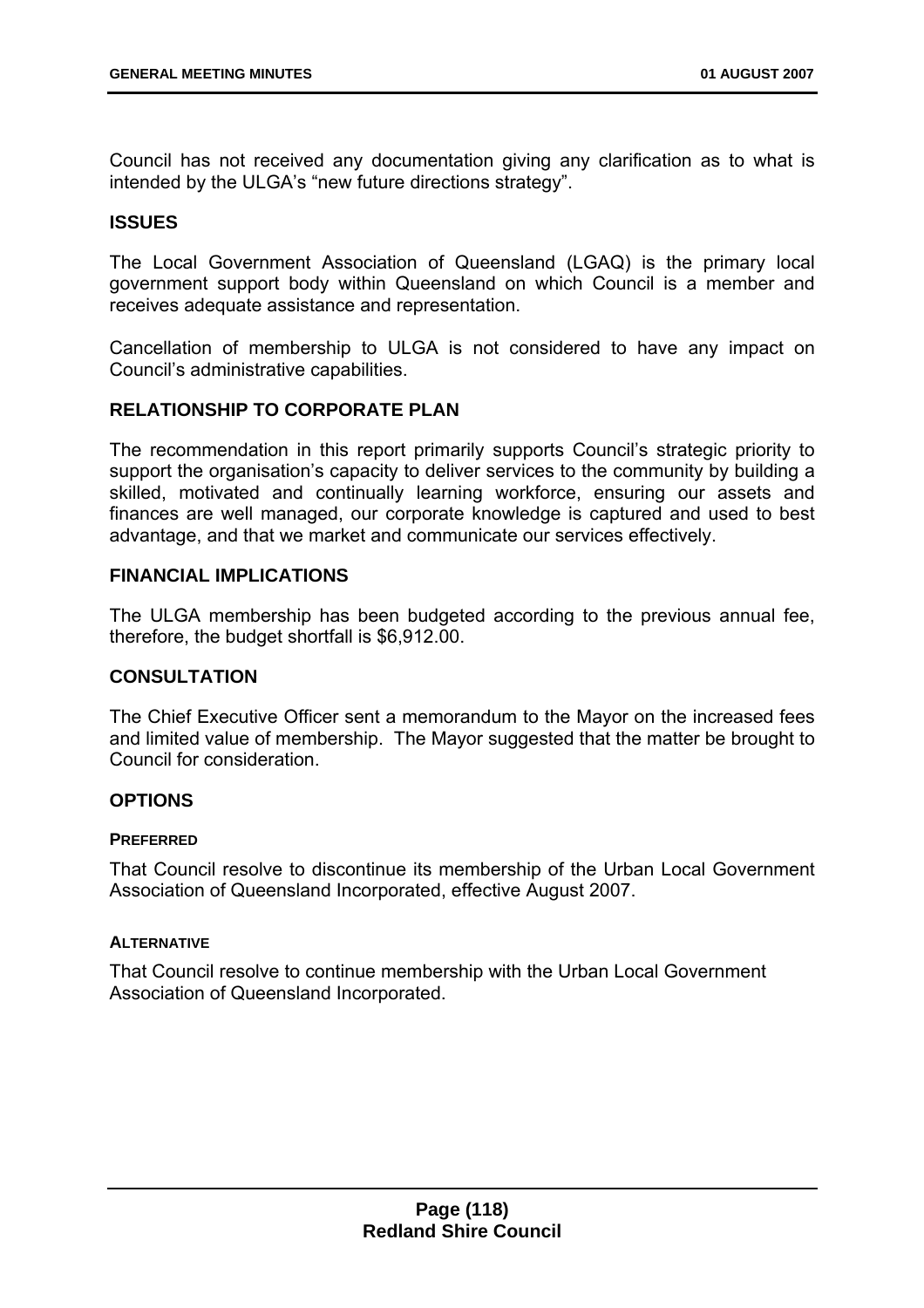Council has not received any documentation giving any clarification as to what is intended by the ULGA's "new future directions strategy".

### ISSUES

The Local Government Association of Queensland (LGAQ) is the primary local government support body within Queensland on which Council is a member and receives adequate assistance and representation.

Cancellation of membership to ULGA is not considered to have any impact on Council's administrative capabilities.

### RELATIONSHIP TO CORPORATE PLAN

The recommendation in this report primarily supports Council's strategic priority to support the organisation's capacity to deliver services to the community by building a skilled, motivated and continually learning workforce, ensuring our assets and finances are well managed, our corporate knowledge is captured and used to best advantage, and that we market and communicate our services effectively.

### FINANCIAL IMPLICATIONS

The ULGA membership has been budgeted according to the previous annual fee, therefore, the budget shortfall is $6,912.00.

### CONSULTATION

The Chief Executive Officer sent a memorandum to the Mayor on the increased fees and limited value of membership. The Mayor suggested that the matter be brought to Council for consideration.

### OPTIONS

#### PREFERRED

That Council resolve to discontinue its membership of the Urban Local Government Association of Queensland Incorporated, effective August 2007.

#### ALTERNATIVE

That Council resolve to continue membership with the Urban Local Government Association of Queensland Incorporated.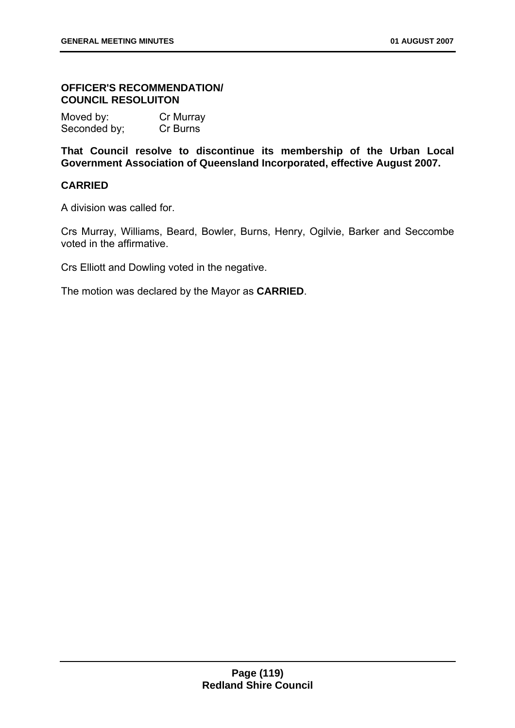**OFFICER'S RECOMMENDATION/**
**COUNCIL RESOLUITON**

Moved by: Cr Murray
Seconded by; Cr Burns

**That Council resolve to discontinue its membership of the Urban Local Government Association of Queensland Incorporated, effective August 2007.**

**CARRIED**

A division was called for.

Crs Murray, Williams, Beard, Bowler, Burns, Henry, Ogilvie, Barker and Seccombe voted in the affirmative.

Crs Elliott and Dowling voted in the negative.

The motion was declared by the Mayor as **CARRIED**.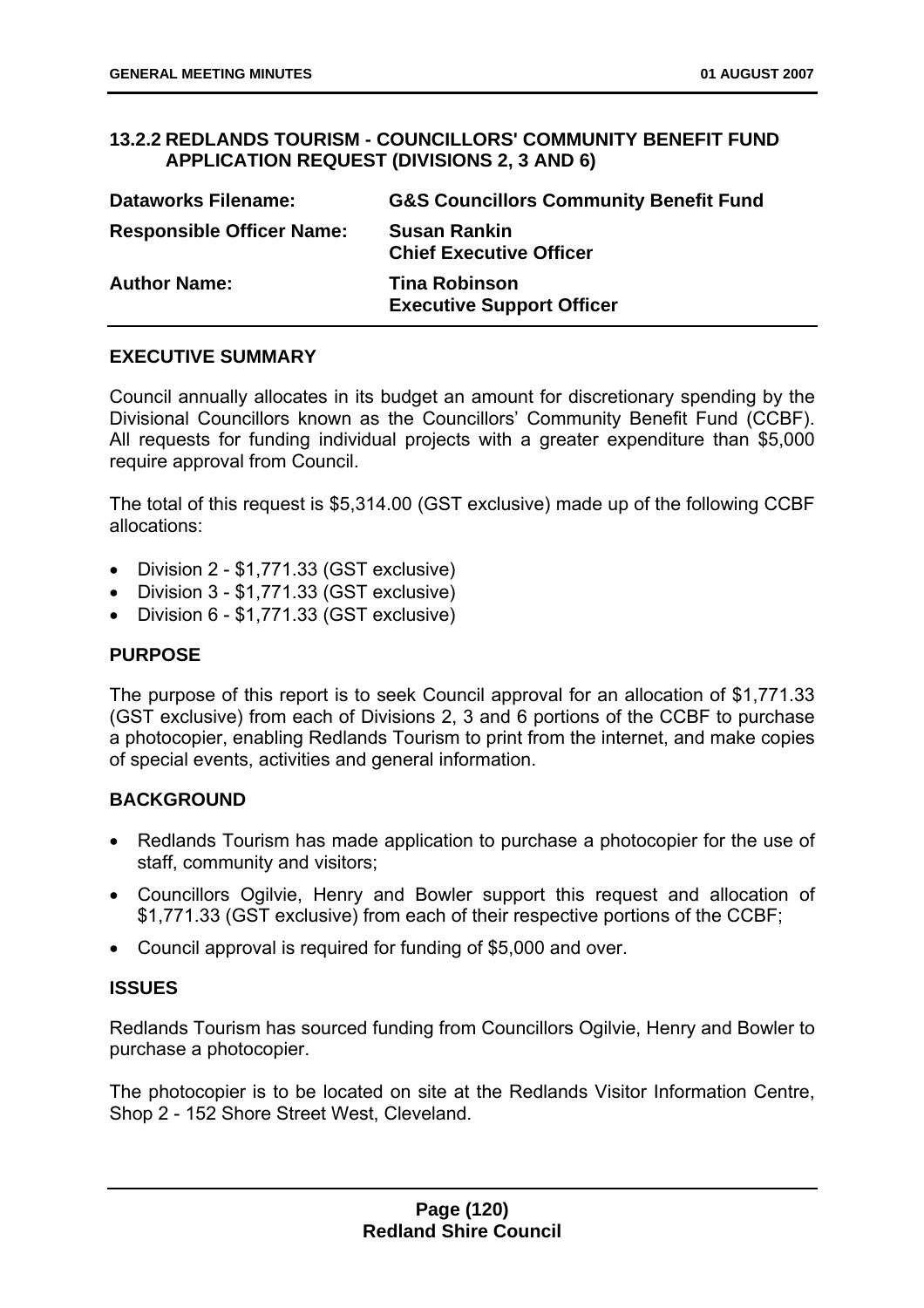### 13.2.2 REDLANDS TOURISM - COUNCILLORS' COMMUNITY BENEFIT FUND APPLICATION REQUEST (DIVISIONS 2, 3 AND 6)

| | |
|---|---|
| **Dataworks Filename:** | **G&S Councillors Community Benefit Fund** |
| **Responsible Officer Name:** | **Susan Rankin**<br>**Chief Executive Officer** |
| **Author Name:** | **Tina Robinson**<br>**Executive Support Officer** |

#### EXECUTIVE SUMMARY

Council annually allocates in its budget an amount for discretionary spending by the Divisional Councillors known as the Councillors' Community Benefit Fund (CCBF). All requests for funding individual projects with a greater expenditure than $5,000 require approval from Council.

The total of this request is $5,314.00 (GST exclusive) made up of the following CCBF allocations:

- Division 2 - $1,771.33 (GST exclusive)
- Division 3 - $1,771.33 (GST exclusive)
- Division 6 - $1,771.33 (GST exclusive)

#### PURPOSE

The purpose of this report is to seek Council approval for an allocation of $1,771.33 (GST exclusive) from each of Divisions 2, 3 and 6 portions of the CCBF to purchase a photocopier, enabling Redlands Tourism to print from the internet, and make copies of special events, activities and general information.

#### BACKGROUND

- Redlands Tourism has made application to purchase a photocopier for the use of staff, community and visitors;
- Councillors Ogilvie, Henry and Bowler support this request and allocation of $1,771.33 (GST exclusive) from each of their respective portions of the CCBF;
- Council approval is required for funding of $5,000 and over.

#### ISSUES

Redlands Tourism has sourced funding from Councillors Ogilvie, Henry and Bowler to purchase a photocopier.

The photocopier is to be located on site at the Redlands Visitor Information Centre, Shop 2 - 152 Shore Street West, Cleveland.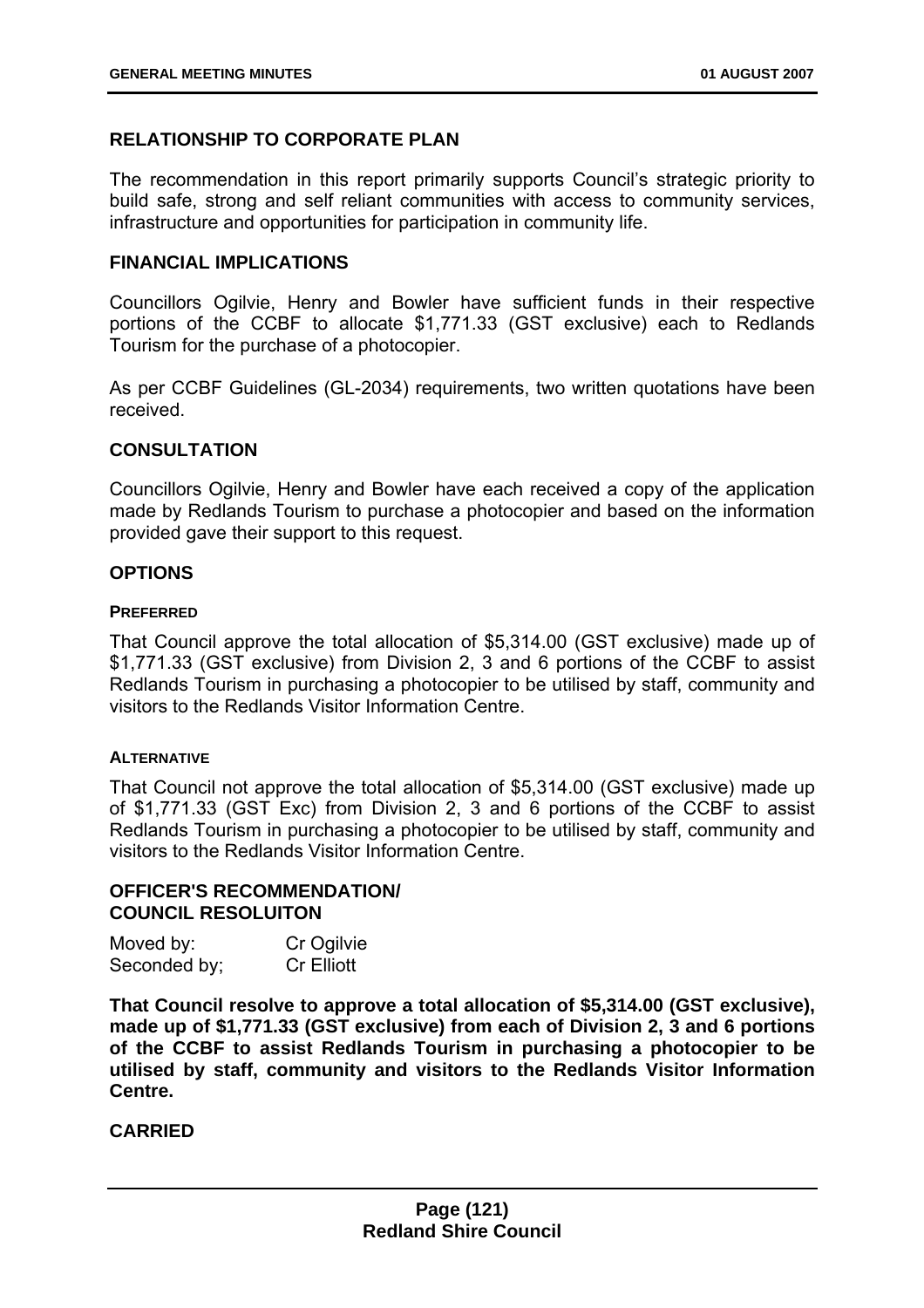## RELATIONSHIP TO CORPORATE PLAN

The recommendation in this report primarily supports Council's strategic priority to build safe, strong and self reliant communities with access to community services, infrastructure and opportunities for participation in community life.

## FINANCIAL IMPLICATIONS

Councillors Ogilvie, Henry and Bowler have sufficient funds in their respective portions of the CCBF to allocate $1,771.33 (GST exclusive) each to Redlands Tourism for the purchase of a photocopier.

As per CCBF Guidelines (GL-2034) requirements, two written quotations have been received.

## CONSULTATION

Councillors Ogilvie, Henry and Bowler have each received a copy of the application made by Redlands Tourism to purchase a photocopier and based on the information provided gave their support to this request.

## OPTIONS

### PREFERRED

That Council approve the total allocation of $5,314.00 (GST exclusive) made up of $1,771.33 (GST exclusive) from Division 2, 3 and 6 portions of the CCBF to assist Redlands Tourism in purchasing a photocopier to be utilised by staff, community and visitors to the Redlands Visitor Information Centre.

### ALTERNATIVE

That Council not approve the total allocation of $5,314.00 (GST exclusive) made up of $1,771.33 (GST Exc) from Division 2, 3 and 6 portions of the CCBF to assist Redlands Tourism in purchasing a photocopier to be utilised by staff, community and visitors to the Redlands Visitor Information Centre.

## OFFICER'S RECOMMENDATION/ COUNCIL RESOLUITON

Moved by: Cr Ogilvie
Seconded by; Cr Elliott

**That Council resolve to approve a total allocation of $5,314.00 (GST exclusive), made up of $1,771.33 (GST exclusive) from each of Division 2, 3 and 6 portions of the CCBF to assist Redlands Tourism in purchasing a photocopier to be utilised by staff, community and visitors to the Redlands Visitor Information Centre.**

**CARRIED**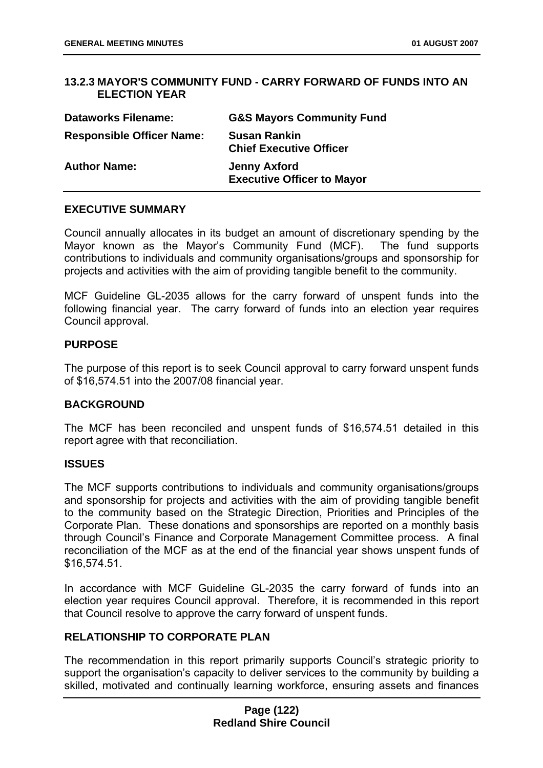### 13.2.3 MAYOR'S COMMUNITY FUND - CARRY FORWARD OF FUNDS INTO AN ELECTION YEAR

| | |
|---|---|
| **Dataworks Filename:** | **G&S Mayors Community Fund** |
| **Responsible Officer Name:** | **Susan Rankin**<br>**Chief Executive Officer** |
| **Author Name:** | **Jenny Axford**<br>**Executive Officer to Mayor** |

#### EXECUTIVE SUMMARY

Council annually allocates in its budget an amount of discretionary spending by the Mayor known as the Mayor's Community Fund (MCF). The fund supports contributions to individuals and community organisations/groups and sponsorship for projects and activities with the aim of providing tangible benefit to the community.

MCF Guideline GL-2035 allows for the carry forward of unspent funds into the following financial year. The carry forward of funds into an election year requires Council approval.

#### PURPOSE

The purpose of this report is to seek Council approval to carry forward unspent funds of $16,574.51 into the 2007/08 financial year.

#### BACKGROUND

The MCF has been reconciled and unspent funds of $16,574.51 detailed in this report agree with that reconciliation.

#### ISSUES

The MCF supports contributions to individuals and community organisations/groups and sponsorship for projects and activities with the aim of providing tangible benefit to the community based on the Strategic Direction, Priorities and Principles of the Corporate Plan. These donations and sponsorships are reported on a monthly basis through Council's Finance and Corporate Management Committee process. A final reconciliation of the MCF as at the end of the financial year shows unspent funds of $16,574.51.

In accordance with MCF Guideline GL-2035 the carry forward of funds into an election year requires Council approval. Therefore, it is recommended in this report that Council resolve to approve the carry forward of unspent funds.

#### RELATIONSHIP TO CORPORATE PLAN

The recommendation in this report primarily supports Council's strategic priority to support the organisation's capacity to deliver services to the community by building a skilled, motivated and continually learning workforce, ensuring assets and finances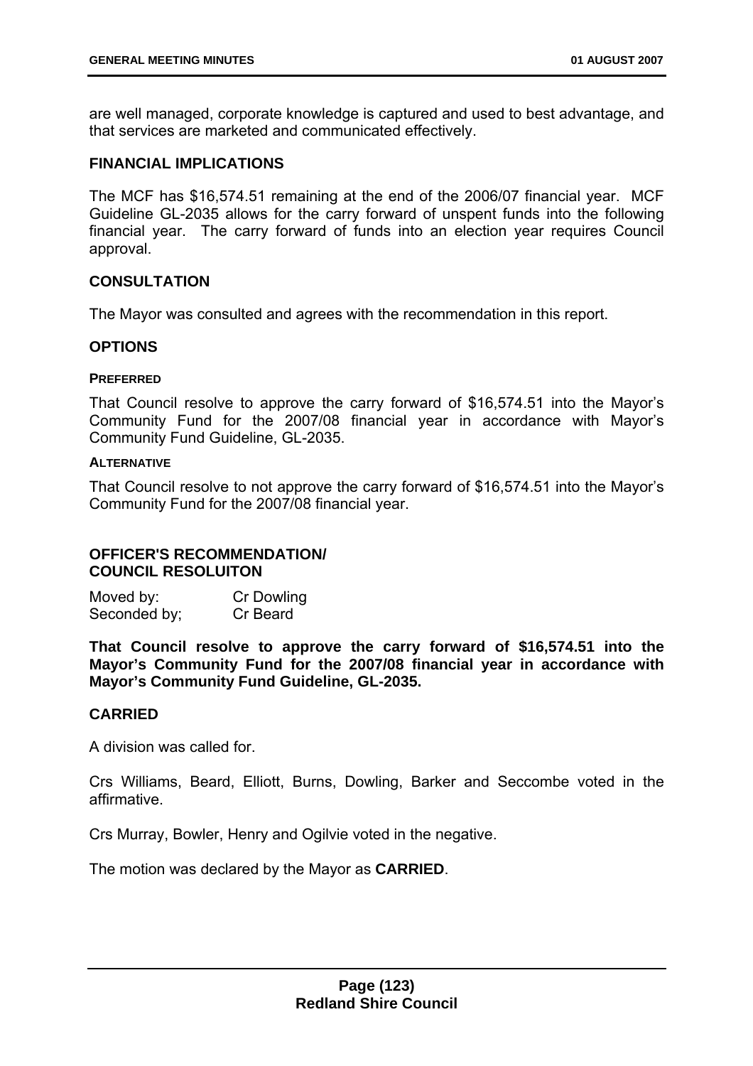are well managed, corporate knowledge is captured and used to best advantage, and that services are marketed and communicated effectively.

### FINANCIAL IMPLICATIONS

The MCF has $16,574.51 remaining at the end of the 2006/07 financial year. MCF Guideline GL-2035 allows for the carry forward of unspent funds into the following financial year. The carry forward of funds into an election year requires Council approval.

### CONSULTATION

The Mayor was consulted and agrees with the recommendation in this report.

### OPTIONS

#### PREFERRED

That Council resolve to approve the carry forward of $16,574.51 into the Mayor's Community Fund for the 2007/08 financial year in accordance with Mayor's Community Fund Guideline, GL-2035.

#### ALTERNATIVE

That Council resolve to not approve the carry forward of $16,574.51 into the Mayor's Community Fund for the 2007/08 financial year.

### OFFICER'S RECOMMENDATION/ COUNCIL RESOLUITON

Moved by: Cr Dowling
Seconded by; Cr Beard

**That Council resolve to approve the carry forward of $16,574.51 into the Mayor's Community Fund for the 2007/08 financial year in accordance with Mayor's Community Fund Guideline, GL-2035.**

### CARRIED

A division was called for.

Crs Williams, Beard, Elliott, Burns, Dowling, Barker and Seccombe voted in the affirmative.

Crs Murray, Bowler, Henry and Ogilvie voted in the negative.

The motion was declared by the Mayor as **CARRIED**.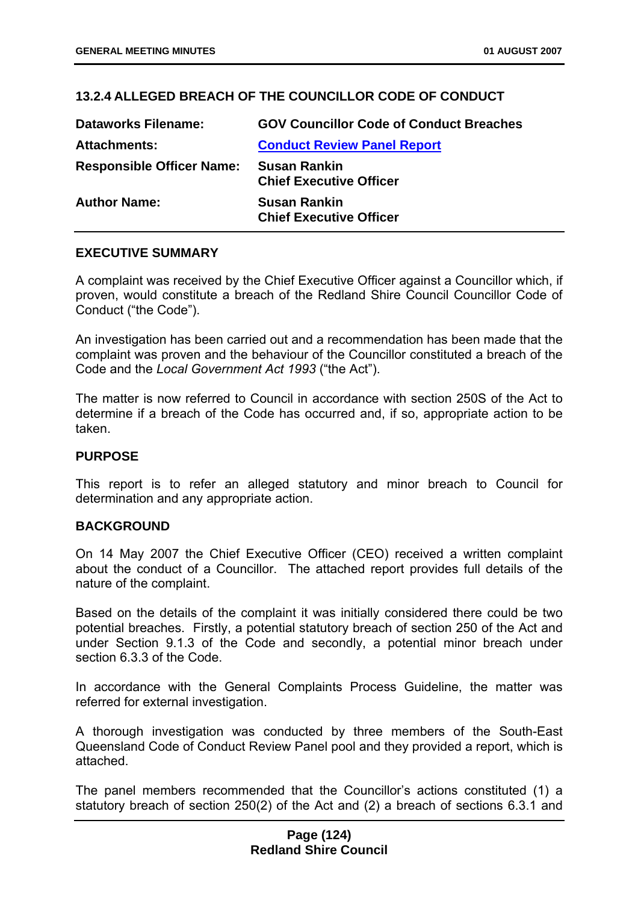## 13.2.4 ALLEGED BREACH OF THE COUNCILLOR CODE OF CONDUCT

| | |
|---|---|
| **Dataworks Filename:** | **GOV Councillor Code of Conduct Breaches** |
| **Attachments:** | **Conduct Review Panel Report** |
| **Responsible Officer Name:** | **Susan Rankin**<br>**Chief Executive Officer** |
| **Author Name:** | **Susan Rankin**<br>**Chief Executive Officer** |

### EXECUTIVE SUMMARY

A complaint was received by the Chief Executive Officer against a Councillor which, if proven, would constitute a breach of the Redland Shire Council Councillor Code of Conduct ("the Code").

An investigation has been carried out and a recommendation has been made that the complaint was proven and the behaviour of the Councillor constituted a breach of the Code and the *Local Government Act 1993* ("the Act").

The matter is now referred to Council in accordance with section 250S of the Act to determine if a breach of the Code has occurred and, if so, appropriate action to be taken.

### PURPOSE

This report is to refer an alleged statutory and minor breach to Council for determination and any appropriate action.

### BACKGROUND

On 14 May 2007 the Chief Executive Officer (CEO) received a written complaint about the conduct of a Councillor. The attached report provides full details of the nature of the complaint.

Based on the details of the complaint it was initially considered there could be two potential breaches. Firstly, a potential statutory breach of section 250 of the Act and under Section 9.1.3 of the Code and secondly, a potential minor breach under section 6.3.3 of the Code.

In accordance with the General Complaints Process Guideline, the matter was referred for external investigation.

A thorough investigation was conducted by three members of the South-East Queensland Code of Conduct Review Panel pool and they provided a report, which is attached.

The panel members recommended that the Councillor's actions constituted (1) a statutory breach of section 250(2) of the Act and (2) a breach of sections 6.3.1 and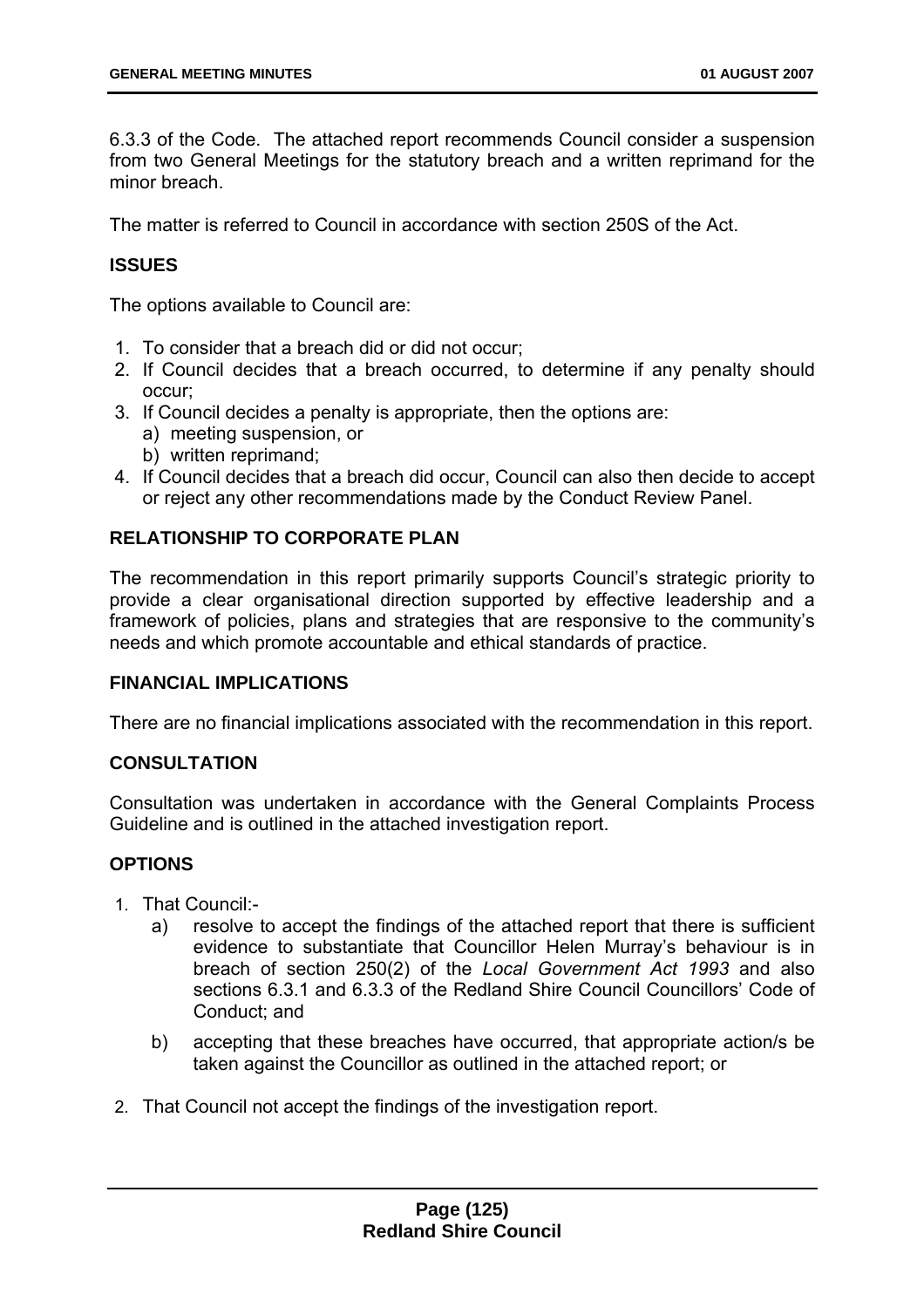6.3.3 of the Code. The attached report recommends Council consider a suspension from two General Meetings for the statutory breach and a written reprimand for the minor breach.

The matter is referred to Council in accordance with section 250S of the Act.

## ISSUES

The options available to Council are:

1. To consider that a breach did or did not occur;
2. If Council decides that a breach occurred, to determine if any penalty should occur;
3. If Council decides a penalty is appropriate, then the options are:
   a) meeting suspension, or
   b) written reprimand;
4. If Council decides that a breach did occur, Council can also then decide to accept or reject any other recommendations made by the Conduct Review Panel.

## RELATIONSHIP TO CORPORATE PLAN

The recommendation in this report primarily supports Council's strategic priority to provide a clear organisational direction supported by effective leadership and a framework of policies, plans and strategies that are responsive to the community's needs and which promote accountable and ethical standards of practice.

## FINANCIAL IMPLICATIONS

There are no financial implications associated with the recommendation in this report.

## CONSULTATION

Consultation was undertaken in accordance with the General Complaints Process Guideline and is outlined in the attached investigation report.

## OPTIONS

1. That Council:-
   a) resolve to accept the findings of the attached report that there is sufficient evidence to substantiate that Councillor Helen Murray's behaviour is in breach of section 250(2) of the *Local Government Act 1993* and also sections 6.3.1 and 6.3.3 of the Redland Shire Council Councillors' Code of Conduct; and
   
   b) accepting that these breaches have occurred, that appropriate action/s be taken against the Councillor as outlined in the attached report; or

2. That Council not accept the findings of the investigation report.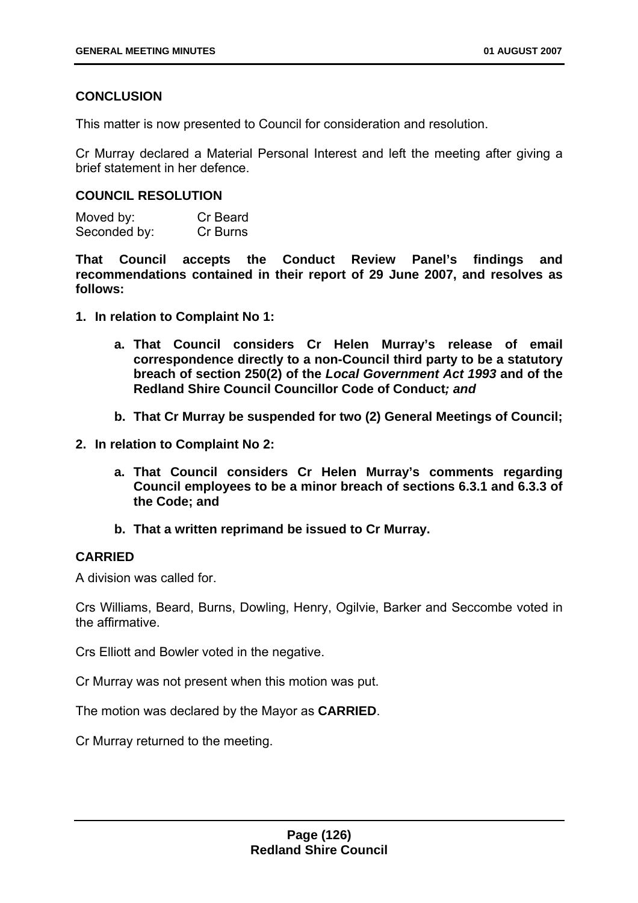## CONCLUSION

This matter is now presented to Council for consideration and resolution.

Cr Murray declared a Material Personal Interest and left the meeting after giving a brief statement in her defence.

## COUNCIL RESOLUTION

Moved by: Cr Beard
Seconded by: Cr Burns

**That Council accepts the Conduct Review Panel's findings and recommendations contained in their report of 29 June 2007, and resolves as follows:**

1. **In relation to Complaint No 1:**

    a. **That Council considers Cr Helen Murray's release of email correspondence directly to a non-Council third party to be a statutory breach of section 250(2) of the *Local Government Act 1993* and of the Redland Shire Council Councillor Code of Conduct*; and***

    b. **That Cr Murray be suspended for two (2) General Meetings of Council;**

2. **In relation to Complaint No 2:**

    a. **That Council considers Cr Helen Murray's comments regarding Council employees to be a minor breach of sections 6.3.1 and 6.3.3 of the Code; and**

    b. **That a written reprimand be issued to Cr Murray.**

**CARRIED**

A division was called for.

Crs Williams, Beard, Burns, Dowling, Henry, Ogilvie, Barker and Seccombe voted in the affirmative.

Crs Elliott and Bowler voted in the negative.

Cr Murray was not present when this motion was put.

The motion was declared by the Mayor as **CARRIED**.

Cr Murray returned to the meeting.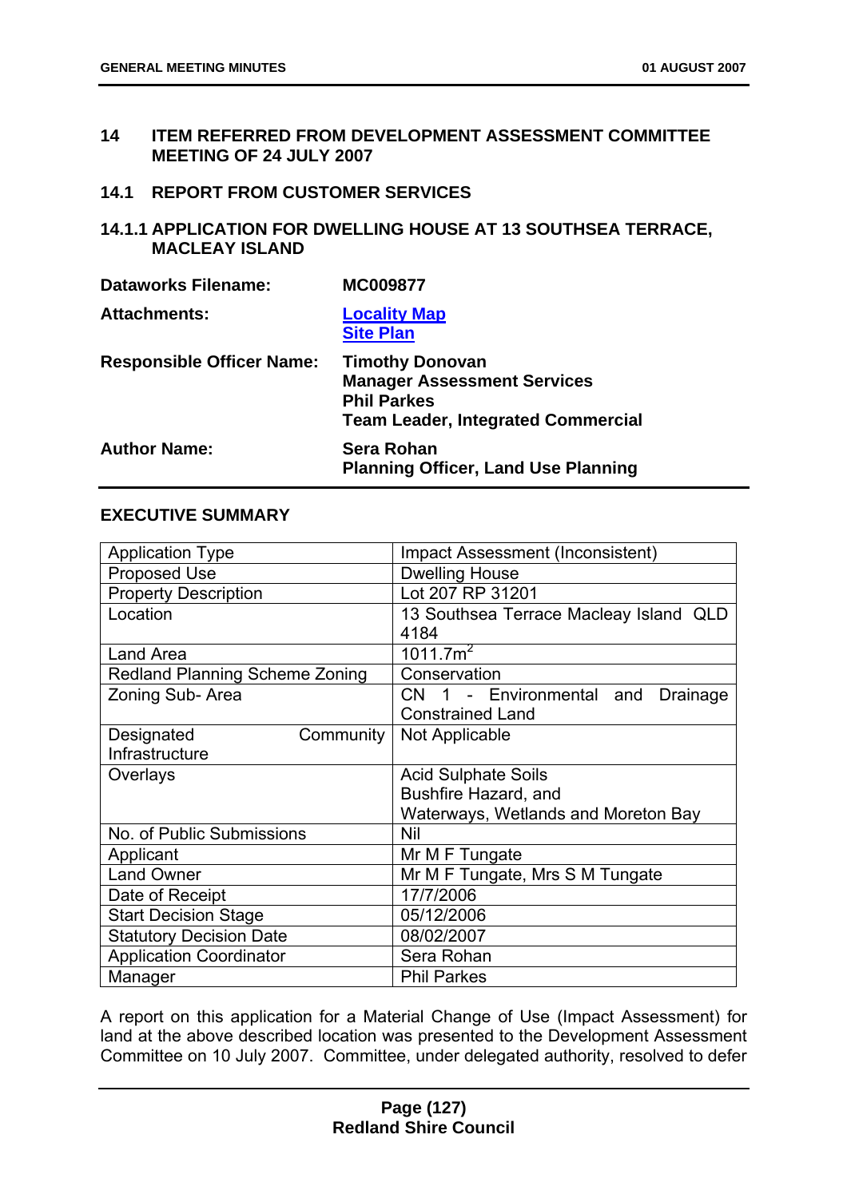## 14 ITEM REFERRED FROM DEVELOPMENT ASSESSMENT COMMITTEE MEETING OF 24 JULY 2007

### 14.1 REPORT FROM CUSTOMER SERVICES

#### 14.1.1 APPLICATION FOR DWELLING HOUSE AT 13 SOUTHSEA TERRACE, MACLEAY ISLAND

| | |
|---|---|
| **Dataworks Filename:** | **MC009877** |
| **Attachments:** | **Locality Map**<br>**Site Plan** |
| **Responsible Officer Name:** | **Timothy Donovan**<br>**Manager Assessment Services**<br>**Phil Parkes**<br>**Team Leader, Integrated Commercial** |
| **Author Name:** | **Sera Rohan**<br>**Planning Officer, Land Use Planning** |

**EXECUTIVE SUMMARY**

| | |
|---|---|
| Application Type | Impact Assessment (Inconsistent) |
| Proposed Use | Dwelling House |
| Property Description | Lot 207 RP 31201 |
| Location | 13 Southsea Terrace Macleay Island QLD 4184 |
| Land Area | 1011.7m$^2$ |
| Redland Planning Scheme Zoning | Conservation |
| Zoning Sub- Area | CN 1 - Environmental and Drainage Constrained Land |
| Designated Community Infrastructure | Not Applicable |
| Overlays | Acid Sulphate Soils<br>Bushfire Hazard, and<br>Waterways, Wetlands and Moreton Bay |
| No. of Public Submissions | Nil |
| Applicant | Mr M F Tungate |
| Land Owner | Mr M F Tungate, Mrs S M Tungate |
| Date of Receipt | 17/7/2006 |
| Start Decision Stage | 05/12/2006 |
| Statutory Decision Date | 08/02/2007 |
| Application Coordinator | Sera Rohan |
| Manager | Phil Parkes |

A report on this application for a Material Change of Use (Impact Assessment) for land at the above described location was presented to the Development Assessment Committee on 10 July 2007. Committee, under delegated authority, resolved to defer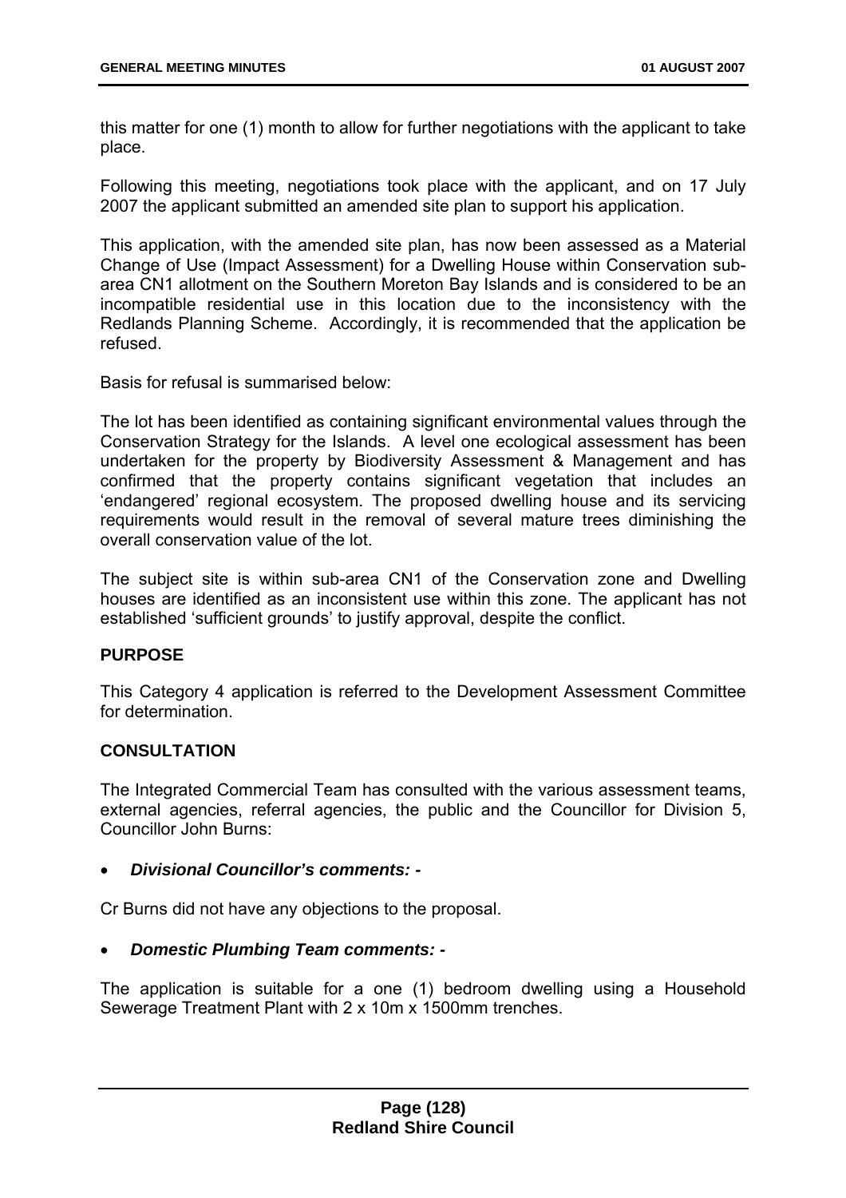this matter for one (1) month to allow for further negotiations with the applicant to take place.

Following this meeting, negotiations took place with the applicant, and on 17 July 2007 the applicant submitted an amended site plan to support his application.

This application, with the amended site plan, has now been assessed as a Material Change of Use (Impact Assessment) for a Dwelling House within Conservation sub-area CN1 allotment on the Southern Moreton Bay Islands and is considered to be an incompatible residential use in this location due to the inconsistency with the Redlands Planning Scheme. Accordingly, it is recommended that the application be refused.

Basis for refusal is summarised below:

The lot has been identified as containing significant environmental values through the Conservation Strategy for the Islands. A level one ecological assessment has been undertaken for the property by Biodiversity Assessment & Management and has confirmed that the property contains significant vegetation that includes an 'endangered' regional ecosystem. The proposed dwelling house and its servicing requirements would result in the removal of several mature trees diminishing the overall conservation value of the lot.

The subject site is within sub-area CN1 of the Conservation zone and Dwelling houses are identified as an inconsistent use within this zone. The applicant has not established 'sufficient grounds' to justify approval, despite the conflict.

## PURPOSE

This Category 4 application is referred to the Development Assessment Committee for determination.

## CONSULTATION

The Integrated Commercial Team has consulted with the various assessment teams, external agencies, referral agencies, the public and the Councillor for Division 5, Councillor John Burns:

- ***Divisional Councillor's comments: -***

Cr Burns did not have any objections to the proposal.

- ***Domestic Plumbing Team comments: -***

The application is suitable for a one (1) bedroom dwelling using a Household Sewerage Treatment Plant with 2 x 10m x 1500mm trenches.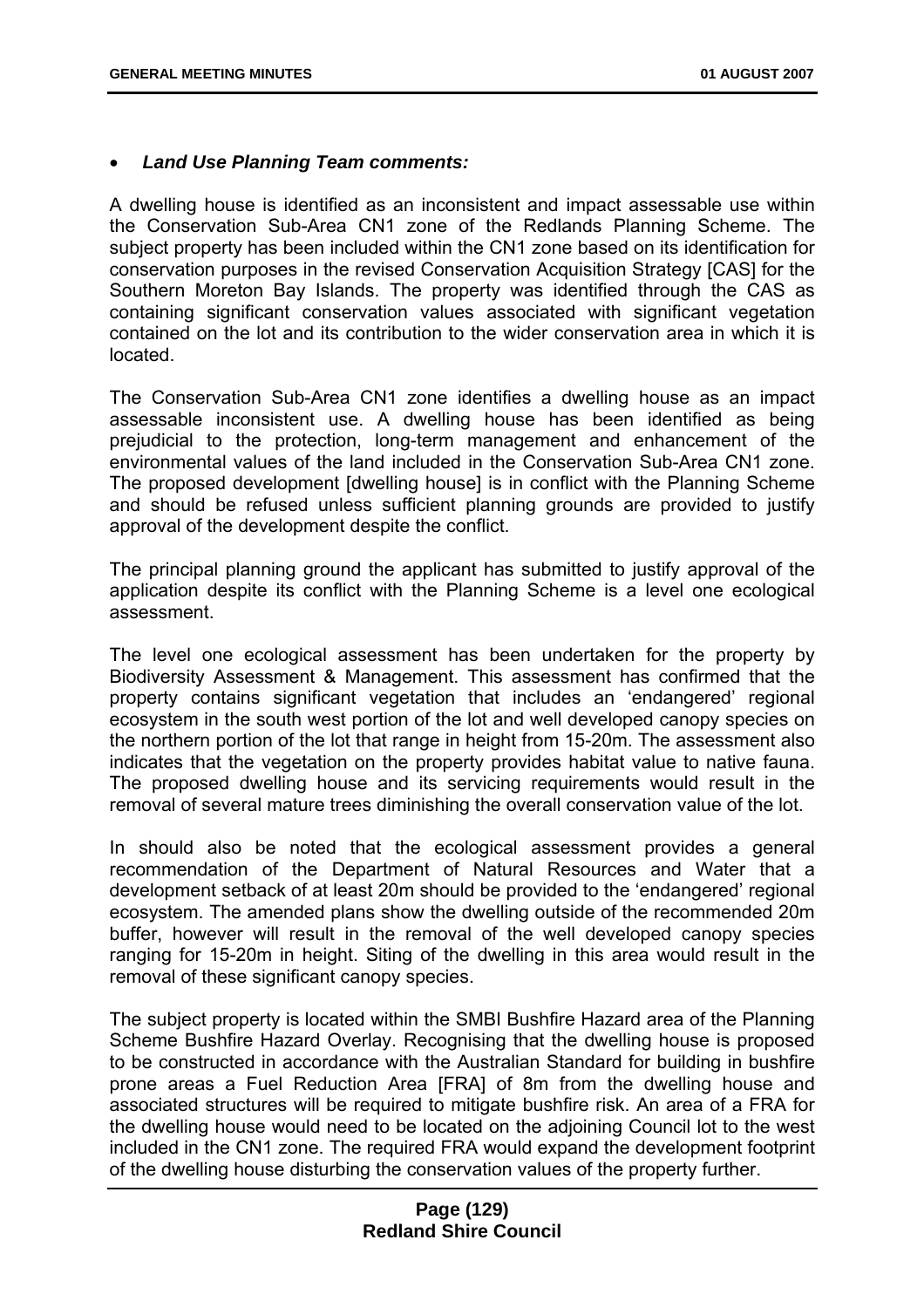- ***Land Use Planning Team comments:***

A dwelling house is identified as an inconsistent and impact assessable use within the Conservation Sub-Area CN1 zone of the Redlands Planning Scheme. The subject property has been included within the CN1 zone based on its identification for conservation purposes in the revised Conservation Acquisition Strategy [CAS] for the Southern Moreton Bay Islands. The property was identified through the CAS as containing significant conservation values associated with significant vegetation contained on the lot and its contribution to the wider conservation area in which it is located.

The Conservation Sub-Area CN1 zone identifies a dwelling house as an impact assessable inconsistent use. A dwelling house has been identified as being prejudicial to the protection, long-term management and enhancement of the environmental values of the land included in the Conservation Sub-Area CN1 zone. The proposed development [dwelling house] is in conflict with the Planning Scheme and should be refused unless sufficient planning grounds are provided to justify approval of the development despite the conflict.

The principal planning ground the applicant has submitted to justify approval of the application despite its conflict with the Planning Scheme is a level one ecological assessment.

The level one ecological assessment has been undertaken for the property by Biodiversity Assessment & Management. This assessment has confirmed that the property contains significant vegetation that includes an 'endangered' regional ecosystem in the south west portion of the lot and well developed canopy species on the northern portion of the lot that range in height from 15-20m. The assessment also indicates that the vegetation on the property provides habitat value to native fauna. The proposed dwelling house and its servicing requirements would result in the removal of several mature trees diminishing the overall conservation value of the lot.

In should also be noted that the ecological assessment provides a general recommendation of the Department of Natural Resources and Water that a development setback of at least 20m should be provided to the 'endangered' regional ecosystem. The amended plans show the dwelling outside of the recommended 20m buffer, however will result in the removal of the well developed canopy species ranging for 15-20m in height. Siting of the dwelling in this area would result in the removal of these significant canopy species.

The subject property is located within the SMBI Bushfire Hazard area of the Planning Scheme Bushfire Hazard Overlay. Recognising that the dwelling house is proposed to be constructed in accordance with the Australian Standard for building in bushfire prone areas a Fuel Reduction Area [FRA] of 8m from the dwelling house and associated structures will be required to mitigate bushfire risk. An area of a FRA for the dwelling house would need to be located on the adjoining Council lot to the west included in the CN1 zone. The required FRA would expand the development footprint of the dwelling house disturbing the conservation values of the property further.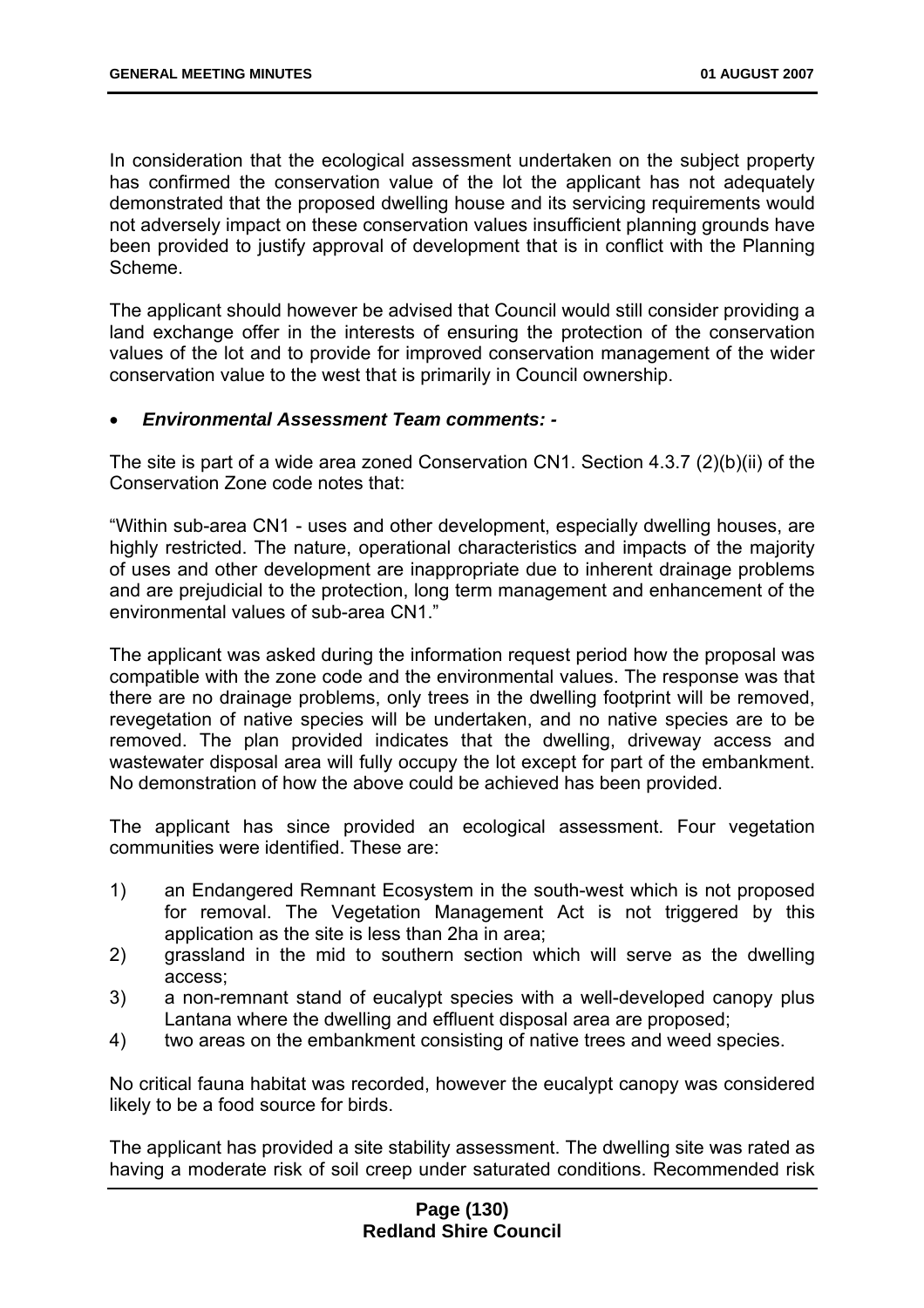In consideration that the ecological assessment undertaken on the subject property has confirmed the conservation value of the lot the applicant has not adequately demonstrated that the proposed dwelling house and its servicing requirements would not adversely impact on these conservation values insufficient planning grounds have been provided to justify approval of development that is in conflict with the Planning Scheme.

The applicant should however be advised that Council would still consider providing a land exchange offer in the interests of ensuring the protection of the conservation values of the lot and to provide for improved conservation management of the wider conservation value to the west that is primarily in Council ownership.

- ***Environmental Assessment Team comments: -***

The site is part of a wide area zoned Conservation CN1. Section 4.3.7 (2)(b)(ii) of the Conservation Zone code notes that:

"Within sub-area CN1 - uses and other development, especially dwelling houses, are highly restricted. The nature, operational characteristics and impacts of the majority of uses and other development are inappropriate due to inherent drainage problems and are prejudicial to the protection, long term management and enhancement of the environmental values of sub-area CN1."

The applicant was asked during the information request period how the proposal was compatible with the zone code and the environmental values. The response was that there are no drainage problems, only trees in the dwelling footprint will be removed, revegetation of native species will be undertaken, and no native species are to be removed. The plan provided indicates that the dwelling, driveway access and wastewater disposal area will fully occupy the lot except for part of the embankment. No demonstration of how the above could be achieved has been provided.

The applicant has since provided an ecological assessment. Four vegetation communities were identified. These are:

1) an Endangered Remnant Ecosystem in the south-west which is not proposed for removal. The Vegetation Management Act is not triggered by this application as the site is less than 2ha in area;
2) grassland in the mid to southern section which will serve as the dwelling access;
3) a non-remnant stand of eucalypt species with a well-developed canopy plus Lantana where the dwelling and effluent disposal area are proposed;
4) two areas on the embankment consisting of native trees and weed species.

No critical fauna habitat was recorded, however the eucalypt canopy was considered likely to be a food source for birds.

The applicant has provided a site stability assessment. The dwelling site was rated as having a moderate risk of soil creep under saturated conditions. Recommended risk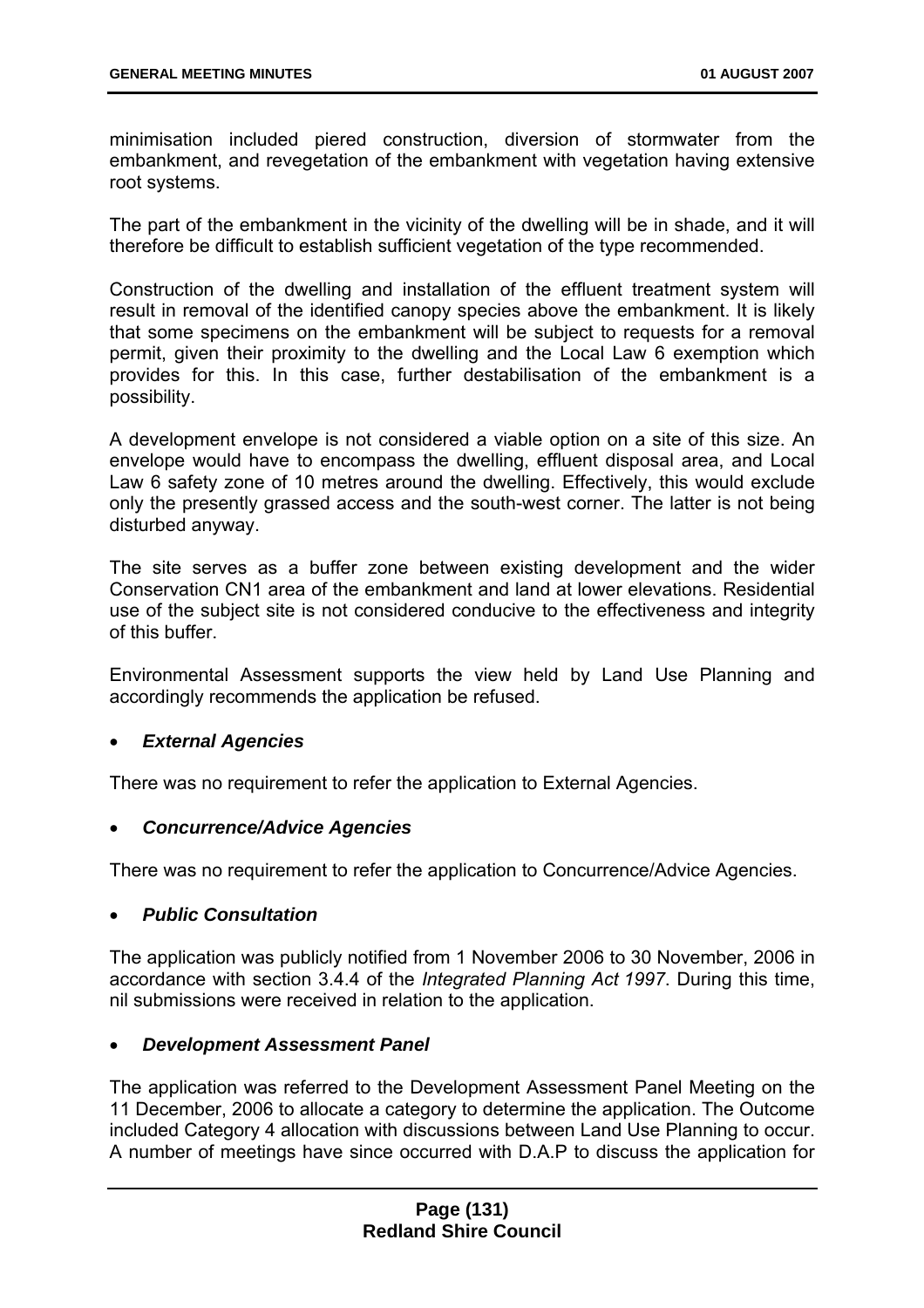minimisation included piered construction, diversion of stormwater from the embankment, and revegetation of the embankment with vegetation having extensive root systems.

The part of the embankment in the vicinity of the dwelling will be in shade, and it will therefore be difficult to establish sufficient vegetation of the type recommended.

Construction of the dwelling and installation of the effluent treatment system will result in removal of the identified canopy species above the embankment. It is likely that some specimens on the embankment will be subject to requests for a removal permit, given their proximity to the dwelling and the Local Law 6 exemption which provides for this. In this case, further destabilisation of the embankment is a possibility.

A development envelope is not considered a viable option on a site of this size. An envelope would have to encompass the dwelling, effluent disposal area, and Local Law 6 safety zone of 10 metres around the dwelling. Effectively, this would exclude only the presently grassed access and the south-west corner. The latter is not being disturbed anyway.

The site serves as a buffer zone between existing development and the wider Conservation CN1 area of the embankment and land at lower elevations. Residential use of the subject site is not considered conducive to the effectiveness and integrity of this buffer.

Environmental Assessment supports the view held by Land Use Planning and accordingly recommends the application be refused.

- ***External Agencies***

There was no requirement to refer the application to External Agencies.

- ***Concurrence/Advice Agencies***

There was no requirement to refer the application to Concurrence/Advice Agencies.

- ***Public Consultation***

The application was publicly notified from 1 November 2006 to 30 November, 2006 in accordance with section 3.4.4 of the *Integrated Planning Act 1997*. During this time, nil submissions were received in relation to the application.

- ***Development Assessment Panel***

The application was referred to the Development Assessment Panel Meeting on the 11 December, 2006 to allocate a category to determine the application. The Outcome included Category 4 allocation with discussions between Land Use Planning to occur. A number of meetings have since occurred with D.A.P to discuss the application for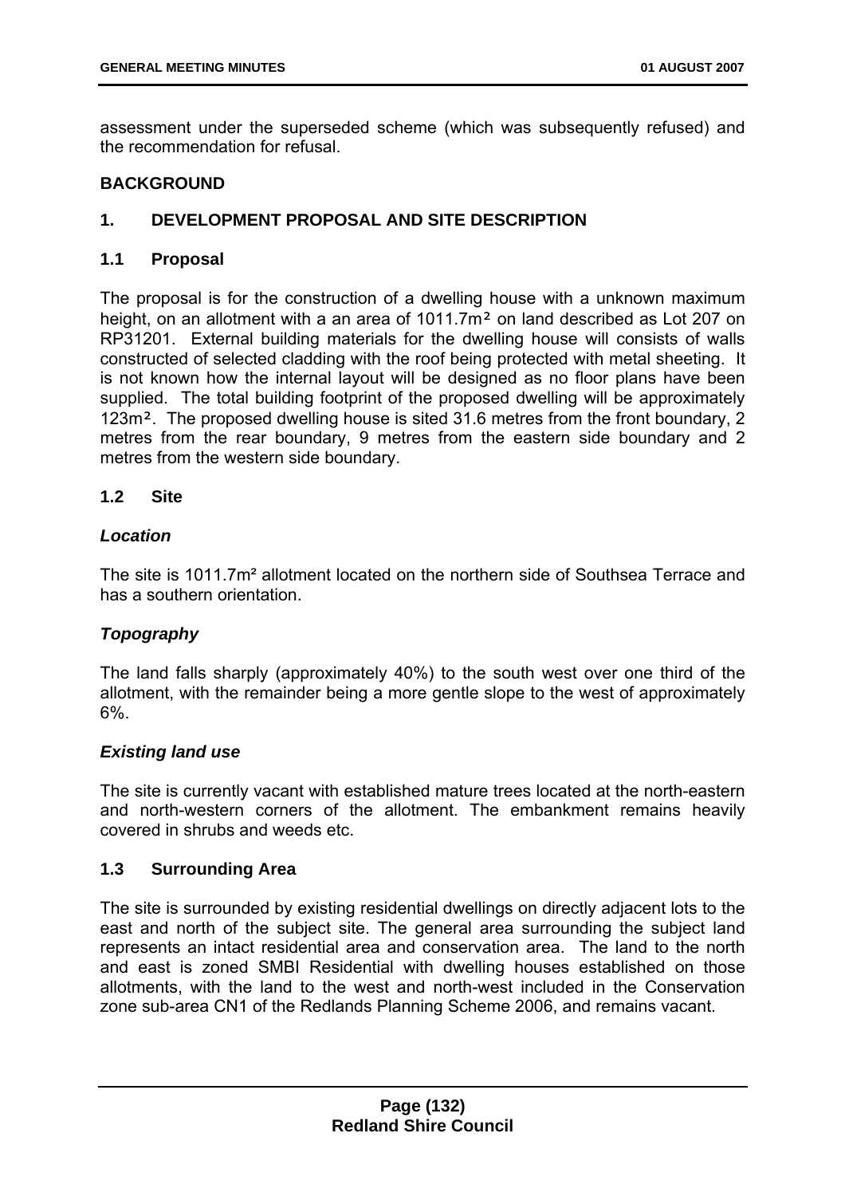assessment under the superseded scheme (which was subsequently refused) and the recommendation for refusal.

**BACKGROUND**

**1. DEVELOPMENT PROPOSAL AND SITE DESCRIPTION**

**1.1 Proposal**

The proposal is for the construction of a dwelling house with a unknown maximum height, on an allotment with a an area of 1011.7m² on land described as Lot 207 on RP31201. External building materials for the dwelling house will consists of walls constructed of selected cladding with the roof being protected with metal sheeting. It is not known how the internal layout will be designed as no floor plans have been supplied. The total building footprint of the proposed dwelling will be approximately 123m². The proposed dwelling house is sited 31.6 metres from the front boundary, 2 metres from the rear boundary, 9 metres from the eastern side boundary and 2 metres from the western side boundary.

**1.2 Site**

***Location***

The site is 1011.7m² allotment located on the northern side of Southsea Terrace and has a southern orientation.

***Topography***

The land falls sharply (approximately 40%) to the south west over one third of the allotment, with the remainder being a more gentle slope to the west of approximately 6%.

***Existing land use***

The site is currently vacant with established mature trees located at the north-eastern and north-western corners of the allotment. The embankment remains heavily covered in shrubs and weeds etc.

**1.3 Surrounding Area**

The site is surrounded by existing residential dwellings on directly adjacent lots to the east and north of the subject site. The general area surrounding the subject land represents an intact residential area and conservation area. The land to the north and east is zoned SMBI Residential with dwelling houses established on those allotments, with the land to the west and north-west included in the Conservation zone sub-area CN1 of the Redlands Planning Scheme 2006, and remains vacant.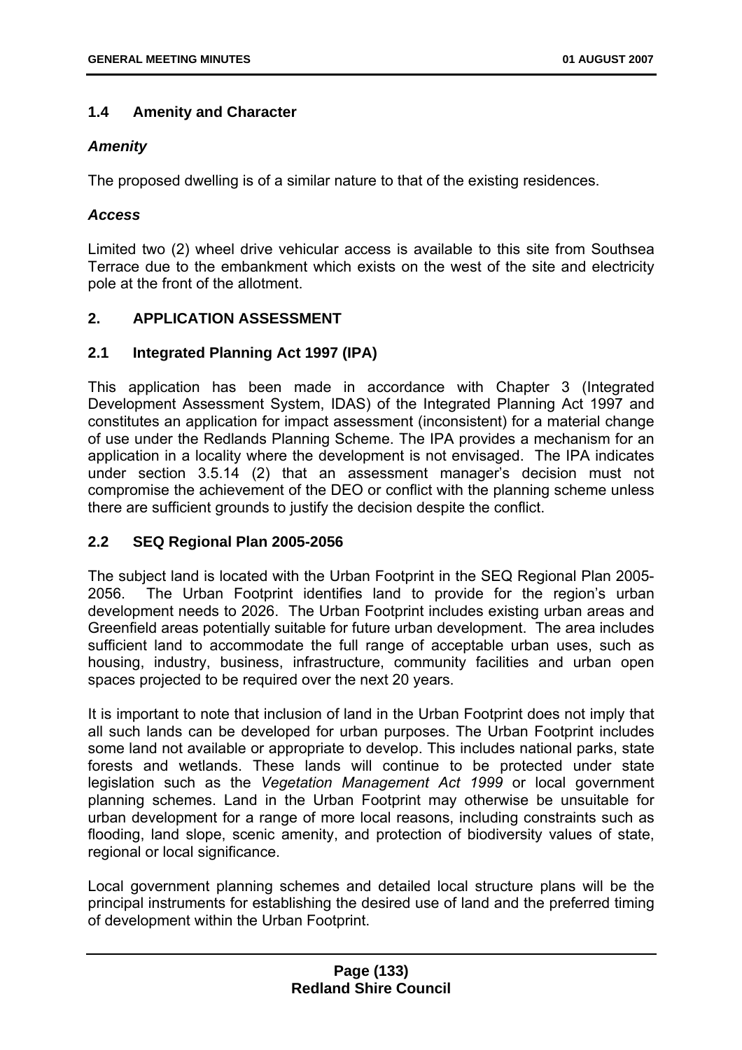## 1.4 Amenity and Character

### *Amenity*

The proposed dwelling is of a similar nature to that of the existing residences.

### *Access*

Limited two (2) wheel drive vehicular access is available to this site from Southsea Terrace due to the embankment which exists on the west of the site and electricity pole at the front of the allotment.

# 2. APPLICATION ASSESSMENT

## 2.1 Integrated Planning Act 1997 (IPA)

This application has been made in accordance with Chapter 3 (Integrated Development Assessment System, IDAS) of the Integrated Planning Act 1997 and constitutes an application for impact assessment (inconsistent) for a material change of use under the Redlands Planning Scheme. The IPA provides a mechanism for an application in a locality where the development is not envisaged. The IPA indicates under section 3.5.14 (2) that an assessment manager's decision must not compromise the achievement of the DEO or conflict with the planning scheme unless there are sufficient grounds to justify the decision despite the conflict.

## 2.2 SEQ Regional Plan 2005-2056

The subject land is located with the Urban Footprint in the SEQ Regional Plan 2005-2056. The Urban Footprint identifies land to provide for the region's urban development needs to 2026. The Urban Footprint includes existing urban areas and Greenfield areas potentially suitable for future urban development. The area includes sufficient land to accommodate the full range of acceptable urban uses, such as housing, industry, business, infrastructure, community facilities and urban open spaces projected to be required over the next 20 years.

It is important to note that inclusion of land in the Urban Footprint does not imply that all such lands can be developed for urban purposes. The Urban Footprint includes some land not available or appropriate to develop. This includes national parks, state forests and wetlands. These lands will continue to be protected under state legislation such as the *Vegetation Management Act 1999* or local government planning schemes. Land in the Urban Footprint may otherwise be unsuitable for urban development for a range of more local reasons, including constraints such as flooding, land slope, scenic amenity, and protection of biodiversity values of state, regional or local significance.

Local government planning schemes and detailed local structure plans will be the principal instruments for establishing the desired use of land and the preferred timing of development within the Urban Footprint.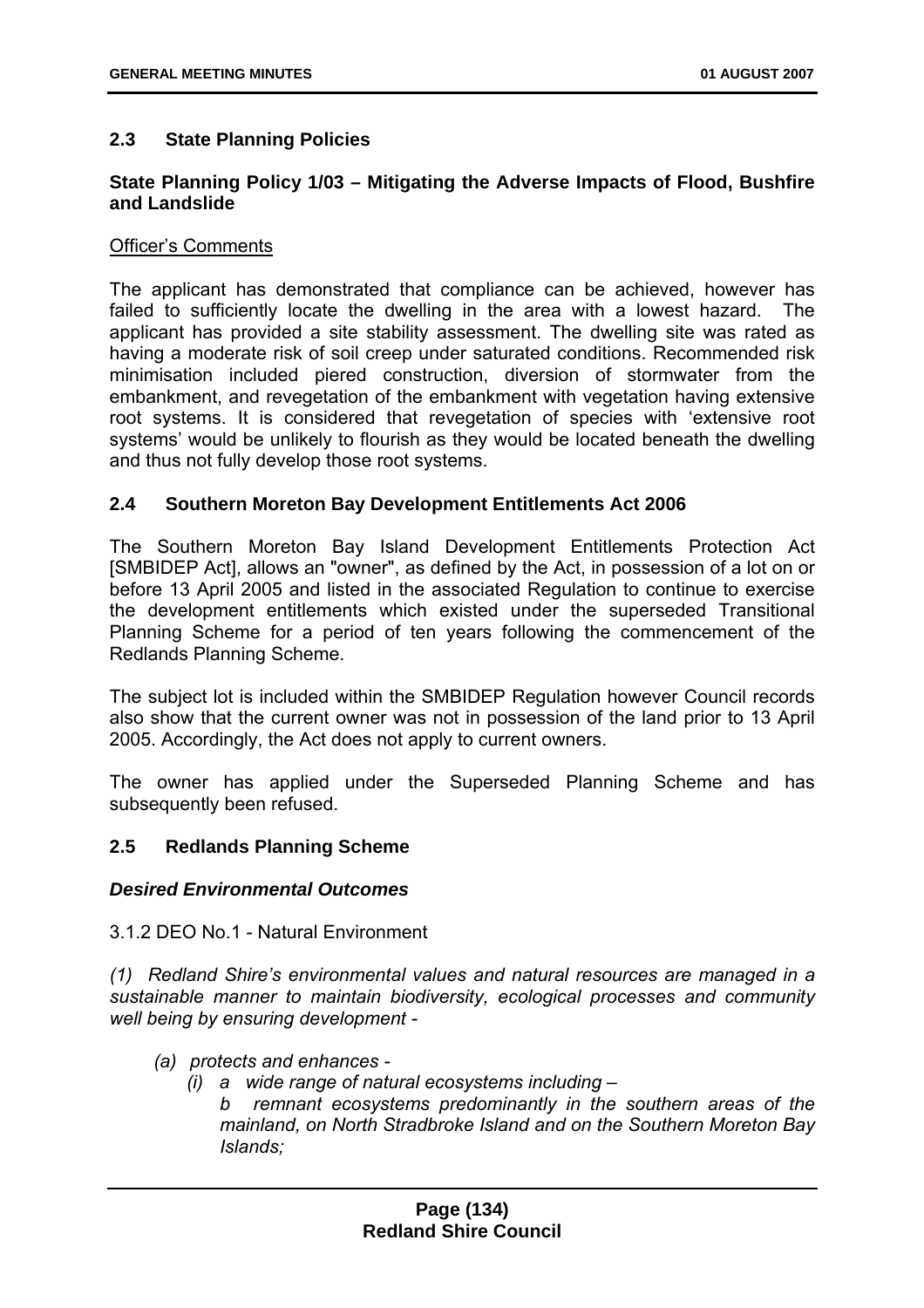## 2.3 State Planning Policies

**State Planning Policy 1/03 – Mitigating the Adverse Impacts of Flood, Bushfire and Landslide**

Officer's Comments

The applicant has demonstrated that compliance can be achieved, however has failed to sufficiently locate the dwelling in the area with a lowest hazard. The applicant has provided a site stability assessment. The dwelling site was rated as having a moderate risk of soil creep under saturated conditions. Recommended risk minimisation included piered construction, diversion of stormwater from the embankment, and revegetation of the embankment with vegetation having extensive root systems. It is considered that revegetation of species with 'extensive root systems' would be unlikely to flourish as they would be located beneath the dwelling and thus not fully develop those root systems.

## 2.4 Southern Moreton Bay Development Entitlements Act 2006

The Southern Moreton Bay Island Development Entitlements Protection Act [SMBIDEP Act], allows an "owner", as defined by the Act, in possession of a lot on or before 13 April 2005 and listed in the associated Regulation to continue to exercise the development entitlements which existed under the superseded Transitional Planning Scheme for a period of ten years following the commencement of the Redlands Planning Scheme.

The subject lot is included within the SMBIDEP Regulation however Council records also show that the current owner was not in possession of the land prior to 13 April 2005. Accordingly, the Act does not apply to current owners.

The owner has applied under the Superseded Planning Scheme and has subsequently been refused.

## 2.5 Redlands Planning Scheme

***Desired Environmental Outcomes***

3.1.2 DEO No.1 - Natural Environment

*(1) Redland Shire's environmental values and natural resources are managed in a sustainable manner to maintain biodiversity, ecological processes and community well being by ensuring development -*

- *(a) protects and enhances -*
    - *(i) a wide range of natural ecosystems including –*
      *b remnant ecosystems predominantly in the southern areas of the mainland, on North Stradbroke Island and on the Southern Moreton Bay Islands;*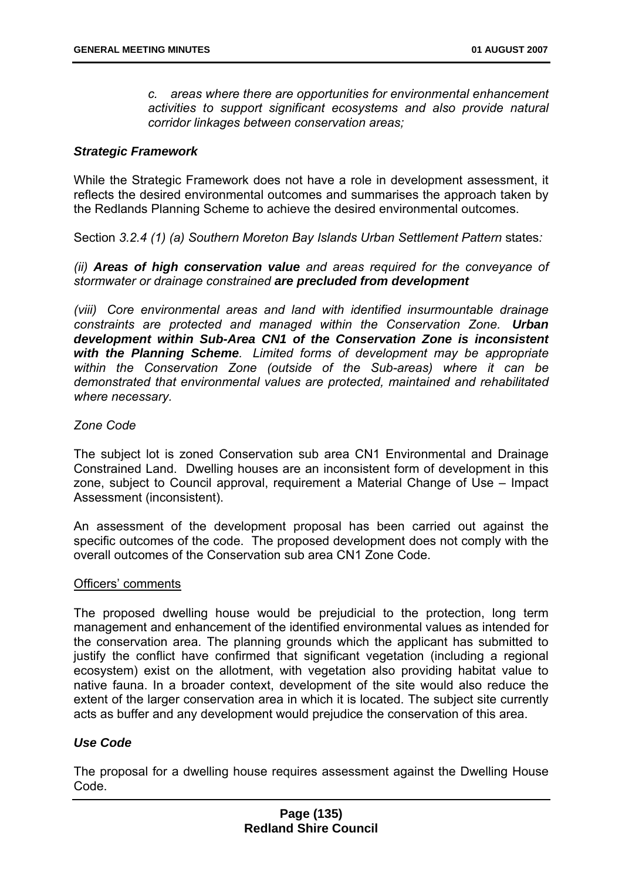*c. areas where there are opportunities for environmental enhancement activities to support significant ecosystems and also provide natural corridor linkages between conservation areas;*

***Strategic Framework***

While the Strategic Framework does not have a role in development assessment, it reflects the desired environmental outcomes and summarises the approach taken by the Redlands Planning Scheme to achieve the desired environmental outcomes.

Section *3.2.4 (1) (a) Southern Moreton Bay Islands Urban Settlement Pattern* states*:*

*(ii)* ***Areas of high conservation value*** *and areas required for the conveyance of stormwater or drainage constrained* ***are precluded from development***

*(viii) Core environmental areas and land with identified insurmountable drainage constraints are protected and managed within the Conservation Zone.* ***Urban development within Sub-Area CN1 of the Conservation Zone is inconsistent with the Planning Scheme****. Limited forms of development may be appropriate within the Conservation Zone (outside of the Sub-areas) where it can be demonstrated that environmental values are protected, maintained and rehabilitated where necessary.*

*Zone Code*

The subject lot is zoned Conservation sub area CN1 Environmental and Drainage Constrained Land. Dwelling houses are an inconsistent form of development in this zone, subject to Council approval, requirement a Material Change of Use – Impact Assessment (inconsistent).

An assessment of the development proposal has been carried out against the specific outcomes of the code. The proposed development does not comply with the overall outcomes of the Conservation sub area CN1 Zone Code.

Officers' comments

The proposed dwelling house would be prejudicial to the protection, long term management and enhancement of the identified environmental values as intended for the conservation area. The planning grounds which the applicant has submitted to justify the conflict have confirmed that significant vegetation (including a regional ecosystem) exist on the allotment, with vegetation also providing habitat value to native fauna. In a broader context, development of the site would also reduce the extent of the larger conservation area in which it is located. The subject site currently acts as buffer and any development would prejudice the conservation of this area.

***Use Code***

The proposal for a dwelling house requires assessment against the Dwelling House Code.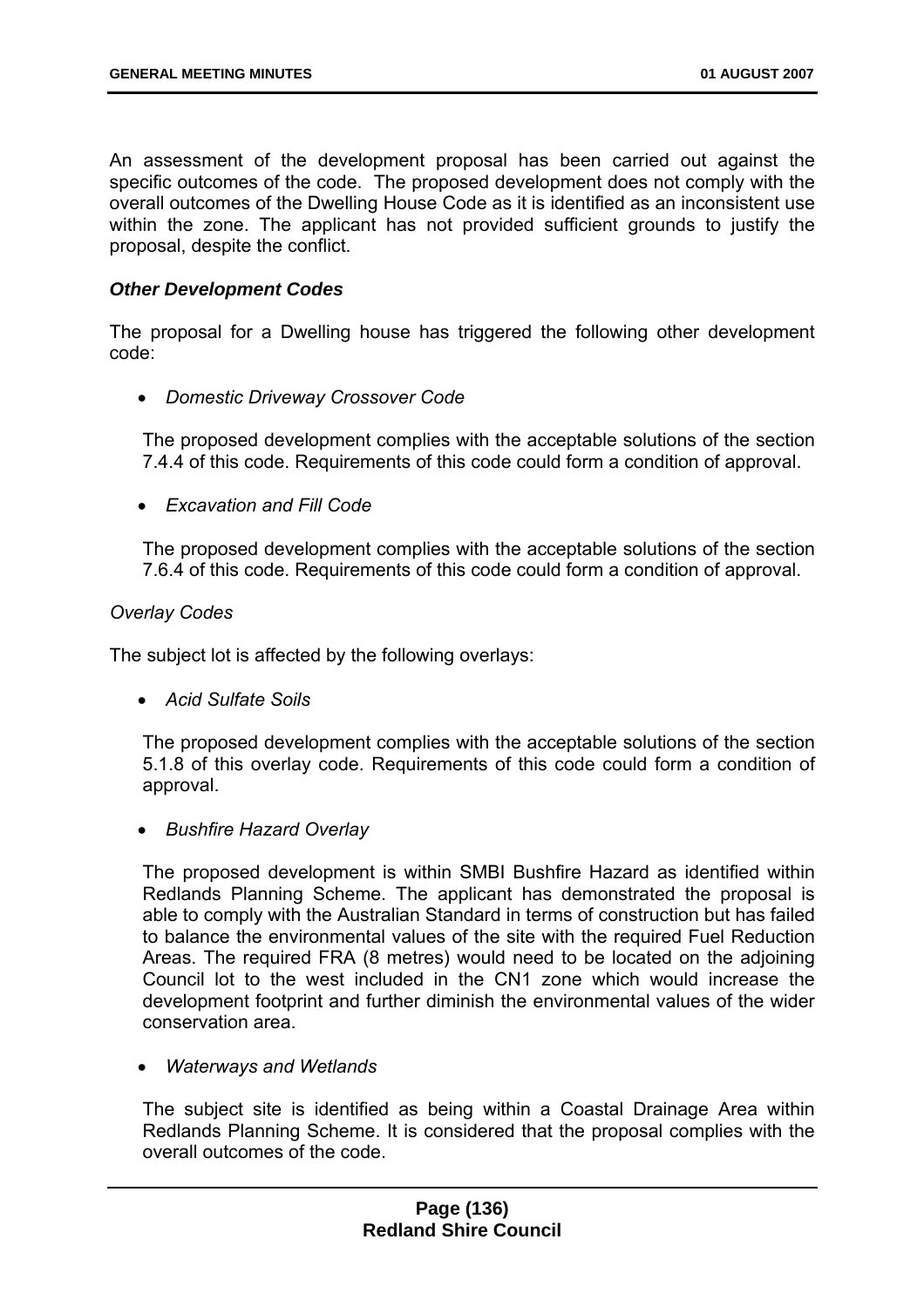An assessment of the development proposal has been carried out against the specific outcomes of the code. The proposed development does not comply with the overall outcomes of the Dwelling House Code as it is identified as an inconsistent use within the zone. The applicant has not provided sufficient grounds to justify the proposal, despite the conflict.

***Other Development Codes***

The proposal for a Dwelling house has triggered the following other development code:

- *Domestic Driveway Crossover Code*

  The proposed development complies with the acceptable solutions of the section 7.4.4 of this code. Requirements of this code could form a condition of approval.

- *Excavation and Fill Code*

  The proposed development complies with the acceptable solutions of the section 7.6.4 of this code. Requirements of this code could form a condition of approval.

*Overlay Codes*

The subject lot is affected by the following overlays:

- *Acid Sulfate Soils*

  The proposed development complies with the acceptable solutions of the section 5.1.8 of this overlay code. Requirements of this code could form a condition of approval.

- *Bushfire Hazard Overlay*

  The proposed development is within SMBI Bushfire Hazard as identified within Redlands Planning Scheme. The applicant has demonstrated the proposal is able to comply with the Australian Standard in terms of construction but has failed to balance the environmental values of the site with the required Fuel Reduction Areas. The required FRA (8 metres) would need to be located on the adjoining Council lot to the west included in the CN1 zone which would increase the development footprint and further diminish the environmental values of the wider conservation area.

- *Waterways and Wetlands*

  The subject site is identified as being within a Coastal Drainage Area within Redlands Planning Scheme. It is considered that the proposal complies with the overall outcomes of the code.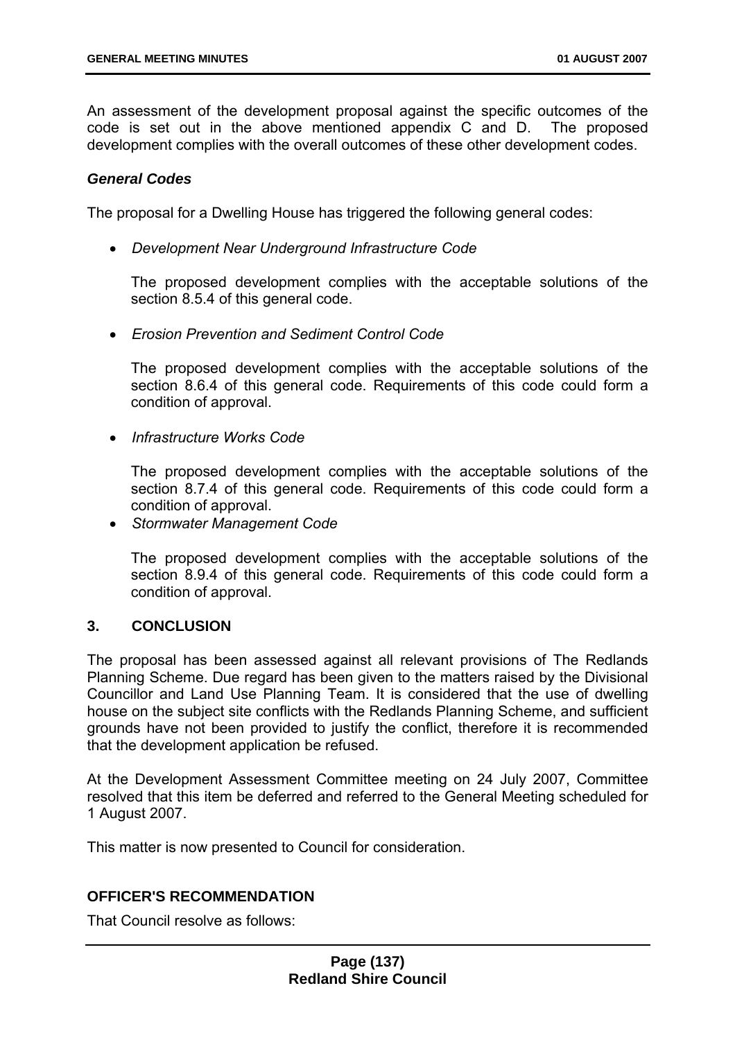An assessment of the development proposal against the specific outcomes of the code is set out in the above mentioned appendix C and D. The proposed development complies with the overall outcomes of these other development codes.

### *General Codes*

The proposal for a Dwelling House has triggered the following general codes:

- *Development Near Underground Infrastructure Code*

  The proposed development complies with the acceptable solutions of the section 8.5.4 of this general code.

- *Erosion Prevention and Sediment Control Code*

  The proposed development complies with the acceptable solutions of the section 8.6.4 of this general code. Requirements of this code could form a condition of approval.

- *Infrastructure Works Code*

  The proposed development complies with the acceptable solutions of the section 8.7.4 of this general code. Requirements of this code could form a condition of approval.

- *Stormwater Management Code*

  The proposed development complies with the acceptable solutions of the section 8.9.4 of this general code. Requirements of this code could form a condition of approval.

## 3. CONCLUSION

The proposal has been assessed against all relevant provisions of The Redlands Planning Scheme. Due regard has been given to the matters raised by the Divisional Councillor and Land Use Planning Team. It is considered that the use of dwelling house on the subject site conflicts with the Redlands Planning Scheme, and sufficient grounds have not been provided to justify the conflict, therefore it is recommended that the development application be refused.

At the Development Assessment Committee meeting on 24 July 2007, Committee resolved that this item be deferred and referred to the General Meeting scheduled for 1 August 2007.

This matter is now presented to Council for consideration.

## OFFICER'S RECOMMENDATION

That Council resolve as follows: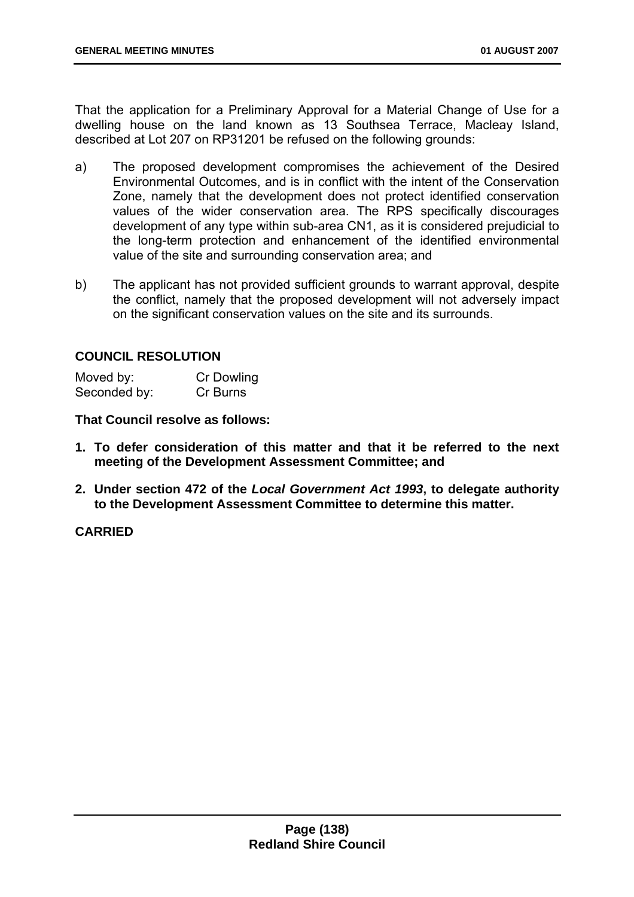That the application for a Preliminary Approval for a Material Change of Use for a dwelling house on the land known as 13 Southsea Terrace, Macleay Island, described at Lot 207 on RP31201 be refused on the following grounds:

a) The proposed development compromises the achievement of the Desired Environmental Outcomes, and is in conflict with the intent of the Conservation Zone, namely that the development does not protect identified conservation values of the wider conservation area. The RPS specifically discourages development of any type within sub-area CN1, as it is considered prejudicial to the long-term protection and enhancement of the identified environmental value of the site and surrounding conservation area; and

b) The applicant has not provided sufficient grounds to warrant approval, despite the conflict, namely that the proposed development will not adversely impact on the significant conservation values on the site and its surrounds.

**COUNCIL RESOLUTION**

Moved by: Cr Dowling
Seconded by: Cr Burns

**That Council resolve as follows:**

1. **To defer consideration of this matter and that it be referred to the next meeting of the Development Assessment Committee; and**
2. **Under section 472 of the *Local Government Act 1993*, to delegate authority to the Development Assessment Committee to determine this matter.**

**CARRIED**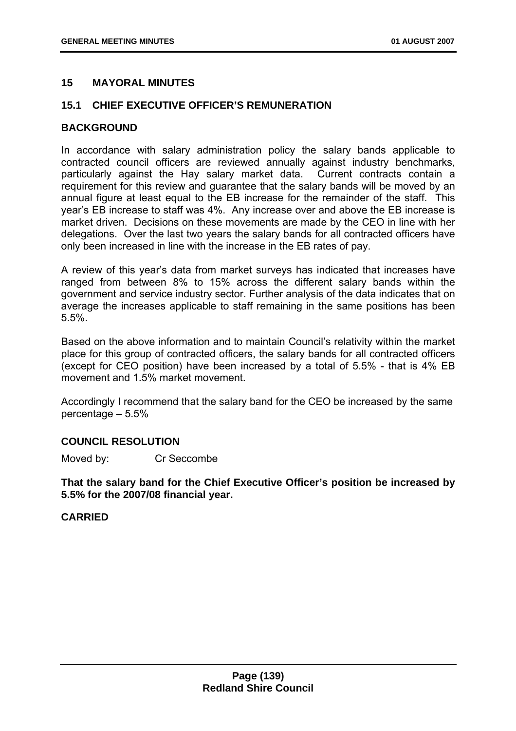## 15 MAYORAL MINUTES

### 15.1 CHIEF EXECUTIVE OFFICER'S REMUNERATION

**BACKGROUND**

In accordance with salary administration policy the salary bands applicable to contracted council officers are reviewed annually against industry benchmarks, particularly against the Hay salary market data. Current contracts contain a requirement for this review and guarantee that the salary bands will be moved by an annual figure at least equal to the EB increase for the remainder of the staff. This year's EB increase to staff was 4%. Any increase over and above the EB increase is market driven. Decisions on these movements are made by the CEO in line with her delegations. Over the last two years the salary bands for all contracted officers have only been increased in line with the increase in the EB rates of pay.

A review of this year's data from market surveys has indicated that increases have ranged from between 8% to 15% across the different salary bands within the government and service industry sector. Further analysis of the data indicates that on average the increases applicable to staff remaining in the same positions has been 5.5%.

Based on the above information and to maintain Council's relativity within the market place for this group of contracted officers, the salary bands for all contracted officers (except for CEO position) have been increased by a total of 5.5% - that is 4% EB movement and 1.5% market movement.

Accordingly I recommend that the salary band for the CEO be increased by the same percentage – 5.5%

**COUNCIL RESOLUTION**

Moved by: Cr Seccombe

**That the salary band for the Chief Executive Officer's position be increased by 5.5% for the 2007/08 financial year.**

**CARRIED**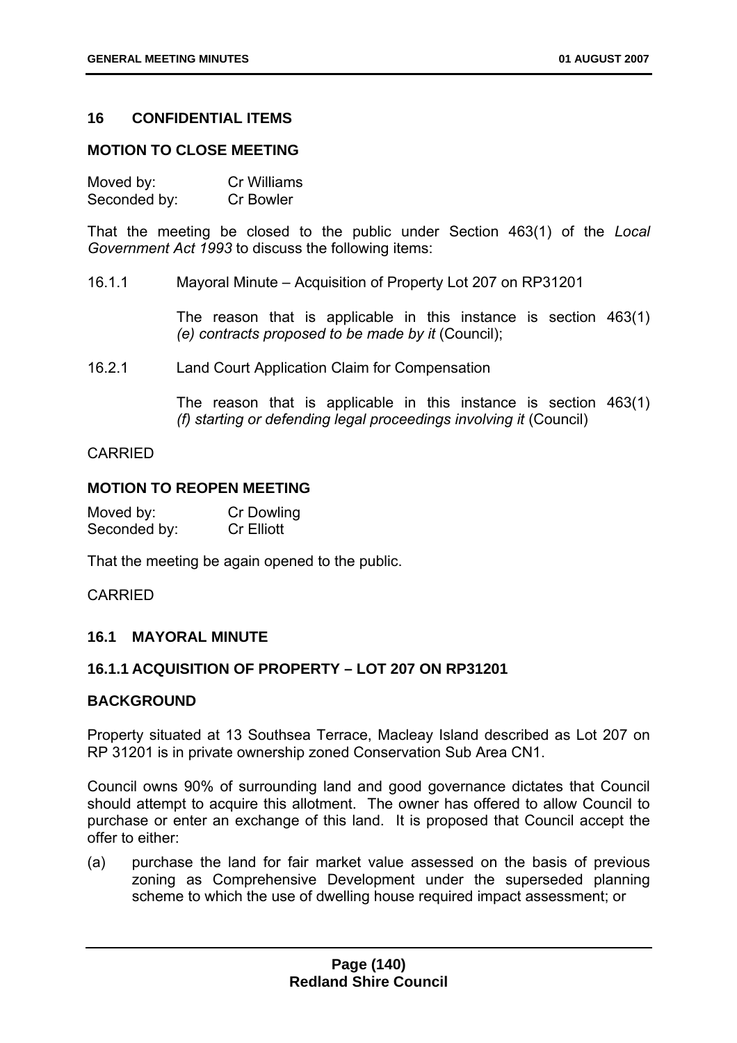## 16 CONFIDENTIAL ITEMS

### MOTION TO CLOSE MEETING

Moved by: Cr Williams
Seconded by: Cr Bowler

That the meeting be closed to the public under Section 463(1) of the *Local Government Act 1993* to discuss the following items:

16.1.1 Mayoral Minute – Acquisition of Property Lot 207 on RP31201

The reason that is applicable in this instance is section 463(1) *(e) contracts proposed to be made by it* (Council);

16.2.1 Land Court Application Claim for Compensation

The reason that is applicable in this instance is section 463(1) *(f) starting or defending legal proceedings involving it* (Council)

CARRIED

### MOTION TO REOPEN MEETING

Moved by: Cr Dowling
Seconded by: Cr Elliott

That the meeting be again opened to the public.

CARRIED

### 16.1 MAYORAL MINUTE

### 16.1.1 ACQUISITION OF PROPERTY – LOT 207 ON RP31201

#### BACKGROUND

Property situated at 13 Southsea Terrace, Macleay Island described as Lot 207 on RP 31201 is in private ownership zoned Conservation Sub Area CN1.

Council owns 90% of surrounding land and good governance dictates that Council should attempt to acquire this allotment. The owner has offered to allow Council to purchase or enter an exchange of this land. It is proposed that Council accept the offer to either:

(a) purchase the land for fair market value assessed on the basis of previous zoning as Comprehensive Development under the superseded planning scheme to which the use of dwelling house required impact assessment; or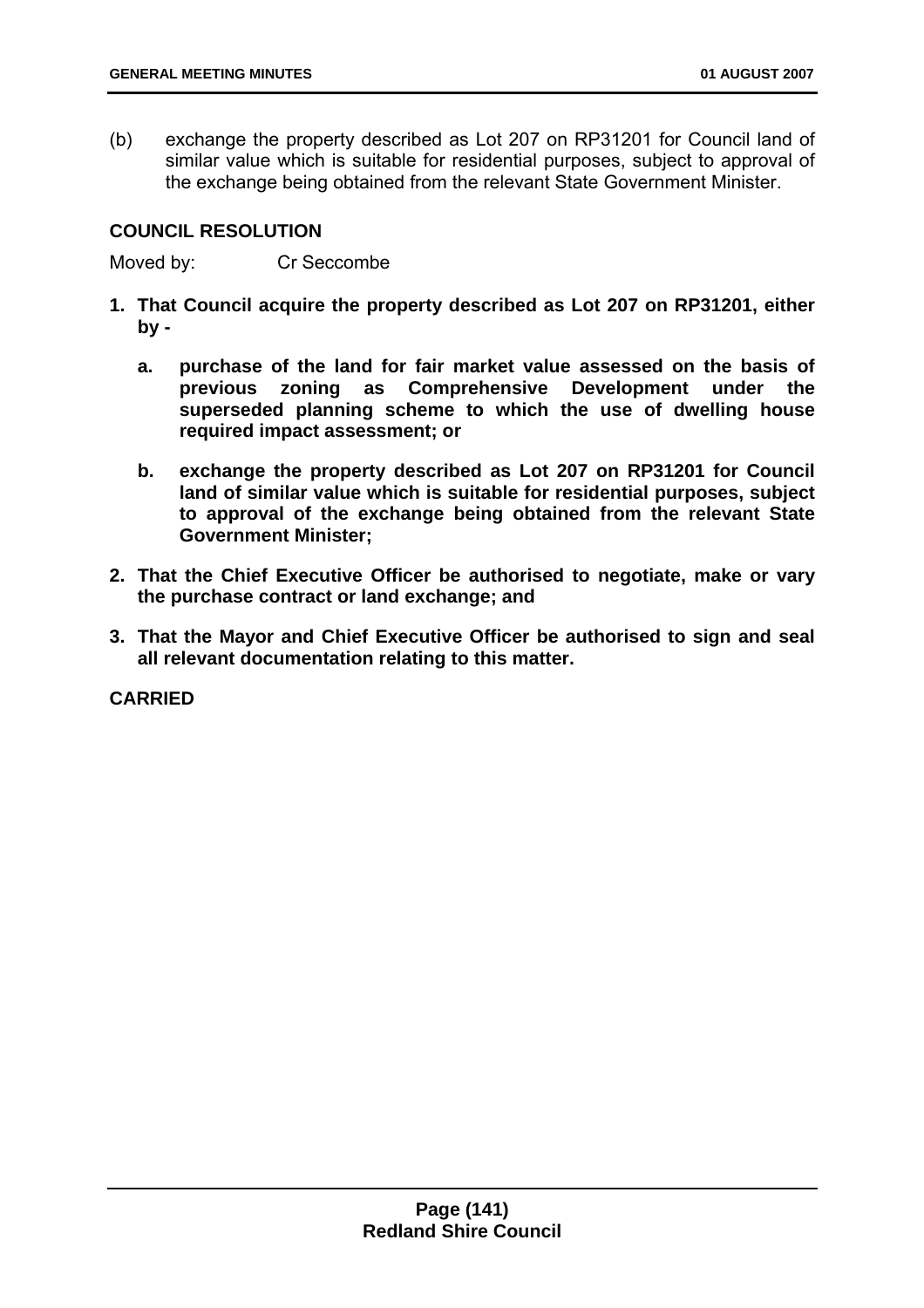(b) exchange the property described as Lot 207 on RP31201 for Council land of similar value which is suitable for residential purposes, subject to approval of the exchange being obtained from the relevant State Government Minister.

**COUNCIL RESOLUTION**

Moved by: Cr Seccombe

1. **That Council acquire the property described as Lot 207 on RP31201, either by -**
   a. **purchase of the land for fair market value assessed on the basis of previous zoning as Comprehensive Development under the superseded planning scheme to which the use of dwelling house required impact assessment; or**
   b. **exchange the property described as Lot 207 on RP31201 for Council land of similar value which is suitable for residential purposes, subject to approval of the exchange being obtained from the relevant State Government Minister;**
2. **That the Chief Executive Officer be authorised to negotiate, make or vary the purchase contract or land exchange; and**
3. **That the Mayor and Chief Executive Officer be authorised to sign and seal all relevant documentation relating to this matter.**

**CARRIED**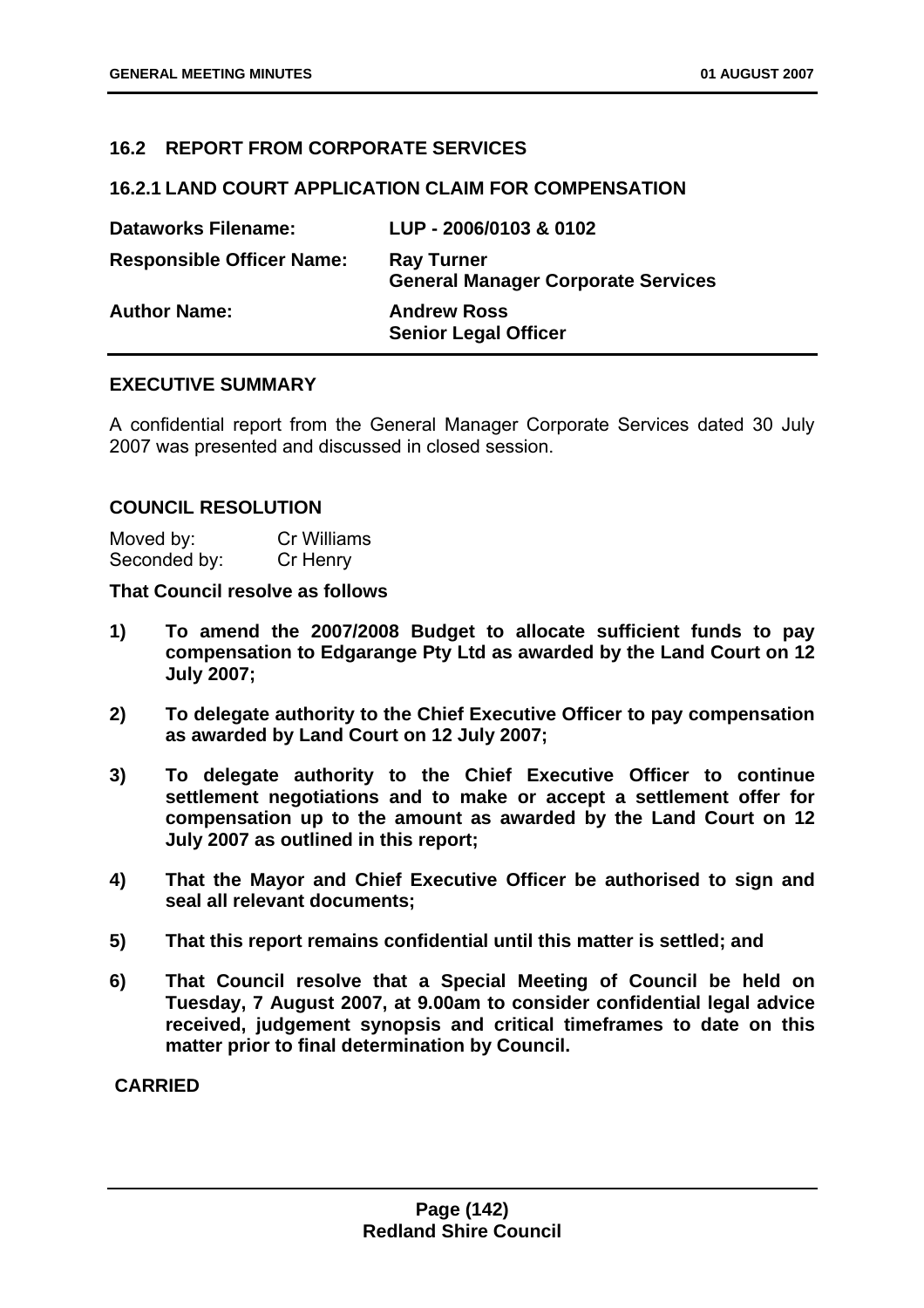## 16.2 REPORT FROM CORPORATE SERVICES

### 16.2.1 LAND COURT APPLICATION CLAIM FOR COMPENSATION

| | |
|---|---|
| **Dataworks Filename:** | **LUP - 2006/0103 & 0102** |
| **Responsible Officer Name:** | **Ray Turner**<br>**General Manager Corporate Services** |
| **Author Name:** | **Andrew Ross**<br>**Senior Legal Officer** |

### EXECUTIVE SUMMARY

A confidential report from the General Manager Corporate Services dated 30 July 2007 was presented and discussed in closed session.

### COUNCIL RESOLUTION

Moved by: Cr Williams
Seconded by: Cr Henry

**That Council resolve as follows**

1) **To amend the 2007/2008 Budget to allocate sufficient funds to pay compensation to Edgarange Pty Ltd as awarded by the Land Court on 12 July 2007;**

2) **To delegate authority to the Chief Executive Officer to pay compensation as awarded by Land Court on 12 July 2007;**

3) **To delegate authority to the Chief Executive Officer to continue settlement negotiations and to make or accept a settlement offer for compensation up to the amount as awarded by the Land Court on 12 July 2007 as outlined in this report;**

4) **That the Mayor and Chief Executive Officer be authorised to sign and seal all relevant documents;**

5) **That this report remains confidential until this matter is settled; and**

6) **That Council resolve that a Special Meeting of Council be held on Tuesday, 7 August 2007, at 9.00am to consider confidential legal advice received, judgement synopsis and critical timeframes to date on this matter prior to final determination by Council.**

**CARRIED**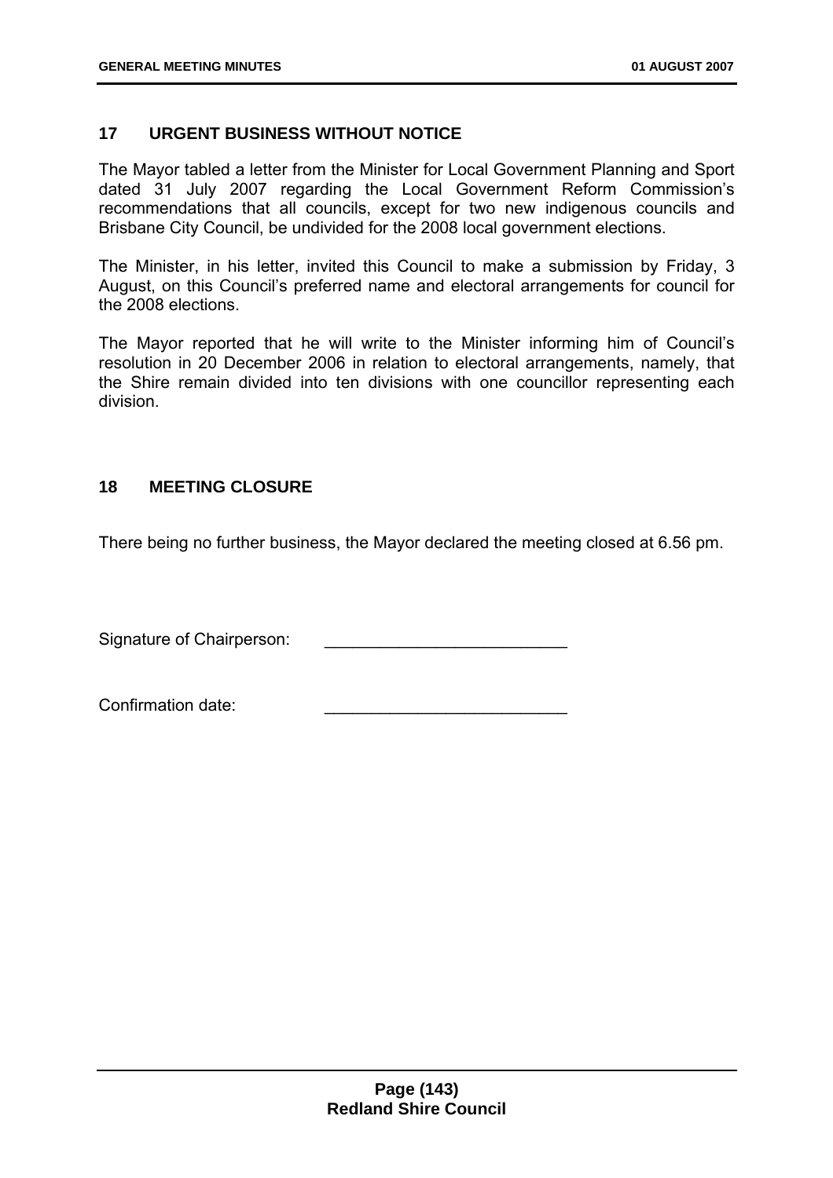## 17 URGENT BUSINESS WITHOUT NOTICE

The Mayor tabled a letter from the Minister for Local Government Planning and Sport dated 31 July 2007 regarding the Local Government Reform Commission's recommendations that all councils, except for two new indigenous councils and Brisbane City Council, be undivided for the 2008 local government elections.

The Minister, in his letter, invited this Council to make a submission by Friday, 3 August, on this Council's preferred name and electoral arrangements for council for the 2008 elections.

The Mayor reported that he will write to the Minister informing him of Council's resolution in 20 December 2006 in relation to electoral arrangements, namely, that the Shire remain divided into ten divisions with one councillor representing each division.

## 18 MEETING CLOSURE

There being no further business, the Mayor declared the meeting closed at 6.56 pm.

Signature of Chairperson: __________________________

Confirmation date: __________________________